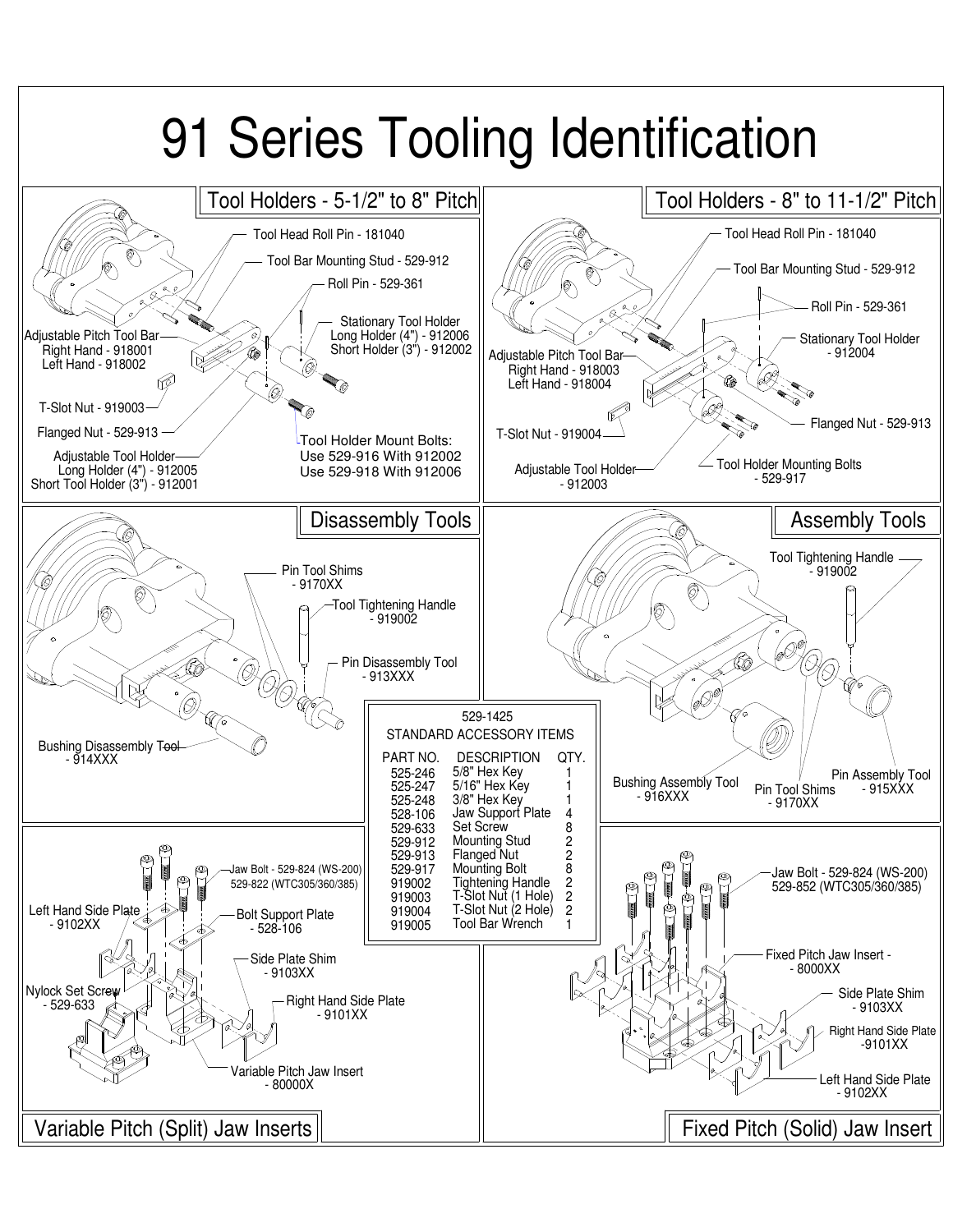# 91 Series Tooling Identification

## Tool Holders - 5-1/2" to 8" Pitch

- Tool Head Roll Pin - 181040
- Tool Bar Mounting Stud - 529-912
- Roll Pin - 529-361
- Stationary Tool Holder
  - Long Holder (4") - 912006
  - Short Holder (3") - 912002
- Adjustable Pitch Tool Bar
  - Right Hand - 918001
  - Left Hand - 918002
- T-Slot Nut - 919003
- Flanged Nut - 529-913
- Adjustable Tool Holder
  - Long Holder (4") - 912005
  - Short Tool Holder (3") - 912001
- Tool Holder Mount Bolts:
  - Use 529-916 With 912002
  - Use 529-918 With 912006

## Tool Holders - 8" to 11-1/2" Pitch

- Tool Head Roll Pin - 181040
- Tool Bar Mounting Stud - 529-912
- Roll Pin - 529-361
- Stationary Tool Holder - 912004
- Adjustable Pitch Tool Bar
  - Right Hand - 918003
  - Left Hand - 918004
- Flanged Nut - 529-913
- T-Slot Nut - 919004
- Tool Holder Mounting Bolts - 529-917
- Adjustable Tool Holder - 912003

## Disassembly Tools

- Pin Tool Shims - 9170XX
- Tool Tightening Handle - 919002
- Pin Disassembly Tool - 913XXX
- Bushing Disassembly Tool - 914XXX

## Assembly Tools

- Tool Tightening Handle - 919002
- Bushing Assembly Tool - 916XXX
- Pin Tool Shims - 9170XX
- Pin Assembly Tool - 915XXX

## 529-1425 STANDARD ACCESSORY ITEMS

| PART NO. | DESCRIPTION | QTY. |
|---|---|---|
| 525-246 | 5/8" Hex Key | 1 |
| 525-247 | 5/16" Hex Key | 1 |
| 525-248 | 3/8" Hex Key | 1 |
| 528-106 | Jaw Support Plate | 4 |
| 529-633 | Set Screw | 8 |
| 529-912 | Mounting Stud | 2 |
| 529-913 | Flanged Nut | 2 |
| 529-917 | Mounting Bolt | 8 |
| 919002 | Tightening Handle | 2 |
| 919003 | T-Slot Nut (1 Hole) | 2 |
| 919004 | T-Slot Nut (2 Hole) | 2 |
| 919005 | Tool Bar Wrench | 1 |

## Variable Pitch (Split) Jaw Inserts

- Jaw Bolt - 529-824 (WS-200)
  - 529-822 (WTC305/360/385)
- Left Hand Side Plate - 9102XX
- Bolt Support Plate - 528-106
- Side Plate Shim - 9103XX
- Nylock Set Screw - 529-633
- Right Hand Side Plate - 9101XX
- Variable Pitch Jaw Insert - 80000X

## Fixed Pitch (Solid) Jaw Insert

- Jaw Bolt - 529-824 (WS-200)
  - 529-852 (WTC305/360/385)
- Fixed Pitch Jaw Insert - 8000XX
- Side Plate Shim - 9103XX
- Right Hand Side Plate - 9101XX
- Left Hand Side Plate - 9102XX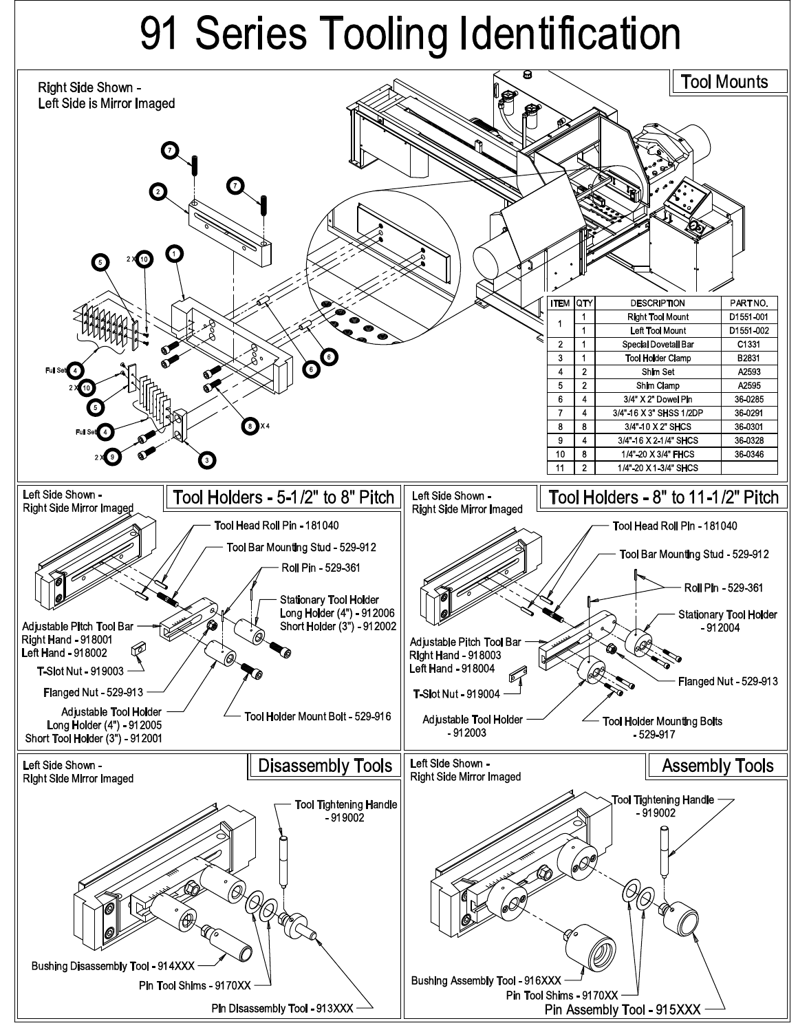# 91 Series Tooling Identification

## Tool Mounts

Right Side Shown -
Left Side is Mirror Imaged

| ITEM | QTY | DESCRIPTION | PART NO. |
|---|---|---|---|
| 1 | 1 | Right Tool Mount | D1551-001 |
| | 1 | Left Tool Mount | D1551-002 |
| 2 | 1 | Special Dovetail Bar | C1331 |
| 3 | 1 | Tool Holder Clamp | B2831 |
| 4 | 2 | Shim Set | A2593 |
| 5 | 2 | Shim Clamp | A2595 |
| 6 | 4 | 3/4" X 2" Dowel Pin | 36-0285 |
| 7 | 4 | 3/4"-16 X 3" SHSS 1/2DP | 36-0291 |
| 8 | 8 | 3/4"-10 X 2" SHCS | 36-0301 |
| 9 | 4 | 3/4"-16 X 2-1/4" SHCS | 36-0328 |
| 10 | 8 | 1/4"-20 X 3/4" FHCS | 36-0346 |
| 11 | 2 | 1/4"-20 X 1-3/4" SHCS | |

## Tool Holders - 5-1/2" to 8" Pitch

Left Side Shown -
Right Side Mirror Imaged

- Tool Head Roll Pin - 181040
- Tool Bar Mounting Stud - 529-912
- Roll Pin - 529-361
- Stationary Tool Holder
  - Long Holder (4") - 912006
  - Short Holder (3") - 912002
- Adjustable Pitch Tool Bar
  - Right Hand - 918001
  - Left Hand - 918002
- T-Slot Nut - 919003
- Flanged Nut - 529-913
- Adjustable Tool Holder
  - Long Holder (4") - 912005
  - Short Tool Holder (3") - 912001
- Tool Holder Mount Bolt - 529-916

## Tool Holders - 8" to 11-1/2" Pitch

Left Side Shown -
Right Side Mirror Imaged

- Tool Head Roll Pin - 181040
- Tool Bar Mounting Stud - 529-912
- Roll Pin - 529-361
- Stationary Tool Holder - 912004
- Adjustable Pitch Tool Bar
  - Right Hand - 918003
  - Left Hand - 918004
- T-Slot Nut - 919004
- Flanged Nut - 529-913
- Adjustable Tool Holder - 912003
- Tool Holder Mounting Bolts - 529-917

## Disassembly Tools

Left Side Shown -
Right Side Mirror Imaged

- Tool Tightening Handle - 919002
- Bushing Disassembly Tool - 914XXX
- Pin Tool Shims - 9170XX
- Pin Disassembly Tool - 913XXX

## Assembly Tools

Left Side Shown -
Right Side Mirror Imaged

- Tool Tightening Handle - 919002
- Bushing Assembly Tool - 916XXX
- Pin Tool Shims - 9170XX
- Pin Assembly Tool - 915XXX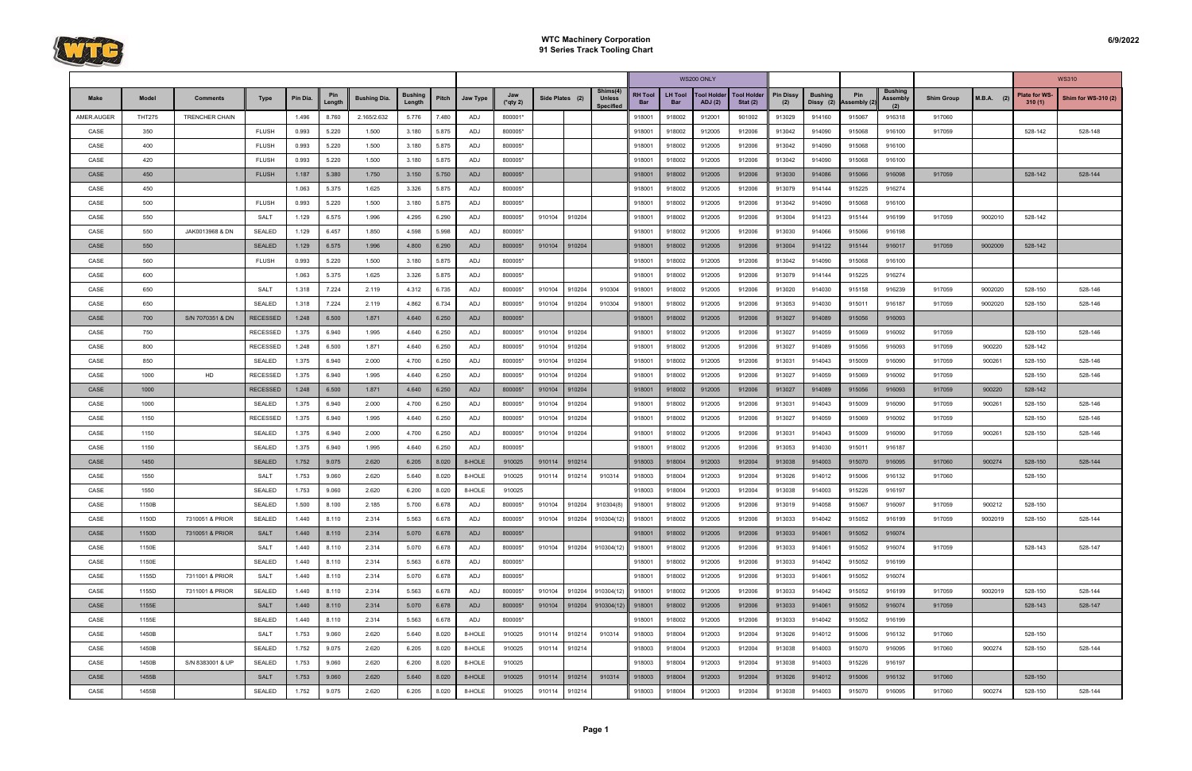# WTC Machinery Corporation
## 91 Series Track Tooling Chart

6/9/2022

| | | | | | | | | | | | | | | | WS200 ONLY | | | | | | | | | | | WS310 | |
|---|---|---|---|---|---|---|---|---|---|---|---|---|---|---|---|---|---|---|---|---|---|---|---|---|---|---|---|
| Make | Model | Comments | Type | Pin Dia. | Pin Length | Bushing Dia. | Bushing Length | Pitch | Jaw Type | Jaw (*qty 2) | Side Plates (2) | | Shims(4) Unless Specified | RH Tool Bar | LH Tool Bar | Tool Holder ADJ (2) | Tool Holder Stat (2) | Pin Dissy (2) | Bushing Dissy (2) | Pin Assembly (2) | Bushing Assembly (2) | Shim Group | M.B.A. (2) | Plate for WS-310 (1) | Shim for WS-310 (2) |
| AMER.AUGER | THT275 | TRENCHER CHAIN | | 1.496 | 8.760 | 2.165/2.632 | 5.776 | 7.480 | ADJ | 800001* | | | | 918001 | 918002 | 912001 | 901002 | 913029 | 914160 | 915067 | 916318 | 917060 | | | |
| CASE | 350 | | FLUSH | 0.993 | 5.220 | 1.500 | 3.180 | 5.875 | ADJ | 800005* | | | | 918001 | 918002 | 912005 | 912006 | 913042 | 914090 | 915068 | 916100 | 917059 | | 528-142 | 528-148 |
| CASE | 400 | | FLUSH | 0.993 | 5.220 | 1.500 | 3.180 | 5.875 | ADJ | 800005* | | | | 918001 | 918002 | 912005 | 912006 | 913042 | 914090 | 915068 | 916100 | | | | |
| CASE | 420 | | FLUSH | 0.993 | 5.220 | 1.500 | 3.180 | 5.875 | ADJ | 800005* | | | | 918001 | 918002 | 912005 | 912006 | 913042 | 914090 | 915068 | 916100 | | | | |
| CASE | 450 | | FLUSH | 1.187 | 5.380 | 1.750 | 3.150 | 5.750 | ADJ | 800005* | | | | 918001 | 918002 | 912005 | 912006 | 913030 | 914086 | 915066 | 916098 | 917059 | | 528-142 | 528-144 |
| CASE | 450 | | | 1.063 | 5.375 | 1.625 | 3.326 | 5.875 | ADJ | 800005* | | | | 918001 | 918002 | 912005 | 912006 | 913079 | 914144 | 915225 | 916274 | | | | |
| CASE | 500 | | FLUSH | 0.993 | 5.220 | 1.500 | 3.180 | 5.875 | ADJ | 800005* | | | | 918001 | 918002 | 912005 | 912006 | 913042 | 914090 | 915068 | 916100 | | | | |
| CASE | 550 | | SALT | 1.129 | 6.575 | 1.996 | 4.295 | 6.290 | ADJ | 800005* | 910104 | 910204 | | 918001 | 918002 | 912005 | 912006 | 913004 | 914123 | 915144 | 916199 | 917059 | 9002010 | 528-142 | |
| CASE | 550 | JAK0013968 & DN | SEALED | 1.129 | 6.457 | 1.850 | 4.598 | 5.998 | ADJ | 800005* | | | | 918001 | 918002 | 912005 | 912006 | 913030 | 914066 | 915066 | 916198 | | | | |
| CASE | 550 | | SEALED | 1.129 | 6.575 | 1.996 | 4.800 | 6.290 | ADJ | 800005* | 910104 | 910204 | | 918001 | 918002 | 912005 | 912006 | 913004 | 914122 | 915144 | 916017 | 917059 | 9002009 | 528-142 | |
| CASE | 560 | | FLUSH | 0.993 | 5.220 | 1.500 | 3.180 | 5.875 | ADJ | 800005* | | | | 918001 | 918002 | 912005 | 912006 | 913042 | 914090 | 915068 | 916100 | | | | |
| CASE | 600 | | | 1.063 | 5.375 | 1.625 | 3.326 | 5.875 | ADJ | 800005* | | | | 918001 | 918002 | 912005 | 912006 | 913079 | 914144 | 915225 | 916274 | | | | |
| CASE | 650 | | SALT | 1.318 | 7.224 | 2.119 | 4.312 | 6.735 | ADJ | 800005* | 910104 | 910204 | 910304 | 918001 | 918002 | 912005 | 912006 | 913020 | 914030 | 915158 | 916239 | 917059 | 9002020 | 528-150 | 528-146 |
| CASE | 650 | | SEALED | 1.318 | 7.224 | 2.119 | 4.862 | 6.734 | ADJ | 800005* | 910104 | 910204 | 910304 | 918001 | 918002 | 912005 | 912006 | 913053 | 914030 | 915011 | 916187 | 917059 | 9002020 | 528-150 | 528-146 |
| CASE | 700 | S/N 7070351 & DN | RECESSED | 1.248 | 6.500 | 1.871 | 4.640 | 6.250 | ADJ | 800005* | | | | 918001 | 918002 | 912005 | 912006 | 913027 | 914089 | 915056 | 916093 | | | | |
| CASE | 750 | | RECESSED | 1.375 | 6.940 | 1.995 | 4.640 | 6.250 | ADJ | 800005* | 910104 | 910204 | | 918001 | 918002 | 912005 | 912006 | 913027 | 914059 | 915069 | 916092 | 917059 | | 528-150 | 528-146 |
| CASE | 800 | | RECESSED | 1.248 | 6.500 | 1.871 | 4.640 | 6.250 | ADJ | 800005* | 910104 | 910204 | | 918001 | 918002 | 912005 | 912006 | 913027 | 914089 | 915056 | 916093 | 917059 | 900220 | 528-142 | |
| CASE | 850 | | SEALED | 1.375 | 6.940 | 2.000 | 4.700 | 6.250 | ADJ | 800005* | 910104 | 910204 | | 918001 | 918002 | 912005 | 912006 | 913031 | 914043 | 915009 | 916090 | 917059 | 900261 | 528-150 | 528-146 |
| CASE | 1000 | HD | RECESSED | 1.375 | 6.940 | 1.995 | 4.640 | 6.250 | ADJ | 800005* | 910104 | 910204 | | 918001 | 918002 | 912005 | 912006 | 913027 | 914059 | 915069 | 916092 | 917059 | | 528-150 | 528-146 |
| CASE | 1000 | | RECESSED | 1.248 | 6.500 | 1.871 | 4.640 | 6.250 | ADJ | 800005* | 910104 | 910204 | | 918001 | 918002 | 912005 | 912006 | 913027 | 914089 | 915056 | 916093 | 917059 | 900220 | 528-142 | |
| CASE | 1000 | | SEALED | 1.375 | 6.940 | 2.000 | 4.700 | 6.250 | ADJ | 800005* | 910104 | 910204 | | 918001 | 918002 | 912005 | 912006 | 913031 | 914043 | 915009 | 916090 | 917059 | 900261 | 528-150 | 528-146 |
| CASE | 1150 | | RECESSED | 1.375 | 6.940 | 1.995 | 4.640 | 6.250 | ADJ | 800005* | 910104 | 910204 | | 918001 | 918002 | 912005 | 912006 | 913027 | 914059 | 915069 | 916092 | 917059 | | 528-150 | 528-146 |
| CASE | 1150 | | SEALED | 1.375 | 6.940 | 2.000 | 4.700 | 6.250 | ADJ | 800005* | 910104 | 910204 | | 918001 | 918002 | 912005 | 912006 | 913031 | 914043 | 915009 | 916090 | 917059 | 900261 | 528-150 | 528-146 |
| CASE | 1150 | | SEALED | 1.375 | 6.940 | 1.995 | 4.640 | 6.250 | ADJ | 800005* | | | | 918001 | 918002 | 912005 | 912006 | 913053 | 914030 | 915011 | 916187 | | | | |
| CASE | 1450 | | SEALED | 1.752 | 9.075 | 2.620 | 6.205 | 8.020 | 8-HOLE | 910025 | 910114 | 910214 | | 918003 | 918004 | 912003 | 912004 | 913038 | 914003 | 915070 | 916095 | 917060 | 900274 | 528-150 | 528-144 |
| CASE | 1550 | | SALT | 1.753 | 9.060 | 2.620 | 5.640 | 8.020 | 8-HOLE | 910025 | 910114 | 910214 | 910314 | 918003 | 918004 | 912003 | 912004 | 913026 | 914012 | 915006 | 916132 | 917060 | | 528-150 | |
| CASE | 1550 | | SEALED | 1.753 | 9.060 | 2.620 | 6.200 | 8.020 | 8-HOLE | 910025 | | | | 918003 | 918004 | 912003 | 912004 | 913038 | 914003 | 915226 | 916197 | | | | |
| CASE | 1150B | | SEALED | 1.500 | 8.100 | 2.185 | 5.700 | 6.678 | ADJ | 800005* | 910104 | 910204 | 910304(8) | 918001 | 918002 | 912005 | 912006 | 913019 | 914058 | 915067 | 916097 | 917059 | 900212 | 528-150 | |
| CASE | 1150D | 7310051 & PRIOR | SEALED | 1.440 | 8.110 | 2.314 | 5.563 | 6.678 | ADJ | 800005* | 910104 | 910204 | 910304(12) | 918001 | 918002 | 912005 | 912006 | 913033 | 914042 | 915052 | 916199 | 917059 | 9002019 | 528-150 | 528-144 |
| CASE | 1150D | 7310051 & PRIOR | SALT | 1.440 | 8.110 | 2.314 | 5.070 | 6.678 | ADJ | 800005* | | | | 918001 | 918002 | 912005 | 912006 | 913033 | 914061 | 915052 | 916074 | | | | |
| CASE | 1150E | | SALT | 1.440 | 8.110 | 2.314 | 5.070 | 6.678 | ADJ | 800005* | 910104 | 910204 | 910304(12) | 918001 | 918002 | 912005 | 912006 | 913033 | 914061 | 915052 | 916074 | 917059 | | 528-143 | 528-147 |
| CASE | 1150E | | SEALED | 1.440 | 8.110 | 2.314 | 5.563 | 6.678 | ADJ | 800005* | | | | 918001 | 918002 | 912005 | 912006 | 913033 | 914042 | 915052 | 916199 | | | | |
| CASE | 1155D | 7311001 & PRIOR | SALT | 1.440 | 8.110 | 2.314 | 5.070 | 6.678 | ADJ | 800005* | | | | 918001 | 918002 | 912005 | 912006 | 913033 | 914061 | 915052 | 916074 | | | | |
| CASE | 1155D | 7311001 & PRIOR | SEALED | 1.440 | 8.110 | 2.314 | 5.563 | 6.678 | ADJ | 800005* | 910104 | 910204 | 910304(12) | 918001 | 918002 | 912005 | 912006 | 913033 | 914042 | 915052 | 916199 | 917059 | 9002019 | 528-150 | 528-144 |
| CASE | 1155E | | SALT | 1.440 | 8.110 | 2.314 | 5.070 | 6.678 | ADJ | 800005* | 910104 | 910204 | 910304(12) | 918001 | 918002 | 912005 | 912006 | 913033 | 914061 | 915052 | 916074 | 917059 | | 528-143 | 528-147 |
| CASE | 1155E | | SEALED | 1.440 | 8.110 | 2.314 | 5.563 | 6.678 | ADJ | 800005* | | | | 918001 | 918002 | 912005 | 912006 | 913033 | 914042 | 915052 | 916199 | | | | |
| CASE | 1450B | | SALT | 1.753 | 9.060 | 2.620 | 5.640 | 8.020 | 8-HOLE | 910025 | 910114 | 910214 | 910314 | 918003 | 918004 | 912003 | 912004 | 913026 | 914012 | 915006 | 916132 | 917060 | | 528-150 | |
| CASE | 1450B | | SEALED | 1.752 | 9.075 | 2.620 | 6.205 | 8.020 | 8-HOLE | 910025 | 910114 | 910214 | | 918003 | 918004 | 912003 | 912004 | 913038 | 914003 | 915070 | 916095 | 917060 | 900274 | 528-150 | 528-144 |
| CASE | 1450B | S/N 8383001 & UP | SEALED | 1.753 | 9.060 | 2.620 | 6.200 | 8.020 | 8-HOLE | 910025 | | | | 918003 | 918004 | 912003 | 912004 | 913038 | 914003 | 915226 | 916197 | | | | |
| CASE | 1455B | | SALT | 1.753 | 9.060 | 2.620 | 5.640 | 8.020 | 8-HOLE | 910025 | 910114 | 910214 | 910314 | 918003 | 918004 | 912003 | 912004 | 913026 | 914012 | 915006 | 916132 | 917060 | | 528-150 | |
| CASE | 1455B | | SEALED | 1.752 | 9.075 | 2.620 | 6.205 | 8.020 | 8-HOLE | 910025 | 910114 | 910214 | | 918003 | 918004 | 912003 | 912004 | 913038 | 914003 | 915070 | 916095 | 917060 | 900274 | 528-150 | 528-144 |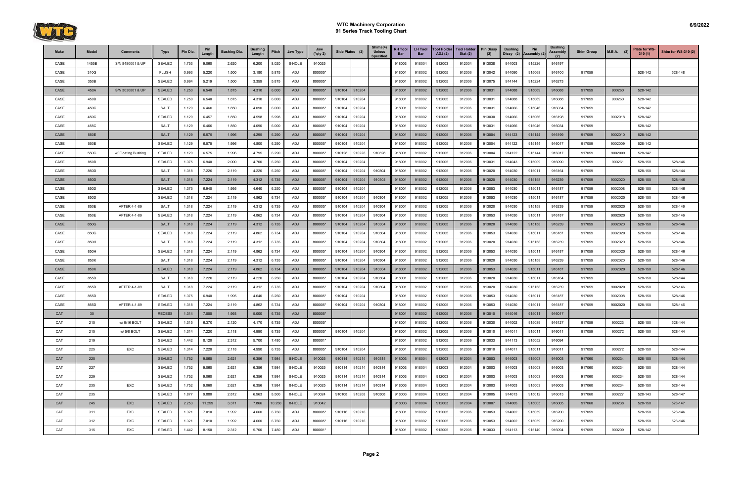# WTC Machinery Corporation
## 91 Series Track Tooling Chart

| Make | Model | Comments | Type | Pin Dia. | Pin Length | Bushing Dia. | Bushing Length | Pitch | Jaw Type | Jaw (*qty 2) | Side Plates (2) | | Shims(4) Unless Specified | RH Tool Bar | LH Tool Bar | Tool Holder ADJ (2) | Tool Holder Stat (2) | Pin Dissy (2) | Bushing Dissy (2) | Pin Assembly (2) | Bushing Assembly (2) | Shim Group | M.B.A. (2) | Plate for WS-310 (1) | Shim for WS-310 (2) |
|---|---|---|---|---|---|---|---|---|---|---|---|---|---|---|---|---|---|---|---|---|---|---|---|---|---|
| CASE | 1455B | S/N 8480001 & UP | SEALED | 1.753 | 9.060 | 2.620 | 6.200 | 8.020 | 8-HOLE | 910025 | | | | 918003 | 918004 | 912003 | 912004 | 913038 | 914003 | 915226 | 916197 | | | | |
| CASE | 310G | | FLUSH | 0.993 | 5.220 | 1.500 | 3.180 | 5.875 | ADJ | 800005* | | | | 918001 | 918002 | 912005 | 912006 | 913042 | 914090 | 915068 | 916100 | 917059 | | 528-142 | 528-148 |
| CASE | 350B | | SEALED | 0.994 | 5.219 | 1.500 | 3.359 | 5.875 | ADJ | 800005* | | | | 918001 | 918002 | 912005 | 912006 | 913075 | 914144 | 915224 | 916273 | | | | |
| CASE | 450A | S/N 3030801 & UP | SEALED | 1.250 | 6.540 | 1.875 | 4.310 | 6.000 | ADJ | 800005* | 910104 | 910204 | | 918001 | 918002 | 912005 | 912006 | 913031 | 914088 | 915069 | 916088 | 917059 | 900260 | 528-142 | |
| CASE | 450B | | SEALED | 1.250 | 6.540 | 1.875 | 4.310 | 6.000 | ADJ | 800005* | 910104 | 910204 | | 918001 | 918002 | 912005 | 912006 | 913031 | 914088 | 915069 | 916088 | 917059 | 900260 | 528-142 | |
| CASE | 450C | | SALT | 1.129 | 6.460 | 1.850 | 4.090 | 6.000 | ADJ | 800005* | 910104 | 910204 | | 918001 | 918002 | 912005 | 912006 | 913031 | 914066 | 915046 | 916034 | 917059 | | 528-142 | |
| CASE | 450C | | SEALED | 1.129 | 6.457 | 1.850 | 4.598 | 5.998 | ADJ | 800005* | 910104 | 910204 | | 918001 | 918002 | 912005 | 912006 | 913030 | 914066 | 915066 | 916198 | 917059 | 9002018 | 528-142 | |
| CASE | 455C | | SALT | 1.129 | 6.460 | 1.850 | 4.090 | 6.000 | ADJ | 800005* | 910104 | 910204 | | 918001 | 918002 | 912005 | 912006 | 913031 | 914066 | 915046 | 916034 | 917059 | | 528-142 | |
| CASE | 550E | | SALT | 1.129 | 6.575 | 1.996 | 4.295 | 6.290 | ADJ | 800005* | 910104 | 910204 | | 918001 | 918002 | 912005 | 912006 | 913004 | 914123 | 915144 | 916199 | 917059 | 9002010 | 528-142 | |
| CASE | 550E | | SEALED | 1.129 | 6.575 | 1.996 | 4.800 | 6.290 | ADJ | 800005* | 910104 | 910204 | | 918001 | 918002 | 912005 | 912006 | 913004 | 914122 | 915144 | 916017 | 917059 | 9002009 | 528-142 | |
| CASE | 550G | w/ Floating Bushing | SEALED | 1.129 | 6.575 | 1.996 | 4.795 | 6.290 | ADJ | 800005* | 910128 | 910228 | 910328 | 918001 | 918002 | 912005 | 912006 | 913004 | 914122 | 915144 | 916017 | 917059 | 9002009 | 528-142 | |
| CASE | 850B | | SEALED | 1.375 | 6.940 | 2.000 | 4.700 | 6.250 | ADJ | 800005* | 910104 | 910204 | | 918001 | 918002 | 912005 | 912006 | 913031 | 914043 | 915009 | 916090 | 917059 | 900261 | 528-150 | 528-146 |
| CASE | 850D | | SALT | 1.318 | 7.220 | 2.119 | 4.220 | 6.250 | ADJ | 800005* | 910104 | 910204 | 910304 | 918001 | 918002 | 912005 | 912006 | 913020 | 914030 | 915011 | 916164 | 917059 | | 528-150 | 528-144 |
| CASE | 850D | | SALT | 1.318 | 7.224 | 2.119 | 4.312 | 6.735 | ADJ | 800005* | 910104 | 910204 | 910304 | 918001 | 918002 | 912005 | 912006 | 913020 | 914030 | 915158 | 916239 | 917059 | 9002020 | 528-150 | 528-146 |
| CASE | 850D | | SEALED | 1.375 | 6.940 | 1.995 | 4.640 | 6.250 | ADJ | 800005* | 910104 | 910204 | | 918001 | 918002 | 912005 | 912006 | 913053 | 914030 | 915011 | 916187 | 917059 | 9002008 | 528-150 | 528-146 |
| CASE | 850D | | SEALED | 1.318 | 7.224 | 2.119 | 4.862 | 6.734 | ADJ | 800005* | 910104 | 910204 | 910304 | 918001 | 918002 | 912005 | 912006 | 913053 | 914030 | 915011 | 916187 | 917059 | 9002020 | 528-150 | 528-146 |
| CASE | 850E | AFTER 4-1-89 | SALT | 1.318 | 7.224 | 2.119 | 4.312 | 6.735 | ADJ | 800005* | 910104 | 910204 | 910304 | 918001 | 918002 | 912005 | 912006 | 913020 | 914030 | 915158 | 916239 | 917059 | 9002020 | 528-150 | 528-146 |
| CASE | 850E | AFTER 4-1-89 | SEALED | 1.318 | 7.224 | 2.119 | 4.862 | 6.734 | ADJ | 800005* | 910104 | 910204 | 910304 | 918001 | 918002 | 912005 | 912006 | 913053 | 914030 | 915011 | 916187 | 917059 | 9002020 | 528-150 | 528-146 |
| CASE | 850G | | SALT | 1.318 | 7.224 | 2.119 | 4.312 | 6.735 | ADJ | 800005* | 910104 | 910204 | 910304 | 918001 | 918002 | 912005 | 912006 | 913020 | 914030 | 915158 | 916239 | 917059 | 9002020 | 528-150 | 528-146 |
| CASE | 850G | | SEALED | 1.318 | 7.224 | 2.119 | 4.862 | 6.734 | ADJ | 800005* | 910104 | 910204 | 910304 | 918001 | 918002 | 912005 | 912006 | 913053 | 914030 | 915011 | 916187 | 917059 | 9002020 | 528-150 | 528-146 |
| CASE | 850H | | SALT | 1.318 | 7.224 | 2.119 | 4.312 | 6.735 | ADJ | 800005* | 910104 | 910204 | 910304 | 918001 | 918002 | 912005 | 912006 | 913020 | 914030 | 915158 | 916239 | 917059 | 9002020 | 528-150 | 528-146 |
| CASE | 850H | | SEALED | 1.318 | 7.224 | 2.119 | 4.862 | 6.734 | ADJ | 800005* | 910104 | 910204 | 910304 | 918001 | 918002 | 912005 | 912006 | 913053 | 914030 | 915011 | 916187 | 917059 | 9002020 | 528-150 | 528-146 |
| CASE | 850K | | SALT | 1.318 | 7.224 | 2.119 | 4.312 | 6.735 | ADJ | 800005* | 910104 | 910204 | 910304 | 918001 | 918002 | 912005 | 912006 | 913020 | 914030 | 915158 | 916239 | 917059 | 9002020 | 528-150 | 528-146 |
| CASE | 850K | | SEALED | 1.318 | 7.224 | 2.119 | 4.862 | 6.734 | ADJ | 800005* | 910104 | 910204 | 910304 | 918001 | 918002 | 912005 | 912006 | 913053 | 914030 | 915011 | 916187 | 917059 | 9002020 | 528-150 | 528-146 |
| CASE | 855D | | SALT | 1.318 | 7.220 | 2.119 | 4.220 | 6.250 | ADJ | 800005* | 910104 | 910204 | 910304 | 918001 | 918002 | 912005 | 912006 | 913020 | 914030 | 915011 | 916164 | 917059 | | 528-150 | 528-144 |
| CASE | 855D | AFTER 4-1-89 | SALT | 1.318 | 7.224 | 2.119 | 4.312 | 6.735 | ADJ | 800005* | 910104 | 910204 | 910304 | 918001 | 918002 | 912005 | 912006 | 913020 | 914030 | 915158 | 916239 | 917059 | 9002020 | 528-150 | 528-146 |
| CASE | 855D | | SEALED | 1.375 | 6.940 | 1.995 | 4.640 | 6.250 | ADJ | 800005* | 910104 | 910204 | | 918001 | 918002 | 912005 | 912006 | 913053 | 914030 | 915011 | 916187 | 917059 | 9002008 | 528-150 | 528-146 |
| CASE | 855D | AFTER 4-1-89 | SEALED | 1.318 | 7.224 | 2.119 | 4.862 | 6.734 | ADJ | 800005* | 910104 | 910204 | 910304 | 918001 | 918002 | 912005 | 912006 | 913053 | 914030 | 915011 | 916187 | 917059 | 9002020 | 528-150 | 528-146 |
| CAT | 30 | | RECESS | 1.314 | 7.000 | 1.993 | 5.000 | 6.735 | ADJ | 800005* | | | | 918001 | 918002 | 912005 | 912006 | 913010 | 914016 | 915011 | 916017 | | | | |
| CAT | 215 | w/ 9/16 BOLT | SEALED | 1.315 | 6.370 | 2.120 | 4.170 | 6.735 | ADJ | 800005* | | | | 918001 | 918002 | 912005 | 912006 | 913030 | 914002 | 915089 | 916127 | 917059 | 900223 | 528-150 | 528-144 |
| CAT | 215 | w/ 5/8 BOLT | SEALED | 1.314 | 7.220 | 2.118 | 4.990 | 6.735 | ADJ | 800005* | 910104 | 910204 | | 918001 | 918002 | 912005 | 912006 | 913010 | 914011 | 915011 | 916011 | 917059 | 900272 | 528-150 | 528-144 |
| CAT | 219 | | SEALED | 1.442 | 8.120 | 2.312 | 5.700 | 7.480 | ADJ | 800001* | | | | 918001 | 918002 | 912005 | 912006 | 913033 | 914113 | 915052 | 916094 | | | | |
| CAT | 225 | EXC | SEALED | 1.314 | 7.220 | 2.118 | 4.990 | 6.735 | ADJ | 800005* | 910104 | 910204 | | 918001 | 918002 | 912005 | 912006 | 913010 | 914011 | 915011 | 916011 | 917059 | 900272 | 528-150 | 528-144 |
| CAT | 225 | | SEALED | 1.752 | 9.060 | 2.621 | 6.356 | 7.984 | 8-HOLE | 910025 | 910114 | 910214 | 910314 | 918003 | 918004 | 912003 | 912004 | 913003 | 914003 | 915003 | 916003 | 917060 | 900234 | 528-150 | 528-144 |
| CAT | 227 | | SEALED | 1.752 | 9.060 | 2.621 | 6.356 | 7.984 | 8-HOLE | 910025 | 910114 | 910214 | 910314 | 918003 | 918004 | 912003 | 912004 | 913003 | 914003 | 915003 | 916003 | 917060 | 900234 | 528-150 | 528-144 |
| CAT | 229 | | SEALED | 1.752 | 9.060 | 2.621 | 6.356 | 7.984 | 8-HOLE | 910025 | 910114 | 910214 | 910314 | 918003 | 918004 | 912003 | 912004 | 913003 | 914003 | 915003 | 916003 | 917060 | 900234 | 528-150 | 528-144 |
| CAT | 235 | EXC | SEALED | 1.752 | 9.060 | 2.621 | 6.356 | 7.984 | 8-HOLE | 910025 | 910114 | 910214 | 910314 | 918003 | 918004 | 912003 | 912004 | 913003 | 914003 | 915003 | 916003 | 917060 | 900234 | 528-150 | 528-144 |
| CAT | 235 | | SEALED | 1.877 | 9.880 | 2.812 | 6.963 | 8.500 | 8-HOLE | 910024 | 910108 | 910208 | 910308 | 918003 | 918004 | 912003 | 912004 | 913005 | 914013 | 915012 | 916013 | 917060 | 900227 | 528-143 | 528-147 |
| CAT | 245 | EXC | SEALED | 2.253 | 11.259 | 3.371 | 7.866 | 10.250 | 8-HOLE | 910042 | | | | 918003 | 918004 | 912003 | 912004 | 913007 | 914005 | 915005 | 916005 | 917060 | 900238 | 528-150 | 528-147 |
| CAT | 311 | EXC | SEALED | 1.321 | 7.010 | 1.992 | 4.660 | 6.750 | ADJ | 800005* | 910116 | 910216 | | 918001 | 918002 | 912005 | 912006 | 913053 | 914002 | 915059 | 916200 | 917059 | | 528-150 | 528-146 |
| CAT | 312 | EXC | SEALED | 1.321 | 7.010 | 1.992 | 4.660 | 6.750 | ADJ | 800005* | 910116 | 910216 | | 918001 | 918002 | 912005 | 912006 | 913053 | 914002 | 915059 | 916200 | 917059 | | 528-150 | 528-146 |
| CAT | 315 | EXC | SEALED | 1.442 | 8.150 | 2.312 | 5.700 | 7.480 | ADJ | 800001* | | | | 918001 | 918002 | 912005 | 912006 | 913033 | 914113 | 915140 | 916094 | 917059 | 900209 | 528-142 | |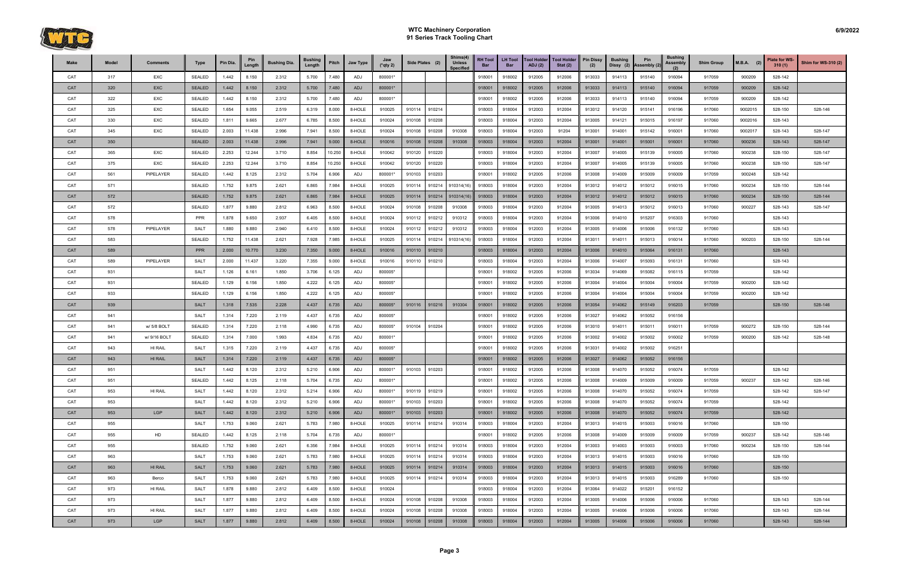# WTC Machinery Corporation
## 91 Series Track Tooling Chart

| Make | Model | Comments | Type | Pin Dia. | Pin Length | Bushing Dia. | Bushing Length | Pitch | Jaw Type | Jaw (*qty 2) | Side Plates (2) | | Shims(4) Unless Specified | RH Tool Bar | LH Tool Bar | Tool Holder ADJ (2) | Tool Holder Stat (2) | Pin Dissy (2) | Bushing Dissy (2) | Pin Assembly (2) | Bushing Assembly (2) | Shim Group | M.B.A. (2) | Plate for WS-310 (1) | Shim for WS-310 (2) |
|---|---|---|---|---|---|---|---|---|---|---|---|---|---|---|---|---|---|---|---|---|---|---|---|---|---|
| CAT | 317 | EXC | SEALED | 1.442 | 8.150 | 2.312 | 5.700 | 7.480 | ADJ | 800001* | | | | 918001 | 918002 | 912005 | 912006 | 913033 | 914113 | 915140 | 916094 | 917059 | 900209 | 528-142 | |
| CAT | 320 | EXC | SEALED | 1.442 | 8.150 | 2.312 | 5.700 | 7.480 | ADJ | 800001* | | | | 918001 | 918002 | 912005 | 912006 | 913033 | 914113 | 915140 | 916094 | 917059 | 900209 | 528-142 | |
| CAT | 322 | EXC | SEALED | 1.442 | 8.150 | 2.312 | 5.700 | 7.480 | ADJ | 800001* | | | | 918001 | 918002 | 912005 | 912006 | 913033 | 914113 | 915140 | 916094 | 917059 | 900209 | 528-142 | |
| CAT | 325 | EXC | SEALED | 1.654 | 9.055 | 2.519 | 6.319 | 8.000 | 8-HOLE | 910025 | 910114 | 910214 | | 918003 | 918004 | 912003 | 912004 | 913012 | 914120 | 915141 | 916196 | 917060 | 9002015 | 528-150 | 528-146 |
| CAT | 330 | EXC | SEALED | 1.811 | 9.665 | 2.677 | 6.785 | 8.500 | 8-HOLE | 910024 | 910108 | 910208 | | 918003 | 918004 | 912003 | 912004 | 913005 | 914121 | 915015 | 916197 | 917060 | 9002016 | 528-143 | |
| CAT | 345 | EXC | SEALED | 2.003 | 11.438 | 2.996 | 7.941 | 8.500 | 8-HOLE | 910024 | 910108 | 910208 | 910308 | 918003 | 918004 | 912003 | 91204 | 913001 | 914001 | 915142 | 916001 | 917060 | 9002017 | 528-143 | 528-147 |
| CAT | 350 | | SEALED | 2.003 | 11.438 | 2.996 | 7.941 | 9.000 | 8-HOLE | 910016 | 910108 | 910208 | 910308 | 918003 | 918004 | 912003 | 912004 | 913001 | 914001 | 915001 | 916001 | 917060 | 900236 | 528-143 | 528-147 |
| CAT | 365 | EXC | SEALED | 2.253 | 12.244 | 3.710 | 8.854 | 10.250 | 8-HOLE | 910042 | 910120 | 910220 | | 918003 | 918004 | 912003 | 912004 | 913007 | 914005 | 915139 | 916005 | 917060 | 900238 | 528-150 | 528-147 |
| CAT | 375 | EXC | SEALED | 2.253 | 12.244 | 3.710 | 8.854 | 10.250 | 8-HOLE | 910042 | 910120 | 910220 | | 918003 | 918004 | 912003 | 912004 | 913007 | 914005 | 915139 | 916005 | 917060 | 900238 | 528-150 | 528-147 |
| CAT | 561 | PIPELAYER | SEALED | 1.442 | 8.125 | 2.312 | 5.704 | 6.906 | ADJ | 800001* | 910103 | 910203 | | 918001 | 918002 | 912005 | 912006 | 913008 | 914009 | 915009 | 916009 | 917059 | 900248 | 528-142 | |
| CAT | 571 | | SEALED | 1.752 | 9.875 | 2.621 | 6.865 | 7.984 | 8-HOLE | 910025 | 910114 | 910214 | 910314(16) | 918003 | 918004 | 912003 | 912004 | 913012 | 914012 | 915012 | 916015 | 917060 | 900234 | 528-150 | 528-144 |
| CAT | 572 | | SEALED | 1.752 | 9.875 | 2.621 | 6.865 | 7.984 | 8-HOLE | 910025 | 910114 | 910214 | 910314(16) | 918003 | 918004 | 912003 | 912004 | 913012 | 914012 | 915012 | 916015 | 917060 | 900234 | 528-150 | 528-144 |
| CAT | 572 | | SEALED | 1.877 | 9.880 | 2.812 | 6.963 | 8.500 | 8-HOLE | 910024 | 910108 | 910208 | 910308 | 918003 | 918004 | 912003 | 912004 | 913005 | 914013 | 915012 | 916013 | 917060 | 900227 | 528-143 | 528-147 |
| CAT | 578 | | PPR | 1.878 | 9.650 | 2.937 | 6.405 | 8.500 | 8-HOLE | 910024 | 910112 | 910212 | 910312 | 918003 | 918004 | 912003 | 912004 | 913006 | 914010 | 915207 | 916303 | 917060 | | 528-143 | |
| CAT | 578 | PIPELAYER | SALT | 1.880 | 9.880 | 2.940 | 6.410 | 8.500 | 8-HOLE | 910024 | 910112 | 910212 | 910312 | 918003 | 918004 | 912003 | 912004 | 913005 | 914006 | 915006 | 916132 | 917060 | | 528-143 | |
| CAT | 583 | | SEALED | 1.752 | 11.438 | 2.621 | 7.928 | 7.985 | 8-HOLE | 910025 | 910114 | 910214 | 910314(16) | 918003 | 918004 | 912003 | 912004 | 913011 | 914011 | 915013 | 916014 | 917060 | 900203 | 528-150 | 528-144 |
| CAT | 589 | | PPR | 2.000 | 10.770 | 3.230 | 7.350 | 9.000 | 8-HOLE | 910016 | 910110 | 910210 | | 918003 | 918004 | 912003 | 912004 | 913006 | 914010 | 915064 | 916131 | 917060 | | 528-143 | |
| CAT | 589 | PIPELAYER | SALT | 2.000 | 11.437 | 3.220 | 7.355 | 9.000 | 8-HOLE | 910016 | 910110 | 910210 | | 918003 | 918004 | 912003 | 912004 | 913006 | 914007 | 915093 | 916131 | 917060 | | 528-143 | |
| CAT | 931 | | SALT | 1.126 | 6.161 | 1.850 | 3.706 | 6.125 | ADJ | 800005* | | | | 918001 | 918002 | 912005 | 912006 | 913034 | 914069 | 915082 | 916115 | 917059 | | 528-142 | |
| CAT | 931 | | SEALED | 1.129 | 6.156 | 1.850 | 4.222 | 6.125 | ADJ | 800005* | | | | 918001 | 918002 | 912005 | 912006 | 913004 | 914004 | 915004 | 916004 | 917059 | 900200 | 528-142 | |
| CAT | 933 | | SEALED | 1.129 | 6.156 | 1.850 | 4.222 | 6.125 | ADJ | 800005* | | | | 918001 | 918002 | 912005 | 912006 | 913004 | 914004 | 915004 | 916004 | 917059 | 900200 | 528-142 | |
| CAT | 939 | | SALT | 1.318 | 7.535 | 2.228 | 4.437 | 6.735 | ADJ | 800005* | 910116 | 910216 | 910304 | 918001 | 918002 | 912005 | 912006 | 913054 | 914062 | 915149 | 916203 | 917059 | | 528-150 | 528-146 |
| CAT | 941 | | SALT | 1.314 | 7.220 | 2.119 | 4.437 | 6.735 | ADJ | 800005* | | | | 918001 | 918002 | 912005 | 912006 | 913027 | 914062 | 915052 | 916156 | | | | |
| CAT | 941 | w/ 5/8 BOLT | SEALED | 1.314 | 7.220 | 2.118 | 4.990 | 6.735 | ADJ | 800005* | 910104 | 910204 | | 918001 | 918002 | 912005 | 912006 | 913010 | 914011 | 915011 | 916011 | 917059 | 900272 | 528-150 | 528-144 |
| CAT | 941 | w/ 9/16 BOLT | SEALED | 1.314 | 7.000 | 1.993 | 4.834 | 6.735 | ADJ | 800001* | | | | 918001 | 918002 | 912005 | 912006 | 913002 | 914002 | 915002 | 916002 | 917059 | 900200 | 528-142 | 528-148 |
| CAT | 943 | HI RAIL | SALT | 1.315 | 7.220 | 2.119 | 4.437 | 6.735 | ADJ | 800005* | | | | 918001 | 918002 | 912005 | 912006 | 913031 | 914002 | 915002 | 916251 | | | | |
| CAT | 943 | HI RAIL | SALT | 1.314 | 7.220 | 2.119 | 4.437 | 6.735 | ADJ | 800005* | | | | 918001 | 918002 | 912005 | 912006 | 913027 | 914062 | 915052 | 916156 | | | | |
| CAT | 951 | | SALT | 1.442 | 8.120 | 2.312 | 5.210 | 6.906 | ADJ | 800001* | 910103 | 910203 | | 918001 | 918002 | 912005 | 912006 | 913008 | 914070 | 915052 | 916074 | 917059 | | 528-142 | |
| CAT | 951 | | SEALED | 1.442 | 8.125 | 2.118 | 5.704 | 6.735 | ADJ | 800001* | | | | 918001 | 918002 | 912005 | 912006 | 913008 | 914009 | 915009 | 916009 | 917059 | 900237 | 528-142 | 528-146 |
| CAT | 953 | HI RAIL | SALT | 1.442 | 8.120 | 2.312 | 5.214 | 6.906 | ADJ | 800001* | 910119 | 910219 | | 918001 | 918002 | 912005 | 912006 | 913008 | 914070 | 915052 | 916074 | 917059 | | 528-142 | 528-147 |
| CAT | 953 | | SALT | 1.442 | 8.120 | 2.312 | 5.210 | 6.906 | ADJ | 800001* | 910103 | 910203 | | 918001 | 918002 | 912005 | 912006 | 913008 | 914070 | 915052 | 916074 | 917059 | | 528-142 | |
| CAT | 953 | LGP | SALT | 1.442 | 8.120 | 2.312 | 5.210 | 6.906 | ADJ | 800001* | 910103 | 910203 | | 918001 | 918002 | 912005 | 912006 | 913008 | 914070 | 915052 | 916074 | 917059 | | 528-142 | |
| CAT | 955 | | SALT | 1.753 | 9.060 | 2.621 | 5.783 | 7.980 | 8-HOLE | 910025 | 910114 | 910214 | 910314 | 918003 | 918004 | 912003 | 912004 | 913013 | 914015 | 915003 | 916016 | 917060 | | 528-150 | |
| CAT | 955 | HD | SEALED | 1.442 | 8.125 | 2.118 | 5.704 | 6.735 | ADJ | 800001* | | | | 918001 | 918002 | 912005 | 912006 | 913008 | 914009 | 915009 | 916009 | 917059 | 900237 | 528-142 | 528-146 |
| CAT | 955 | | SEALED | 1.752 | 9.060 | 2.621 | 6.356 | 7.984 | 8-HOLE | 910025 | 910114 | 910214 | 910314 | 918003 | 918004 | 912003 | 912004 | 913003 | 914003 | 915003 | 916003 | 917060 | 900234 | 528-150 | 528-144 |
| CAT | 963 | | SALT | 1.753 | 9.060 | 2.621 | 5.783 | 7.980 | 8-HOLE | 910025 | 910114 | 910214 | 910314 | 918003 | 918004 | 912003 | 912004 | 913013 | 914015 | 915003 | 916016 | 917060 | | 528-150 | |
| CAT | 963 | HI RAIL | SALT | 1.753 | 9.060 | 2.621 | 5.783 | 7.980 | 8-HOLE | 910025 | 910114 | 910214 | 910314 | 918003 | 918004 | 912003 | 912004 | 913013 | 914015 | 915003 | 916016 | 917060 | | 528-150 | |
| CAT | 963 | Berco | SALT | 1.753 | 9.060 | 2.621 | 5.783 | 7.980 | 8-HOLE | 910025 | 910114 | 910214 | 910314 | 918003 | 918004 | 912003 | 912004 | 913013 | 914015 | 915003 | 916289 | 917060 | | 528-150 | |
| CAT | 973 | HI RAIL | SALT | 1.878 | 9.880 | 2.812 | 6.409 | 8.500 | 8-HOLE | 910024 | | | | 918003 | 918004 | 912003 | 912004 | 913064 | 914022 | 915201 | 916152 | | | | |
| CAT | 973 | | SALT | 1.877 | 9.880 | 2.812 | 6.409 | 8.500 | 8-HOLE | 910024 | 910108 | 910208 | 910308 | 918003 | 918004 | 912003 | 912004 | 913005 | 914006 | 915006 | 916006 | 917060 | | 528-143 | 528-144 |
| CAT | 973 | HI RAIL | SALT | 1.877 | 9.880 | 2.812 | 6.409 | 8.500 | 8-HOLE | 910024 | 910108 | 910208 | 910308 | 918003 | 918004 | 912003 | 912004 | 913005 | 914006 | 915006 | 916006 | 917060 | | 528-143 | 528-144 |
| CAT | 973 | LGP | SALT | 1.877 | 9.880 | 2.812 | 6.409 | 8.500 | 8-HOLE | 910024 | 910108 | 910208 | 910308 | 918003 | 918004 | 912003 | 912004 | 913005 | 914006 | 915006 | 916006 | 917060 | | 528-143 | 528-144 |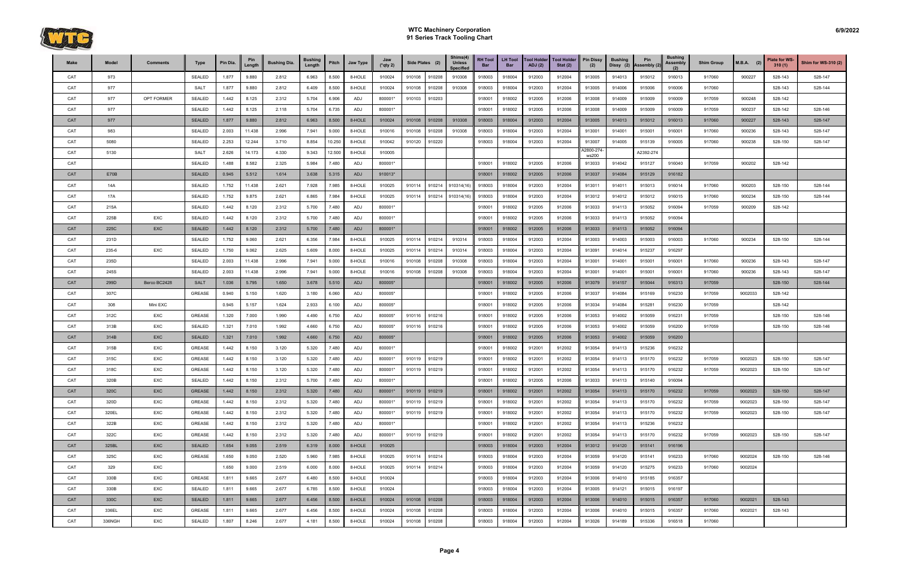# WTC Machinery Corporation
## 91 Series Track Tooling Chart

| Make | Model | Comments | Type | Pin Dia. | Pin Length | Bushing Dia. | Bushing Length | Pitch | Jaw Type | Jaw (*qty 2) | Side Plates (2) | | Shims(4) Unless Specified | RH Tool Bar | LH Tool Bar | Tool Holder ADJ (2) | Tool Holder Stat (2) | Pin Dissy (2) | Bushing Dissy (2) | Pin Assembly (2) | Bushing Assembly (2) | Shim Group | M.B.A. (2) | Plate for WS-310 (1) | Shim for WS-310 (2) |
|---|---|---|---|---|---|---|---|---|---|---|---|---|---|---|---|---|---|---|---|---|---|---|---|---|---|
| CAT | 973 | | SEALED | 1.877 | 9.880 | 2.812 | 6.963 | 8.500 | 8-HOLE | 910024 | 910108 | 910208 | 910308 | 918003 | 918004 | 912003 | 912004 | 913005 | 914013 | 915012 | 916013 | 917060 | 900227 | 528-143 | 528-147 |
| CAT | 977 | | SALT | 1.877 | 9.880 | 2.812 | 6.409 | 8.500 | 8-HOLE | 910024 | 910108 | 910208 | 910308 | 918003 | 918004 | 912003 | 912004 | 913005 | 914006 | 915006 | 916006 | 917060 | | 528-143 | 528-144 |
| CAT | 977 | OPT FORMER | SEALED | 1.442 | 8.125 | 2.312 | 5.704 | 6.906 | ADJ | 800001* | 910103 | 910203 | | 918001 | 918002 | 912005 | 912006 | 913008 | 914009 | 915009 | 916009 | 917059 | 900248 | 528-142 | |
| CAT | 977 | | SEALED | 1.442 | 8.125 | 2.118 | 5.704 | 6.735 | ADJ | 800001* | | | | 918001 | 918002 | 912005 | 912006 | 913008 | 914009 | 915009 | 916009 | 917059 | 900237 | 528-142 | 528-146 |
| CAT | 977 | | SEALED | 1.877 | 9.880 | 2.812 | 6.963 | 8.500 | 8-HOLE | 910024 | 910108 | 910208 | 910308 | 918003 | 918004 | 912003 | 912004 | 913005 | 914013 | 915012 | 916013 | 917060 | 900227 | 528-143 | 528-147 |
| CAT | 983 | | SEALED | 2.003 | 11.438 | 2.996 | 7.941 | 9.000 | 8-HOLE | 910016 | 910108 | 910208 | 910308 | 918003 | 918004 | 912003 | 912004 | 913001 | 914001 | 915001 | 916001 | 917060 | 900236 | 528-143 | 528-147 |
| CAT | 5080 | | SEALED | 2.253 | 12.244 | 3.710 | 8.854 | 10.250 | 8-HOLE | 910042 | 910120 | 910220 | | 918003 | 918004 | 912003 | 912004 | 913007 | 914005 | 915139 | 916005 | 917060 | 900238 | 528-150 | 528-147 |
| CAT | 5130 | | SALT | 2.626 | 14.173 | 4.330 | 9.343 | 12.500 | 8-HOLE | 910005 | | | | | | | | A2800-274-ws200 | | A2392-274 | | | | | |
| CAT | | | SEALED | 1.488 | 8.582 | 2.325 | 5.984 | 7.480 | ADJ | 800001* | | | | 918001 | 918002 | 912005 | 912006 | 913033 | 914042 | 915127 | 916040 | 917059 | 900202 | 528-142 | |
| CAT | E70B | | SEALED | 0.945 | 5.512 | 1.614 | 3.638 | 5.315 | ADJ | 910013* | | | | 918001 | 918002 | 912005 | 912006 | 913037 | 914084 | 915129 | 916182 | | | | |
| CAT | 14A | | SEALED | 1.752 | 11.438 | 2.621 | 7.928 | 7.985 | 8-HOLE | 910025 | 910114 | 910214 | 910314(16) | 918003 | 918004 | 912003 | 912004 | 913011 | 914011 | 915013 | 916014 | 917060 | 900203 | 528-150 | 528-144 |
| CAT | 17A | | SEALED | 1.752 | 9.875 | 2.621 | 6.865 | 7.984 | 8-HOLE | 910025 | 910114 | 910214 | 910314(16) | 918003 | 918004 | 912003 | 912004 | 913012 | 914012 | 915012 | 916015 | 917060 | 900234 | 528-150 | 528-144 |
| CAT | 215A | | SEALED | 1.442 | 8.120 | 2.312 | 5.700 | 7.480 | ADJ | 800001* | | | | 918001 | 918002 | 912005 | 912006 | 913033 | 914113 | 915052 | 916094 | 917059 | 900209 | 528-142 | |
| CAT | 225B | EXC | SEALED | 1.442 | 8.120 | 2.312 | 5.700 | 7.480 | ADJ | 800001* | | | | 918001 | 918002 | 912005 | 912006 | 913033 | 914113 | 915052 | 916094 | | | | |
| CAT | 225C | EXC | SEALED | 1.442 | 8.120 | 2.312 | 5.700 | 7.480 | ADJ | 800001* | | | | 918001 | 918002 | 912005 | 912006 | 913033 | 914113 | 915052 | 916094 | | | | |
| CAT | 231D | | SEALED | 1.752 | 9.060 | 2.621 | 6.356 | 7.984 | 8-HOLE | 910025 | 910114 | 910214 | 910314 | 918003 | 918004 | 912003 | 912004 | 913003 | 914003 | 915003 | 916003 | 917060 | 900234 | 528-150 | 528-144 |
| CAT | 235-6 | EXC | SEALED | 1.750 | 9.062 | 2.625 | 5.609 | 8.000 | 8-HOLE | 910025 | 910114 | 910214 | 910314 | 918003 | 918004 | 912003 | 912004 | 913091 | 914014 | 915237 | 916297 | | | | |
| CAT | 235D | | SEALED | 2.003 | 11.438 | 2.996 | 7.941 | 9.000 | 8-HOLE | 910016 | 910108 | 910208 | 910308 | 918003 | 918004 | 912003 | 912004 | 913001 | 914001 | 915001 | 916001 | 917060 | 900236 | 528-143 | 528-147 |
| CAT | 245S | | SEALED | 2.003 | 11.438 | 2.996 | 7.941 | 9.000 | 8-HOLE | 910016 | 910108 | 910208 | 910308 | 918003 | 918004 | 912003 | 912004 | 913001 | 914001 | 915001 | 916001 | 917060 | 900236 | 528-143 | 528-147 |
| CAT | 299D | Berco BC2428 | SALT | 1.036 | 5.795 | 1.650 | 3.678 | 5.510 | ADJ | 800005* | | | | 918001 | 918002 | 912005 | 912006 | 913079 | 914157 | 915044 | 916313 | 917059 | | 528-150 | 528-144 |
| CAT | 307C | | GREASE | 0.940 | 5.150 | 1.620 | 3.180 | 6.060 | ADJ | 800005* | | | | 918001 | 918002 | 912005 | 912006 | 913037 | 914084 | 915169 | 916230 | 917059 | 9002033 | 528-142 | |
| CAT | 308 | Mini EXC | | 0.945 | 5.157 | 1.624 | 2.933 | 6.100 | ADJ | 800005* | | | | 918001 | 918002 | 912005 | 912006 | 913034 | 914084 | 915281 | 916230 | 917059 | | 528-142 | |
| CAT | 312C | EXC | GREASE | 1.320 | 7.000 | 1.990 | 4.490 | 6.750 | ADJ | 800005* | 910116 | 910216 | | 918001 | 918002 | 912005 | 912006 | 913053 | 914002 | 915059 | 916231 | 917059 | | 528-150 | 528-146 |
| CAT | 313B | EXC | SEALED | 1.321 | 7.010 | 1.992 | 4.660 | 6.750 | ADJ | 800005* | 910116 | 910216 | | 918001 | 918002 | 912005 | 912006 | 913053 | 914002 | 915059 | 916200 | 917059 | | 528-150 | 528-146 |
| CAT | 314B | EXC | SEALED | 1.321 | 7.010 | 1.992 | 4.660 | 6.750 | ADJ | 800005* | | | | 918001 | 918002 | 912005 | 912006 | 913053 | 914002 | 915059 | 916200 | | | | |
| CAT | 315B | EXC | GREASE | 1.442 | 8.150 | 3.120 | 5.320 | 7.480 | ADJ | 800001* | | | | 918001 | 918002 | 912001 | 912002 | 913054 | 914113 | 915236 | 916232 | | | | |
| CAT | 315C | EXC | GREASE | 1.442 | 8.150 | 3.120 | 5.320 | 7.480 | ADJ | 800001* | 910119 | 910219 | | 918001 | 918002 | 912001 | 912002 | 913054 | 914113 | 915170 | 916232 | 917059 | 9002023 | 528-150 | 528-147 |
| CAT | 318C | EXC | GREASE | 1.442 | 8.150 | 3.120 | 5.320 | 7.480 | ADJ | 800001* | 910119 | 910219 | | 918001 | 918002 | 912001 | 912002 | 913054 | 914113 | 915170 | 916232 | 917059 | 9002023 | 528-150 | 528-147 |
| CAT | 320B | EXC | SEALED | 1.442 | 8.150 | 2.312 | 5.700 | 7.480 | ADJ | 800001* | | | | 918001 | 918002 | 912005 | 912006 | 913033 | 914113 | 915140 | 916094 | | | | |
| CAT | 320C | EXC | GREASE | 1.442 | 8.150 | 2.312 | 5.320 | 7.480 | ADJ | 800001* | 910119 | 910219 | | 918001 | 918002 | 912001 | 912002 | 913054 | 914113 | 915170 | 916232 | 917059 | 9002023 | 528-150 | 528-147 |
| CAT | 320D | EXC | GREASE | 1.442 | 8.150 | 2.312 | 5.320 | 7.480 | ADJ | 800001* | 910119 | 910219 | | 918001 | 918002 | 912001 | 912002 | 913054 | 914113 | 915170 | 916232 | 917059 | 9002023 | 528-150 | 528-147 |
| CAT | 320EL | EXC | GREASE | 1.442 | 8.150 | 2.312 | 5.320 | 7.480 | ADJ | 800001* | 910119 | 910219 | | 918001 | 918002 | 912001 | 912002 | 913054 | 914113 | 915170 | 916232 | 917059 | 9002023 | 528-150 | 528-147 |
| CAT | 322B | EXC | GREASE | 1.442 | 8.150 | 2.312 | 5.320 | 7.480 | ADJ | 800001* | | | | 918001 | 918002 | 912001 | 912002 | 913054 | 914113 | 915236 | 916232 | | | | |
| CAT | 322C | EXC | GREASE | 1.442 | 8.150 | 2.312 | 5.320 | 7.480 | ADJ | 800001* | 910119 | 910219 | | 918001 | 918002 | 912001 | 912002 | 913054 | 914113 | 915170 | 916232 | 917059 | 9002023 | 528-150 | 528-147 |
| CAT | 325BL | EXC | SEALED | 1.654 | 9.055 | 2.519 | 6.319 | 8.000 | 8-HOLE | 910025 | | | | 918003 | 918004 | 912003 | 912004 | 913012 | 914120 | 915141 | 916196 | | | | |
| CAT | 325C | EXC | GREASE | 1.650 | 9.050 | 2.520 | 5.960 | 7.985 | 8-HOLE | 910025 | 910114 | 910214 | | 918003 | 918004 | 912003 | 912004 | 913059 | 914120 | 915141 | 916233 | 917060 | 9002024 | 528-150 | 528-146 |
| CAT | 329 | EXC | | 1.650 | 9.000 | 2.519 | 6.000 | 8.000 | 8-HOLE | 910025 | 910114 | 910214 | | 918003 | 918004 | 912003 | 912004 | 913059 | 914120 | 915275 | 916233 | 917060 | 9002024 | | |
| CAT | 330B | EXC | GREASE | 1.811 | 9.665 | 2.677 | 6.480 | 8.500 | 8-HOLE | 910024 | | | | 918003 | 918004 | 912003 | 912004 | 913006 | 914010 | 915185 | 916357 | | | | |
| CAT | 330B | EXC | SEALED | 1.811 | 9.665 | 2.677 | 6.785 | 8.500 | 8-HOLE | 910024 | | | | 918003 | 918004 | 912003 | 912004 | 913005 | 914121 | 915015 | 916197 | | | | |
| CAT | 330C | EXC | SEALED | 1.811 | 9.665 | 2.677 | 6.456 | 8.500 | 8-HOLE | 910024 | 910108 | 910208 | | 918003 | 918004 | 912003 | 912004 | 913006 | 914010 | 915015 | 916357 | 917060 | 9002021 | 528-143 | |
| CAT | 336EL | EXC | GREASE | 1.811 | 9.665 | 2.677 | 6.456 | 8.500 | 8-HOLE | 910024 | 910108 | 910208 | | 918003 | 918004 | 912003 | 912004 | 913006 | 914010 | 915015 | 916357 | 917060 | 9002021 | 528-143 | |
| CAT | 336NGH | EXC | SEALED | 1.807 | 8.246 | 2.677 | 4.181 | 8.500 | 8-HOLE | 910024 | 910108 | 910208 | | 918003 | 918004 | 912003 | 912004 | 913026 | 914189 | 915336 | 916518 | 917060 | | | |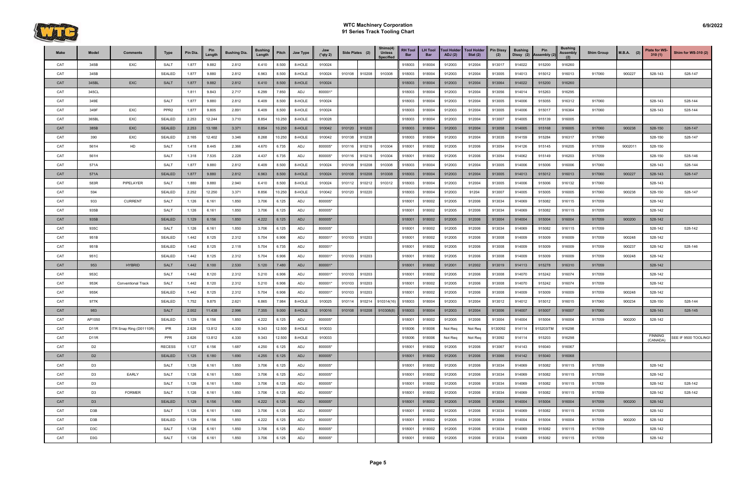# WTC Machinery Corporation
## 91 Series Track Tooling Chart

6/9/2022

| Make | Model | Comments | Type | Pin Dia. | Pin Length | Bushing Dia. | Bushing Length | Pitch | Jaw Type | Jaw (*qty 2) | Side Plates (2) | | Shims(4) Unless Specified | RH Tool Bar | LH Tool Bar | Tool Holder ADJ (2) | Tool Holder Stat (2) | Pin Dissy (2) | Bushing Dissy (2) | Pin Assembly (2) | Bushing Assembly (2) | Shim Group | M.B.A. (2) | Plate for WS-310 (1) | Shim for WS-310 (2) |
|---|---|---|---|---|---|---|---|---|---|---|---|---|---|---|---|---|---|---|---|---|---|---|---|---|---|
| CAT | 345B | EXC | SALT | 1.877 | 9.882 | 2.812 | 6.410 | 8.500 | 8-HOLE | 910024 | | | | 918003 | 918004 | 912003 | 912004 | 913017 | 914022 | 915200 | 916260 | | | | |
| CAT | 345B | | SEALED | 1.877 | 9.880 | 2.812 | 6.963 | 8.500 | 8-HOLE | 910024 | 910108 | 910208 | 910308 | 918003 | 918004 | 912003 | 912004 | 913005 | 914013 | 915012 | 916013 | 917060 | 900227 | 528-143 | 528-147 |
| CAT | 345BL | EXC | SALT | 1.877 | 9.882 | 2.812 | 6.410 | 8.500 | 8-HOLE | 910024 | | | | 918003 | 918004 | 912003 | 912004 | 913064 | 914022 | 915200 | 916260 | | | | |
| CAT | 345CL | | | 1.811 | 9.843 | 2.717 | 6.299 | 7.850 | ADJ | 800001* | | | | 918003 | 918004 | 912003 | 912004 | 913056 | 914014 | 915263 | 916295 | | | | |
| CAT | 349E | | SALT | 1.877 | 9.880 | 2.812 | 6.409 | 8.500 | 8-HOLE | 910024 | | | | 918003 | 918004 | 912003 | 912004 | 913005 | 914006 | 915055 | 916312 | 917060 | | 528-143 | 528-144 |
| CAT | 349F | EXC | PPR2 | 1.877 | 9.805 | 2.891 | 6.409 | 8.500 | 8-HOLE | 910024 | | | | 918003 | 918004 | 912003 | 912004 | 913005 | 914006 | 915017 | 916364 | 917060 | | 528-143 | 528-144 |
| CAT | 365BL | EXC | SEALED | 2.253 | 12.244 | 3.710 | 8.854 | 10.250 | 8-HOLE | 910028 | | | | 918003 | 918004 | 912003 | 912004 | 913007 | 914005 | 915139 | 916005 | | | | |
| CAT | 385B | EXC | SEALED | 2.253 | 13.188 | 3.371 | 8.854 | 10.250 | 8-HOLE | 910042 | 910120 | 910220 | | 918003 | 918004 | 912003 | 912004 | 913058 | 914005 | 915168 | 916005 | 917060 | 900238 | 528-150 | 528-147 |
| CAT | 390 | EXC | SEALED | 2.165 | 12.402 | 3.346 | 8.268 | 10.250 | 8-HOLE | 910042 | 910138 | 910238 | | 918003 | 918004 | 912003 | 912004 | 913035 | 914159 | 915284 | 916317 | 917060 | | 528-150 | 528-147 |
| CAT | 561H | HD | SALT | 1.418 | 8.445 | 2.366 | 4.670 | 6.735 | ADJ | 800005* | 910116 | 910216 | 910304 | 918001 | 918002 | 912005 | 912006 | 913054 | 914126 | 915145 | 916205 | 917059 | 9002011 | 528-150 | |
| CAT | 561H | | SALT | 1.318 | 7.535 | 2.228 | 4.437 | 6.735 | ADJ | 800005* | 910116 | 910216 | 910304 | 918001 | 918002 | 912005 | 912006 | 913055 | 914062 | 915149 | 916203 | 917059 | | 528-150 | 528-146 |
| CAT | 571A | | SALT | 1.877 | 9.880 | 2.812 | 6.409 | 8.500 | 8-HOLE | 910024 | 910108 | 910208 | 910308 | 918003 | 918004 | 912003 | 912004 | 913005 | 914006 | 915006 | 916006 | 917060 | | 528-143 | 528-144 |
| CAT | 571A | | SEALED | 1.877 | 9.880 | 2.812 | 6.963 | 8.500 | 8-HOLE | 910024 | 910108 | 910208 | 910308 | 918003 | 918004 | 912003 | 912004 | 913005 | 914013 | 915012 | 916013 | 917060 | 900227 | 528-143 | 528-147 |
| CAT | 583R | PIPELAYER | SALT | 1.880 | 9.880 | 2.940 | 6.410 | 8.500 | 8-HOLE | 910024 | 910112 | 910212 | 910312 | 918003 | 918004 | 912003 | 912004 | 913005 | 914006 | 915006 | 916132 | 917060 | | 528-143 | |
| CAT | 594 | | SEALED | 2.252 | 12.250 | 3.371 | 8.856 | 10.250 | 8-HOLE | 910042 | 910120 | 910220 | | 918003 | 918004 | 912003 | 91204 | 913007 | 914005 | 915005 | 916005 | 917060 | 900238 | 528-150 | 528-147 |
| CAT | 933 | CURRENT | SALT | 1.126 | 6.161 | 1.850 | 3.706 | 6.125 | ADJ | 800005* | | | | 918001 | 918002 | 912005 | 912006 | 913034 | 914069 | 915082 | 916115 | 917059 | | 528-142 | |
| CAT | 935B | | SALT | 1.126 | 6.161 | 1.850 | 3.706 | 6.125 | ADJ | 800005* | | | | 918001 | 918002 | 912005 | 912006 | 913034 | 914069 | 915082 | 916115 | 917059 | | 528-142 | |
| CAT | 935B | | SEALED | 1.129 | 6.156 | 1.850 | 4.222 | 6.125 | ADJ | 800005* | | | | 918001 | 918002 | 912005 | 912006 | 913004 | 914004 | 915004 | 916004 | 917059 | 900200 | 528-142 | |
| CAT | 935C | | SALT | 1.126 | 6.161 | 1.850 | 3.706 | 6.125 | ADJ | 800005* | | | | 918001 | 918002 | 912005 | 912006 | 913034 | 914069 | 915082 | 916115 | 917059 | | 528-142 | 528-142 |
| CAT | 951B | | SEALED | 1.442 | 8.125 | 2.312 | 5.704 | 6.906 | ADJ | 800001* | 910103 | 910203 | | 918001 | 918002 | 912005 | 912006 | 913008 | 914009 | 915009 | 916009 | 917059 | 900248 | 528-142 | |
| CAT | 951B | | SEALED | 1.442 | 8.125 | 2.118 | 5.704 | 6.735 | ADJ | 800001* | | | | 918001 | 918002 | 912005 | 912006 | 913008 | 914009 | 915009 | 916009 | 917059 | 900237 | 528-142 | 528-146 |
| CAT | 951C | | SEALED | 1.442 | 8.125 | 2.312 | 5.704 | 6.906 | ADJ | 800001* | 910103 | 910203 | | 918001 | 918002 | 912005 | 912006 | 913008 | 914009 | 915009 | 916009 | 917059 | 900248 | 528-142 | |
| CAT | 953 | HYBRID | SALT | 1.442 | 8.100 | 2.530 | 5.120 | 7.480 | ADJ | 800001* | | | | 918001 | 918002 | 912001 | 912002 | 913019 | 914113 | 915278 | 916310 | 917059 | | 528-142 | |
| CAT | 953C | | SALT | 1.442 | 8.120 | 2.312 | 5.210 | 6.906 | ADJ | 800001* | 910103 | 910203 | | 918001 | 918002 | 912005 | 912006 | 913008 | 914070 | 915242 | 916074 | 917059 | | 528-142 | |
| CAT | 953K | Conventional Track | SALT | 1.442 | 8.120 | 2.312 | 5.210 | 6.906 | ADJ | 800001* | 910103 | 910203 | | 918001 | 918002 | 912005 | 912006 | 913008 | 914070 | 915242 | 916074 | 917059 | | 528-142 | |
| CAT | 955K | | SEALED | 1.442 | 8.125 | 2.312 | 5.704 | 6.906 | ADJ | 800001* | 910103 | 910203 | | 918001 | 918002 | 912005 | 912006 | 913008 | 914009 | 915009 | 916009 | 917059 | 900248 | 528-142 | |
| CAT | 977K | | SEALED | 1.752 | 9.875 | 2.621 | 6.865 | 7.984 | 8-HOLE | 910025 | 910114 | 910214 | 910314(16) | 918003 | 918004 | 912003 | 912004 | 913012 | 914012 | 915012 | 916015 | 917060 | 900234 | 528-150 | 528-144 |
| CAT | 983 | | SALT | 2.002 | 11.438 | 2.996 | 7.355 | 9.000 | 8-HOLE | 910016 | 910108 | 910208 | 910308(8) | 918003 | 918004 | 912003 | 912004 | 913006 | 914007 | 915007 | 916007 | 917060 | | 528-143 | 528-145 |
| CAT | AP1050 | | SEALED | 1.129 | 6.156 | 1.850 | 4.222 | 6.125 | ADJ | 800005* | | | | 918001 | 918002 | 912005 | 912006 | 913004 | 914004 | 915004 | 916004 | 917059 | 900200 | 528-142 | |
| CAT | D11R | ITR Snap Ring (D01110R) | IPR | 2.626 | 13.812 | 4.330 | 9.343 | 12.500 | 8-HOLE | 910033 | | | | 918006 | 918006 | Not Req | Not Req | 9130092 | 914114 | 915203ITM | 916298 | | | | |
| CAT | D11R | | PPR | 2.626 | 13.812 | 4.330 | 9.343 | 12.500 | 8-HOLE | 910033 | | | | 918006 | 918006 | Not Req | Not Req | 913092 | 914114 | 915203 | 916298 | | | FINNING (CANADA) | SEE IF 9500 TOOLING! |
| CAT | D2 | | RECESS | 1.127 | 6.156 | 1.687 | 4.250 | 6.125 | ADJ | 800005* | | | | 918001 | 918002 | 912005 | 912006 | 913067 | 914143 | 916040 | 916067 | | | | |
| CAT | D2 | | SEALED | 1.125 | 6.180 | 1.690 | 4.255 | 6.125 | ADJ | 800005* | | | | 918001 | 918002 | 912005 | 912006 | 913066 | 914142 | 915040 | 916068 | | | | |
| CAT | D3 | | SALT | 1.126 | 6.161 | 1.850 | 3.706 | 6.125 | ADJ | 800005* | | | | 918001 | 918002 | 912005 | 912006 | 913034 | 914069 | 915082 | 916115 | 917059 | | 528-142 | |
| CAT | D3 | EARLY | SALT | 1.126 | 6.161 | 1.850 | 3.706 | 6.125 | ADJ | 800005* | | | | 918001 | 918002 | 912005 | 912006 | 913034 | 914069 | 915082 | 916115 | 917059 | | 528-142 | |
| CAT | D3 | | SALT | 1.126 | 6.161 | 1.850 | 3.706 | 6.125 | ADJ | 800005* | | | | 918001 | 918002 | 912005 | 912006 | 913034 | 914069 | 915082 | 916115 | 917059 | | 528-142 | 528-142 |
| CAT | D3 | FORMER | SALT | 1.126 | 6.161 | 1.850 | 3.706 | 6.125 | ADJ | 800005* | | | | 918001 | 918002 | 912005 | 912006 | 913034 | 914069 | 915082 | 916115 | 917059 | | 528-142 | 528-142 |
| CAT | D3 | | SEALED | 1.129 | 6.156 | 1.850 | 4.222 | 6.125 | ADJ | 800005* | | | | 918001 | 918002 | 912005 | 912006 | 913004 | 914004 | 915004 | 916004 | 917059 | 900200 | 528-142 | |
| CAT | D3B | | SALT | 1.126 | 6.161 | 1.850 | 3.706 | 6.125 | ADJ | 800005* | | | | 918001 | 918002 | 912005 | 912006 | 913034 | 914069 | 915082 | 916115 | 917059 | | 528-142 | |
| CAT | D3B | | SEALED | 1.129 | 6.156 | 1.850 | 4.222 | 6.125 | ADJ | 800005* | | | | 918001 | 918002 | 912005 | 912006 | 913004 | 914004 | 915004 | 916004 | 917059 | 900200 | 528-142 | |
| CAT | D3C | | SALT | 1.126 | 6.161 | 1.850 | 3.706 | 6.125 | ADJ | 800005* | | | | 918001 | 918002 | 912005 | 912006 | 913034 | 914069 | 915082 | 916115 | 917059 | | 528-142 | |
| CAT | D3G | | SALT | 1.126 | 6.161 | 1.850 | 3.706 | 6.125 | ADJ | 800005* | | | | 918001 | 918002 | 912005 | 912006 | 913034 | 914069 | 915082 | 916115 | 917059 | | 528-142 | |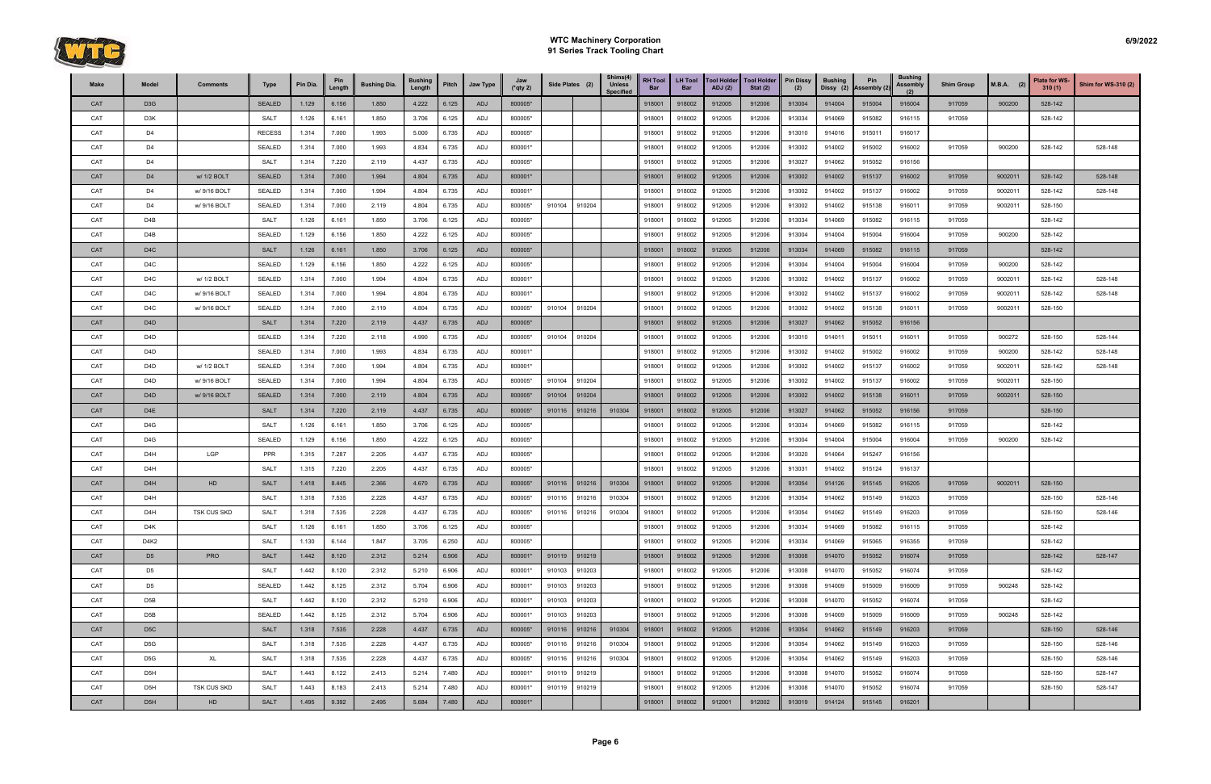# WTC Machinery Corporation
## 91 Series Track Tooling Chart

| Make | Model | Comments | Type | Pin Dia. | Pin Length | Bushing Dia. | Bushing Length | Pitch | Jaw Type | Jaw (*qty 2) | Side Plates (2) | | Shims(4) Unless Specified | RH Tool Bar | LH Tool Bar | Tool Holder ADJ (2) | Tool Holder Stat (2) | Pin Dissy (2) | Bushing Dissy (2) | Pin Assembly (2) | Bushing Assembly (2) | Shim Group | M.B.A. (2) | Plate for WS-310 (1) | Shim for WS-310 (2) |
|---|---|---|---|---|---|---|---|---|---|---|---|---|---|---|---|---|---|---|---|---|---|---|---|---|---|
| CAT | D3G | | SEALED | 1.129 | 6.156 | 1.850 | 4.222 | 6.125 | ADJ | 800005* | | | | 918001 | 918002 | 912005 | 912006 | 913004 | 914004 | 915004 | 916004 | 917059 | 900200 | 528-142 | |
| CAT | D3K | | SALT | 1.126 | 6.161 | 1.850 | 3.706 | 6.125 | ADJ | 800005* | | | | 918001 | 918002 | 912005 | 912006 | 913034 | 914069 | 915082 | 916115 | 917059 | | 528-142 | |
| CAT | D4 | | RECESS | 1.314 | 7.000 | 1.993 | 5.000 | 6.735 | ADJ | 800005* | | | | 918001 | 918002 | 912005 | 912006 | 913010 | 914016 | 915011 | 916017 | | | | |
| CAT | D4 | | SEALED | 1.314 | 7.000 | 1.993 | 4.834 | 6.735 | ADJ | 800001* | | | | 918001 | 918002 | 912005 | 912006 | 913002 | 914002 | 915002 | 916002 | 917059 | 900200 | 528-142 | 528-148 |
| CAT | D4 | | SALT | 1.314 | 7.220 | 2.119 | 4.437 | 6.735 | ADJ | 800005* | | | | 918001 | 918002 | 912005 | 912006 | 913027 | 914062 | 915052 | 916156 | | | | |
| CAT | D4 | w/ 1/2 BOLT | SEALED | 1.314 | 7.000 | 1.994 | 4.804 | 6.735 | ADJ | 800001* | | | | 918001 | 918002 | 912005 | 912006 | 913002 | 914002 | 915137 | 916002 | 917059 | 9002011 | 528-142 | 528-148 |
| CAT | D4 | w/ 9/16 BOLT | SEALED | 1.314 | 7.000 | 1.994 | 4.804 | 6.735 | ADJ | 800001* | | | | 918001 | 918002 | 912005 | 912006 | 913002 | 914002 | 915137 | 916002 | 917059 | 9002011 | 528-142 | 528-148 |
| CAT | D4 | w/ 9/16 BOLT | SEALED | 1.314 | 7.000 | 2.119 | 4.804 | 6.735 | ADJ | 800005* | 910104 | 910204 | | 918001 | 918002 | 912005 | 912006 | 913002 | 914002 | 915138 | 916011 | 917059 | 9002011 | 528-150 | |
| CAT | D4B | | SALT | 1.126 | 6.161 | 1.850 | 3.706 | 6.125 | ADJ | 800005* | | | | 918001 | 918002 | 912005 | 912006 | 913034 | 914069 | 915082 | 916115 | 917059 | | 528-142 | |
| CAT | D4B | | SEALED | 1.129 | 6.156 | 1.850 | 4.222 | 6.125 | ADJ | 800005* | | | | 918001 | 918002 | 912005 | 912006 | 913004 | 914004 | 915004 | 916004 | 917059 | 900200 | 528-142 | |
| CAT | D4C | | SALT | 1.126 | 6.161 | 1.850 | 3.706 | 6.125 | ADJ | 800005* | | | | 918001 | 918002 | 912005 | 912006 | 913034 | 914069 | 915082 | 916115 | 917059 | | 528-142 | |
| CAT | D4C | | SEALED | 1.129 | 6.156 | 1.850 | 4.222 | 6.125 | ADJ | 800005* | | | | 918001 | 918002 | 912005 | 912006 | 913004 | 914004 | 915004 | 916004 | 917059 | 900200 | 528-142 | |
| CAT | D4C | w/ 1/2 BOLT | SEALED | 1.314 | 7.000 | 1.994 | 4.804 | 6.735 | ADJ | 800001* | | | | 918001 | 918002 | 912005 | 912006 | 913002 | 914002 | 915137 | 916002 | 917059 | 9002011 | 528-142 | 528-148 |
| CAT | D4C | w/ 9/16 BOLT | SEALED | 1.314 | 7.000 | 1.994 | 4.804 | 6.735 | ADJ | 800001* | | | | 918001 | 918002 | 912005 | 912006 | 913002 | 914002 | 915137 | 916002 | 917059 | 9002011 | 528-142 | 528-148 |
| CAT | D4C | w/ 9/16 BOLT | SEALED | 1.314 | 7.000 | 2.119 | 4.804 | 6.735 | ADJ | 800005* | 910104 | 910204 | | 918001 | 918002 | 912005 | 912006 | 913002 | 914002 | 915138 | 916011 | 917059 | 9002011 | 528-150 | |
| CAT | D4D | | SALT | 1.314 | 7.220 | 2.119 | 4.437 | 6.735 | ADJ | 800005* | | | | 918001 | 918002 | 912005 | 912006 | 913027 | 914062 | 915052 | 916156 | | | | |
| CAT | D4D | | SEALED | 1.314 | 7.220 | 2.118 | 4.990 | 6.735 | ADJ | 800005* | 910104 | 910204 | | 918001 | 918002 | 912005 | 912006 | 913010 | 914011 | 915011 | 916011 | 917059 | 900272 | 528-150 | 528-144 |
| CAT | D4D | | SEALED | 1.314 | 7.000 | 1.993 | 4.834 | 6.735 | ADJ | 800001* | | | | 918001 | 918002 | 912005 | 912006 | 913002 | 914002 | 915002 | 916002 | 917059 | 900200 | 528-142 | 528-148 |
| CAT | D4D | w/ 1/2 BOLT | SEALED | 1.314 | 7.000 | 1.994 | 4.804 | 6.735 | ADJ | 800001* | | | | 918001 | 918002 | 912005 | 912006 | 913002 | 914002 | 915137 | 916002 | 917059 | 9002011 | 528-142 | 528-148 |
| CAT | D4D | w/ 9/16 BOLT | SEALED | 1.314 | 7.000 | 1.994 | 4.804 | 6.735 | ADJ | 800005* | 910104 | 910204 | | 918001 | 918002 | 912005 | 912006 | 913002 | 914002 | 915137 | 916002 | 917059 | 9002011 | 528-150 | |
| CAT | D4D | w/ 9/16 BOLT | SEALED | 1.314 | 7.000 | 2.119 | 4.804 | 6.735 | ADJ | 800005* | 910104 | 910204 | | 918001 | 918002 | 912005 | 912006 | 913002 | 914002 | 915138 | 916011 | 917059 | 9002011 | 528-150 | |
| CAT | D4E | | SALT | 1.314 | 7.220 | 2.119 | 4.437 | 6.735 | ADJ | 800005* | 910116 | 910216 | 910304 | 918001 | 918002 | 912005 | 912006 | 913027 | 914062 | 915052 | 916156 | 917059 | | 528-150 | |
| CAT | D4G | | SALT | 1.126 | 6.161 | 1.850 | 3.706 | 6.125 | ADJ | 800005* | | | | 918001 | 918002 | 912005 | 912006 | 913034 | 914069 | 915082 | 916115 | 917059 | | 528-142 | |
| CAT | D4G | | SEALED | 1.129 | 6.156 | 1.850 | 4.222 | 6.125 | ADJ | 800005* | | | | 918001 | 918002 | 912005 | 912006 | 913004 | 914004 | 915004 | 916004 | 917059 | 900200 | 528-142 | |
| CAT | D4H | LGP | PPR | 1.315 | 7.287 | 2.205 | 4.437 | 6.735 | ADJ | 800005* | | | | 918001 | 918002 | 912005 | 912006 | 913020 | 914064 | 915247 | 916156 | | | | |
| CAT | D4H | | SALT | 1.315 | 7.220 | 2.205 | 4.437 | 6.735 | ADJ | 800005* | | | | 918001 | 918002 | 912005 | 912006 | 913031 | 914002 | 915124 | 916137 | | | | |
| CAT | D4H | HD | SALT | 1.418 | 8.445 | 2.366 | 4.670 | 6.735 | ADJ | 800005* | 910116 | 910216 | 910304 | 918001 | 918002 | 912005 | 912006 | 913054 | 914126 | 915145 | 916205 | 917059 | 9002011 | 528-150 | |
| CAT | D4H | | SALT | 1.318 | 7.535 | 2.228 | 4.437 | 6.735 | ADJ | 800005* | 910116 | 910216 | 910304 | 918001 | 918002 | 912005 | 912006 | 913054 | 914062 | 915149 | 916203 | 917059 | | 528-150 | 528-146 |
| CAT | D4H | TSK CUS SKD | SALT | 1.318 | 7.535 | 2.228 | 4.437 | 6.735 | ADJ | 800005* | 910116 | 910216 | 910304 | 918001 | 918002 | 912005 | 912006 | 913054 | 914062 | 915149 | 916203 | 917059 | | 528-150 | 528-146 |
| CAT | D4K | | SALT | 1.126 | 6.161 | 1.850 | 3.706 | 6.125 | ADJ | 800005* | | | | 918001 | 918002 | 912005 | 912006 | 913034 | 914069 | 915082 | 916115 | 917059 | | 528-142 | |
| CAT | D4K2 | | SALT | 1.130 | 6.144 | 1.847 | 3.705 | 6.250 | ADJ | 800005* | | | | 918001 | 918002 | 912005 | 912006 | 913034 | 914069 | 915065 | 916355 | 917059 | | 528-142 | |
| CAT | D5 | PRO | SALT | 1.442 | 8.120 | 2.312 | 5.214 | 6.906 | ADJ | 800001* | 910119 | 910219 | | 918001 | 918002 | 912005 | 912006 | 913008 | 914070 | 915052 | 916074 | 917059 | | 528-142 | 528-147 |
| CAT | D5 | | SALT | 1.442 | 8.120 | 2.312 | 5.210 | 6.906 | ADJ | 800001* | 910103 | 910203 | | 918001 | 918002 | 912005 | 912006 | 913008 | 914070 | 915052 | 916074 | 917059 | | 528-142 | |
| CAT | D5 | | SEALED | 1.442 | 8.125 | 2.312 | 5.704 | 6.906 | ADJ | 800001* | 910103 | 910203 | | 918001 | 918002 | 912005 | 912006 | 913008 | 914009 | 915009 | 916009 | 917059 | 900248 | 528-142 | |
| CAT | D5B | | SALT | 1.442 | 8.120 | 2.312 | 5.210 | 6.906 | ADJ | 800001* | 910103 | 910203 | | 918001 | 918002 | 912005 | 912006 | 913008 | 914070 | 915052 | 916074 | 917059 | | 528-142 | |
| CAT | D5B | | SEALED | 1.442 | 8.125 | 2.312 | 5.704 | 6.906 | ADJ | 800001* | 910103 | 910203 | | 918001 | 918002 | 912005 | 912006 | 913008 | 914009 | 915009 | 916009 | 917059 | 900248 | 528-142 | |
| CAT | D5C | | SALT | 1.318 | 7.535 | 2.228 | 4.437 | 6.735 | ADJ | 800005* | 910116 | 910216 | 910304 | 918001 | 918002 | 912005 | 912006 | 913054 | 914062 | 915149 | 916203 | 917059 | | 528-150 | 528-146 |
| CAT | D5G | | SALT | 1.318 | 7.535 | 2.228 | 4.437 | 6.735 | ADJ | 800005* | 910116 | 910216 | 910304 | 918001 | 918002 | 912005 | 912006 | 913054 | 914062 | 915149 | 916203 | 917059 | | 528-150 | 528-146 |
| CAT | D5G | XL | SALT | 1.318 | 7.535 | 2.228 | 4.437 | 6.735 | ADJ | 800005* | 910116 | 910216 | 910304 | 918001 | 918002 | 912005 | 912006 | 913054 | 914062 | 915149 | 916203 | 917059 | | 528-150 | 528-146 |
| CAT | D5H | | SALT | 1.443 | 8.122 | 2.413 | 5.214 | 7.480 | ADJ | 800001* | 910119 | 910219 | | 918001 | 918002 | 912005 | 912006 | 913008 | 914070 | 915052 | 916074 | 917059 | | 528-150 | 528-147 |
| CAT | D5H | TSK CUS SKD | SALT | 1.443 | 8.183 | 2.413 | 5.214 | 7.480 | ADJ | 800001* | 910119 | 910219 | | 918001 | 918002 | 912005 | 912006 | 913008 | 914070 | 915052 | 916074 | 917059 | | 528-150 | 528-147 |
| CAT | D5H | HD | SALT | 1.495 | 9.392 | 2.495 | 5.684 | 7.480 | ADJ | 800001* | | | | 918001 | 918002 | 912001 | 912002 | 913019 | 914124 | 915145 | 916201 | | | | |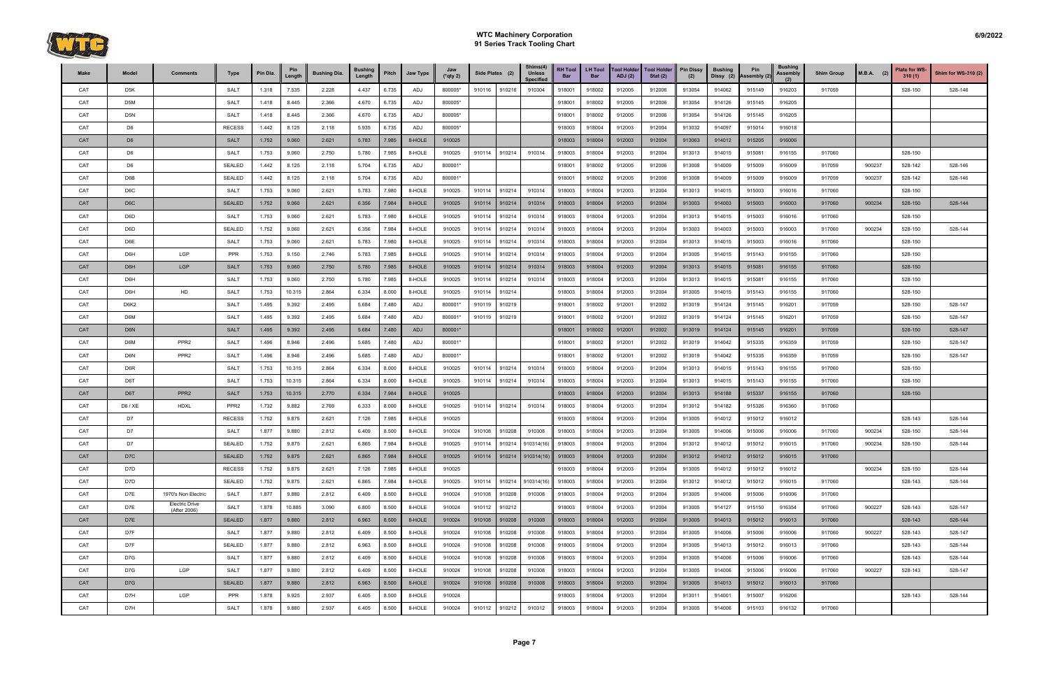# WTC Machinery Corporation
## 91 Series Track Tooling Chart

6/9/2022

| Make | Model | Comments | Type | Pin Dia. | Pin Length | Bushing Dia. | Bushing Length | Pitch | Jaw Type | Jaw (*qty 2) | Side Plates (2) | | Shims(4) Unless Specified | RH Tool Bar | LH Tool Bar | Tool Holder ADJ (2) | Tool Holder Stat (2) | Pin Dissy (2) | Bushing Dissy (2) | Pin Assembly (2) | Bushing Assembly (2) | Shim Group | M.B.A. (2) | Plate for WS-310 (1) | Shim for WS-310 (2) |
|---|---|---|---|---|---|---|---|---|---|---|---|---|---|---|---|---|---|---|---|---|---|---|---|---|---|
| CAT | D5K | | SALT | 1.318 | 7.535 | 2.228 | 4.437 | 6.735 | ADJ | 800005* | 910116 | 910216 | 910304 | 918001 | 918002 | 912005 | 912006 | 913054 | 914062 | 915149 | 916203 | 917059 | | 528-150 | 528-146 |
| CAT | D5M | | SALT | 1.418 | 8.445 | 2.366 | 4.670 | 6.735 | ADJ | 800005* | | | | 918001 | 918002 | 912005 | 912006 | 913054 | 914126 | 915145 | 916205 | | | | |
| CAT | D5N | | SALT | 1.418 | 8.445 | 2.366 | 4.670 | 6.735 | ADJ | 800005* | | | | 918001 | 918002 | 912005 | 912006 | 913054 | 914126 | 915145 | 916205 | | | | |
| CAT | D6 | | RECESS | 1.442 | 8.125 | 2.118 | 5.935 | 6.735 | ADJ | 800005* | | | | 918003 | 918004 | 912003 | 912004 | 913032 | 914097 | 915014 | 916018 | | | | |
| CAT | D6 | | SALT | 1.752 | 9.060 | 2.621 | 5.783 | 7.985 | 8-HOLE | 910025 | | | | 918003 | 918004 | 912003 | 912004 | 913063 | 914012 | 915205 | 916006 | | | | |
| CAT | D6 | | SALT | 1.753 | 9.060 | 2.750 | 5.780 | 7.985 | 8-HOLE | 910025 | 910114 | 910214 | 910314 | 918003 | 918004 | 912003 | 912004 | 913013 | 914015 | 915081 | 916155 | 917060 | | 528-150 | |
| CAT | D6 | | SEALED | 1.442 | 8.125 | 2.118 | 5.704 | 6.735 | ADJ | 800001* | | | | 918001 | 918002 | 912005 | 912006 | 913008 | 914009 | 915009 | 916009 | 917059 | 900237 | 528-142 | 528-146 |
| CAT | D6B | | SEALED | 1.442 | 8.125 | 2.118 | 5.704 | 6.735 | ADJ | 800001* | | | | 918001 | 918002 | 912005 | 912006 | 913008 | 914009 | 915009 | 916009 | 917059 | 900237 | 528-142 | 528-146 |
| CAT | D6C | | SALT | 1.753 | 9.060 | 2.621 | 5.783 | 7.980 | 8-HOLE | 910025 | 910114 | 910214 | 910314 | 918003 | 918004 | 912003 | 912004 | 913013 | 914015 | 915003 | 916016 | 917060 | | 528-150 | |
| CAT | D6C | | SEALED | 1.752 | 9.060 | 2.621 | 6.356 | 7.984 | 8-HOLE | 910025 | 910114 | 910214 | 910314 | 918003 | 918004 | 912003 | 912004 | 913003 | 914003 | 915003 | 916003 | 917060 | 900234 | 528-150 | 528-144 |
| CAT | D6D | | SALT | 1.753 | 9.060 | 2.621 | 5.783 | 7.980 | 8-HOLE | 910025 | 910114 | 910214 | 910314 | 918003 | 918004 | 912003 | 912004 | 913013 | 914015 | 915003 | 916016 | 917060 | | 528-150 | |
| CAT | D6D | | SEALED | 1.752 | 9.060 | 2.621 | 6.356 | 7.984 | 8-HOLE | 910025 | 910114 | 910214 | 910314 | 918003 | 918004 | 912003 | 912004 | 913003 | 914003 | 915003 | 916003 | 917060 | 900234 | 528-150 | 528-144 |
| CAT | D6E | | SALT | 1.753 | 9.060 | 2.621 | 5.783 | 7.980 | 8-HOLE | 910025 | 910114 | 910214 | 910314 | 918003 | 918004 | 912003 | 912004 | 913013 | 914015 | 915003 | 916016 | 917060 | | 528-150 | |
| CAT | D6H | LGP | PPR | 1.753 | 9.150 | 2.746 | 5.783 | 7.985 | 8-HOLE | 910025 | 910114 | 910214 | 910314 | 918003 | 918004 | 912003 | 912004 | 913005 | 914015 | 915143 | 916155 | 917060 | | 528-150 | |
| CAT | D6H | LGP | SALT | 1.753 | 9.060 | 2.750 | 5.780 | 7.985 | 8-HOLE | 910025 | 910114 | 910214 | 910314 | 918003 | 918004 | 912003 | 912004 | 913013 | 914015 | 915081 | 916155 | 917060 | | 528-150 | |
| CAT | D6H | | SALT | 1.753 | 9.060 | 2.750 | 5.780 | 7.985 | 8-HOLE | 910025 | 910114 | 910214 | 910314 | 918003 | 918004 | 912003 | 912004 | 913013 | 914015 | 915081 | 916155 | 917060 | | 528-150 | |
| CAT | D6H | HD | SALT | 1.753 | 10.315 | 2.864 | 6.334 | 8.000 | 8-HOLE | 910025 | 910114 | 910214 | | 918003 | 918004 | 912003 | 912004 | 913005 | 914015 | 915143 | 916155 | 917060 | | 528-150 | |
| CAT | D6K2 | | SALT | 1.495 | 9.392 | 2.495 | 5.684 | 7.480 | ADJ | 800001* | 910119 | 910219 | | 918001 | 918002 | 912001 | 912002 | 913019 | 914124 | 915145 | 916201 | 917059 | | 528-150 | 528-147 |
| CAT | D6M | | SALT | 1.495 | 9.392 | 2.495 | 5.684 | 7.480 | ADJ | 800001* | 910119 | 910219 | | 918001 | 918002 | 912001 | 912002 | 913019 | 914124 | 915145 | 916201 | 917059 | | 528-150 | 528-147 |
| CAT | D6N | | SALT | 1.495 | 9.392 | 2.495 | 5.684 | 7.480 | ADJ | 800001* | | | | 918001 | 918002 | 912001 | 912002 | 913019 | 914124 | 915145 | 916201 | 917059 | | 528-150 | 528-147 |
| CAT | D6M | PPR2 | SALT | 1.496 | 8.946 | 2.496 | 5.685 | 7.480 | ADJ | 800001* | | | | 918001 | 918002 | 912001 | 912002 | 913019 | 914042 | 915335 | 916359 | 917059 | | 528-150 | 528-147 |
| CAT | D6N | PPR2 | SALT | 1.496 | 8.946 | 2.496 | 5.685 | 7.480 | ADJ | 800001* | | | | 918001 | 918002 | 912001 | 912002 | 913019 | 914042 | 915335 | 916359 | 917059 | | 528-150 | 528-147 |
| CAT | D6R | | SALT | 1.753 | 10.315 | 2.864 | 6.334 | 8.000 | 8-HOLE | 910025 | 910114 | 910214 | 910314 | 918003 | 918004 | 912003 | 912004 | 913013 | 914015 | 915143 | 916155 | 917060 | | 528-150 | |
| CAT | D6T | | SALT | 1.753 | 10.315 | 2.864 | 6.334 | 8.000 | 8-HOLE | 910025 | 910114 | 910214 | 910314 | 918003 | 918004 | 912003 | 912004 | 913013 | 914015 | 915143 | 916155 | 917060 | | 528-150 | |
| CAT | D6T | PPR2 | SALT | 1.753 | 10.315 | 2.770 | 6.334 | 7.984 | 8-HOLE | 910025 | | | | 918003 | 918004 | 912003 | 912004 | 913013 | 914188 | 915337 | 916155 | 917060 | | 528-150 | |
| CAT | D6 / XE | HDXL | PPR2 | 1.732 | 9.882 | 2.769 | 6.333 | 8.000 | 8-HOLE | 910025 | 910114 | 910214 | 910314 | 918003 | 918004 | 912003 | 912004 | 913012 | 914182 | 915326 | 916360 | 917060 | | | |
| CAT | D7 | | RECESS | 1.752 | 9.875 | 2.621 | 7.126 | 7.985 | 8-HOLE | 910025 | | | | 918003 | 918004 | 912003 | 912004 | 913005 | 914012 | 915012 | 916012 | | | 528-143 | 528-144 |
| CAT | D7 | | SALT | 1.877 | 9.880 | 2.812 | 6.409 | 8.500 | 8-HOLE | 910024 | 910108 | 910208 | 910308 | 918003 | 918004 | 912003 | 912004 | 913005 | 914006 | 915006 | 916006 | 917060 | 900234 | 528-150 | 528-144 |
| CAT | D7 | | SEALED | 1.752 | 9.875 | 2.621 | 6.865 | 7.984 | 8-HOLE | 910025 | 910114 | 910214 | 910314(16) | 918003 | 918004 | 912003 | 912004 | 913012 | 914012 | 915012 | 916015 | 917060 | 900234 | 528-150 | 528-144 |
| CAT | D7C | | SEALED | 1.752 | 9.875 | 2.621 | 6.865 | 7.984 | 8-HOLE | 910025 | 910114 | 910214 | 910314(16) | 918003 | 918004 | 912003 | 912004 | 913012 | 914012 | 915012 | 916015 | 917060 | | | |
| CAT | D7D | | RECESS | 1.752 | 9.875 | 2.621 | 7.126 | 7.985 | 8-HOLE | 910025 | | | | 918003 | 918004 | 912003 | 912004 | 913005 | 914012 | 915012 | 916012 | | 900234 | 528-150 | 528-144 |
| CAT | D7D | | SEALED | 1.752 | 9.875 | 2.621 | 6.865 | 7.984 | 8-HOLE | 910025 | 910114 | 910214 | 910314(16) | 918003 | 918004 | 912003 | 912004 | 913012 | 914012 | 915012 | 916015 | 917060 | | 528-143 | 528-144 |
| CAT | D7E | 1970's Non Electric | SALT | 1.877 | 9.880 | 2.812 | 6.409 | 8.500 | 8-HOLE | 910024 | 910108 | 910208 | 910308 | 918003 | 918004 | 912003 | 912004 | 913005 | 914006 | 915006 | 916006 | 917060 | | | |
| CAT | D7E | Electric Drive (After 2006) | SALT | 1.878 | 10.885 | 3.090 | 6.800 | 8.500 | 8-HOLE | 910024 | 910112 | 910212 | | 918003 | 918004 | 912003 | 912004 | 913005 | 914127 | 915150 | 916354 | 917060 | 900227 | 528-143 | 528-147 |
| CAT | D7E | | SEALED | 1.877 | 9.880 | 2.812 | 6.963 | 8.500 | 8-HOLE | 910024 | 910108 | 910208 | 910308 | 918003 | 918004 | 912003 | 912004 | 913005 | 914013 | 915012 | 916013 | 917060 | | 528-143 | 528-144 |
| CAT | D7F | | SALT | 1.877 | 9.880 | 2.812 | 6.409 | 8.500 | 8-HOLE | 910024 | 910108 | 910208 | 910308 | 918003 | 918004 | 912003 | 912004 | 913005 | 914006 | 915006 | 916006 | 917060 | 900227 | 528-143 | 528-147 |
| CAT | D7F | | SEALED | 1.877 | 9.880 | 2.812 | 6.963 | 8.500 | 8-HOLE | 910024 | 910108 | 910208 | 910308 | 918003 | 918004 | 912003 | 912004 | 913005 | 914013 | 915012 | 916013 | 917060 | | 528-143 | 528-144 |
| CAT | D7G | | SALT | 1.877 | 9.880 | 2.812 | 6.409 | 8.500 | 8-HOLE | 910024 | 910108 | 910208 | 910308 | 918003 | 918004 | 912003 | 912004 | 913005 | 914006 | 915006 | 916006 | 917060 | | 528-143 | 528-144 |
| CAT | D7G | LGP | SALT | 1.877 | 9.880 | 2.812 | 6.409 | 8.500 | 8-HOLE | 910024 | 910108 | 910208 | 910308 | 918003 | 918004 | 912003 | 912004 | 913005 | 914006 | 915006 | 916006 | 917060 | 900227 | 528-143 | 528-147 |
| CAT | D7G | | SEALED | 1.877 | 9.880 | 2.812 | 6.963 | 8.500 | 8-HOLE | 910024 | 910108 | 910208 | 910308 | 918003 | 918004 | 912003 | 912004 | 913005 | 914013 | 915012 | 916013 | 917060 | | | |
| CAT | D7H | LGP | PPR | 1.878 | 9.925 | 2.937 | 6.405 | 8.500 | 8-HOLE | 910024 | | | | 918003 | 918004 | 912003 | 912004 | 913011 | 914001 | 915007 | 916206 | | | 528-143 | 528-144 |
| CAT | D7H | | SALT | 1.878 | 9.880 | 2.937 | 6.405 | 8.500 | 8-HOLE | 910024 | 910112 | 910212 | 910312 | 918003 | 918004 | 912003 | 912004 | 913005 | 914006 | 915103 | 916132 | 917060 | | | |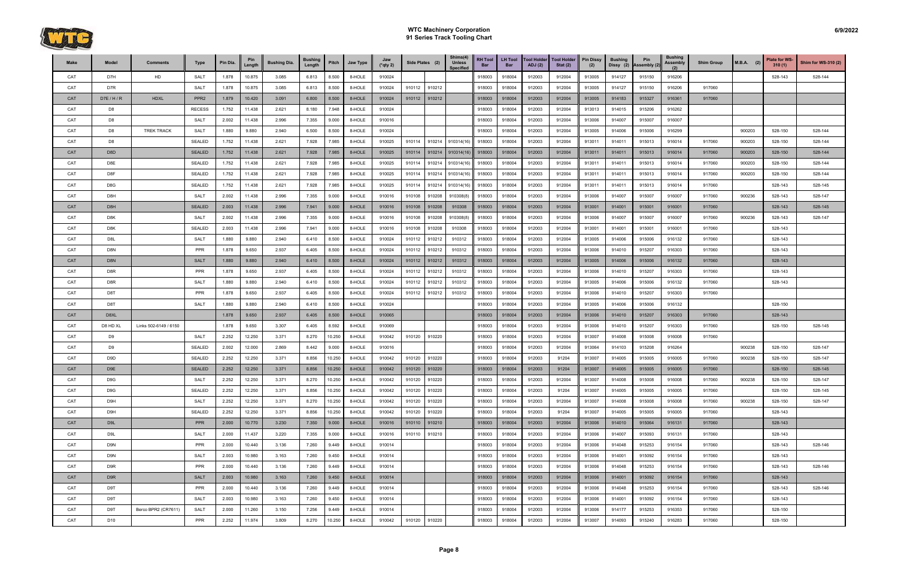# WTC Machinery Corporation
## 91 Series Track Tooling Chart

6/9/2022

| Make | Model | Comments | Type | Pin Dia. | Pin Length | Bushing Dia. | Bushing Length | Pitch | Jaw Type | Jaw (*qty 2) | Side Plates (2) | | Shims(4) Unless Specified | RH Tool Bar | LH Tool Bar | Tool Holder ADJ (2) | Tool Holder Stat (2) | Pin Dissy (2) | Bushing Dissy (2) | Pin Assembly (2) | Bushing Assembly (2) | Shim Group | M.B.A. (2) | Plate for WS-310 (1) | Shim for WS-310 (2) |
|---|---|---|---|---|---|---|---|---|---|---|---|---|---|---|---|---|---|---|---|---|---|---|---|---|---|
| CAT | D7H | HD | SALT | 1.878 | 10.875 | 3.085 | 6.813 | 8.500 | 8-HOLE | 910024 | | | | 918003 | 918004 | 912003 | 912004 | 913005 | 914127 | 915150 | 916206 | | | 528-143 | 528-144 |
| CAT | D7R | | SALT | 1.878 | 10.875 | 3.085 | 6.813 | 8.500 | 8-HOLE | 910024 | 910112 | 910212 | | 918003 | 918004 | 912003 | 912004 | 913005 | 914127 | 915150 | 916206 | 917060 | | | |
| CAT | D7E / H / R | HDXL | PPR2 | 1.879 | 10.420 | 3.091 | 6.800 | 8.500 | 8-HOLE | 910024 | 910112 | 910212 | | 918003 | 918004 | 912003 | 912004 | 913005 | 914183 | 915327 | 916361 | 917060 | | | |
| CAT | D8 | | RECESS | 1.752 | 11.438 | 2.621 | 8.180 | 7.948 | 8-HOLE | 910024 | | | | 918003 | 918004 | 912003 | 912004 | 913013 | 914015 | 915206 | 916262 | | | | |
| CAT | D8 | | SALT | 2.002 | 11.438 | 2.996 | 7.355 | 9.000 | 8-HOLE | 910016 | | | | 918003 | 918004 | 912003 | 912004 | 913006 | 914007 | 915007 | 916007 | | | | |
| CAT | D8 | TREK TRACK | SALT | 1.880 | 9.880 | 2.940 | 6.500 | 8.500 | 8-HOLE | 910024 | | | | 918003 | 918004 | 912003 | 912004 | 913005 | 914006 | 915006 | 916299 | | 900203 | 528-150 | 528-144 |
| CAT | D8 | | SEALED | 1.752 | 11.438 | 2.621 | 7.928 | 7.985 | 8-HOLE | 910025 | 910114 | 910214 | 910314(16) | 918003 | 918004 | 912003 | 912004 | 913011 | 914011 | 915013 | 916014 | 917060 | 900203 | 528-150 | 528-144 |
| CAT | D8D | | SEALED | 1.752 | 11.438 | 2.621 | 7.928 | 7.985 | 8-HOLE | 910025 | 910114 | 910214 | 910314(16) | 918003 | 918004 | 912003 | 912004 | 913011 | 914011 | 915013 | 916014 | 917060 | 900203 | 528-150 | 528-144 |
| CAT | D8E | | SEALED | 1.752 | 11.438 | 2.621 | 7.928 | 7.985 | 8-HOLE | 910025 | 910114 | 910214 | 910314(16) | 918003 | 918004 | 912003 | 912004 | 913011 | 914011 | 915013 | 916014 | 917060 | 900203 | 528-150 | 528-144 |
| CAT | D8F | | SEALED | 1.752 | 11.438 | 2.621 | 7.928 | 7.985 | 8-HOLE | 910025 | 910114 | 910214 | 910314(16) | 918003 | 918004 | 912003 | 912004 | 913011 | 914011 | 915013 | 916014 | 917060 | 900203 | 528-150 | 528-144 |
| CAT | D8G | | SEALED | 1.752 | 11.438 | 2.621 | 7.928 | 7.985 | 8-HOLE | 910025 | 910114 | 910214 | 910314(16) | 918003 | 918004 | 912003 | 912004 | 913011 | 914011 | 915013 | 916014 | 917060 | | 528-143 | 528-145 |
| CAT | D8H | | SALT | 2.002 | 11.438 | 2.996 | 7.355 | 9.000 | 8-HOLE | 910016 | 910108 | 910208 | 910308(8) | 918003 | 918004 | 912003 | 912004 | 913006 | 914007 | 915007 | 916007 | 917060 | 900236 | 528-143 | 528-147 |
| CAT | D8H | | SEALED | 2.003 | 11.438 | 2.996 | 7.941 | 9.000 | 8-HOLE | 910016 | 910108 | 910208 | 910308 | 918003 | 918004 | 912003 | 912004 | 913001 | 914001 | 915001 | 916001 | 917060 | | 528-143 | 528-145 |
| CAT | D8K | | SALT | 2.002 | 11.438 | 2.996 | 7.355 | 9.000 | 8-HOLE | 910016 | 910108 | 910208 | 910308(8) | 918003 | 918004 | 912003 | 912004 | 913006 | 914007 | 915007 | 916007 | 917060 | 900236 | 528-143 | 528-147 |
| CAT | D8K | | SEALED | 2.003 | 11.438 | 2.996 | 7.941 | 9.000 | 8-HOLE | 910016 | 910108 | 910208 | 910308 | 918003 | 918004 | 912003 | 912004 | 913001 | 914001 | 915001 | 916001 | 917060 | | 528-143 | |
| CAT | D8L | | SALT | 1.880 | 9.880 | 2.940 | 6.410 | 8.500 | 8-HOLE | 910024 | 910112 | 910212 | 910312 | 918003 | 918004 | 912003 | 912004 | 913005 | 914006 | 915006 | 916132 | 917060 | | 528-143 | |
| CAT | D8N | | PPR | 1.878 | 9.650 | 2.937 | 6.405 | 8.500 | 8-HOLE | 910024 | 910112 | 910212 | 910312 | 918003 | 918004 | 912003 | 912004 | 913006 | 914010 | 915207 | 916303 | 917060 | | 528-143 | |
| CAT | D8N | | SALT | 1.880 | 9.880 | 2.940 | 6.410 | 8.500 | 8-HOLE | 910024 | 910112 | 910212 | 910312 | 918003 | 918004 | 912003 | 912004 | 913005 | 914006 | 915006 | 916132 | 917060 | | 528-143 | |
| CAT | D8R | | PPR | 1.878 | 9.650 | 2.937 | 6.405 | 8.500 | 8-HOLE | 910024 | 910112 | 910212 | 910312 | 918003 | 918004 | 912003 | 912004 | 913006 | 914010 | 915207 | 916303 | 917060 | | 528-143 | |
| CAT | D8R | | SALT | 1.880 | 9.880 | 2.940 | 6.410 | 8.500 | 8-HOLE | 910024 | 910112 | 910212 | 910312 | 918003 | 918004 | 912003 | 912004 | 913005 | 914006 | 915006 | 916132 | 917060 | | 528-143 | |
| CAT | D8T | | PPR | 1.878 | 9.650 | 2.937 | 6.405 | 8.500 | 8-HOLE | 910024 | 910112 | 910212 | 910312 | 918003 | 918004 | 912003 | 912004 | 913006 | 914010 | 915207 | 916303 | 917060 | | | |
| CAT | D8T | | SALT | 1.880 | 9.880 | 2.940 | 6.410 | 8.500 | 8-HOLE | 910024 | | | | 918003 | 918004 | 912003 | 912004 | 913005 | 914006 | 915006 | 916132 | | | 528-150 | |
| CAT | D8XL | | | 1.878 | 9.650 | 2.937 | 6.405 | 8.500 | 8-HOLE | 910065 | | | | 918003 | 918004 | 912003 | 912004 | 913006 | 914010 | 915207 | 916303 | 917060 | | 528-143 | |
| CAT | D8 HD XL | Links 502-6149 / 6150 | | 1.878 | 9.650 | 3.307 | 6.405 | 8.592 | 8-HOLE | 910069 | | | | 918003 | 918004 | 912003 | 912004 | 913006 | 914010 | 915207 | 916303 | 917060 | | 528-150 | 528-145 |
| CAT | D9 | | SALT | 2.252 | 12.250 | 3.371 | 8.270 | 10.250 | 8-HOLE | 910042 | 910120 | 910220 | | 918003 | 918004 | 912003 | 912004 | 913007 | 914008 | 915008 | 916008 | 917060 | | | |
| CAT | D9 | | SEALED | 2.002 | 12.000 | 2.869 | 8.442 | 9.000 | 8-HOLE | 910016 | | | | 918003 | 918004 | 912003 | 912004 | 913064 | 914103 | 915208 | 916264 | | 900238 | 528-150 | 528-147 |
| CAT | D9D | | SEALED | 2.252 | 12.250 | 3.371 | 8.856 | 10.250 | 8-HOLE | 910042 | 910120 | 910220 | | 918003 | 918004 | 912003 | 91204 | 913007 | 914005 | 915005 | 916005 | 917060 | 900238 | 528-150 | 528-147 |
| CAT | D9E | | SEALED | 2.252 | 12.250 | 3.371 | 8.856 | 10.250 | 8-HOLE | 910042 | 910120 | 910220 | | 918003 | 918004 | 912003 | 91204 | 913007 | 914005 | 915005 | 916005 | 917060 | | 528-150 | 528-145 |
| CAT | D9G | | SALT | 2.252 | 12.250 | 3.371 | 8.270 | 10.250 | 8-HOLE | 910042 | 910120 | 910220 | | 918003 | 918004 | 912003 | 912004 | 913007 | 914008 | 915008 | 916008 | 917060 | 900238 | 528-150 | 528-147 |
| CAT | D9G | | SEALED | 2.252 | 12.250 | 3.371 | 8.856 | 10.250 | 8-HOLE | 910042 | 910120 | 910220 | | 918003 | 918004 | 912003 | 91204 | 913007 | 914005 | 915005 | 916005 | 917060 | | 528-150 | 528-145 |
| CAT | D9H | | SALT | 2.252 | 12.250 | 3.371 | 8.270 | 10.250 | 8-HOLE | 910042 | 910120 | 910220 | | 918003 | 918004 | 912003 | 912004 | 913007 | 914008 | 915008 | 916008 | 917060 | 900238 | 528-150 | 528-147 |
| CAT | D9H | | SEALED | 2.252 | 12.250 | 3.371 | 8.856 | 10.250 | 8-HOLE | 910042 | 910120 | 910220 | | 918003 | 918004 | 912003 | 91204 | 913007 | 914005 | 915005 | 916005 | 917060 | | 528-143 | |
| CAT | D9L | | PPR | 2.000 | 10.770 | 3.230 | 7.350 | 9.000 | 8-HOLE | 910016 | 910110 | 910210 | | 918003 | 918004 | 912003 | 912004 | 913006 | 914010 | 915064 | 916131 | 917060 | | 528-143 | |
| CAT | D9L | | SALT | 2.000 | 11.437 | 3.220 | 7.355 | 9.000 | 8-HOLE | 910016 | 910110 | 910210 | | 918003 | 918004 | 912003 | 912004 | 913006 | 914007 | 915093 | 916131 | 917060 | | 528-143 | |
| CAT | D9N | | PPR | 2.000 | 10.440 | 3.136 | 7.260 | 9.449 | 8-HOLE | 910014 | | | | 918003 | 918004 | 912003 | 912004 | 913006 | 914048 | 915253 | 916154 | 917060 | | 528-143 | 528-146 |
| CAT | D9N | | SALT | 2.003 | 10.980 | 3.163 | 7.260 | 9.450 | 8-HOLE | 910014 | | | | 918003 | 918004 | 912003 | 912004 | 913006 | 914001 | 915092 | 916154 | 917060 | | 528-143 | |
| CAT | D9R | | PPR | 2.000 | 10.440 | 3.136 | 7.260 | 9.449 | 8-HOLE | 910014 | | | | 918003 | 918004 | 912003 | 912004 | 913006 | 914048 | 915253 | 916154 | 917060 | | 528-143 | 528-146 |
| CAT | D9R | | SALT | 2.003 | 10.980 | 3.163 | 7.260 | 9.450 | 8-HOLE | 910014 | | | | 918003 | 918004 | 912003 | 912004 | 913006 | 914001 | 915092 | 916154 | 917060 | | 528-143 | |
| CAT | D9T | | PPR | 2.000 | 10.440 | 3.136 | 7.260 | 9.449 | 8-HOLE | 910014 | | | | 918003 | 918004 | 912003 | 912004 | 913006 | 914048 | 915253 | 916154 | 917060 | | 528-143 | 528-146 |
| CAT | D9T | | SALT | 2.003 | 10.980 | 3.163 | 7.260 | 9.450 | 8-HOLE | 910014 | | | | 918003 | 918004 | 912003 | 912004 | 913006 | 914001 | 915092 | 916154 | 917060 | | 528-143 | |
| CAT | D9T | Berco BPR2 (CR7611) | SALT | 2.000 | 11.260 | 3.150 | 7.256 | 9.449 | 8-HOLE | 910014 | | | | 918003 | 918004 | 912003 | 912004 | 913006 | 914177 | 915253 | 916353 | 917060 | | 528-150 | |
| CAT | D10 | | PPR | 2.252 | 11.974 | 3.809 | 8.270 | 10.250 | 8-HOLE | 910042 | 910120 | 910220 | | 918003 | 918004 | 912003 | 912004 | 913007 | 914093 | 915240 | 916283 | 917060 | | 528-150 | |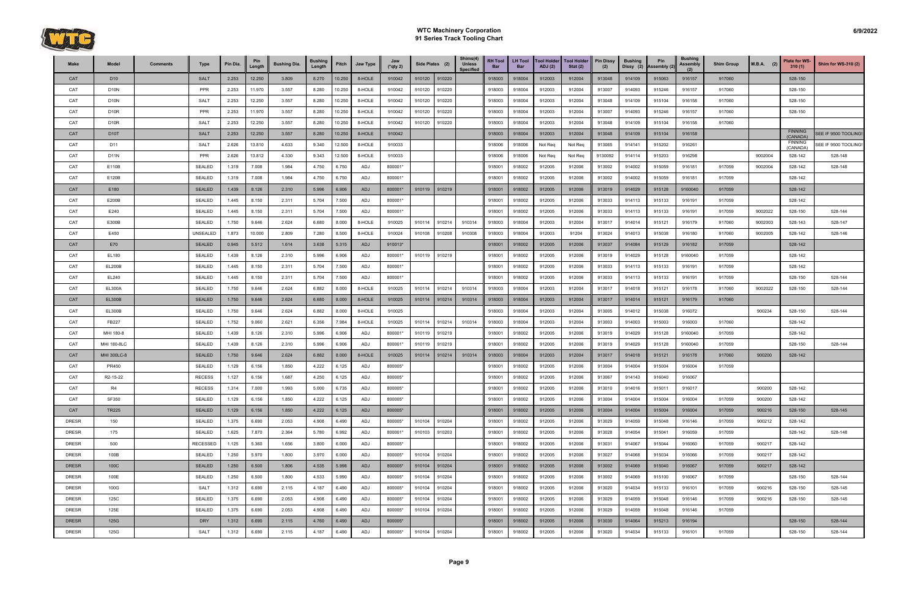# WTC Machinery Corporation
## 91 Series Track Tooling Chart

6/9/2022

| Make | Model | Comments | Type | Pin Dia. | Pin Length | Bushing Dia. | Bushing Length | Pitch | Jaw Type | Jaw (*qty 2) | Side Plates (2) | | Shims(4) Unless Specified | RH Tool Bar | LH Tool Bar | Tool Holder ADJ (2) | Tool Holder Stat (2) | Pin Dissy (2) | Bushing Dissy (2) | Pin Assembly (2) | Bushing Assembly (2) | Shim Group | M.B.A. (2) | Plate for WS-310 (1) | Shim for WS-310 (2) |
|---|---|---|---|---|---|---|---|---|---|---|---|---|---|---|---|---|---|---|---|---|---|---|---|---|---|
| CAT | D10 | | SALT | 2.253 | 12.250 | 3.809 | 8.270 | 10.250 | 8-HOLE | 910042 | 910120 | 910220 | | 918003 | 918004 | 912003 | 912004 | 913048 | 914109 | 915063 | 916157 | 917060 | | 528-150 | |
| CAT | D10N | | PPR | 2.253 | 11.970 | 3.557 | 8.280 | 10.250 | 8-HOLE | 910042 | 910120 | 910220 | | 918003 | 918004 | 912003 | 912004 | 913007 | 914093 | 915246 | 916157 | 917060 | | 528-150 | |
| CAT | D10N | | SALT | 2.253 | 12.250 | 3.557 | 8.280 | 10.250 | 8-HOLE | 910042 | 910120 | 910220 | | 918003 | 918004 | 912003 | 912004 | 913048 | 914109 | 915104 | 916158 | 917060 | | 528-150 | |
| CAT | D10R | | PPR | 2.253 | 11.970 | 3.557 | 8.280 | 10.250 | 8-HOLE | 910042 | 910120 | 910220 | | 918003 | 918004 | 912003 | 912004 | 913007 | 914093 | 915246 | 916157 | 917060 | | 528-150 | |
| CAT | D10R | | SALT | 2.253 | 12.250 | 3.557 | 8.280 | 10.250 | 8-HOLE | 910042 | 910120 | 910220 | | 918003 | 918004 | 912003 | 912004 | 913048 | 914109 | 915104 | 916158 | 917060 | | | |
| CAT | D10T | | SALT | 2.253 | 12.250 | 3.557 | 8.280 | 10.250 | 8-HOLE | 910042 | | | | 918003 | 918004 | 912003 | 912004 | 913048 | 914109 | 915104 | 916158 | | | FINNING (CANADA) | SEE IF 9500 TOOLING! |
| CAT | D11 | | SALT | 2.626 | 13.810 | 4.633 | 9.340 | 12.500 | 8-HOLE | 910033 | | | | 918006 | 918006 | Not Req | Not Req | 913065 | 914141 | 915202 | 916261 | | | FINNING (CANADA) | SEE IF 9500 TOOLING! |
| CAT | D11N | | PPR | 2.626 | 13.812 | 4.330 | 9.343 | 12.500 | 8-HOLE | 910033 | | | | 918006 | 918006 | Not Req | Not Req | 9130092 | 914114 | 915203 | 916298 | | 9002004 | 528-142 | 528-148 |
| CAT | E110B | | SEALED | 1.319 | 7.008 | 1.984 | 4.750 | 6.750 | ADJ | 800001* | | | | 918001 | 918002 | 912005 | 912006 | 913002 | 914002 | 915059 | 916181 | 917059 | 9002004 | 528-142 | 528-148 |
| CAT | E120B | | SEALED | 1.319 | 7.008 | 1.984 | 4.750 | 6.750 | ADJ | 800001* | | | | 918001 | 918002 | 912005 | 912006 | 913002 | 914002 | 915059 | 916181 | 917059 | | 528-142 | |
| CAT | E180 | | SEALED | 1.439 | 8.126 | 2.310 | 5.996 | 6.906 | ADJ | 800001* | 910119 | 910219 | | 918001 | 918002 | 912005 | 912006 | 913019 | 914029 | 915128 | 9160040 | 917059 | | 528-142 | |
| CAT | E200B | | SEALED | 1.445 | 8.150 | 2.311 | 5.704 | 7.500 | ADJ | 800001* | | | | 918001 | 918002 | 912005 | 912006 | 913033 | 914113 | 915133 | 916191 | 917059 | | 528-142 | |
| CAT | E240 | | SEALED | 1.445 | 8.150 | 2.311 | 5.704 | 7.500 | ADJ | 800001* | | | | 918001 | 918002 | 912005 | 912006 | 913033 | 914113 | 915133 | 916191 | 917059 | 9002022 | 528-150 | 528-144 |
| CAT | E300B | | SEALED | 1.750 | 9.646 | 2.624 | 6.680 | 8.000 | 8-HOLE | 910025 | 910114 | 910214 | 910314 | 918003 | 918004 | 912003 | 912004 | 913017 | 914014 | 915121 | 916179 | 917060 | 9002003 | 528-143 | 528-147 |
| CAT | E450 | | UNSEALED | 1.873 | 10.000 | 2.809 | 7.280 | 8.500 | 8-HOLE | 910024 | 910108 | 910208 | 910308 | 918003 | 918004 | 912003 | 91204 | 913024 | 914013 | 915038 | 916180 | 917060 | 9002005 | 528-142 | 528-146 |
| CAT | E70 | | SEALED | 0.945 | 5.512 | 1.614 | 3.638 | 5.315 | ADJ | 910013* | | | | 918001 | 918002 | 912005 | 912006 | 913037 | 914084 | 915129 | 916182 | 917059 | | 528-142 | |
| CAT | EL180 | | SEALED | 1.439 | 8.126 | 2.310 | 5.996 | 6.906 | ADJ | 800001* | 910119 | 910219 | | 918001 | 918002 | 912005 | 912006 | 913019 | 914029 | 915128 | 9160040 | 917059 | | 528-142 | |
| CAT | EL200B | | SEALED | 1.445 | 8.150 | 2.311 | 5.704 | 7.500 | ADJ | 800001* | | | | 918001 | 918002 | 912005 | 912006 | 913033 | 914113 | 915133 | 916191 | 917059 | | 528-142 | |
| CAT | EL240 | | SEALED | 1.445 | 8.150 | 2.311 | 5.704 | 7.500 | ADJ | 800001* | | | | 918001 | 918002 | 912005 | 912006 | 913033 | 914113 | 915133 | 916191 | 917059 | | 528-150 | 528-144 |
| CAT | EL300A | | SEALED | 1.750 | 9.646 | 2.624 | 6.882 | 8.000 | 8-HOLE | 910025 | 910114 | 910214 | 910314 | 918003 | 918004 | 912003 | 912004 | 913017 | 914018 | 915121 | 916178 | 917060 | 9002022 | 528-150 | 528-144 |
| CAT | EL300B | | SEALED | 1.750 | 9.646 | 2.624 | 6.680 | 8.000 | 8-HOLE | 910025 | 910114 | 910214 | 910314 | 918003 | 918004 | 912003 | 912004 | 913017 | 914014 | 915121 | 916179 | 917060 | | | |
| CAT | EL300B | | SEALED | 1.750 | 9.646 | 2.624 | 6.882 | 8.000 | 8-HOLE | 910025 | | | | 918003 | 918004 | 912003 | 912004 | 913005 | 914012 | 915038 | 916072 | | 900234 | 528-150 | 528-144 |
| CAT | FB227 | | SEALED | 1.752 | 9.060 | 2.621 | 6.356 | 7.984 | 8-HOLE | 910025 | 910114 | 910214 | 910314 | 918003 | 918004 | 912003 | 912004 | 913003 | 914003 | 915003 | 916003 | 917060 | | 528-142 | |
| CAT | MHI 180-8 | | SEALED | 1.439 | 8.126 | 2.310 | 5.996 | 6.906 | ADJ | 800001* | 910119 | 910219 | | 918001 | 918002 | 912005 | 912006 | 913019 | 914029 | 915128 | 9160040 | 917059 | | 528-142 | |
| CAT | MHI 180-8LC | | SEALED | 1.439 | 8.126 | 2.310 | 5.996 | 6.906 | ADJ | 800001* | 910119 | 910219 | | 918001 | 918002 | 912005 | 912006 | 913019 | 914029 | 915128 | 9160040 | 917059 | | 528-150 | 528-144 |
| CAT | MHI 300LC-8 | | SEALED | 1.750 | 9.646 | 2.624 | 6.882 | 8.000 | 8-HOLE | 910025 | 910114 | 910214 | 910314 | 918003 | 918004 | 912003 | 912004 | 913017 | 914018 | 915121 | 916178 | 917060 | 900200 | 528-142 | |
| CAT | PR450 | | SEALED | 1.129 | 6.156 | 1.850 | 4.222 | 6.125 | ADJ | 800005* | | | | 918001 | 918002 | 912005 | 912006 | 913004 | 914004 | 915004 | 916004 | 917059 | | | |
| CAT | R2-15-22 | | RECESS | 1.127 | 6.156 | 1.687 | 4.250 | 6.125 | ADJ | 800005* | | | | 918001 | 918002 | 912005 | 912006 | 913067 | 914143 | 916040 | 916067 | | | | |
| CAT | R4 | | RECESS | 1.314 | 7.000 | 1.993 | 5.000 | 6.735 | ADJ | 800005* | | | | 918001 | 918002 | 912005 | 912006 | 913010 | 914016 | 915011 | 916017 | | 900200 | 528-142 | |
| CAT | SF350 | | SEALED | 1.129 | 6.156 | 1.850 | 4.222 | 6.125 | ADJ | 800005* | | | | 918001 | 918002 | 912005 | 912006 | 913004 | 914004 | 915004 | 916004 | 917059 | 900200 | 528-142 | |
| CAT | TR225 | | SEALED | 1.129 | 6.156 | 1.850 | 4.222 | 6.125 | ADJ | 800005* | | | | 918001 | 918002 | 912005 | 912006 | 913004 | 914004 | 915004 | 916004 | 917059 | 900216 | 528-150 | 528-145 |
| DRESR | 150 | | SEALED | 1.375 | 6.690 | 2.053 | 4.908 | 6.490 | ADJ | 800005* | 910104 | 910204 | | 918001 | 918002 | 912005 | 912006 | 913029 | 914059 | 915048 | 916146 | 917059 | 900212 | 528-142 | |
| DRESR | 175 | | SEALED | 1.625 | 7.870 | 2.364 | 5.780 | 6.992 | ADJ | 800001* | 910103 | 910203 | | 918001 | 918002 | 912005 | 912006 | 913028 | 914054 | 915041 | 916059 | 917059 | | 528-142 | 528-148 |
| DRESR | 500 | | RECESSED | 1.125 | 5.360 | 1.656 | 3.800 | 6.000 | ADJ | 800005* | | | | 918001 | 918002 | 912005 | 912006 | 913031 | 914067 | 915044 | 916060 | 917059 | 900217 | 528-142 | |
| DRESR | 100B | | SEALED | 1.250 | 5.970 | 1.800 | 3.970 | 6.000 | ADJ | 800005* | 910104 | 910204 | | 918001 | 918002 | 912005 | 912006 | 913027 | 914068 | 915034 | 916066 | 917059 | 900217 | 528-142 | |
| DRESR | 100C | | SEALED | 1.250 | 6.500 | 1.806 | 4.535 | 5.998 | ADJ | 800005* | 910104 | 910204 | | 918001 | 918002 | 912005 | 912006 | 913002 | 914069 | 915040 | 916067 | 917059 | 900217 | 528-142 | |
| DRESR | 100E | | SEALED | 1.250 | 6.500 | 1.800 | 4.533 | 5.990 | ADJ | 800005* | 910104 | 910204 | | 918001 | 918002 | 912005 | 912006 | 913002 | 914069 | 915100 | 916067 | 917059 | | 528-150 | 528-144 |
| DRESR | 100G | | SALT | 1.312 | 6.690 | 2.115 | 4.187 | 6.490 | ADJ | 800005* | 910104 | 910204 | | 918001 | 918002 | 912005 | 912006 | 913020 | 914034 | 915133 | 916101 | 917059 | 900216 | 528-150 | 528-145 |
| DRESR | 125C | | SEALED | 1.375 | 6.690 | 2.053 | 4.908 | 6.490 | ADJ | 800005* | 910104 | 910204 | | 918001 | 918002 | 912005 | 912006 | 913029 | 914059 | 915048 | 916146 | 917059 | 900216 | 528-150 | 528-145 |
| DRESR | 125E | | SEALED | 1.375 | 6.690 | 2.053 | 4.908 | 6.490 | ADJ | 800005* | 910104 | 910204 | | 918001 | 918002 | 912005 | 912006 | 913029 | 914059 | 915048 | 916146 | 917059 | | | |
| DRESR | 125G | | DRY | 1.312 | 6.690 | 2.115 | 4.760 | 6.490 | ADJ | 800005* | | | | 918001 | 918002 | 912005 | 912006 | 913030 | 914064 | 915213 | 916194 | | | 528-150 | 528-144 |
| DRESR | 125G | | SALT | 1.312 | 6.690 | 2.115 | 4.187 | 6.490 | ADJ | 800005* | 910104 | 910204 | | 918001 | 918002 | 912005 | 912006 | 913020 | 914034 | 915133 | 916101 | 917059 | | 528-150 | 528-144 |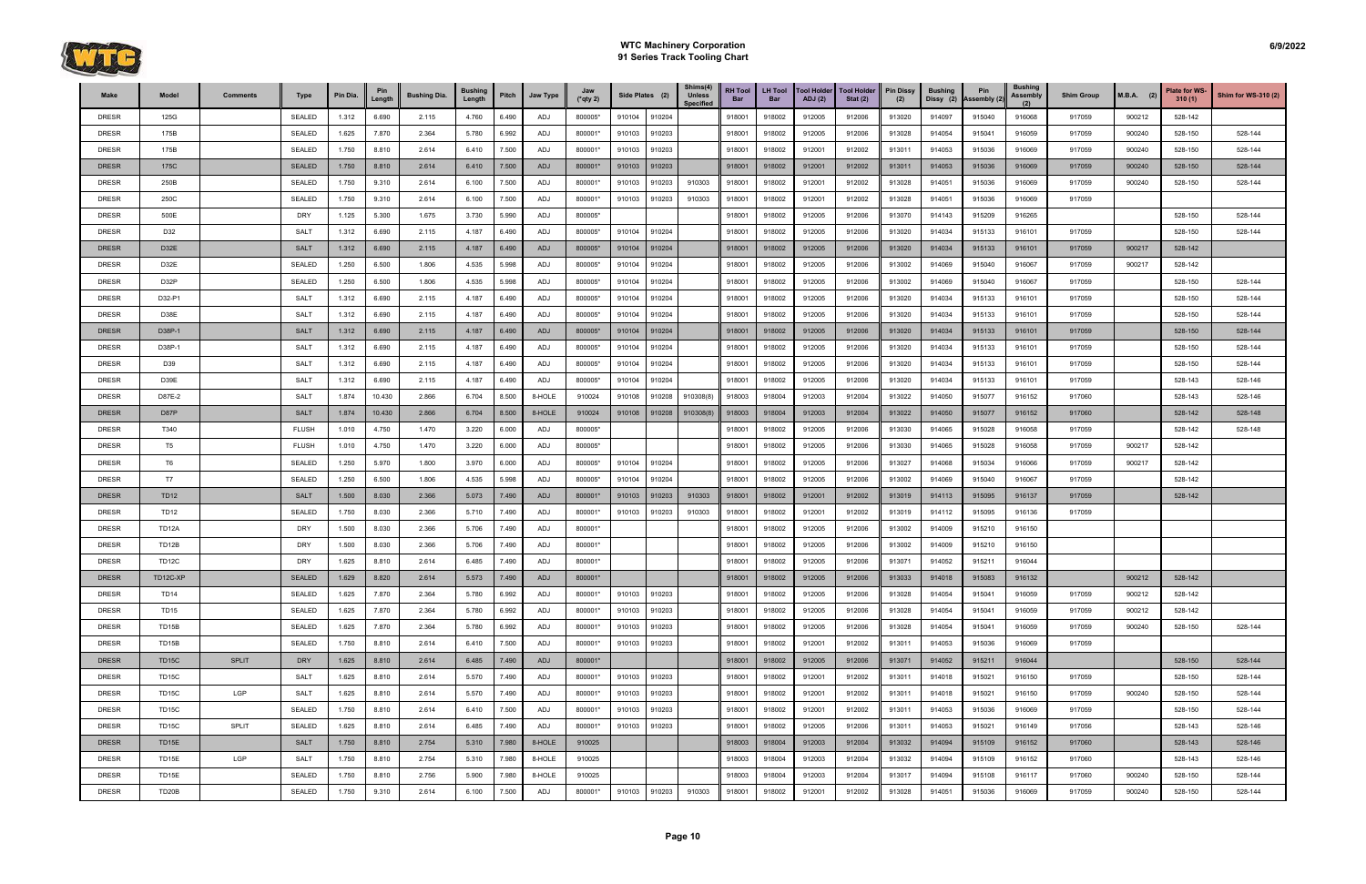# WTC Machinery Corporation
## 91 Series Track Tooling Chart

| Make | Model | Comments | Type | Pin Dia. | Pin Length | Bushing Dia. | Bushing Length | Pitch | Jaw Type | Jaw (*qty 2) | Side Plates (2) | | Shims(4) Unless Specified | RH Tool Bar | LH Tool Bar | Tool Holder ADJ (2) | Tool Holder Stat (2) | Pin Dissy (2) | Bushing Dissy (2) | Pin Assembly (2) | Bushing Assembly (2) | Shim Group | M.B.A. (2) | Plate for WS-310 (1) | Shim for WS-310 (2) |
|---|---|---|---|---|---|---|---|---|---|---|---|---|---|---|---|---|---|---|---|---|---|---|---|---|---|
| DRESR | 125G | | SEALED | 1.312 | 6.690 | 2.115 | 4.760 | 6.490 | ADJ | 800005* | 910104 | 910204 | | 918001 | 918002 | 912005 | 912006 | 913020 | 914097 | 915040 | 916068 | 917059 | 900212 | 528-142 | |
| DRESR | 175B | | SEALED | 1.625 | 7.870 | 2.364 | 5.780 | 6.992 | ADJ | 800001* | 910103 | 910203 | | 918001 | 918002 | 912005 | 912006 | 913028 | 914054 | 915041 | 916059 | 917059 | 900240 | 528-150 | 528-144 |
| DRESR | 175B | | SEALED | 1.750 | 8.810 | 2.614 | 6.410 | 7.500 | ADJ | 800001* | 910103 | 910203 | | 918001 | 918002 | 912001 | 912002 | 913011 | 914053 | 915036 | 916069 | 917059 | 900240 | 528-150 | 528-144 |
| DRESR | 175C | | SEALED | 1.750 | 8.810 | 2.614 | 6.410 | 7.500 | ADJ | 800001* | 910103 | 910203 | | 918001 | 918002 | 912001 | 912002 | 913011 | 914053 | 915036 | 916069 | 917059 | 900240 | 528-150 | 528-144 |
| DRESR | 250B | | SEALED | 1.750 | 9.310 | 2.614 | 6.100 | 7.500 | ADJ | 800001* | 910103 | 910203 | 910303 | 918001 | 918002 | 912001 | 912002 | 913028 | 914051 | 915036 | 916069 | 917059 | 900240 | 528-150 | 528-144 |
| DRESR | 250C | | SEALED | 1.750 | 9.310 | 2.614 | 6.100 | 7.500 | ADJ | 800001* | 910103 | 910203 | 910303 | 918001 | 918002 | 912001 | 912002 | 913028 | 914051 | 915036 | 916069 | 917059 | | | |
| DRESR | 500E | | DRY | 1.125 | 5.300 | 1.675 | 3.730 | 5.990 | ADJ | 800005* | | | | 918001 | 918002 | 912005 | 912006 | 913070 | 914143 | 915209 | 916265 | | | 528-150 | 528-144 |
| DRESR | D32 | | SALT | 1.312 | 6.690 | 2.115 | 4.187 | 6.490 | ADJ | 800005* | 910104 | 910204 | | 918001 | 918002 | 912005 | 912006 | 913020 | 914034 | 915133 | 916101 | 917059 | | 528-150 | 528-144 |
| DRESR | D32E | | SALT | 1.312 | 6.690 | 2.115 | 4.187 | 6.490 | ADJ | 800005* | 910104 | 910204 | | 918001 | 918002 | 912005 | 912006 | 913020 | 914034 | 915133 | 916101 | 917059 | 900217 | 528-142 | |
| DRESR | D32E | | SEALED | 1.250 | 6.500 | 1.806 | 4.535 | 5.998 | ADJ | 800005* | 910104 | 910204 | | 918001 | 918002 | 912005 | 912006 | 913002 | 914069 | 915040 | 916067 | 917059 | 900217 | 528-142 | |
| DRESR | D32P | | SEALED | 1.250 | 6.500 | 1.806 | 4.535 | 5.998 | ADJ | 800005* | 910104 | 910204 | | 918001 | 918002 | 912005 | 912006 | 913002 | 914069 | 915040 | 916067 | 917059 | | 528-150 | 528-144 |
| DRESR | D32-P1 | | SALT | 1.312 | 6.690 | 2.115 | 4.187 | 6.490 | ADJ | 800005* | 910104 | 910204 | | 918001 | 918002 | 912005 | 912006 | 913020 | 914034 | 915133 | 916101 | 917059 | | 528-150 | 528-144 |
| DRESR | D38E | | SALT | 1.312 | 6.690 | 2.115 | 4.187 | 6.490 | ADJ | 800005* | 910104 | 910204 | | 918001 | 918002 | 912005 | 912006 | 913020 | 914034 | 915133 | 916101 | 917059 | | 528-150 | 528-144 |
| DRESR | D38P-1 | | SALT | 1.312 | 6.690 | 2.115 | 4.187 | 6.490 | ADJ | 800005* | 910104 | 910204 | | 918001 | 918002 | 912005 | 912006 | 913020 | 914034 | 915133 | 916101 | 917059 | | 528-150 | 528-144 |
| DRESR | D38P-1 | | SALT | 1.312 | 6.690 | 2.115 | 4.187 | 6.490 | ADJ | 800005* | 910104 | 910204 | | 918001 | 918002 | 912005 | 912006 | 913020 | 914034 | 915133 | 916101 | 917059 | | 528-150 | 528-144 |
| DRESR | D39 | | SALT | 1.312 | 6.690 | 2.115 | 4.187 | 6.490 | ADJ | 800005* | 910104 | 910204 | | 918001 | 918002 | 912005 | 912006 | 913020 | 914034 | 915133 | 916101 | 917059 | | 528-150 | 528-144 |
| DRESR | D39E | | SALT | 1.312 | 6.690 | 2.115 | 4.187 | 6.490 | ADJ | 800005* | 910104 | 910204 | | 918001 | 918002 | 912005 | 912006 | 913020 | 914034 | 915133 | 916101 | 917059 | | 528-143 | 528-146 |
| DRESR | D87E-2 | | SALT | 1.874 | 10.430 | 2.866 | 6.704 | 8.500 | 8-HOLE | 910024 | 910108 | 910208 | 910308(8) | 918003 | 918004 | 912003 | 912004 | 913022 | 914050 | 915077 | 916152 | 917060 | | 528-143 | 528-146 |
| DRESR | D87P | | SALT | 1.874 | 10.430 | 2.866 | 6.704 | 8.500 | 8-HOLE | 910024 | 910108 | 910208 | 910308(8) | 918003 | 918004 | 912003 | 912004 | 913022 | 914050 | 915077 | 916152 | 917060 | | 528-142 | 528-148 |
| DRESR | T340 | | FLUSH | 1.010 | 4.750 | 1.470 | 3.220 | 6.000 | ADJ | 800005* | | | | 918001 | 918002 | 912005 | 912006 | 913030 | 914065 | 915028 | 916058 | 917059 | | 528-142 | 528-148 |
| DRESR | T5 | | FLUSH | 1.010 | 4.750 | 1.470 | 3.220 | 6.000 | ADJ | 800005* | | | | 918001 | 918002 | 912005 | 912006 | 913030 | 914065 | 915028 | 916058 | 917059 | 900217 | 528-142 | |
| DRESR | T6 | | SEALED | 1.250 | 5.970 | 1.800 | 3.970 | 6.000 | ADJ | 800005* | 910104 | 910204 | | 918001 | 918002 | 912005 | 912006 | 913027 | 914068 | 915034 | 916066 | 917059 | 900217 | 528-142 | |
| DRESR | T7 | | SEALED | 1.250 | 6.500 | 1.806 | 4.535 | 5.998 | ADJ | 800005* | 910104 | 910204 | | 918001 | 918002 | 912005 | 912006 | 913002 | 914069 | 915040 | 916067 | 917059 | | 528-142 | |
| DRESR | TD12 | | SALT | 1.500 | 8.030 | 2.366 | 5.073 | 7.490 | ADJ | 800001* | 910103 | 910203 | 910303 | 918001 | 918002 | 912001 | 912002 | 913019 | 914113 | 915095 | 916137 | 917059 | | 528-142 | |
| DRESR | TD12 | | SEALED | 1.750 | 8.030 | 2.366 | 5.710 | 7.490 | ADJ | 800001* | 910103 | 910203 | 910303 | 918001 | 918002 | 912001 | 912002 | 913019 | 914112 | 915095 | 916136 | 917059 | | | |
| DRESR | TD12A | | DRY | 1.500 | 8.030 | 2.366 | 5.706 | 7.490 | ADJ | 800001* | | | | 918001 | 918002 | 912005 | 912006 | 913002 | 914009 | 915210 | 916150 | | | | |
| DRESR | TD12B | | DRY | 1.500 | 8.030 | 2.366 | 5.706 | 7.490 | ADJ | 800001* | | | | 918001 | 918002 | 912005 | 912006 | 913002 | 914009 | 915210 | 916150 | | | | |
| DRESR | TD12C | | DRY | 1.625 | 8.810 | 2.614 | 6.485 | 7.490 | ADJ | 800001* | | | | 918001 | 918002 | 912005 | 912006 | 913071 | 914052 | 915211 | 916044 | | | | |
| DRESR | TD12C-XP | | SEALED | 1.629 | 8.820 | 2.614 | 5.573 | 7.490 | ADJ | 800001* | | | | 918001 | 918002 | 912005 | 912006 | 913033 | 914018 | 915083 | 916132 | | 900212 | 528-142 | |
| DRESR | TD14 | | SEALED | 1.625 | 7.870 | 2.364 | 5.780 | 6.992 | ADJ | 800001* | 910103 | 910203 | | 918001 | 918002 | 912005 | 912006 | 913028 | 914054 | 915041 | 916059 | 917059 | 900212 | 528-142 | |
| DRESR | TD15 | | SEALED | 1.625 | 7.870 | 2.364 | 5.780 | 6.992 | ADJ | 800001* | 910103 | 910203 | | 918001 | 918002 | 912005 | 912006 | 913028 | 914054 | 915041 | 916059 | 917059 | 900212 | 528-142 | |
| DRESR | TD15B | | SEALED | 1.625 | 7.870 | 2.364 | 5.780 | 6.992 | ADJ | 800001* | 910103 | 910203 | | 918001 | 918002 | 912005 | 912006 | 913028 | 914054 | 915041 | 916059 | 917059 | 900240 | 528-150 | 528-144 |
| DRESR | TD15B | | SEALED | 1.750 | 8.810 | 2.614 | 6.410 | 7.500 | ADJ | 800001* | 910103 | 910203 | | 918001 | 918002 | 912001 | 912002 | 913011 | 914053 | 915036 | 916069 | 917059 | | | |
| DRESR | TD15C | SPLIT | DRY | 1.625 | 8.810 | 2.614 | 6.485 | 7.490 | ADJ | 800001* | | | | 918001 | 918002 | 912005 | 912006 | 913071 | 914052 | 915211 | 916044 | | | 528-150 | 528-144 |
| DRESR | TD15C | | SALT | 1.625 | 8.810 | 2.614 | 5.570 | 7.490 | ADJ | 800001* | 910103 | 910203 | | 918001 | 918002 | 912001 | 912002 | 913011 | 914018 | 915021 | 916150 | 917059 | | 528-150 | 528-144 |
| DRESR | TD15C | LGP | SALT | 1.625 | 8.810 | 2.614 | 5.570 | 7.490 | ADJ | 800001* | 910103 | 910203 | | 918001 | 918002 | 912001 | 912002 | 913011 | 914018 | 915021 | 916150 | 917059 | 900240 | 528-150 | 528-144 |
| DRESR | TD15C | | SEALED | 1.750 | 8.810 | 2.614 | 6.410 | 7.500 | ADJ | 800001* | 910103 | 910203 | | 918001 | 918002 | 912001 | 912002 | 913011 | 914053 | 915036 | 916069 | 917059 | | 528-150 | 528-144 |
| DRESR | TD15C | SPLIT | SEALED | 1.625 | 8.810 | 2.614 | 6.485 | 7.490 | ADJ | 800001* | 910103 | 910203 | | 918001 | 918002 | 912005 | 912006 | 913011 | 914053 | 915021 | 916149 | 917056 | | 528-143 | 528-146 |
| DRESR | TD15E | | SALT | 1.750 | 8.810 | 2.754 | 5.310 | 7.980 | 8-HOLE | 910025 | | | | 918003 | 918004 | 912003 | 912004 | 913032 | 914094 | 915109 | 916152 | 917060 | | 528-143 | 528-146 |
| DRESR | TD15E | LGP | SALT | 1.750 | 8.810 | 2.754 | 5.310 | 7.980 | 8-HOLE | 910025 | | | | 918003 | 918004 | 912003 | 912004 | 913032 | 914094 | 915109 | 916152 | 917060 | | 528-143 | 528-146 |
| DRESR | TD15E | | SEALED | 1.750 | 8.810 | 2.756 | 5.900 | 7.980 | 8-HOLE | 910025 | | | | 918003 | 918004 | 912003 | 912004 | 913017 | 914094 | 915108 | 916117 | 917060 | 900240 | 528-150 | 528-144 |
| DRESR | TD20B | | SEALED | 1.750 | 9.310 | 2.614 | 6.100 | 7.500 | ADJ | 800001* | 910103 | 910203 | 910303 | 918001 | 918002 | 912001 | 912002 | 913028 | 914051 | 915036 | 916069 | 917059 | 900240 | 528-150 | 528-144 |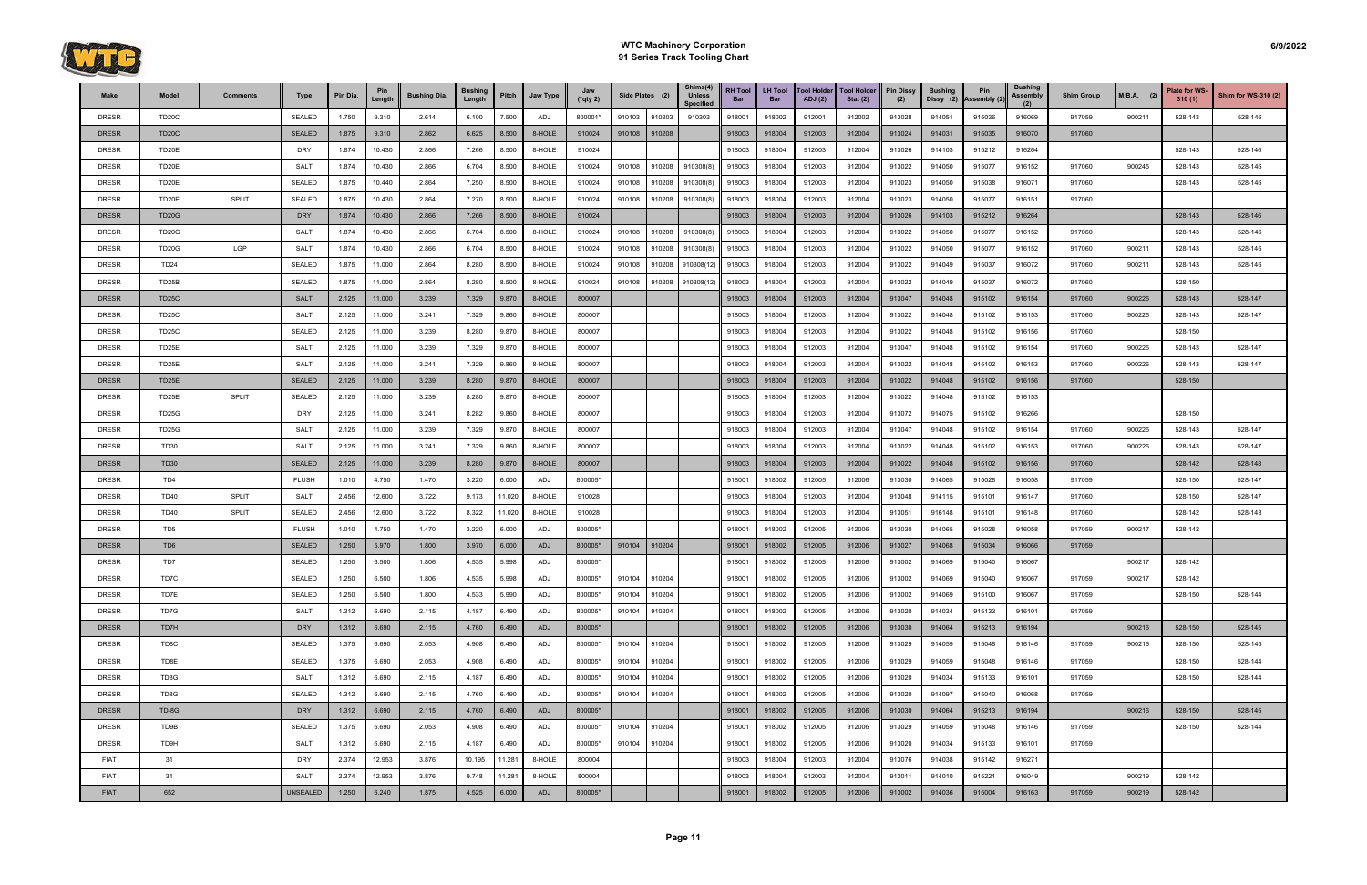# WTC Machinery Corporation
## 91 Series Track Tooling Chart

| Make | Model | Comments | Type | Pin Dia. | Pin Length | Bushing Dia. | Bushing Length | Pitch | Jaw Type | Jaw (*qty 2) | Side Plates (2) | | Shims(4) Unless Specified | RH Tool Bar | LH Tool Bar | Tool Holder ADJ (2) | Tool Holder Stat (2) | Pin Dissy (2) | Bushing Dissy (2) | Pin Assembly (2) | Bushing Assembly (2) | Shim Group | M.B.A. (2) | Plate for WS-310 (1) | Shim for WS-310 (2) |
|---|---|---|---|---|---|---|---|---|---|---|---|---|---|---|---|---|---|---|---|---|---|---|---|---|---|
| DRESR | TD20C | | SEALED | 1.750 | 9.310 | 2.614 | 6.100 | 7.500 | ADJ | 800001* | 910103 | 910203 | 910303 | 918001 | 918002 | 912001 | 912002 | 913028 | 914051 | 915036 | 916069 | 917059 | 900211 | 528-143 | 528-146 |
| DRESR | TD20C | | SEALED | 1.875 | 9.310 | 2.862 | 6.625 | 8.500 | 8-HOLE | 910024 | 910108 | 910208 | | 918003 | 918004 | 912003 | 912004 | 913024 | 914031 | 915035 | 916070 | 917060 | | | |
| DRESR | TD20E | | DRY | 1.874 | 10.430 | 2.866 | 7.266 | 8.500 | 8-HOLE | 910024 | | | | 918003 | 918004 | 912003 | 912004 | 913026 | 914103 | 915212 | 916264 | | | 528-143 | 528-146 |
| DRESR | TD20E | | SALT | 1.874 | 10.430 | 2.866 | 6.704 | 8.500 | 8-HOLE | 910024 | 910108 | 910208 | 910308(8) | 918003 | 918004 | 912003 | 912004 | 913022 | 914050 | 915077 | 916152 | 917060 | 900245 | 528-143 | 528-146 |
| DRESR | TD20E | | SEALED | 1.875 | 10.440 | 2.864 | 7.250 | 8.500 | 8-HOLE | 910024 | 910108 | 910208 | 910308(8) | 918003 | 918004 | 912003 | 912004 | 913023 | 914050 | 915038 | 916071 | 917060 | | 528-143 | 528-146 |
| DRESR | TD20E | SPLIT | SEALED | 1.875 | 10.430 | 2.864 | 7.270 | 8.500 | 8-HOLE | 910024 | 910108 | 910208 | 910308(8) | 918003 | 918004 | 912003 | 912004 | 913023 | 914050 | 915077 | 916151 | 917060 | | | |
| DRESR | TD20G | | DRY | 1.874 | 10.430 | 2.866 | 7.266 | 8.500 | 8-HOLE | 910024 | | | | 918003 | 918004 | 912003 | 912004 | 913026 | 914103 | 915212 | 916264 | | | 528-143 | 528-146 |
| DRESR | TD20G | | SALT | 1.874 | 10.430 | 2.866 | 6.704 | 8.500 | 8-HOLE | 910024 | 910108 | 910208 | 910308(8) | 918003 | 918004 | 912003 | 912004 | 913022 | 914050 | 915077 | 916152 | 917060 | | 528-143 | 528-146 |
| DRESR | TD20G | LGP | SALT | 1.874 | 10.430 | 2.866 | 6.704 | 8.500 | 8-HOLE | 910024 | 910108 | 910208 | 910308(8) | 918003 | 918004 | 912003 | 912004 | 913022 | 914050 | 915077 | 916152 | 917060 | 900211 | 528-143 | 528-146 |
| DRESR | TD24 | | SEALED | 1.875 | 11.000 | 2.864 | 8.280 | 8.500 | 8-HOLE | 910024 | 910108 | 910208 | 910308(12) | 918003 | 918004 | 912003 | 912004 | 913022 | 914049 | 915037 | 916072 | 917060 | 900211 | 528-143 | 528-146 |
| DRESR | TD25B | | SEALED | 1.875 | 11.000 | 2.864 | 8.280 | 8.500 | 8-HOLE | 910024 | 910108 | 910208 | 910308(12) | 918003 | 918004 | 912003 | 912004 | 913022 | 914049 | 915037 | 916072 | 917060 | | 528-150 | |
| DRESR | TD25C | | SALT | 2.125 | 11.000 | 3.239 | 7.329 | 9.870 | 8-HOLE | 800007 | | | | 918003 | 918004 | 912003 | 912004 | 913047 | 914048 | 915102 | 916154 | 917060 | 900226 | 528-143 | 528-147 |
| DRESR | TD25C | | SALT | 2.125 | 11.000 | 3.241 | 7.329 | 9.860 | 8-HOLE | 800007 | | | | 918003 | 918004 | 912003 | 912004 | 913022 | 914048 | 915102 | 916153 | 917060 | 900226 | 528-143 | 528-147 |
| DRESR | TD25C | | SEALED | 2.125 | 11.000 | 3.239 | 8.280 | 9.870 | 8-HOLE | 800007 | | | | 918003 | 918004 | 912003 | 912004 | 913022 | 914048 | 915102 | 916156 | 917060 | | 528-150 | |
| DRESR | TD25E | | SALT | 2.125 | 11.000 | 3.239 | 7.329 | 9.870 | 8-HOLE | 800007 | | | | 918003 | 918004 | 912003 | 912004 | 913047 | 914048 | 915102 | 916154 | 917060 | 900226 | 528-143 | 528-147 |
| DRESR | TD25E | | SALT | 2.125 | 11.000 | 3.241 | 7.329 | 9.860 | 8-HOLE | 800007 | | | | 918003 | 918004 | 912003 | 912004 | 913022 | 914048 | 915102 | 916153 | 917060 | 900226 | 528-143 | 528-147 |
| DRESR | TD25E | | SEALED | 2.125 | 11.000 | 3.239 | 8.280 | 9.870 | 8-HOLE | 800007 | | | | 918003 | 918004 | 912003 | 912004 | 913022 | 914048 | 915102 | 916156 | 917060 | | 528-150 | |
| DRESR | TD25E | SPLIT | SEALED | 2.125 | 11.000 | 3.239 | 8.280 | 9.870 | 8-HOLE | 800007 | | | | 918003 | 918004 | 912003 | 912004 | 913022 | 914048 | 915102 | 916153 | | | | |
| DRESR | TD25G | | DRY | 2.125 | 11.000 | 3.241 | 8.282 | 9.860 | 8-HOLE | 800007 | | | | 918003 | 918004 | 912003 | 912004 | 913072 | 914075 | 915102 | 916266 | | | 528-150 | |
| DRESR | TD25G | | SALT | 2.125 | 11.000 | 3.239 | 7.329 | 9.870 | 8-HOLE | 800007 | | | | 918003 | 918004 | 912003 | 912004 | 913047 | 914048 | 915102 | 916154 | 917060 | 900226 | 528-143 | 528-147 |
| DRESR | TD30 | | SALT | 2.125 | 11.000 | 3.241 | 7.329 | 9.860 | 8-HOLE | 800007 | | | | 918003 | 918004 | 912003 | 912004 | 913022 | 914048 | 915102 | 916153 | 917060 | 900226 | 528-143 | 528-147 |
| DRESR | TD30 | | SEALED | 2.125 | 11.000 | 3.239 | 8.280 | 9.870 | 8-HOLE | 800007 | | | | 918003 | 918004 | 912003 | 912004 | 913022 | 914048 | 915102 | 916156 | 917060 | | 528-142 | 528-148 |
| DRESR | TD4 | | FLUSH | 1.010 | 4.750 | 1.470 | 3.220 | 6.000 | ADJ | 800005* | | | | 918001 | 918002 | 912005 | 912006 | 913030 | 914065 | 915028 | 916058 | 917059 | | 528-150 | 528-147 |
| DRESR | TD40 | SPLIT | SALT | 2.456 | 12.600 | 3.722 | 9.173 | 11.020 | 8-HOLE | 910028 | | | | 918003 | 918004 | 912003 | 912004 | 913048 | 914115 | 915101 | 916147 | 917060 | | 528-150 | 528-147 |
| DRESR | TD40 | SPLIT | SEALED | 2.456 | 12.600 | 3.722 | 8.322 | 11.020 | 8-HOLE | 910028 | | | | 918003 | 918004 | 912003 | 912004 | 913051 | 916148 | 915101 | 916148 | 917060 | | 528-142 | 528-148 |
| DRESR | TD5 | | FLUSH | 1.010 | 4.750 | 1.470 | 3.220 | 6.000 | ADJ | 800005* | | | | 918001 | 918002 | 912005 | 912006 | 913030 | 914065 | 915028 | 916058 | 917059 | 900217 | 528-142 | |
| DRESR | TD6 | | SEALED | 1.250 | 5.970 | 1.800 | 3.970 | 6.000 | ADJ | 800005* | 910104 | 910204 | | 918001 | 918002 | 912005 | 912006 | 913027 | 914068 | 915034 | 916066 | 917059 | | | |
| DRESR | TD7 | | SEALED | 1.250 | 6.500 | 1.806 | 4.535 | 5.998 | ADJ | 800005* | | | | 918001 | 918002 | 912005 | 912006 | 913002 | 914069 | 915040 | 916067 | | 900217 | 528-142 | |
| DRESR | TD7C | | SEALED | 1.250 | 6.500 | 1.806 | 4.535 | 5.998 | ADJ | 800005* | 910104 | 910204 | | 918001 | 918002 | 912005 | 912006 | 913002 | 914069 | 915040 | 916067 | 917059 | 900217 | 528-142 | |
| DRESR | TD7E | | SEALED | 1.250 | 6.500 | 1.800 | 4.533 | 5.990 | ADJ | 800005* | 910104 | 910204 | | 918001 | 918002 | 912005 | 912006 | 913002 | 914069 | 915100 | 916067 | 917059 | | 528-150 | 528-144 |
| DRESR | TD7G | | SALT | 1.312 | 6.690 | 2.115 | 4.187 | 6.490 | ADJ | 800005* | 910104 | 910204 | | 918001 | 918002 | 912005 | 912006 | 913020 | 914034 | 915133 | 916101 | 917059 | | | |
| DRESR | TD7H | | DRY | 1.312 | 6.690 | 2.115 | 4.760 | 6.490 | ADJ | 800005* | | | | 918001 | 918002 | 912005 | 912006 | 913030 | 914064 | 915213 | 916194 | | 900216 | 528-150 | 528-145 |
| DRESR | TD8C | | SEALED | 1.375 | 6.690 | 2.053 | 4.908 | 6.490 | ADJ | 800005* | 910104 | 910204 | | 918001 | 918002 | 912005 | 912006 | 913029 | 914059 | 915048 | 916146 | 917059 | 900216 | 528-150 | 528-145 |
| DRESR | TD8E | | SEALED | 1.375 | 6.690 | 2.053 | 4.908 | 6.490 | ADJ | 800005* | 910104 | 910204 | | 918001 | 918002 | 912005 | 912006 | 913029 | 914059 | 915048 | 916146 | 917059 | | 528-150 | 528-144 |
| DRESR | TD8G | | SALT | 1.312 | 6.690 | 2.115 | 4.187 | 6.490 | ADJ | 800005* | 910104 | 910204 | | 918001 | 918002 | 912005 | 912006 | 913020 | 914034 | 915133 | 916101 | 917059 | | 528-150 | 528-144 |
| DRESR | TD8G | | SEALED | 1.312 | 6.690 | 2.115 | 4.760 | 6.490 | ADJ | 800005* | 910104 | 910204 | | 918001 | 918002 | 912005 | 912006 | 913020 | 914097 | 915040 | 916068 | 917059 | | | |
| DRESR | TD-8G | | DRY | 1.312 | 6.690 | 2.115 | 4.760 | 6.490 | ADJ | 800005* | | | | 918001 | 918002 | 912005 | 912006 | 913030 | 914064 | 915213 | 916194 | | 900216 | 528-150 | 528-145 |
| DRESR | TD9B | | SEALED | 1.375 | 6.690 | 2.053 | 4.908 | 6.490 | ADJ | 800005* | 910104 | 910204 | | 918001 | 918002 | 912005 | 912006 | 913029 | 914059 | 915048 | 916146 | 917059 | | 528-150 | 528-144 |
| DRESR | TD9H | | SALT | 1.312 | 6.690 | 2.115 | 4.187 | 6.490 | ADJ | 800005* | 910104 | 910204 | | 918001 | 918002 | 912005 | 912006 | 913020 | 914034 | 915133 | 916101 | 917059 | | | |
| FIAT | 31 | | DRY | 2.374 | 12.953 | 3.876 | 10.195 | 11.281 | 8-HOLE | 800004 | | | | 918003 | 918004 | 912003 | 912004 | 913076 | 914038 | 915142 | 916271 | | | | |
| FIAT | 31 | | SALT | 2.374 | 12.953 | 3.876 | 9.748 | 11.281 | 8-HOLE | 800004 | | | | 918003 | 918004 | 912003 | 912004 | 913011 | 914010 | 915221 | 916049 | | 900219 | 528-142 | |
| FIAT | 652 | | UNSEALED | 1.250 | 6.240 | 1.875 | 4.525 | 6.000 | ADJ | 800005* | | | | 918001 | 918002 | 912005 | 912006 | 913002 | 914036 | 915004 | 916163 | 917059 | 900219 | 528-142 | |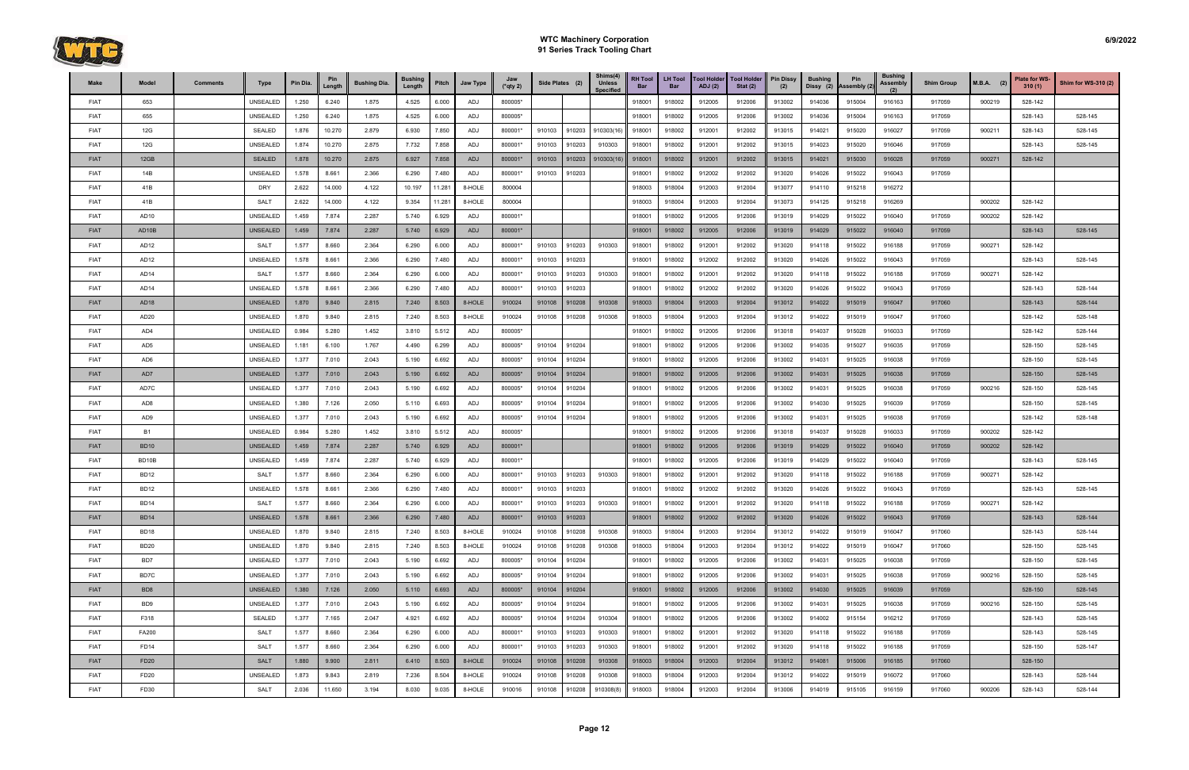# WTC Machinery Corporation
## 91 Series Track Tooling Chart

| Make | Model | Comments | Type | Pin Dia. | Pin Length | Bushing Dia. | Bushing Length | Pitch | Jaw Type | Jaw (*qty 2) | Side Plates (2) | | Shims(4) Unless Specified | RH Tool Bar | LH Tool Bar | Tool Holder ADJ (2) | Tool Holder Stat (2) | Pin Dissy (2) | Bushing Dissy (2) | Pin Assembly (2) | Bushing Assembly (2) | Shim Group | M.B.A. (2) | Plate for WS-310 (1) | Shim for WS-310 (2) |
|---|---|---|---|---|---|---|---|---|---|---|---|---|---|---|---|---|---|---|---|---|---|---|---|---|---|
| FIAT | 653 | | UNSEALED | 1.250 | 6.240 | 1.875 | 4.525 | 6.000 | ADJ | 800005* | | | | 918001 | 918002 | 912005 | 912006 | 913002 | 914036 | 915004 | 916163 | 917059 | 900219 | 528-142 | |
| FIAT | 655 | | UNSEALED | 1.250 | 6.240 | 1.875 | 4.525 | 6.000 | ADJ | 800005* | | | | 918001 | 918002 | 912005 | 912006 | 913002 | 914036 | 915004 | 916163 | 917059 | | 528-143 | 528-145 |
| FIAT | 12G | | SEALED | 1.876 | 10.270 | 2.879 | 6.930 | 7.850 | ADJ | 800001* | 910103 | 910203 | 910303(16) | 918001 | 918002 | 912001 | 912002 | 913015 | 914021 | 915020 | 916027 | 917059 | 900211 | 528-143 | 528-145 |
| FIAT | 12G | | UNSEALED | 1.874 | 10.270 | 2.875 | 7.732 | 7.858 | ADJ | 800001* | 910103 | 910203 | 910303 | 918001 | 918002 | 912001 | 912002 | 913015 | 914023 | 915020 | 916046 | 917059 | | 528-143 | 528-145 |
| FIAT | 12GB | | SEALED | 1.878 | 10.270 | 2.875 | 6.927 | 7.858 | ADJ | 800001* | 910103 | 910203 | 910303(16) | 918001 | 918002 | 912001 | 912002 | 913015 | 914021 | 915030 | 916028 | 917059 | 900271 | 528-142 | |
| FIAT | 14B | | UNSEALED | 1.578 | 8.661 | 2.366 | 6.290 | 7.480 | ADJ | 800001* | 910103 | 910203 | | 918001 | 918002 | 912002 | 912002 | 913020 | 914026 | 915022 | 916043 | 917059 | | | |
| FIAT | 41B | | DRY | 2.622 | 14.000 | 4.122 | 10.197 | 11.281 | 8-HOLE | 800004 | | | | 918003 | 918004 | 912003 | 912004 | 913077 | 914110 | 915218 | 916272 | | | | |
| FIAT | 41B | | SALT | 2.622 | 14.000 | 4.122 | 9.354 | 11.281 | 8-HOLE | 800004 | | | | 918003 | 918004 | 912003 | 912004 | 913073 | 914125 | 915218 | 916269 | | 900202 | 528-142 | |
| FIAT | AD10 | | UNSEALED | 1.459 | 7.874 | 2.287 | 5.740 | 6.929 | ADJ | 800001* | | | | 918001 | 918002 | 912005 | 912006 | 913019 | 914029 | 915022 | 916040 | 917059 | 900202 | 528-142 | |
| FIAT | AD10B | | UNSEALED | 1.459 | 7.874 | 2.287 | 5.740 | 6.929 | ADJ | 800001* | | | | 918001 | 918002 | 912005 | 912006 | 913019 | 914029 | 915022 | 916040 | 917059 | | 528-143 | 528-145 |
| FIAT | AD12 | | SALT | 1.577 | 8.660 | 2.364 | 6.290 | 6.000 | ADJ | 800001* | 910103 | 910203 | 910303 | 918001 | 918002 | 912001 | 912002 | 913020 | 914118 | 915022 | 916188 | 917059 | 900271 | 528-142 | |
| FIAT | AD12 | | UNSEALED | 1.578 | 8.661 | 2.366 | 6.290 | 7.480 | ADJ | 800001* | 910103 | 910203 | | 918001 | 918002 | 912002 | 912002 | 913020 | 914026 | 915022 | 916043 | 917059 | | 528-143 | 528-145 |
| FIAT | AD14 | | SALT | 1.577 | 8.660 | 2.364 | 6.290 | 6.000 | ADJ | 800001* | 910103 | 910203 | 910303 | 918001 | 918002 | 912001 | 912002 | 913020 | 914118 | 915022 | 916188 | 917059 | 900271 | 528-142 | |
| FIAT | AD14 | | UNSEALED | 1.578 | 8.661 | 2.366 | 6.290 | 7.480 | ADJ | 800001* | 910103 | 910203 | | 918001 | 918002 | 912002 | 912002 | 913020 | 914026 | 915022 | 916043 | 917059 | | 528-143 | 528-144 |
| FIAT | AD18 | | UNSEALED | 1.870 | 9.840 | 2.815 | 7.240 | 8.503 | 8-HOLE | 910024 | 910108 | 910208 | 910308 | 918003 | 918004 | 912003 | 912004 | 913012 | 914022 | 915019 | 916047 | 917060 | | 528-143 | 528-144 |
| FIAT | AD20 | | UNSEALED | 1.870 | 9.840 | 2.815 | 7.240 | 8.503 | 8-HOLE | 910024 | 910108 | 910208 | 910308 | 918003 | 918004 | 912003 | 912004 | 913012 | 914022 | 915019 | 916047 | 917060 | | 528-142 | 528-148 |
| FIAT | AD4 | | UNSEALED | 0.984 | 5.280 | 1.452 | 3.810 | 5.512 | ADJ | 800005* | | | | 918001 | 918002 | 912005 | 912006 | 913018 | 914037 | 915028 | 916033 | 917059 | | 528-142 | 528-144 |
| FIAT | AD5 | | UNSEALED | 1.181 | 6.100 | 1.767 | 4.490 | 6.299 | ADJ | 800005* | 910104 | 910204 | | 918001 | 918002 | 912005 | 912006 | 913002 | 914035 | 915027 | 916035 | 917059 | | 528-150 | 528-145 |
| FIAT | AD6 | | UNSEALED | 1.377 | 7.010 | 2.043 | 5.190 | 6.692 | ADJ | 800005* | 910104 | 910204 | | 918001 | 918002 | 912005 | 912006 | 913002 | 914031 | 915025 | 916038 | 917059 | | 528-150 | 528-145 |
| FIAT | AD7 | | UNSEALED | 1.377 | 7.010 | 2.043 | 5.190 | 6.692 | ADJ | 800005* | 910104 | 910204 | | 918001 | 918002 | 912005 | 912006 | 913002 | 914031 | 915025 | 916038 | 917059 | | 528-150 | 528-145 |
| FIAT | AD7C | | UNSEALED | 1.377 | 7.010 | 2.043 | 5.190 | 6.692 | ADJ | 800005* | 910104 | 910204 | | 918001 | 918002 | 912005 | 912006 | 913002 | 914031 | 915025 | 916038 | 917059 | 900216 | 528-150 | 528-145 |
| FIAT | AD8 | | UNSEALED | 1.380 | 7.126 | 2.050 | 5.110 | 6.693 | ADJ | 800005* | 910104 | 910204 | | 918001 | 918002 | 912005 | 912006 | 913002 | 914030 | 915025 | 916039 | 917059 | | 528-150 | 528-145 |
| FIAT | AD9 | | UNSEALED | 1.377 | 7.010 | 2.043 | 5.190 | 6.692 | ADJ | 800005* | 910104 | 910204 | | 918001 | 918002 | 912005 | 912006 | 913002 | 914031 | 915025 | 916038 | 917059 | | 528-142 | 528-148 |
| FIAT | B1 | | UNSEALED | 0.984 | 5.280 | 1.452 | 3.810 | 5.512 | ADJ | 800005* | | | | 918001 | 918002 | 912005 | 912006 | 913018 | 914037 | 915028 | 916033 | 917059 | 900202 | 528-142 | |
| FIAT | BD10 | | UNSEALED | 1.459 | 7.874 | 2.287 | 5.740 | 6.929 | ADJ | 800001* | | | | 918001 | 918002 | 912005 | 912006 | 913019 | 914029 | 915022 | 916040 | 917059 | 900202 | 528-142 | |
| FIAT | BD10B | | UNSEALED | 1.459 | 7.874 | 2.287 | 5.740 | 6.929 | ADJ | 800001* | | | | 918001 | 918002 | 912005 | 912006 | 913019 | 914029 | 915022 | 916040 | 917059 | | 528-143 | 528-145 |
| FIAT | BD12 | | SALT | 1.577 | 8.660 | 2.364 | 6.290 | 6.000 | ADJ | 800001* | 910103 | 910203 | 910303 | 918001 | 918002 | 912001 | 912002 | 913020 | 914118 | 915022 | 916188 | 917059 | 900271 | 528-142 | |
| FIAT | BD12 | | UNSEALED | 1.578 | 8.661 | 2.366 | 6.290 | 7.480 | ADJ | 800001* | 910103 | 910203 | | 918001 | 918002 | 912002 | 912002 | 913020 | 914026 | 915022 | 916043 | 917059 | | 528-143 | 528-145 |
| FIAT | BD14 | | SALT | 1.577 | 8.660 | 2.364 | 6.290 | 6.000 | ADJ | 800001* | 910103 | 910203 | 910303 | 918001 | 918002 | 912001 | 912002 | 913020 | 914118 | 915022 | 916188 | 917059 | 900271 | 528-142 | |
| FIAT | BD14 | | UNSEALED | 1.578 | 8.661 | 2.366 | 6.290 | 7.480 | ADJ | 800001* | 910103 | 910203 | | 918001 | 918002 | 912002 | 912002 | 913020 | 914026 | 915022 | 916043 | 917059 | | 528-143 | 528-144 |
| FIAT | BD18 | | UNSEALED | 1.870 | 9.840 | 2.815 | 7.240 | 8.503 | 8-HOLE | 910024 | 910108 | 910208 | 910308 | 918003 | 918004 | 912003 | 912004 | 913012 | 914022 | 915019 | 916047 | 917060 | | 528-143 | 528-144 |
| FIAT | BD20 | | UNSEALED | 1.870 | 9.840 | 2.815 | 7.240 | 8.503 | 8-HOLE | 910024 | 910108 | 910208 | 910308 | 918003 | 918004 | 912003 | 912004 | 913012 | 914022 | 915019 | 916047 | 917060 | | 528-150 | 528-145 |
| FIAT | BD7 | | UNSEALED | 1.377 | 7.010 | 2.043 | 5.190 | 6.692 | ADJ | 800005* | 910104 | 910204 | | 918001 | 918002 | 912005 | 912006 | 913002 | 914031 | 915025 | 916038 | 917059 | | 528-150 | 528-145 |
| FIAT | BD7C | | UNSEALED | 1.377 | 7.010 | 2.043 | 5.190 | 6.692 | ADJ | 800005* | 910104 | 910204 | | 918001 | 918002 | 912005 | 912006 | 913002 | 914031 | 915025 | 916038 | 917059 | 900216 | 528-150 | 528-145 |
| FIAT | BD8 | | UNSEALED | 1.380 | 7.126 | 2.050 | 5.110 | 6.693 | ADJ | 800005* | 910104 | 910204 | | 918001 | 918002 | 912005 | 912006 | 913002 | 914030 | 915025 | 916039 | 917059 | | 528-150 | 528-145 |
| FIAT | BD9 | | UNSEALED | 1.377 | 7.010 | 2.043 | 5.190 | 6.692 | ADJ | 800005* | 910104 | 910204 | | 918001 | 918002 | 912005 | 912006 | 913002 | 914031 | 915025 | 916038 | 917059 | 900216 | 528-150 | 528-145 |
| FIAT | F318 | | SEALED | 1.377 | 7.165 | 2.047 | 4.921 | 6.692 | ADJ | 800005* | 910104 | 910204 | 910304 | 918001 | 918002 | 912005 | 912006 | 913002 | 914002 | 915154 | 916212 | 917059 | | 528-143 | 528-145 |
| FIAT | FA200 | | SALT | 1.577 | 8.660 | 2.364 | 6.290 | 6.000 | ADJ | 800001* | 910103 | 910203 | 910303 | 918001 | 918002 | 912001 | 912002 | 913020 | 914118 | 915022 | 916188 | 917059 | | 528-143 | 528-145 |
| FIAT | FD14 | | SALT | 1.577 | 8.660 | 2.364 | 6.290 | 6.000 | ADJ | 800001* | 910103 | 910203 | 910303 | 918001 | 918002 | 912001 | 912002 | 913020 | 914118 | 915022 | 916188 | 917059 | | 528-150 | 528-147 |
| FIAT | FD20 | | SALT | 1.880 | 9.900 | 2.811 | 6.410 | 8.503 | 8-HOLE | 910024 | 910108 | 910208 | 910308 | 918003 | 918004 | 912003 | 912004 | 913012 | 914081 | 915006 | 916185 | 917060 | | 528-150 | |
| FIAT | FD20 | | UNSEALED | 1.873 | 9.843 | 2.819 | 7.236 | 8.504 | 8-HOLE | 910024 | 910108 | 910208 | 910308 | 918003 | 918004 | 912003 | 912004 | 913012 | 914022 | 915019 | 916072 | 917060 | | 528-143 | 528-144 |
| FIAT | FD30 | | SALT | 2.036 | 11.650 | 3.194 | 8.030 | 9.035 | 8-HOLE | 910016 | 910108 | 910208 | 910308(8) | 918003 | 918004 | 912003 | 912004 | 913006 | 914019 | 915105 | 916159 | 917060 | 900206 | 528-143 | 528-144 |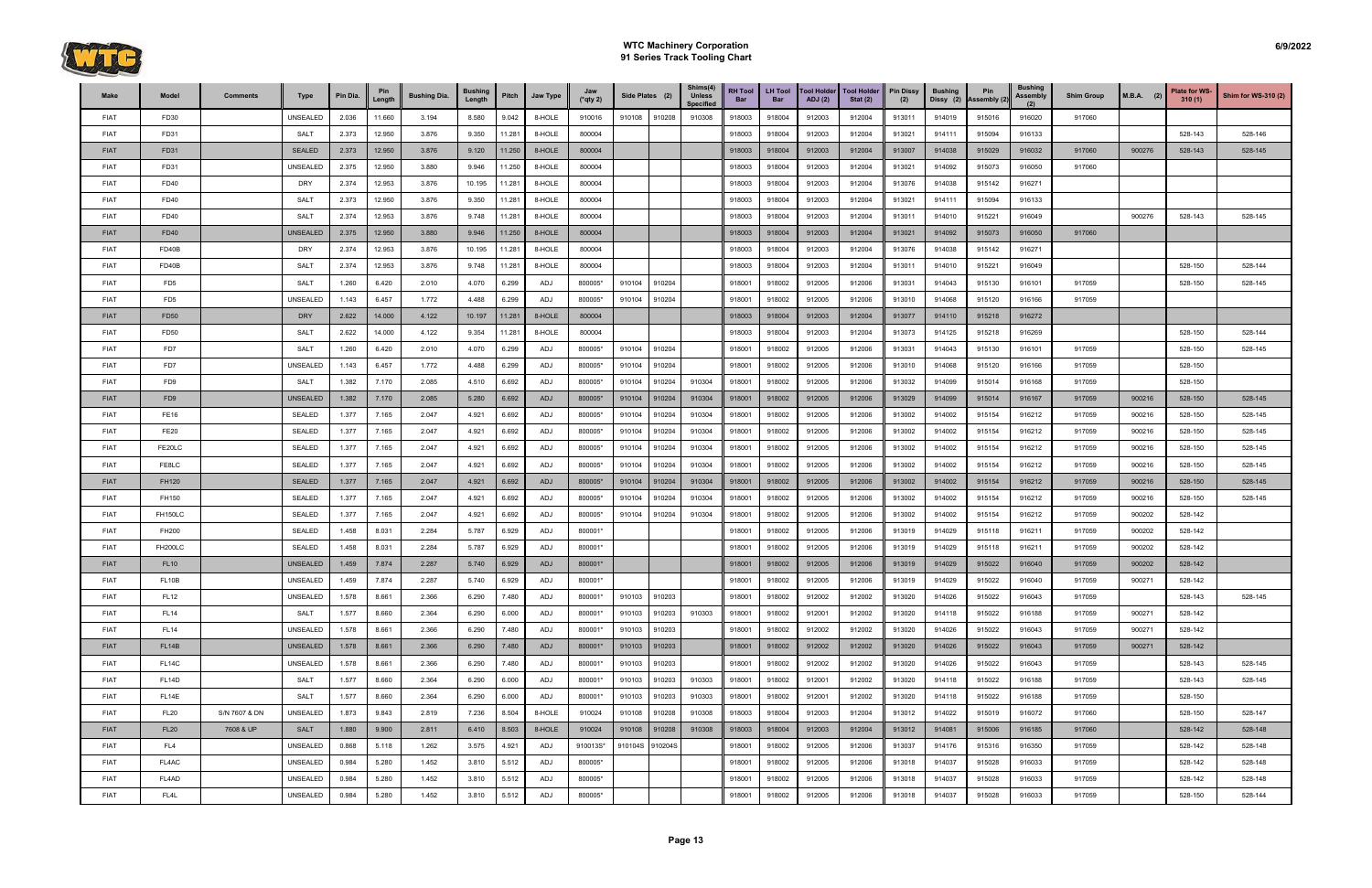# WTC Machinery Corporation
## 91 Series Track Tooling Chart

| Make | Model | Comments | Type | Pin Dia. | Pin Length | Bushing Dia. | Bushing Length | Pitch | Jaw Type | Jaw (*qty 2) | Side Plates (2) | | Shims(4) Unless Specified | RH Tool Bar | LH Tool Bar | Tool Holder ADJ (2) | Tool Holder Stat (2) | Pin Dissy (2) | Bushing Dissy (2) | Pin Assembly (2) | Bushing Assembly (2) | Shim Group | M.B.A. (2) | Plate for WS-310 (1) | Shim for WS-310 (2) |
|---|---|---|---|---|---|---|---|---|---|---|---|---|---|---|---|---|---|---|---|---|---|---|---|---|---|
| FIAT | FD30 | | UNSEALED | 2.036 | 11.660 | 3.194 | 8.580 | 9.042 | 8-HOLE | 910016 | 910108 | 910208 | 910308 | 918003 | 918004 | 912003 | 912004 | 913011 | 914019 | 915016 | 916020 | 917060 | | | |
| FIAT | FD31 | | SALT | 2.373 | 12.950 | 3.876 | 9.350 | 11.281 | 8-HOLE | 800004 | | | | 918003 | 918004 | 912003 | 912004 | 913021 | 914111 | 915094 | 916133 | | | 528-143 | 528-146 |
| FIAT | FD31 | | SEALED | 2.373 | 12.950 | 3.876 | 9.120 | 11.250 | 8-HOLE | 800004 | | | | 918003 | 918004 | 912003 | 912004 | 913007 | 914038 | 915029 | 916032 | 917060 | 900276 | 528-143 | 528-145 |
| FIAT | FD31 | | UNSEALED | 2.375 | 12.950 | 3.880 | 9.946 | 11.250 | 8-HOLE | 800004 | | | | 918003 | 918004 | 912003 | 912004 | 913021 | 914092 | 915073 | 916050 | 917060 | | | |
| FIAT | FD40 | | DRY | 2.374 | 12.953 | 3.876 | 10.195 | 11.281 | 8-HOLE | 800004 | | | | 918003 | 918004 | 912003 | 912004 | 913076 | 914038 | 915142 | 916271 | | | | |
| FIAT | FD40 | | SALT | 2.373 | 12.950 | 3.876 | 9.350 | 11.281 | 8-HOLE | 800004 | | | | 918003 | 918004 | 912003 | 912004 | 913021 | 914111 | 915094 | 916133 | | | | |
| FIAT | FD40 | | SALT | 2.374 | 12.953 | 3.876 | 9.748 | 11.281 | 8-HOLE | 800004 | | | | 918003 | 918004 | 912003 | 912004 | 913011 | 914010 | 915221 | 916049 | | 900276 | 528-143 | 528-145 |
| FIAT | FD40 | | UNSEALED | 2.375 | 12.950 | 3.880 | 9.946 | 11.250 | 8-HOLE | 800004 | | | | 918003 | 918004 | 912003 | 912004 | 913021 | 914092 | 915073 | 916050 | 917060 | | | |
| FIAT | FD40B | | DRY | 2.374 | 12.953 | 3.876 | 10.195 | 11.281 | 8-HOLE | 800004 | | | | 918003 | 918004 | 912003 | 912004 | 913076 | 914038 | 915142 | 916271 | | | | |
| FIAT | FD40B | | SALT | 2.374 | 12.953 | 3.876 | 9.748 | 11.281 | 8-HOLE | 800004 | | | | 918003 | 918004 | 912003 | 912004 | 913011 | 914010 | 915221 | 916049 | | | 528-150 | 528-144 |
| FIAT | FD5 | | SALT | 1.260 | 6.420 | 2.010 | 4.070 | 6.299 | ADJ | 800005* | 910104 | 910204 | | 918001 | 918002 | 912005 | 912006 | 913031 | 914043 | 915130 | 916101 | 917059 | | 528-150 | 528-145 |
| FIAT | FD5 | | UNSEALED | 1.143 | 6.457 | 1.772 | 4.488 | 6.299 | ADJ | 800005* | 910104 | 910204 | | 918001 | 918002 | 912005 | 912006 | 913010 | 914068 | 915120 | 916166 | 917059 | | | |
| FIAT | FD50 | | DRY | 2.622 | 14.000 | 4.122 | 10.197 | 11.281 | 8-HOLE | 800004 | | | | 918003 | 918004 | 912003 | 912004 | 913077 | 914110 | 915218 | 916272 | | | | |
| FIAT | FD50 | | SALT | 2.622 | 14.000 | 4.122 | 9.354 | 11.281 | 8-HOLE | 800004 | | | | 918003 | 918004 | 912003 | 912004 | 913073 | 914125 | 915218 | 916269 | | | 528-150 | 528-144 |
| FIAT | FD7 | | SALT | 1.260 | 6.420 | 2.010 | 4.070 | 6.299 | ADJ | 800005* | 910104 | 910204 | | 918001 | 918002 | 912005 | 912006 | 913031 | 914043 | 915130 | 916101 | 917059 | | 528-150 | 528-145 |
| FIAT | FD7 | | UNSEALED | 1.143 | 6.457 | 1.772 | 4.488 | 6.299 | ADJ | 800005* | 910104 | 910204 | | 918001 | 918002 | 912005 | 912006 | 913010 | 914068 | 915120 | 916166 | 917059 | | 528-150 | |
| FIAT | FD9 | | SALT | 1.382 | 7.170 | 2.085 | 4.510 | 6.692 | ADJ | 800005* | 910104 | 910204 | 910304 | 918001 | 918002 | 912005 | 912006 | 913032 | 914099 | 915014 | 916168 | 917059 | | 528-150 | |
| FIAT | FD9 | | UNSEALED | 1.382 | 7.170 | 2.085 | 5.280 | 6.692 | ADJ | 800005* | 910104 | 910204 | 910304 | 918001 | 918002 | 912005 | 912006 | 913029 | 914099 | 915014 | 916167 | 917059 | 900216 | 528-150 | 528-145 |
| FIAT | FE16 | | SEALED | 1.377 | 7.165 | 2.047 | 4.921 | 6.692 | ADJ | 800005* | 910104 | 910204 | 910304 | 918001 | 918002 | 912005 | 912006 | 913002 | 914002 | 915154 | 916212 | 917059 | 900216 | 528-150 | 528-145 |
| FIAT | FE20 | | SEALED | 1.377 | 7.165 | 2.047 | 4.921 | 6.692 | ADJ | 800005* | 910104 | 910204 | 910304 | 918001 | 918002 | 912005 | 912006 | 913002 | 914002 | 915154 | 916212 | 917059 | 900216 | 528-150 | 528-145 |
| FIAT | FE20LC | | SEALED | 1.377 | 7.165 | 2.047 | 4.921 | 6.692 | ADJ | 800005* | 910104 | 910204 | 910304 | 918001 | 918002 | 912005 | 912006 | 913002 | 914002 | 915154 | 916212 | 917059 | 900216 | 528-150 | 528-145 |
| FIAT | FE8LC | | SEALED | 1.377 | 7.165 | 2.047 | 4.921 | 6.692 | ADJ | 800005* | 910104 | 910204 | 910304 | 918001 | 918002 | 912005 | 912006 | 913002 | 914002 | 915154 | 916212 | 917059 | 900216 | 528-150 | 528-145 |
| FIAT | FH120 | | SEALED | 1.377 | 7.165 | 2.047 | 4.921 | 6.692 | ADJ | 800005* | 910104 | 910204 | 910304 | 918001 | 918002 | 912005 | 912006 | 913002 | 914002 | 915154 | 916212 | 917059 | 900216 | 528-150 | 528-145 |
| FIAT | FH150 | | SEALED | 1.377 | 7.165 | 2.047 | 4.921 | 6.692 | ADJ | 800005* | 910104 | 910204 | 910304 | 918001 | 918002 | 912005 | 912006 | 913002 | 914002 | 915154 | 916212 | 917059 | 900216 | 528-150 | 528-145 |
| FIAT | FH150LC | | SEALED | 1.377 | 7.165 | 2.047 | 4.921 | 6.692 | ADJ | 800005* | 910104 | 910204 | 910304 | 918001 | 918002 | 912005 | 912006 | 913002 | 914002 | 915154 | 916212 | 917059 | 900202 | 528-142 | |
| FIAT | FH200 | | SEALED | 1.458 | 8.031 | 2.284 | 5.787 | 6.929 | ADJ | 800001* | | | | 918001 | 918002 | 912005 | 912006 | 913019 | 914029 | 915118 | 916211 | 917059 | 900202 | 528-142 | |
| FIAT | FH200LC | | SEALED | 1.458 | 8.031 | 2.284 | 5.787 | 6.929 | ADJ | 800001* | | | | 918001 | 918002 | 912005 | 912006 | 913019 | 914029 | 915118 | 916211 | 917059 | 900202 | 528-142 | |
| FIAT | FL10 | | UNSEALED | 1.459 | 7.874 | 2.287 | 5.740 | 6.929 | ADJ | 800001* | | | | 918001 | 918002 | 912005 | 912006 | 913019 | 914029 | 915022 | 916040 | 917059 | 900202 | 528-142 | |
| FIAT | FL10B | | UNSEALED | 1.459 | 7.874 | 2.287 | 5.740 | 6.929 | ADJ | 800001* | | | | 918001 | 918002 | 912005 | 912006 | 913019 | 914029 | 915022 | 916040 | 917059 | 900271 | 528-142 | |
| FIAT | FL12 | | UNSEALED | 1.578 | 8.661 | 2.366 | 6.290 | 7.480 | ADJ | 800001* | 910103 | 910203 | | 918001 | 918002 | 912002 | 912002 | 913020 | 914026 | 915022 | 916043 | 917059 | | 528-143 | 528-145 |
| FIAT | FL14 | | SALT | 1.577 | 8.660 | 2.364 | 6.290 | 6.000 | ADJ | 800001* | 910103 | 910203 | 910303 | 918001 | 918002 | 912001 | 912002 | 913020 | 914118 | 915022 | 916188 | 917059 | 900271 | 528-142 | |
| FIAT | FL14 | | UNSEALED | 1.578 | 8.661 | 2.366 | 6.290 | 7.480 | ADJ | 800001* | 910103 | 910203 | | 918001 | 918002 | 912002 | 912002 | 913020 | 914026 | 915022 | 916043 | 917059 | 900271 | 528-142 | |
| FIAT | FL14B | | UNSEALED | 1.578 | 8.661 | 2.366 | 6.290 | 7.480 | ADJ | 800001* | 910103 | 910203 | | 918001 | 918002 | 912002 | 912002 | 913020 | 914026 | 915022 | 916043 | 917059 | 900271 | 528-142 | |
| FIAT | FL14C | | UNSEALED | 1.578 | 8.661 | 2.366 | 6.290 | 7.480 | ADJ | 800001* | 910103 | 910203 | | 918001 | 918002 | 912002 | 912002 | 913020 | 914026 | 915022 | 916043 | 917059 | | 528-143 | 528-145 |
| FIAT | FL14D | | SALT | 1.577 | 8.660 | 2.364 | 6.290 | 6.000 | ADJ | 800001* | 910103 | 910203 | 910303 | 918001 | 918002 | 912001 | 912002 | 913020 | 914118 | 915022 | 916188 | 917059 | | 528-143 | 528-145 |
| FIAT | FL14E | | SALT | 1.577 | 8.660 | 2.364 | 6.290 | 6.000 | ADJ | 800001* | 910103 | 910203 | 910303 | 918001 | 918002 | 912001 | 912002 | 913020 | 914118 | 915022 | 916188 | 917059 | | 528-150 | |
| FIAT | FL20 | S/N 7607 & DN | UNSEALED | 1.873 | 9.843 | 2.819 | 7.236 | 8.504 | 8-HOLE | 910024 | 910108 | 910208 | 910308 | 918003 | 918004 | 912003 | 912004 | 913012 | 914022 | 915019 | 916072 | 917060 | | 528-150 | 528-147 |
| FIAT | FL20 | 7608 & UP | SALT | 1.880 | 9.900 | 2.811 | 6.410 | 8.503 | 8-HOLE | 910024 | 910108 | 910208 | 910308 | 918003 | 918004 | 912003 | 912004 | 913012 | 914081 | 915006 | 916185 | 917060 | | 528-142 | 528-148 |
| FIAT | FL4 | | UNSEALED | 0.868 | 5.118 | 1.262 | 3.575 | 4.921 | ADJ | 910013S* | 910104S | 910204S | | 918001 | 918002 | 912005 | 912006 | 913037 | 914176 | 915316 | 916350 | 917059 | | 528-142 | 528-148 |
| FIAT | FL4AC | | UNSEALED | 0.984 | 5.280 | 1.452 | 3.810 | 5.512 | ADJ | 800005* | | | | 918001 | 918002 | 912005 | 912006 | 913018 | 914037 | 915028 | 916033 | 917059 | | 528-142 | 528-148 |
| FIAT | FL4AD | | UNSEALED | 0.984 | 5.280 | 1.452 | 3.810 | 5.512 | ADJ | 800005* | | | | 918001 | 918002 | 912005 | 912006 | 913018 | 914037 | 915028 | 916033 | 917059 | | 528-142 | 528-148 |
| FIAT | FL4L | | UNSEALED | 0.984 | 5.280 | 1.452 | 3.810 | 5.512 | ADJ | 800005* | | | | 918001 | 918002 | 912005 | 912006 | 913018 | 914037 | 915028 | 916033 | 917059 | | 528-150 | 528-144 |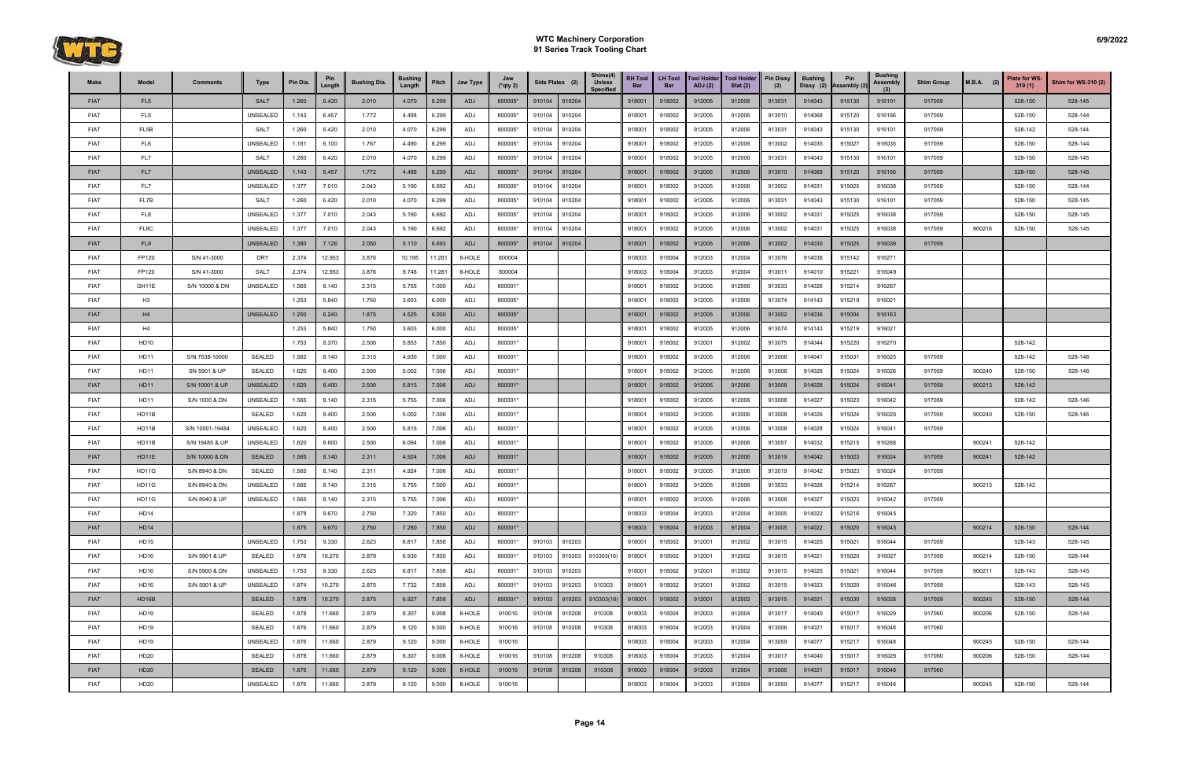# WTC Machinery Corporation
## 91 Series Track Tooling Chart

| Make | Model | Comments | Type | Pin Dia. | Pin Length | Bushing Dia. | Bushing Length | Pitch | Jaw Type | Jaw (*qty 2) | Side Plates (2) | | Shims(4) Unless Specified | RH Tool Bar | LH Tool Bar | Tool Holder ADJ (2) | Tool Holder Stat (2) | Pin Dissy (2) | Bushing Dissy (2) | Pin Assembly (2) | Bushing Assembly (2) | Shim Group | M.B.A. (2) | Plate for WS-310 (1) | Shim for WS-310 (2) |
|---|---|---|---|---|---|---|---|---|---|---|---|---|---|---|---|---|---|---|---|---|---|---|---|---|---|
| FIAT | FL5 | | SALT | 1.260 | 6.420 | 2.010 | 4.070 | 6.299 | ADJ | 800005* | 910104 | 910204 | | 918001 | 918002 | 912005 | 912006 | 913031 | 914043 | 915130 | 916101 | 917059 | | 528-150 | 528-145 |
| FIAT | FL5 | | UNSEALED | 1.143 | 6.457 | 1.772 | 4.488 | 6.299 | ADJ | 800005* | 910104 | 910204 | | 918001 | 918002 | 912005 | 912006 | 913010 | 914068 | 915120 | 916166 | 917059 | | 528-150 | 528-144 |
| FIAT | FL5B | | SALT | 1.260 | 6.420 | 2.010 | 4.070 | 6.299 | ADJ | 800005* | 910104 | 910204 | | 918001 | 918002 | 912005 | 912006 | 913031 | 914043 | 915130 | 916101 | 917059 | | 528-142 | 528-144 |
| FIAT | FL6 | | UNSEALED | 1.181 | 6.100 | 1.767 | 4.490 | 6.299 | ADJ | 800005* | 910104 | 910204 | | 918001 | 918002 | 912005 | 912006 | 913002 | 914035 | 915027 | 916035 | 917059 | | 528-150 | 528-144 |
| FIAT | FL7 | | SALT | 1.260 | 6.420 | 2.010 | 4.070 | 6.299 | ADJ | 800005* | 910104 | 910204 | | 918001 | 918002 | 912005 | 912006 | 913031 | 914043 | 915130 | 916101 | 917059 | | 528-150 | 528-145 |
| FIAT | FL7 | | UNSEALED | 1.143 | 6.457 | 1.772 | 4.488 | 6.299 | ADJ | 800005* | 910104 | 910204 | | 918001 | 918002 | 912005 | 912006 | 913010 | 914068 | 915120 | 916166 | 917059 | | 528-150 | 528-145 |
| FIAT | FL7 | | UNSEALED | 1.377 | 7.010 | 2.043 | 5.190 | 6.692 | ADJ | 800005* | 910104 | 910204 | | 918001 | 918002 | 912005 | 912006 | 913002 | 914031 | 915025 | 916038 | 917059 | | 528-150 | 528-144 |
| FIAT | FL7B | | SALT | 1.260 | 6.420 | 2.010 | 4.070 | 6.299 | ADJ | 800005* | 910104 | 910204 | | 918001 | 918002 | 912005 | 912006 | 913031 | 914043 | 915130 | 916101 | 917059 | | 528-150 | 528-145 |
| FIAT | FL8 | | UNSEALED | 1.377 | 7.010 | 2.043 | 5.190 | 6.692 | ADJ | 800005* | 910104 | 910204 | | 918001 | 918002 | 912005 | 912006 | 913002 | 914031 | 915025 | 916038 | 917059 | | 528-150 | 528-145 |
| FIAT | FL8C | | UNSEALED | 1.377 | 7.010 | 2.043 | 5.190 | 6.692 | ADJ | 800005* | 910104 | 910204 | | 918001 | 918002 | 912005 | 912006 | 913002 | 914031 | 915025 | 916038 | 917059 | 900216 | 528-150 | 528-145 |
| FIAT | FL9 | | UNSEALED | 1.380 | 7.126 | 2.050 | 5.110 | 6.693 | ADJ | 800005* | 910104 | 910204 | | 918001 | 918002 | 912005 | 912006 | 913002 | 914030 | 915025 | 916039 | 917059 | | | |
| FIAT | FP120 | S/N 41-3000 | DRY | 2.374 | 12.953 | 3.876 | 10.195 | 11.281 | 8-HOLE | 800004 | | | | 918003 | 918004 | 912003 | 912004 | 913076 | 914038 | 915142 | 916271 | | | | |
| FIAT | FP120 | S/N 41-3000 | SALT | 2.374 | 12.953 | 3.876 | 9.748 | 11.281 | 8-HOLE | 800004 | | | | 918003 | 918004 | 912003 | 912004 | 913011 | 914010 | 915221 | 916049 | | | | |
| FIAT | GH11E | S/N 10000 & DN | UNSEALED | 1.565 | 8.140 | 2.315 | 5.755 | 7.000 | ADJ | 800001* | | | | 918001 | 918002 | 912005 | 912006 | 913033 | 914026 | 915214 | 916267 | | | | |
| FIAT | H3 | | | 1.253 | 5.840 | 1.750 | 3.603 | 6.000 | ADJ | 800005* | | | | 918001 | 918002 | 912005 | 912006 | 913074 | 914143 | 915219 | 916021 | | | | |
| FIAT | H4 | | UNSEALED | 1.250 | 6.240 | 1.875 | 4.525 | 6.000 | ADJ | 800005* | | | | 918001 | 918002 | 912005 | 912006 | 913002 | 914036 | 915004 | 916163 | | | | |
| FIAT | H4 | | | 1.253 | 5.840 | 1.750 | 3.603 | 6.000 | ADJ | 800005* | | | | 918001 | 918002 | 912005 | 912006 | 913074 | 914143 | 915219 | 916021 | | | | |
| FIAT | HD10 | | | 1.753 | 8.370 | 2.500 | 5.853 | 7.850 | ADJ | 800001* | | | | 918001 | 918002 | 912001 | 912002 | 913075 | 914044 | 915220 | 916270 | | | 528-142 | |
| FIAT | HD11 | S/N 7538-10000 | SEALED | 1.562 | 8.140 | 2.315 | 4.930 | 7.000 | ADJ | 800001* | | | | 918001 | 918002 | 912005 | 912006 | 913008 | 914041 | 915031 | 916025 | 917059 | | 528-142 | 528-146 |
| FIAT | HD11 | SN 5901 & UP | SEALED | 1.620 | 8.400 | 2.500 | 5.002 | 7.006 | ADJ | 800001* | | | | 918001 | 918002 | 912005 | 912006 | 913008 | 914026 | 915024 | 916026 | 917059 | 900240 | 528-150 | 528-146 |
| FIAT | HD11 | S/N 10001 & UP | UNSEALED | 1.620 | 8.400 | 2.500 | 5.815 | 7.006 | ADJ | 800001* | | | | 918001 | 918002 | 912005 | 912006 | 913008 | 914028 | 915024 | 916041 | 917059 | 900213 | 528-142 | |
| FIAT | HD11 | S/N 1000 & DN | UNSEALED | 1.565 | 8.140 | 2.315 | 5.755 | 7.006 | ADJ | 800001* | | | | 918001 | 918002 | 912005 | 912006 | 913008 | 914027 | 915023 | 916042 | 917059 | | 528-142 | 528-146 |
| FIAT | HD11B | | SEALED | 1.620 | 8.400 | 2.500 | 5.002 | 7.006 | ADJ | 800001* | | | | 918001 | 918002 | 912005 | 912006 | 913008 | 914026 | 915024 | 916026 | 917059 | 900240 | 528-150 | 528-146 |
| FIAT | HD11B | S/N 10001-19484 | UNSEALED | 1.620 | 8.400 | 2.500 | 5.815 | 7.006 | ADJ | 800001* | | | | 918001 | 918002 | 912005 | 912006 | 913008 | 914028 | 915024 | 916041 | 917059 | | | |
| FIAT | HD11B | S/N 19485 & UP | UNSEALED | 1.620 | 8.600 | 2.500 | 6.094 | 7.006 | ADJ | 800001* | | | | 918001 | 918002 | 912005 | 912006 | 913057 | 914032 | 915215 | 916268 | | 900241 | 528-142 | |
| FIAT | HD11E | S/N 10000 & DN | SEALED | 1.565 | 8.140 | 2.311 | 4.924 | 7.006 | ADJ | 800001* | | | | 918001 | 918002 | 912005 | 912006 | 913019 | 914042 | 915023 | 916024 | 917059 | 900241 | 528-142 | |
| FIAT | HD11G | S/N 8940 & DN | SEALED | 1.565 | 8.140 | 2.311 | 4.924 | 7.006 | ADJ | 800001* | | | | 918001 | 918002 | 912005 | 912006 | 913019 | 914042 | 915023 | 916024 | 917059 | | | |
| FIAT | HD11G | S/N 8940 & DN | UNSEALED | 1.565 | 8.140 | 2.315 | 5.755 | 7.000 | ADJ | 800001* | | | | 918001 | 918002 | 912005 | 912006 | 913033 | 914026 | 915214 | 916267 | | 900213 | 528-142 | |
| FIAT | HD11G | S/N 8940 & UP | UNSEALED | 1.565 | 8.140 | 2.315 | 5.755 | 7.006 | ADJ | 800001* | | | | 918001 | 918002 | 912005 | 912006 | 913008 | 914027 | 915023 | 916042 | 917059 | | | |
| FIAT | HD14 | | | 1.878 | 9.670 | 2.750 | 7.320 | 7.850 | ADJ | 800001* | | | | 918003 | 918004 | 912003 | 912004 | 913005 | 914022 | 915216 | 916045 | | | | |
| FIAT | HD14 | | | 1.875 | 9.670 | 2.750 | 7.280 | 7.850 | ADJ | 800001* | | | | 918003 | 918004 | 912003 | 912004 | 913005 | 914022 | 915020 | 916045 | | 900214 | 528-150 | 528-144 |
| FIAT | HD15 | | UNSEALED | 1.753 | 9.330 | 2.623 | 6.817 | 7.858 | ADJ | 800001* | 910103 | 910203 | | 918001 | 918002 | 912001 | 912002 | 913015 | 914025 | 915021 | 916044 | 917059 | | 528-143 | 528-145 |
| FIAT | HD16 | S/N 5901 & UP | SEALED | 1.876 | 10.270 | 2.879 | 6.930 | 7.850 | ADJ | 800001* | 910103 | 910203 | 910303(16) | 918001 | 918002 | 912001 | 912002 | 913015 | 914021 | 915020 | 916027 | 917059 | 900214 | 528-150 | 528-144 |
| FIAT | HD16 | S/N 5900 & DN | UNSEALED | 1.753 | 9.330 | 2.623 | 6.817 | 7.858 | ADJ | 800001* | 910103 | 910203 | | 918001 | 918002 | 912001 | 912002 | 913015 | 914025 | 915021 | 916044 | 917059 | 900211 | 528-143 | 528-145 |
| FIAT | HD16 | S/N 5901 & UP | UNSEALED | 1.874 | 10.270 | 2.875 | 7.732 | 7.858 | ADJ | 800001* | 910103 | 910203 | 910303 | 918001 | 918002 | 912001 | 912002 | 913015 | 914023 | 915020 | 916046 | 917059 | | 528-143 | 528-145 |
| FIAT | HD16B | | SEALED | 1.878 | 10.270 | 2.875 | 6.927 | 7.858 | ADJ | 800001* | 910103 | 910203 | 910303(16) | 918001 | 918002 | 912001 | 912002 | 913015 | 914021 | 915030 | 916028 | 917059 | 900245 | 528-150 | 528-144 |
| FIAT | HD19 | | SEALED | 1.878 | 11.660 | 2.879 | 8.307 | 9.008 | 8-HOLE | 910016 | 910108 | 910208 | 910308 | 918003 | 918004 | 912003 | 912004 | 913017 | 914040 | 915017 | 916029 | 917060 | 900206 | 528-150 | 528-144 |
| FIAT | HD19 | | SEALED | 1.876 | 11.660 | 2.879 | 9.120 | 9.000 | 8-HOLE | 910016 | 910108 | 910208 | 910308 | 918003 | 918004 | 912003 | 912004 | 913006 | 914021 | 915017 | 916048 | 917060 | | | |
| FIAT | HD19 | | UNSEALED | 1.876 | 11.660 | 2.879 | 9.120 | 9.000 | 8-HOLE | 910016 | | | | 918003 | 918004 | 912003 | 912004 | 913059 | 914077 | 915217 | 916048 | | 900245 | 528-150 | 528-144 |
| FIAT | HD20 | | SEALED | 1.878 | 11.660 | 2.879 | 8.307 | 9.008 | 8-HOLE | 910016 | 910108 | 910208 | 910308 | 918003 | 918004 | 912003 | 912004 | 913017 | 914040 | 915017 | 916029 | 917060 | 900206 | 528-150 | 528-144 |
| FIAT | HD20 | | SEALED | 1.876 | 11.660 | 2.879 | 9.120 | 9.000 | 8-HOLE | 910016 | 910108 | 910208 | 910308 | 918003 | 918004 | 912003 | 912004 | 913006 | 914021 | 915017 | 916048 | 917060 | | | |
| FIAT | HD20 | | UNSEALED | 1.876 | 11.660 | 2.879 | 9.120 | 9.000 | 8-HOLE | 910016 | | | | 918003 | 918004 | 912003 | 912004 | 913059 | 914077 | 915217 | 916048 | | 900245 | 528-150 | 528-144 |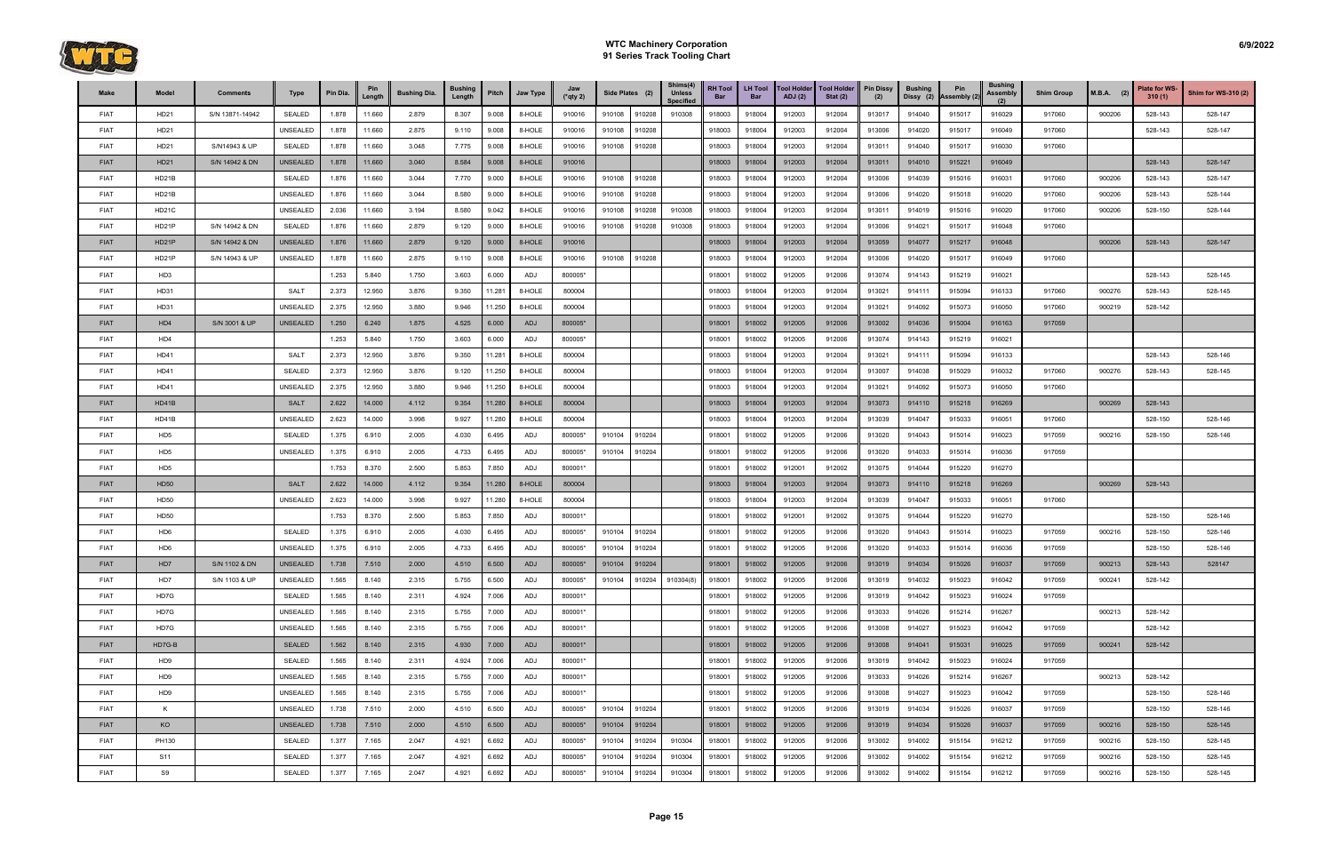# WTC Machinery Corporation
## 91 Series Track Tooling Chart

| Make | Model | Comments | Type | Pin Dia. | Pin Length | Bushing Dia. | Bushing Length | Pitch | Jaw Type | Jaw (*qty 2) | Side Plates (2) | | Shims(4) Unless Specified | RH Tool Bar | LH Tool Bar | Tool Holder ADJ (2) | Tool Holder Stat (2) | Pin Dissy (2) | Bushing Dissy (2) | Pin Assembly (2) | Bushing Assembly (2) | Shim Group | M.B.A. (2) | Plate for WS-310 (1) | Shim for WS-310 (2) |
|---|---|---|---|---|---|---|---|---|---|---|---|---|---|---|---|---|---|---|---|---|---|---|---|---|---|
| FIAT | HD21 | S/N 13871-14942 | SEALED | 1.878 | 11.660 | 2.879 | 8.307 | 9.008 | 8-HOLE | 910016 | 910108 | 910208 | 910308 | 918003 | 918004 | 912003 | 912004 | 913017 | 914040 | 915017 | 916029 | 917060 | 900206 | 528-143 | 528-147 |
| FIAT | HD21 | | UNSEALED | 1.878 | 11.660 | 2.875 | 9.110 | 9.008 | 8-HOLE | 910016 | 910108 | 910208 | | 918003 | 918004 | 912003 | 912004 | 913006 | 914020 | 915017 | 916049 | 917060 | | 528-143 | 528-147 |
| FIAT | HD21 | S/N14943 & UP | SEALED | 1.878 | 11.660 | 3.048 | 7.775 | 9.008 | 8-HOLE | 910016 | 910108 | 910208 | | 918003 | 918004 | 912003 | 912004 | 913011 | 914040 | 915017 | 916030 | 917060 | | | |
| FIAT | HD21 | S/N 14942 & DN | UNSEALED | 1.878 | 11.660 | 3.040 | 8.584 | 9.008 | 8-HOLE | 910016 | | | | 918003 | 918004 | 912003 | 912004 | 913011 | 914010 | 915221 | 916049 | | | 528-143 | 528-147 |
| FIAT | HD21B | | SEALED | 1.876 | 11.660 | 3.044 | 7.770 | 9.000 | 8-HOLE | 910016 | 910108 | 910208 | | 918003 | 918004 | 912003 | 912004 | 913006 | 914039 | 915016 | 916031 | 917060 | 900206 | 528-143 | 528-147 |
| FIAT | HD21B | | UNSEALED | 1.876 | 11.660 | 3.044 | 8.580 | 9.000 | 8-HOLE | 910016 | 910108 | 910208 | | 918003 | 918004 | 912003 | 912004 | 913006 | 914020 | 915018 | 916020 | 917060 | 900206 | 528-143 | 528-144 |
| FIAT | HD21C | | UNSEALED | 2.036 | 11.660 | 3.194 | 8.580 | 9.042 | 8-HOLE | 910016 | 910108 | 910208 | 910308 | 918003 | 918004 | 912003 | 912004 | 913011 | 914019 | 915016 | 916020 | 917060 | 900206 | 528-150 | 528-144 |
| FIAT | HD21P | S/N 14942 & DN | SEALED | 1.876 | 11.660 | 2.879 | 9.120 | 9.000 | 8-HOLE | 910016 | 910108 | 910208 | 910308 | 918003 | 918004 | 912003 | 912004 | 913006 | 914021 | 915017 | 916048 | 917060 | | | |
| FIAT | HD21P | S/N 14942 & DN | UNSEALED | 1.876 | 11.660 | 2.879 | 9.120 | 9.000 | 8-HOLE | 910016 | | | | 918003 | 918004 | 912003 | 912004 | 913059 | 914077 | 915217 | 916048 | | 900206 | 528-143 | 528-147 |
| FIAT | HD21P | S/N 14943 & UP | UNSEALED | 1.878 | 11.660 | 2.875 | 9.110 | 9.008 | 8-HOLE | 910016 | 910108 | 910208 | | 918003 | 918004 | 912003 | 912004 | 913006 | 914020 | 915017 | 916049 | 917060 | | | |
| FIAT | HD3 | | | 1.253 | 5.840 | 1.750 | 3.603 | 6.000 | ADJ | 800005* | | | | 918001 | 918002 | 912005 | 912006 | 913074 | 914143 | 915219 | 916021 | | | 528-143 | 528-145 |
| FIAT | HD31 | | SALT | 2.373 | 12.950 | 3.876 | 9.350 | 11.281 | 8-HOLE | 800004 | | | | 918003 | 918004 | 912003 | 912004 | 913021 | 914111 | 915094 | 916133 | 917060 | 900276 | 528-143 | 528-145 |
| FIAT | HD31 | | UNSEALED | 2.375 | 12.950 | 3.880 | 9.946 | 11.250 | 8-HOLE | 800004 | | | | 918003 | 918004 | 912003 | 912004 | 913021 | 914092 | 915073 | 916050 | 917060 | 900219 | 528-142 | |
| FIAT | HD4 | S/N 3001 & UP | UNSEALED | 1.250 | 6.240 | 1.875 | 4.525 | 6.000 | ADJ | 800005* | | | | 918001 | 918002 | 912005 | 912006 | 913002 | 914036 | 915004 | 916163 | 917059 | | | |
| FIAT | HD4 | | | 1.253 | 5.840 | 1.750 | 3.603 | 6.000 | ADJ | 800005* | | | | 918001 | 918002 | 912005 | 912006 | 913074 | 914143 | 915219 | 916021 | | | | |
| FIAT | HD41 | | SALT | 2.373 | 12.950 | 3.876 | 9.350 | 11.281 | 8-HOLE | 800004 | | | | 918003 | 918004 | 912003 | 912004 | 913021 | 914111 | 915094 | 916133 | | | 528-143 | 528-146 |
| FIAT | HD41 | | SEALED | 2.373 | 12.950 | 3.876 | 9.120 | 11.250 | 8-HOLE | 800004 | | | | 918003 | 918004 | 912003 | 912004 | 913007 | 914038 | 915029 | 916032 | 917060 | 900276 | 528-143 | 528-145 |
| FIAT | HD41 | | UNSEALED | 2.375 | 12.950 | 3.880 | 9.946 | 11.250 | 8-HOLE | 800004 | | | | 918003 | 918004 | 912003 | 912004 | 913021 | 914092 | 915073 | 916050 | 917060 | | | |
| FIAT | HD41B | | SALT | 2.622 | 14.000 | 4.112 | 9.354 | 11.280 | 8-HOLE | 800004 | | | | 918003 | 918004 | 912003 | 912004 | 913073 | 914110 | 915218 | 916269 | | 900269 | 528-143 | |
| FIAT | HD41B | | UNSEALED | 2.623 | 14.000 | 3.998 | 9.927 | 11.280 | 8-HOLE | 800004 | | | | 918003 | 918004 | 912003 | 912004 | 913039 | 914047 | 915033 | 916051 | 917060 | | 528-150 | 528-146 |
| FIAT | HD5 | | SEALED | 1.375 | 6.910 | 2.005 | 4.030 | 6.495 | ADJ | 800005* | 910104 | 910204 | | 918001 | 918002 | 912005 | 912006 | 913020 | 914043 | 915014 | 916023 | 917059 | 900216 | 528-150 | 528-146 |
| FIAT | HD5 | | UNSEALED | 1.375 | 6.910 | 2.005 | 4.733 | 6.495 | ADJ | 800005* | 910104 | 910204 | | 918001 | 918002 | 912005 | 912006 | 913020 | 914033 | 915014 | 916036 | 917059 | | | |
| FIAT | HD5 | | | 1.753 | 8.370 | 2.500 | 5.853 | 7.850 | ADJ | 800001* | | | | 918001 | 918002 | 912001 | 912002 | 913075 | 914044 | 915220 | 916270 | | | | |
| FIAT | HD50 | | SALT | 2.622 | 14.000 | 4.112 | 9.354 | 11.280 | 8-HOLE | 800004 | | | | 918003 | 918004 | 912003 | 912004 | 913073 | 914110 | 915218 | 916269 | | 900269 | 528-143 | |
| FIAT | HD50 | | UNSEALED | 2.623 | 14.000 | 3.998 | 9.927 | 11.280 | 8-HOLE | 800004 | | | | 918003 | 918004 | 912003 | 912004 | 913039 | 914047 | 915033 | 916051 | 917060 | | | |
| FIAT | HD50 | | | 1.753 | 8.370 | 2.500 | 5.853 | 7.850 | ADJ | 800001* | | | | 918001 | 918002 | 912001 | 912002 | 913075 | 914044 | 915220 | 916270 | | | 528-150 | 528-146 |
| FIAT | HD6 | | SEALED | 1.375 | 6.910 | 2.005 | 4.030 | 6.495 | ADJ | 800005* | 910104 | 910204 | | 918001 | 918002 | 912005 | 912006 | 913020 | 914043 | 915014 | 916023 | 917059 | 900216 | 528-150 | 528-146 |
| FIAT | HD6 | | UNSEALED | 1.375 | 6.910 | 2.005 | 4.733 | 6.495 | ADJ | 800005* | 910104 | 910204 | | 918001 | 918002 | 912005 | 912006 | 913020 | 914033 | 915014 | 916036 | 917059 | | 528-150 | 528-146 |
| FIAT | HD7 | S/N 1102 & DN | UNSEALED | 1.738 | 7.510 | 2.000 | 4.510 | 6.500 | ADJ | 800005* | 910104 | 910204 | | 918001 | 918002 | 912005 | 912006 | 913019 | 914034 | 915026 | 916037 | 917059 | 900213 | 528-143 | 528147 |
| FIAT | HD7 | S/N 1103 & UP | UNSEALED | 1.565 | 8.140 | 2.315 | 5.755 | 6.500 | ADJ | 800005* | 910104 | 910204 | 910304(8) | 918001 | 918002 | 912005 | 912006 | 913019 | 914032 | 915023 | 916042 | 917059 | 900241 | 528-142 | |
| FIAT | HD7G | | SEALED | 1.565 | 8.140 | 2.311 | 4.924 | 7.006 | ADJ | 800001* | | | | 918001 | 918002 | 912005 | 912006 | 913019 | 914042 | 915023 | 916024 | 917059 | | | |
| FIAT | HD7G | | UNSEALED | 1.565 | 8.140 | 2.315 | 5.755 | 7.000 | ADJ | 800001* | | | | 918001 | 918002 | 912005 | 912006 | 913033 | 914026 | 915214 | 916267 | | 900213 | 528-142 | |
| FIAT | HD7G | | UNSEALED | 1.565 | 8.140 | 2.315 | 5.755 | 7.006 | ADJ | 800001* | | | | 918001 | 918002 | 912005 | 912006 | 913008 | 914027 | 915023 | 916042 | 917059 | | 528-142 | |
| FIAT | HD7G-B | | SEALED | 1.562 | 8.140 | 2.315 | 4.930 | 7.000 | ADJ | 800001* | | | | 918001 | 918002 | 912005 | 912006 | 913008 | 914041 | 915031 | 916025 | 917059 | 900241 | 528-142 | |
| FIAT | HD9 | | SEALED | 1.565 | 8.140 | 2.311 | 4.924 | 7.006 | ADJ | 800001* | | | | 918001 | 918002 | 912005 | 912006 | 913019 | 914042 | 915023 | 916024 | 917059 | | | |
| FIAT | HD9 | | UNSEALED | 1.565 | 8.140 | 2.315 | 5.755 | 7.000 | ADJ | 800001* | | | | 918001 | 918002 | 912005 | 912006 | 913033 | 914026 | 915214 | 916267 | | 900213 | 528-142 | |
| FIAT | HD9 | | UNSEALED | 1.565 | 8.140 | 2.315 | 5.755 | 7.006 | ADJ | 800001* | | | | 918001 | 918002 | 912005 | 912006 | 913008 | 914027 | 915023 | 916042 | 917059 | | 528-150 | 528-146 |
| FIAT | K | | UNSEALED | 1.738 | 7.510 | 2.000 | 4.510 | 6.500 | ADJ | 800005* | 910104 | 910204 | | 918001 | 918002 | 912005 | 912006 | 913019 | 914034 | 915026 | 916037 | 917059 | | 528-150 | 528-146 |
| FIAT | KO | | UNSEALED | 1.738 | 7.510 | 2.000 | 4.510 | 6.500 | ADJ | 800005* | 910104 | 910204 | | 918001 | 918002 | 912005 | 912006 | 913019 | 914034 | 915026 | 916037 | 917059 | 900216 | 528-150 | 528-145 |
| FIAT | PH130 | | SEALED | 1.377 | 7.165 | 2.047 | 4.921 | 6.692 | ADJ | 800005* | 910104 | 910204 | 910304 | 918001 | 918002 | 912005 | 912006 | 913002 | 914002 | 915154 | 916212 | 917059 | 900216 | 528-150 | 528-145 |
| FIAT | S11 | | SEALED | 1.377 | 7.165 | 2.047 | 4.921 | 6.692 | ADJ | 800005* | 910104 | 910204 | 910304 | 918001 | 918002 | 912005 | 912006 | 913002 | 914002 | 915154 | 916212 | 917059 | 900216 | 528-150 | 528-145 |
| FIAT | S9 | | SEALED | 1.377 | 7.165 | 2.047 | 4.921 | 6.692 | ADJ | 800005* | 910104 | 910204 | 910304 | 918001 | 918002 | 912005 | 912006 | 913002 | 914002 | 915154 | 916212 | 917059 | 900216 | 528-150 | 528-145 |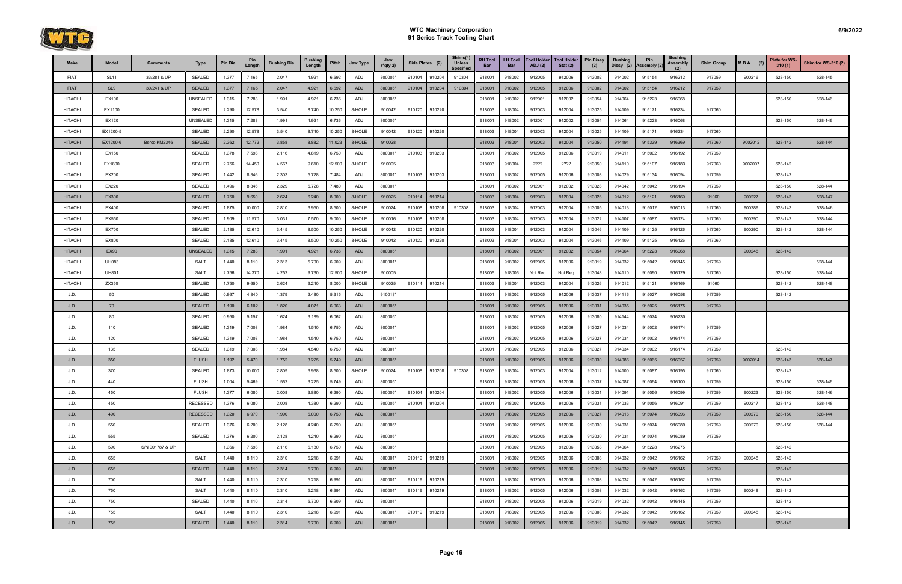# WTC Machinery Corporation
## 91 Series Track Tooling Chart

6/9/2022

| Make | Model | Comments | Type | Pin Dia. | Pin Length | Bushing Dia. | Bushing Length | Pitch | Jaw Type | Jaw (*qty 2) | Side Plates (2) | | Shims(4) Unless Specified | RH Tool Bar | LH Tool Bar | Tool Holder ADJ (2) | Tool Holder Stat (2) | Pin Dissy (2) | Bushing Dissy (2) | Pin Assembly (2) | Bushing Assembly (2) | Shim Group | M.B.A. (2) | Plate for WS-310 (1) | Shim for WS-310 (2) |
|---|---|---|---|---|---|---|---|---|---|---|---|---|---|---|---|---|---|---|---|---|---|---|---|---|---|
| FIAT | SL11 | 33/281 & UP | SEALED | 1.377 | 7.165 | 2.047 | 4.921 | 6.692 | ADJ | 800005* | 910104 | 910204 | 910304 | 918001 | 918002 | 912005 | 912006 | 913002 | 914002 | 915154 | 916212 | 917059 | 900216 | 528-150 | 528-145 |
| FIAT | SL9 | 30/241 & UP | SEALED | 1.377 | 7.165 | 2.047 | 4.921 | 6.692 | ADJ | 800005* | 910104 | 910204 | 910304 | 918001 | 918002 | 912005 | 912006 | 913002 | 914002 | 915154 | 916212 | 917059 | | | |
| HITACHI | EX100 | | UNSEALED | 1.315 | 7.283 | 1.991 | 4.921 | 6.736 | ADJ | 800005* | | | | 918001 | 918002 | 912001 | 912002 | 913054 | 914064 | 915223 | 916068 | | | 528-150 | 528-146 |
| HITACHI | EX1100 | | SEALED | 2.290 | 12.578 | 3.540 | 8.740 | 10.250 | 8-HOLE | 910042 | 910120 | 910220 | | 918003 | 918004 | 912003 | 912004 | 913025 | 914109 | 915171 | 916234 | 917060 | | | |
| HITACHI | EX120 | | UNSEALED | 1.315 | 7.283 | 1.991 | 4.921 | 6.736 | ADJ | 800005* | | | | 918001 | 918002 | 912001 | 912002 | 913054 | 914064 | 915223 | 916068 | | | 528-150 | 528-146 |
| HITACHI | EX1200-5 | | SEALED | 2.290 | 12.578 | 3.540 | 8.740 | 10.250 | 8-HOLE | 910042 | 910120 | 910220 | | 918003 | 918004 | 912003 | 912004 | 913025 | 914109 | 915171 | 916234 | 917060 | | | |
| HITACHI | EX1200-6 | Berco KM2346 | SEALED | 2.362 | 12.772 | 3.858 | 8.882 | 11.023 | 8-HOLE | 910028 | | | | 918003 | 918004 | 912003 | 912004 | 913050 | 914191 | 915339 | 916369 | 917060 | 9002012 | 528-142 | 528-144 |
| HITACHI | EX150 | | SEALED | 1.378 | 7.598 | 2.116 | 4.819 | 6.750 | ADJ | 800001* | 910103 | 910203 | | 918001 | 918002 | 912005 | 912006 | 913019 | 914011 | 915002 | 916192 | 917059 | | | |
| HITACHI | EX1800 | | SEALED | 2.756 | 14.450 | 4.567 | 9.610 | 12.500 | 8-HOLE | 910005 | | | | 918003 | 918004 | ???? | ???? | 913050 | 914110 | 915107 | 916183 | 917060 | 9002007 | 528-142 | |
| HITACHI | EX200 | | SEALED | 1.442 | 8.346 | 2.303 | 5.728 | 7.484 | ADJ | 800001* | 910103 | 910203 | | 918001 | 918002 | 912005 | 912006 | 913008 | 914029 | 915134 | 916094 | 917059 | | 528-142 | |
| HITACHI | EX220 | | SEALED | 1.496 | 8.346 | 2.329 | 5.728 | 7.480 | ADJ | 800001* | | | | 918001 | 918002 | 912001 | 912002 | 913028 | 914042 | 915042 | 916194 | 917059 | | 528-150 | 528-144 |
| HITACHI | EX300 | | SEALED | 1.750 | 9.650 | 2.624 | 6.240 | 8.000 | 8-HOLE | 910025 | 910114 | 910214 | | 918003 | 918004 | 912003 | 912004 | 913026 | 914012 | 915121 | 916169 | 91060 | 900227 | 528-143 | 528-147 |
| HITACHI | EX400 | | SEALED | 1.875 | 10.000 | 2.810 | 6.950 | 8.500 | 8-HOLE | 910024 | 910108 | 910208 | 910308 | 918003 | 918004 | 912003 | 912004 | 913005 | 914013 | 915012 | 916013 | 917060 | 900289 | 528-143 | 528-146 |
| HITACHI | EX550 | | SEALED | 1.909 | 11.570 | 3.031 | 7.570 | 9.000 | 8-HOLE | 910016 | 910108 | 910208 | | 918003 | 918004 | 912003 | 912004 | 913022 | 914107 | 915087 | 916124 | 917060 | 900290 | 528-142 | 528-144 |
| HITACHI | EX700 | | SEALED | 2.185 | 12.610 | 3.445 | 8.500 | 10.250 | 8-HOLE | 910042 | 910120 | 910220 | | 918003 | 918004 | 912003 | 912004 | 913046 | 914109 | 915125 | 916126 | 917060 | 900290 | 528-142 | 528-144 |
| HITACHI | EX800 | | SEALED | 2.185 | 12.610 | 3.445 | 8.500 | 10.250 | 8-HOLE | 910042 | 910120 | 910220 | | 918003 | 918004 | 912003 | 912004 | 913046 | 914109 | 915125 | 916126 | 917060 | | | |
| HITACHI | EX90 | | UNSEALED | 1.315 | 7.283 | 1.991 | 4.921 | 6.736 | ADJ | 800005* | | | | 918001 | 918002 | 912001 | 912002 | 913054 | 914064 | 915223 | 916068 | | 900248 | 528-142 | |
| HITACHI | UH083 | | SALT | 1.440 | 8.110 | 2.313 | 5.700 | 6.909 | ADJ | 800001* | | | | 918001 | 918002 | 912005 | 912006 | 913019 | 914032 | 915042 | 916145 | 917059 | | | 528-144 |
| HITACHI | UH801 | | SALT | 2.756 | 14.370 | 4.252 | 9.730 | 12.500 | 8-HOLE | 910005 | | | | 918006 | 918006 | Not Req | Not Req | 913048 | 914110 | 915090 | 916129 | 617060 | | 528-150 | 528-144 |
| HITACHI | ZX350 | | SEALED | 1.750 | 9.650 | 2.624 | 6.240 | 8.000 | 8-HOLE | 910025 | 910114 | 910214 | | 918003 | 918004 | 912003 | 912004 | 913026 | 914012 | 915121 | 916169 | 91060 | | 528-142 | 528-148 |
| J.D. | 50 | | SEALED | 0.867 | 4.840 | 1.379 | 2.480 | 5.315 | ADJ | 910013* | | | | 918001 | 918002 | 912005 | 912006 | 913037 | 914116 | 915027 | 916058 | 917059 | | 528-142 | |
| J.D. | 70 | | SEALED | 1.190 | 6.102 | 1.820 | 4.071 | 6.063 | ADJ | 800005* | | | | 918001 | 918002 | 912005 | 912006 | 913031 | 914035 | 915025 | 916175 | 917059 | | | |
| J.D. | 80 | | SEALED | 0.950 | 5.157 | 1.624 | 3.189 | 6.062 | ADJ | 800005* | | | | 918001 | 918002 | 912005 | 912006 | 913080 | 914144 | 915074 | 916230 | | | | |
| J.D. | 110 | | SEALED | 1.319 | 7.008 | 1.984 | 4.540 | 6.750 | ADJ | 800001* | | | | 918001 | 918002 | 912005 | 912006 | 913027 | 914034 | 915002 | 916174 | 917059 | | | |
| J.D. | 120 | | SEALED | 1.319 | 7.008 | 1.984 | 4.540 | 6.750 | ADJ | 800001* | | | | 918001 | 918002 | 912005 | 912006 | 913027 | 914034 | 915002 | 916174 | 917059 | | | |
| J.D. | 135 | | SEALED | 1.319 | 7.008 | 1.984 | 4.540 | 6.750 | ADJ | 800001* | | | | 918001 | 918002 | 912005 | 912006 | 913027 | 914034 | 915002 | 916174 | 917059 | | 528-142 | |
| J.D. | 350 | | FLUSH | 1.192 | 5.470 | 1.752 | 3.225 | 5.749 | ADJ | 800005* | | | | 918001 | 918002 | 912005 | 912006 | 913030 | 914086 | 915065 | 916057 | 917059 | 9002014 | 528-143 | 528-147 |
| J.D. | 370 | | SEALED | 1.873 | 10.000 | 2.809 | 6.968 | 8.500 | 8-HOLE | 910024 | 910108 | 910208 | 910308 | 918003 | 918004 | 912003 | 912004 | 913012 | 914100 | 915087 | 916195 | 917060 | | 528-142 | |
| J.D. | 440 | | FLUSH | 1.004 | 5.469 | 1.562 | 3.225 | 5.749 | ADJ | 800005* | | | | 918001 | 918002 | 912005 | 912006 | 913037 | 914087 | 915064 | 916100 | 917059 | | 528-150 | 528-146 |
| J.D. | 450 | | FLUSH | 1.377 | 6.080 | 2.008 | 3.880 | 6.290 | ADJ | 800005* | 910104 | 910204 | | 918001 | 918002 | 912005 | 912006 | 913031 | 914091 | 915056 | 916099 | 917059 | 900223 | 528-150 | 528-146 |
| J.D. | 450 | | RECESSED | 1.376 | 6.080 | 2.008 | 4.380 | 6.290 | ADJ | 800005* | 910104 | 910204 | | 918001 | 918002 | 912005 | 912006 | 913031 | 914033 | 915056 | 916091 | 917059 | 900217 | 528-142 | 528-148 |
| J.D. | 490 | | RECESSED | 1.320 | 6.970 | 1.990 | 5.000 | 6.750 | ADJ | 800001* | | | | 918001 | 918002 | 912005 | 912006 | 913027 | 914016 | 915074 | 916096 | 917059 | 900270 | 528-150 | 528-144 |
| J.D. | 550 | | SEALED | 1.376 | 6.200 | 2.128 | 4.240 | 6.290 | ADJ | 800005* | | | | 918001 | 918002 | 912005 | 912006 | 913030 | 914031 | 915074 | 916089 | 917059 | 900270 | 528-150 | 528-144 |
| J.D. | 555 | | SEALED | 1.376 | 6.200 | 2.128 | 4.240 | 6.290 | ADJ | 800005* | | | | 918001 | 918002 | 912005 | 912006 | 913030 | 914031 | 915074 | 916089 | 917059 | | | |
| J.D. | 590 | S/N 001787 & UP | | 1.366 | 7.598 | 2.116 | 5.180 | 6.750 | ADJ | 800005* | | | | 918001 | 918002 | 912005 | 912006 | 913053 | 914064 | 915228 | 916275 | | | 528-142 | |
| J.D. | 655 | | SALT | 1.440 | 8.110 | 2.310 | 5.218 | 6.991 | ADJ | 800001* | 910119 | 910219 | | 918001 | 918002 | 912005 | 912006 | 913008 | 914032 | 915042 | 916162 | 917059 | 900248 | 528-142 | |
| J.D. | 655 | | SEALED | 1.440 | 8.110 | 2.314 | 5.700 | 6.909 | ADJ | 800001* | | | | 918001 | 918002 | 912005 | 912006 | 913019 | 914032 | 915042 | 916145 | 917059 | | 528-142 | |
| J.D. | 700 | | SALT | 1.440 | 8.110 | 2.310 | 5.218 | 6.991 | ADJ | 800001* | 910119 | 910219 | | 918001 | 918002 | 912005 | 912006 | 913008 | 914032 | 915042 | 916162 | 917059 | | 528-142 | |
| J.D. | 750 | | SALT | 1.440 | 8.110 | 2.310 | 5.218 | 6.991 | ADJ | 800001* | 910119 | 910219 | | 918001 | 918002 | 912005 | 912006 | 913008 | 914032 | 915042 | 916162 | 917059 | 900248 | 528-142 | |
| J.D. | 750 | | SEALED | 1.440 | 8.110 | 2.314 | 5.700 | 6.909 | ADJ | 800001* | | | | 918001 | 918002 | 912005 | 912006 | 913019 | 914032 | 915042 | 916145 | 917059 | | 528-142 | |
| J.D. | 755 | | SALT | 1.440 | 8.110 | 2.310 | 5.218 | 6.991 | ADJ | 800001* | 910119 | 910219 | | 918001 | 918002 | 912005 | 912006 | 913008 | 914032 | 915042 | 916162 | 917059 | 900248 | 528-142 | |
| J.D. | 755 | | SEALED | 1.440 | 8.110 | 2.314 | 5.700 | 6.909 | ADJ | 800001* | | | | 918001 | 918002 | 912005 | 912006 | 913019 | 914032 | 915042 | 916145 | 917059 | | 528-142 | |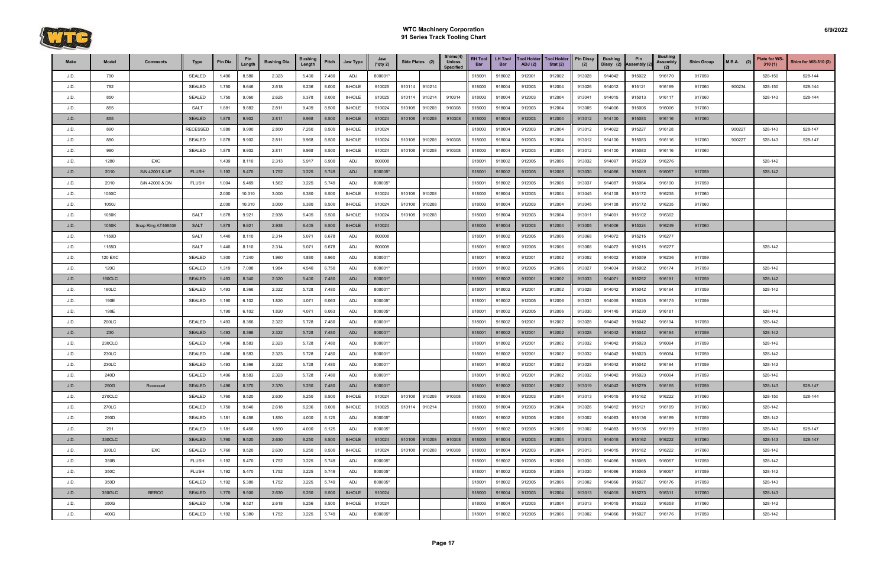# WTC Machinery Corporation
## 91 Series Track Tooling Chart

| Make | Model | Comments | Type | Pin Dia. | Pin Length | Bushing Dia. | Bushing Length | Pitch | Jaw Type | Jaw (*qty 2) | Side Plates (2) | | Shims(4) Unless Specified | RH Tool Bar | LH Tool Bar | Tool Holder ADJ (2) | Tool Holder Stat (2) | Pin Dissy (2) | Bushing Dissy (2) | Pin Assembly (2) | Bushing Assembly (2) | Shim Group | M.B.A. (2) | Plate for WS-310 (1) | Shim for WS-310 (2) |
|---|---|---|---|---|---|---|---|---|---|---|---|---|---|---|---|---|---|---|---|---|---|---|---|---|---|
| J.D. | 790 | | SEALED | 1.496 | 8.580 | 2.323 | 5.430 | 7.480 | ADJ | 800001* | | | | 918001 | 918002 | 912001 | 912002 | 913028 | 914042 | 915022 | 916170 | 917059 | | 528-150 | 528-144 |
| J.D. | 792 | | SEALED | 1.750 | 9.646 | 2.618 | 6.236 | 8.000 | 8-HOLE | 910025 | 910114 | 910214 | | 918003 | 918004 | 912003 | 912004 | 913026 | 914012 | 915121 | 916169 | 917060 | 900234 | 528-150 | 528-144 |
| J.D. | 850 | | SEALED | 1.750 | 9.060 | 2.625 | 6.378 | 8.000 | 8-HOLE | 910025 | 910114 | 910214 | 910314 | 918003 | 918004 | 912003 | 912004 | 913041 | 914015 | 915013 | 916117 | 917060 | | 528-143 | 528-144 |
| J.D. | 855 | | SALT | 1.881 | 9.882 | 2.811 | 9.409 | 8.500 | 8-HOLE | 910024 | 910108 | 910208 | 910308 | 918003 | 918004 | 912003 | 912004 | 913005 | 914006 | 915006 | 916006 | 917060 | | | |
| J.D. | 855 | | SEALED | 1.878 | 9.902 | 2.811 | 9.968 | 8.500 | 8-HOLE | 910024 | 910108 | 910208 | 910308 | 918003 | 918004 | 912003 | 912004 | 913012 | 914100 | 915083 | 916116 | 917060 | | | |
| J.D. | 890 | | RECESSED | 1.880 | 9.900 | 2.800 | 7.260 | 8.500 | 8-HOLE | 910024 | | | | 918003 | 918004 | 912003 | 912004 | 913012 | 914022 | 915227 | 916128 | | 900227 | 528-143 | 528-147 |
| J.D. | 890 | | SEALED | 1.878 | 9.902 | 2.811 | 9.968 | 8.500 | 8-HOLE | 910024 | 910108 | 910208 | 910308 | 918003 | 918004 | 912003 | 912004 | 913012 | 914100 | 915083 | 916116 | 917060 | 900227 | 528-143 | 528-147 |
| J.D. | 990 | | SEALED | 1.878 | 9.902 | 2.811 | 9.968 | 8.500 | 8-HOLE | 910024 | 910108 | 910208 | 910308 | 918003 | 918004 | 912003 | 912004 | 913012 | 914100 | 915083 | 916116 | 917060 | | | |
| J.D. | 1280 | EXC | | 1.439 | 8.110 | 2.313 | 5.917 | 6.900 | ADJ | 800008 | | | | 918001 | 918002 | 912005 | 912006 | 913032 | 914097 | 915229 | 916276 | | | 528-142 | |
| J.D. | 2010 | S/N 42001 & UP | FLUSH | 1.192 | 5.470 | 1.752 | 3.225 | 5.749 | ADJ | 800005* | | | | 918001 | 918002 | 912005 | 912006 | 913030 | 914086 | 915065 | 916057 | 917059 | | 528-142 | |
| J.D. | 2010 | S/N 42000 & DN | FLUSH | 1.004 | 5.469 | 1.562 | 3.225 | 5.749 | ADJ | 800005* | | | | 918001 | 918002 | 912005 | 912006 | 913037 | 914087 | 915064 | 916100 | 917059 | | | |
| J.D. | 1050C | | | 2.000 | 10.310 | 3.000 | 6.380 | 8.500 | 8-HOLE | 910024 | 910108 | 910208 | | 918003 | 918004 | 912003 | 912004 | 913045 | 914108 | 915172 | 916235 | 917060 | | | |
| J.D. | 1050J | | | 2.000 | 10.310 | 3.000 | 6.380 | 8.500 | 8-HOLE | 910024 | 910108 | 910208 | | 918003 | 918004 | 912003 | 912004 | 913045 | 914108 | 915172 | 916235 | 917060 | | | |
| J.D. | 1050K | | SALT | 1.878 | 9.921 | 2.938 | 6.405 | 8.500 | 8-HOLE | 910024 | 910108 | 910208 | | 918003 | 918004 | 912003 | 912004 | 913011 | 914001 | 915102 | 916302 | | | | |
| J.D. | 1050K | Snap Ring AT468536 | SALT | 1.878 | 9.921 | 2.938 | 6.405 | 8.500 | 8-HOLE | 910024 | | | | 918003 | 918004 | 912003 | 912004 | 913005 | 914006 | 915324 | 916249 | 917060 | | | |
| J.D. | 1150D | | SALT | 1.440 | 8.110 | 2.314 | 5.071 | 6.678 | ADJ | 800008 | | | | 918001 | 918002 | 912005 | 912006 | 913068 | 914072 | 915215 | 916277 | | | | |
| J.D. | 1155D | | SALT | 1.440 | 8.110 | 2.314 | 5.071 | 6.678 | ADJ | 800008 | | | | 918001 | 918002 | 912005 | 912006 | 913068 | 914072 | 915215 | 916277 | | | 528-142 | |
| J.D. | 120 EXC | | SEALED | 1.300 | 7.240 | 1.960 | 4.880 | 6.960 | ADJ | 800001* | | | | 918001 | 918002 | 912001 | 912002 | 913002 | 914002 | 915059 | 916236 | 917059 | | | |
| J.D. | 120C | | SEALED | 1.319 | 7.008 | 1.984 | 4.540 | 6.750 | ADJ | 800001* | | | | 918001 | 918002 | 912005 | 912006 | 913027 | 914034 | 915002 | 916174 | 917059 | | 528-142 | |
| J.D. | 160CLC | | SEALED | 1.493 | 8.340 | 2.320 | 5.400 | 7.480 | ADJ | 800001* | | | | 918001 | 918002 | 912001 | 912002 | 913033 | 914071 | 915252 | 916191 | 917059 | | 528-142 | |
| J.D. | 160LC | | SEALED | 1.493 | 8.366 | 2.322 | 5.728 | 7.480 | ADJ | 800001* | | | | 918001 | 918002 | 912001 | 912002 | 913028 | 914042 | 915042 | 916194 | 917059 | | 528-142 | |
| J.D. | 190E | | SEALED | 1.190 | 6.102 | 1.820 | 4.071 | 6.063 | ADJ | 800005* | | | | 918001 | 918002 | 912005 | 912006 | 913031 | 914035 | 915025 | 916175 | 917059 | | | |
| J.D. | 190E | | | 1.190 | 6.102 | 1.820 | 4.071 | 6.063 | ADJ | 800005* | | | | 918001 | 918002 | 912005 | 912006 | 913030 | 914145 | 915230 | 916181 | | | 528-142 | |
| J.D. | 200LC | | SEALED | 1.493 | 8.366 | 2.322 | 5.728 | 7.480 | ADJ | 800001* | | | | 918001 | 918002 | 912001 | 912002 | 913028 | 914042 | 915042 | 916194 | 917059 | | 528-142 | |
| J.D. | 230 | | SEALED | 1.493 | 8.366 | 2.322 | 5.728 | 7.480 | ADJ | 800001* | | | | 918001 | 918002 | 912001 | 912002 | 913028 | 914042 | 915042 | 916194 | 917059 | | 528-142 | |
| J.D. | 230CLC | | SEALED | 1.496 | 8.583 | 2.323 | 5.728 | 7.480 | ADJ | 800001* | | | | 918001 | 918002 | 912001 | 912002 | 913032 | 914042 | 915023 | 916094 | 917059 | | 528-142 | |
| J.D. | 230LC | | SEALED | 1.496 | 8.583 | 2.323 | 5.728 | 7.480 | ADJ | 800001* | | | | 918001 | 918002 | 912001 | 912002 | 913032 | 914042 | 915023 | 916094 | 917059 | | 528-142 | |
| J.D. | 230LC | | SEALED | 1.493 | 8.366 | 2.322 | 5.728 | 7.480 | ADJ | 800001* | | | | 918001 | 918002 | 912001 | 912002 | 913028 | 914042 | 915042 | 916194 | 917059 | | 528-142 | |
| J.D. | 240D | | SEALED | 1.496 | 8.583 | 2.323 | 5.728 | 7.480 | ADJ | 800001* | | | | 918001 | 918002 | 912001 | 912002 | 913032 | 914042 | 915023 | 916094 | 917059 | | 528-142 | |
| J.D. | 250G | Recessed | SEALED | 1.496 | 8.370 | 2.370 | 5.250 | 7.480 | ADJ | 800001* | | | | 918001 | 918002 | 912001 | 912002 | 913019 | 914042 | 915279 | 916165 | 917059 | | 528-143 | 528-147 |
| J.D. | 270CLC | | SEALED | 1.760 | 9.520 | 2.630 | 6.250 | 8.500 | 8-HOLE | 910024 | 910108 | 910208 | 910308 | 918003 | 918004 | 912003 | 912004 | 913013 | 914015 | 915162 | 916222 | 917060 | | 528-150 | 528-144 |
| J.D. | 270LC | | SEALED | 1.750 | 9.646 | 2.618 | 6.236 | 8.000 | 8-HOLE | 910025 | 910114 | 910214 | | 918003 | 918004 | 912003 | 912004 | 913026 | 914012 | 915121 | 916169 | 917060 | | 528-142 | |
| J.D. | 290D | | SEALED | 1.181 | 6.456 | 1.850 | 4.000 | 6.125 | ADJ | 800005* | | | | 918001 | 918002 | 912005 | 912006 | 913002 | 914083 | 915136 | 916189 | 917059 | | 528-142 | |
| J.D. | 291 | | SEALED | 1.181 | 6.456 | 1.850 | 4.000 | 6.125 | ADJ | 800005* | | | | 918001 | 918002 | 912005 | 912006 | 913002 | 914083 | 915136 | 916189 | 917059 | | 528-143 | 528-147 |
| J.D. | 330CLC | | SEALED | 1.760 | 9.520 | 2.630 | 6.250 | 8.500 | 8-HOLE | 910024 | 910108 | 910208 | 910308 | 918003 | 918004 | 912003 | 912004 | 913013 | 914015 | 915162 | 916222 | 917060 | | 528-143 | 528-147 |
| J.D. | 330LC | EXC | SEALED | 1.760 | 9.520 | 2.630 | 6.250 | 8.500 | 8-HOLE | 910024 | 910108 | 910208 | 910308 | 918003 | 918004 | 912003 | 912004 | 913013 | 914015 | 915162 | 916222 | 917060 | | 528-142 | |
| J.D. | 350B | | FLUSH | 1.192 | 5.470 | 1.752 | 3.225 | 5.749 | ADJ | 800005* | | | | 918001 | 918002 | 912005 | 912006 | 913030 | 914086 | 915065 | 916057 | 917059 | | 528-142 | |
| J.D. | 350C | | FLUSH | 1.192 | 5.470 | 1.752 | 3.225 | 5.749 | ADJ | 800005* | | | | 918001 | 918002 | 912005 | 912006 | 913030 | 914086 | 915065 | 916057 | 917059 | | 528-142 | |
| J.D. | 350D | | SEALED | 1.192 | 5.380 | 1.752 | 3.225 | 5.749 | ADJ | 800005* | | | | 918001 | 918002 | 912005 | 912006 | 913002 | 914066 | 915027 | 916176 | 917059 | | 528-143 | |
| J.D. | 350GLC | BERCO | SEALED | 1.770 | 9.500 | 2.630 | 6.250 | 8.500 | 8-HOLE | 910024 | | | | 918003 | 918004 | 912003 | 912004 | 913013 | 914015 | 915273 | 916311 | 917060 | | 528-143 | |
| J.D. | 350G | | SEALED | 1.756 | 9.527 | 2.618 | 6.256 | 8.500 | 8-HOLE | 910024 | | | | 918003 | 918004 | 912003 | 912004 | 913013 | 914015 | 915323 | 916358 | 917060 | | 528-142 | |
| J.D. | 400G | | SEALED | 1.192 | 5.380 | 1.752 | 3.225 | 5.749 | ADJ | 800005* | | | | 918001 | 918002 | 912005 | 912006 | 913002 | 914066 | 915027 | 916176 | 917059 | | 528-142 | |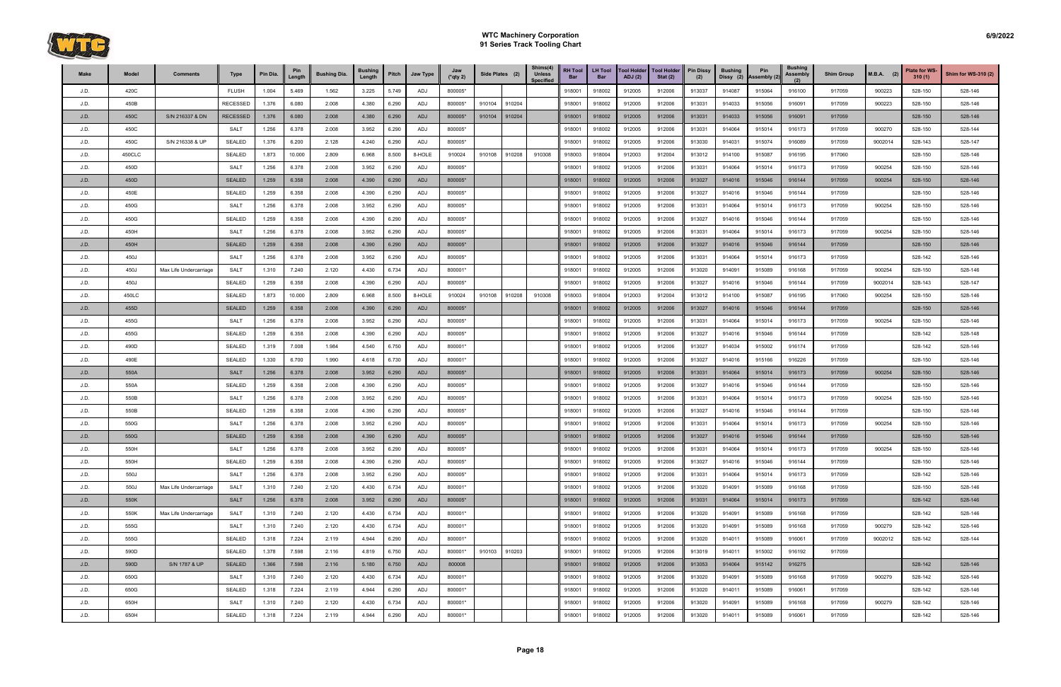# WTC Machinery Corporation
## 91 Series Track Tooling Chart

| Make | Model | Comments | Type | Pin Dia. | Pin Length | Bushing Dia. | Bushing Length | Pitch | Jaw Type | Jaw (*qty 2) | Side Plates (2) | | Shims(4) Unless Specified | RH Tool Bar | LH Tool Bar | Tool Holder ADJ (2) | Tool Holder Stat (2) | Pin Dissy (2) | Bushing Dissy (2) | Pin Assembly (2) | Bushing Assembly (2) | Shim Group | M.B.A. (2) | Plate for WS-310 (1) | Shim for WS-310 (2) |
|---|---|---|---|---|---|---|---|---|---|---|---|---|---|---|---|---|---|---|---|---|---|---|---|---|---|
| J.D. | 420C | | FLUSH | 1.004 | 5.469 | 1.562 | 3.225 | 5.749 | ADJ | 800005* | | | | 918001 | 918002 | 912005 | 912006 | 913037 | 914087 | 915064 | 916100 | 917059 | 900223 | 528-150 | 528-146 |
| J.D. | 450B | | RECESSED | 1.376 | 6.080 | 2.008 | 4.380 | 6.290 | ADJ | 800005* | 910104 | 910204 | | 918001 | 918002 | 912005 | 912006 | 913031 | 914033 | 915056 | 916091 | 917059 | 900223 | 528-150 | 528-146 |
| J.D. | 450C | S/N 216337 & DN | RECESSED | 1.376 | 6.080 | 2.008 | 4.380 | 6.290 | ADJ | 800005* | 910104 | 910204 | | 918001 | 918002 | 912005 | 912006 | 913031 | 914033 | 915056 | 916091 | 917059 | | 528-150 | 528-146 |
| J.D. | 450C | | SALT | 1.256 | 6.378 | 2.008 | 3.952 | 6.290 | ADJ | 800005* | | | | 918001 | 918002 | 912005 | 912006 | 913031 | 914064 | 915014 | 916173 | 917059 | 900270 | 528-150 | 528-144 |
| J.D. | 450C | S/N 216338 & UP | SEALED | 1.376 | 6.200 | 2.128 | 4.240 | 6.290 | ADJ | 800005* | | | | 918001 | 918002 | 912005 | 912006 | 913030 | 914031 | 915074 | 916089 | 917059 | 9002014 | 528-143 | 528-147 |
| J.D. | 450CLC | | SEALED | 1.873 | 10.000 | 2.809 | 6.968 | 8.500 | 8-HOLE | 910024 | 910108 | 910208 | 910308 | 918003 | 918004 | 912003 | 912004 | 913012 | 914100 | 915087 | 916195 | 917060 | | 528-150 | 528-146 |
| J.D. | 450D | | SALT | 1.256 | 6.378 | 2.008 | 3.952 | 6.290 | ADJ | 800005* | | | | 918001 | 918002 | 912005 | 912006 | 913031 | 914064 | 915014 | 916173 | 917059 | 900254 | 528-150 | 528-146 |
| J.D. | 450D | | SEALED | 1.259 | 6.358 | 2.008 | 4.390 | 6.290 | ADJ | 800005* | | | | 918001 | 918002 | 912005 | 912006 | 913027 | 914016 | 915046 | 916144 | 917059 | 900254 | 528-150 | 528-146 |
| J.D. | 450E | | SEALED | 1.259 | 6.358 | 2.008 | 4.390 | 6.290 | ADJ | 800005* | | | | 918001 | 918002 | 912005 | 912006 | 913027 | 914016 | 915046 | 916144 | 917059 | | 528-150 | 528-146 |
| J.D. | 450G | | SALT | 1.256 | 6.378 | 2.008 | 3.952 | 6.290 | ADJ | 800005* | | | | 918001 | 918002 | 912005 | 912006 | 913031 | 914064 | 915014 | 916173 | 917059 | 900254 | 528-150 | 528-146 |
| J.D. | 450G | | SEALED | 1.259 | 6.358 | 2.008 | 4.390 | 6.290 | ADJ | 800005* | | | | 918001 | 918002 | 912005 | 912006 | 913027 | 914016 | 915046 | 916144 | 917059 | | 528-150 | 528-146 |
| J.D. | 450H | | SALT | 1.256 | 6.378 | 2.008 | 3.952 | 6.290 | ADJ | 800005* | | | | 918001 | 918002 | 912005 | 912006 | 913031 | 914064 | 915014 | 916173 | 917059 | 900254 | 528-150 | 528-146 |
| J.D. | 450H | | SEALED | 1.259 | 6.358 | 2.008 | 4.390 | 6.290 | ADJ | 800005* | | | | 918001 | 918002 | 912005 | 912006 | 913027 | 914016 | 915046 | 916144 | 917059 | | 528-150 | 528-146 |
| J.D. | 450J | | SALT | 1.256 | 6.378 | 2.008 | 3.952 | 6.290 | ADJ | 800005* | | | | 918001 | 918002 | 912005 | 912006 | 913031 | 914064 | 915014 | 916173 | 917059 | | 528-142 | 528-146 |
| J.D. | 450J | Max Life Undercarriage | SALT | 1.310 | 7.240 | 2.120 | 4.430 | 6.734 | ADJ | 800001* | | | | 918001 | 918002 | 912005 | 912006 | 913020 | 914091 | 915089 | 916168 | 917059 | 900254 | 528-150 | 528-146 |
| J.D. | 450J | | SEALED | 1.259 | 6.358 | 2.008 | 4.390 | 6.290 | ADJ | 800005* | | | | 918001 | 918002 | 912005 | 912006 | 913027 | 914016 | 915046 | 916144 | 917059 | 9002014 | 528-143 | 528-147 |
| J.D. | 450LC | | SEALED | 1.873 | 10.000 | 2.809 | 6.968 | 8.500 | 8-HOLE | 910024 | 910108 | 910208 | 910308 | 918003 | 918004 | 912003 | 912004 | 913012 | 914100 | 915087 | 916195 | 917060 | 900254 | 528-150 | 528-146 |
| J.D. | 455D | | SEALED | 1.259 | 6.358 | 2.008 | 4.390 | 6.290 | ADJ | 800005* | | | | 918001 | 918002 | 912005 | 912006 | 913027 | 914016 | 915046 | 916144 | 917059 | | 528-150 | 528-146 |
| J.D. | 455G | | SALT | 1.256 | 6.378 | 2.008 | 3.952 | 6.290 | ADJ | 800005* | | | | 918001 | 918002 | 912005 | 912006 | 913031 | 914064 | 915014 | 916173 | 917059 | 900254 | 528-150 | 528-146 |
| J.D. | 455G | | SEALED | 1.259 | 6.358 | 2.008 | 4.390 | 6.290 | ADJ | 800005* | | | | 918001 | 918002 | 912005 | 912006 | 913027 | 914016 | 915046 | 916144 | 917059 | | 528-142 | 528-148 |
| J.D. | 490D | | SEALED | 1.319 | 7.008 | 1.984 | 4.540 | 6.750 | ADJ | 800001* | | | | 918001 | 918002 | 912005 | 912006 | 913027 | 914034 | 915002 | 916174 | 917059 | | 528-142 | 528-146 |
| J.D. | 490E | | SEALED | 1.330 | 6.700 | 1.990 | 4.618 | 6.730 | ADJ | 800001* | | | | 918001 | 918002 | 912005 | 912006 | 913027 | 914016 | 915166 | 916226 | 917059 | | 528-150 | 528-146 |
| J.D. | 550A | | SALT | 1.256 | 6.378 | 2.008 | 3.952 | 6.290 | ADJ | 800005* | | | | 918001 | 918002 | 912005 | 912006 | 913031 | 914064 | 915014 | 916173 | 917059 | 900254 | 528-150 | 528-146 |
| J.D. | 550A | | SEALED | 1.259 | 6.358 | 2.008 | 4.390 | 6.290 | ADJ | 800005* | | | | 918001 | 918002 | 912005 | 912006 | 913027 | 914016 | 915046 | 916144 | 917059 | | 528-150 | 528-146 |
| J.D. | 550B | | SALT | 1.256 | 6.378 | 2.008 | 3.952 | 6.290 | ADJ | 800005* | | | | 918001 | 918002 | 912005 | 912006 | 913031 | 914064 | 915014 | 916173 | 917059 | 900254 | 528-150 | 528-146 |
| J.D. | 550B | | SEALED | 1.259 | 6.358 | 2.008 | 4.390 | 6.290 | ADJ | 800005* | | | | 918001 | 918002 | 912005 | 912006 | 913027 | 914016 | 915046 | 916144 | 917059 | | 528-150 | 528-146 |
| J.D. | 550G | | SALT | 1.256 | 6.378 | 2.008 | 3.952 | 6.290 | ADJ | 800005* | | | | 918001 | 918002 | 912005 | 912006 | 913031 | 914064 | 915014 | 916173 | 917059 | 900254 | 528-150 | 528-146 |
| J.D. | 550G | | SEALED | 1.259 | 6.358 | 2.008 | 4.390 | 6.290 | ADJ | 800005* | | | | 918001 | 918002 | 912005 | 912006 | 913027 | 914016 | 915046 | 916144 | 917059 | | 528-150 | 528-146 |
| J.D. | 550H | | SALT | 1.256 | 6.378 | 2.008 | 3.952 | 6.290 | ADJ | 800005* | | | | 918001 | 918002 | 912005 | 912006 | 913031 | 914064 | 915014 | 916173 | 917059 | 900254 | 528-150 | 528-146 |
| J.D. | 550H | | SEALED | 1.259 | 6.358 | 2.008 | 4.390 | 6.290 | ADJ | 800005* | | | | 918001 | 918002 | 912005 | 912006 | 913027 | 914016 | 915046 | 916144 | 917059 | | 528-150 | 528-146 |
| J.D. | 550J | | SALT | 1.256 | 6.378 | 2.008 | 3.952 | 6.290 | ADJ | 800005* | | | | 918001 | 918002 | 912005 | 912006 | 913031 | 914064 | 915014 | 916173 | 917059 | | 528-142 | 528-146 |
| J.D. | 550J | Max Life Undercarriage | SALT | 1.310 | 7.240 | 2.120 | 4.430 | 6.734 | ADJ | 800001* | | | | 918001 | 918002 | 912005 | 912006 | 913020 | 914091 | 915089 | 916168 | 917059 | | 528-150 | 528-146 |
| J.D. | 550K | | SALT | 1.256 | 6.378 | 2.008 | 3.952 | 6.290 | ADJ | 800005* | | | | 918001 | 918002 | 912005 | 912006 | 913031 | 914064 | 915014 | 916173 | 917059 | | 528-142 | 528-146 |
| J.D. | 550K | Max Life Undercarriage | SALT | 1.310 | 7.240 | 2.120 | 4.430 | 6.734 | ADJ | 800001* | | | | 918001 | 918002 | 912005 | 912006 | 913020 | 914091 | 915089 | 916168 | 917059 | | 528-142 | 528-146 |
| J.D. | 555G | | SALT | 1.310 | 7.240 | 2.120 | 4.430 | 6.734 | ADJ | 800001* | | | | 918001 | 918002 | 912005 | 912006 | 913020 | 914091 | 915089 | 916168 | 917059 | 900279 | 528-142 | 528-146 |
| J.D. | 555G | | SEALED | 1.318 | 7.224 | 2.119 | 4.944 | 6.290 | ADJ | 800001* | | | | 918001 | 918002 | 912005 | 912006 | 913020 | 914011 | 915089 | 916061 | 917059 | 9002012 | 528-142 | 528-144 |
| J.D. | 590D | | SEALED | 1.378 | 7.598 | 2.116 | 4.819 | 6.750 | ADJ | 800001* | 910103 | 910203 | | 918001 | 918002 | 912005 | 912006 | 913019 | 914011 | 915002 | 916192 | 917059 | | | |
| J.D. | 590D | S/N 1787 & UP | SEALED | 1.366 | 7.598 | 2.116 | 5.180 | 6.750 | ADJ | 800008 | | | | 918001 | 918002 | 912005 | 912006 | 913053 | 914064 | 915142 | 916275 | | | 528-142 | 528-146 |
| J.D. | 650G | | SALT | 1.310 | 7.240 | 2.120 | 4.430 | 6.734 | ADJ | 800001* | | | | 918001 | 918002 | 912005 | 912006 | 913020 | 914091 | 915089 | 916168 | 917059 | 900279 | 528-142 | 528-146 |
| J.D. | 650G | | SEALED | 1.318 | 7.224 | 2.119 | 4.944 | 6.290 | ADJ | 800001* | | | | 918001 | 918002 | 912005 | 912006 | 913020 | 914011 | 915089 | 916061 | 917059 | | 528-142 | 528-146 |
| J.D. | 650H | | SALT | 1.310 | 7.240 | 2.120 | 4.430 | 6.734 | ADJ | 800001* | | | | 918001 | 918002 | 912005 | 912006 | 913020 | 914091 | 915089 | 916168 | 917059 | 900279 | 528-142 | 528-146 |
| J.D. | 650H | | SEALED | 1.318 | 7.224 | 2.119 | 4.944 | 6.290 | ADJ | 800001* | | | | 918001 | 918002 | 912005 | 912006 | 913020 | 914011 | 915089 | 916061 | 917059 | | 528-142 | 528-146 |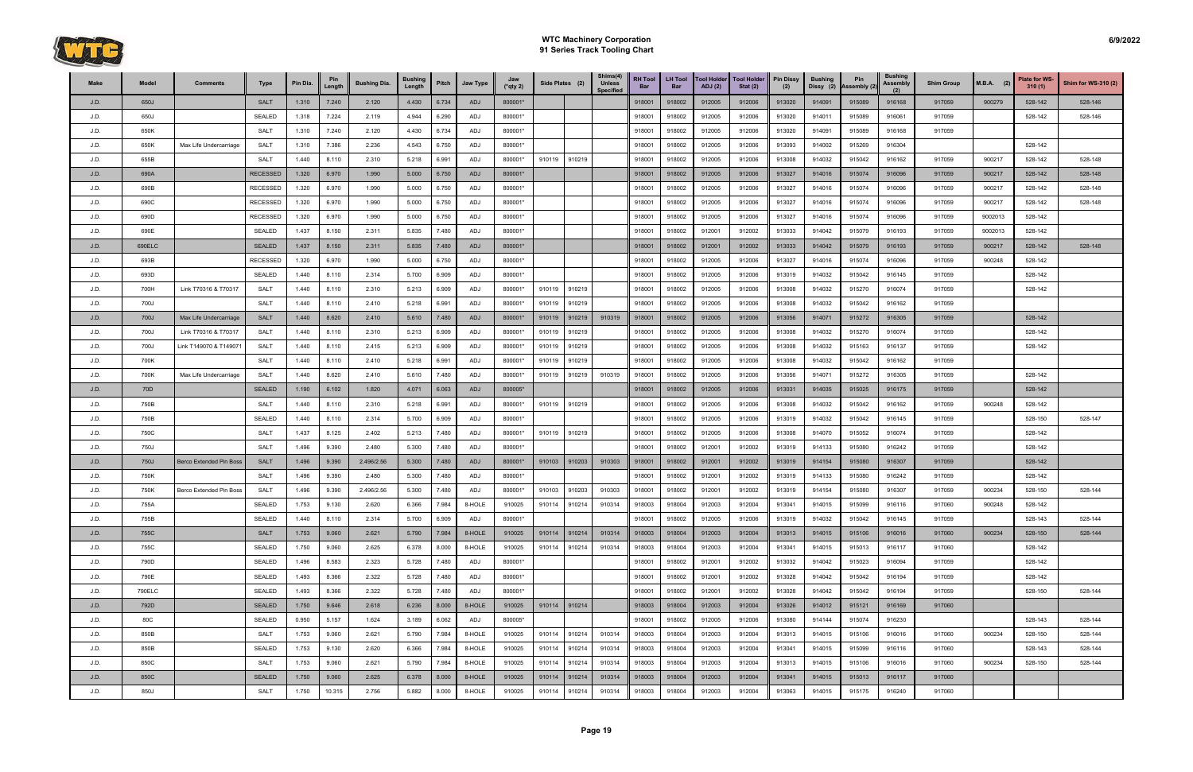# WTC Machinery Corporation
## 91 Series Track Tooling Chart

| Make | Model | Comments | Type | Pin Dia. | Pin Length | Bushing Dia. | Bushing Length | Pitch | Jaw Type | Jaw (*qty 2) | Side Plates (2) | | Shims(4) Unless Specified | RH Tool Bar | LH Tool Bar | Tool Holder ADJ (2) | Tool Holder Stat (2) | Pin Dissy (2) | Bushing Dissy (2) | Pin Assembly (2) | Bushing Assembly (2) | Shim Group | M.B.A. (2) | Plate for WS-310 (1) | Shim for WS-310 (2) |
|---|---|---|---|---|---|---|---|---|---|---|---|---|---|---|---|---|---|---|---|---|---|---|---|---|---|
| J.D. | 650J | | SALT | 1.310 | 7.240 | 2.120 | 4.430 | 6.734 | ADJ | 800001* | | | | 918001 | 918002 | 912005 | 912006 | 913020 | 914091 | 915089 | 916168 | 917059 | 900279 | 528-142 | 528-146 |
| J.D. | 650J | | SEALED | 1.318 | 7.224 | 2.119 | 4.944 | 6.290 | ADJ | 800001* | | | | 918001 | 918002 | 912005 | 912006 | 913020 | 914011 | 915089 | 916061 | 917059 | | 528-142 | 528-146 |
| J.D. | 650K | | SALT | 1.310 | 7.240 | 2.120 | 4.430 | 6.734 | ADJ | 800001* | | | | 918001 | 918002 | 912005 | 912006 | 913020 | 914091 | 915089 | 916168 | 917059 | | | |
| J.D. | 650K | Max Life Undercarriage | SALT | 1.310 | 7.386 | 2.236 | 4.543 | 6.750 | ADJ | 800001* | | | | 918001 | 918002 | 912005 | 912006 | 913093 | 914002 | 915269 | 916304 | | | 528-142 | |
| J.D. | 655B | | SALT | 1.440 | 8.110 | 2.310 | 5.218 | 6.991 | ADJ | 800001* | 910119 | 910219 | | 918001 | 918002 | 912005 | 912006 | 913008 | 914032 | 915042 | 916162 | 917059 | 900217 | 528-142 | 528-148 |
| J.D. | 690A | | RECESSED | 1.320 | 6.970 | 1.990 | 5.000 | 6.750 | ADJ | 800001* | | | | 918001 | 918002 | 912005 | 912006 | 913027 | 914016 | 915074 | 916096 | 917059 | 900217 | 528-142 | 528-148 |
| J.D. | 690B | | RECESSED | 1.320 | 6.970 | 1.990 | 5.000 | 6.750 | ADJ | 800001* | | | | 918001 | 918002 | 912005 | 912006 | 913027 | 914016 | 915074 | 916096 | 917059 | 900217 | 528-142 | 528-148 |
| J.D. | 690C | | RECESSED | 1.320 | 6.970 | 1.990 | 5.000 | 6.750 | ADJ | 800001* | | | | 918001 | 918002 | 912005 | 912006 | 913027 | 914016 | 915074 | 916096 | 917059 | 900217 | 528-142 | 528-148 |
| J.D. | 690D | | RECESSED | 1.320 | 6.970 | 1.990 | 5.000 | 6.750 | ADJ | 800001* | | | | 918001 | 918002 | 912005 | 912006 | 913027 | 914016 | 915074 | 916096 | 917059 | 9002013 | 528-142 | |
| J.D. | 690E | | SEALED | 1.437 | 8.150 | 2.311 | 5.835 | 7.480 | ADJ | 800001* | | | | 918001 | 918002 | 912001 | 912002 | 913033 | 914042 | 915079 | 916193 | 917059 | 9002013 | 528-142 | |
| J.D. | 690ELC | | SEALED | 1.437 | 8.150 | 2.311 | 5.835 | 7.480 | ADJ | 800001* | | | | 918001 | 918002 | 912001 | 912002 | 913033 | 914042 | 915079 | 916193 | 917059 | 900217 | 528-142 | 528-148 |
| J.D. | 693B | | RECESSED | 1.320 | 6.970 | 1.990 | 5.000 | 6.750 | ADJ | 800001* | | | | 918001 | 918002 | 912005 | 912006 | 913027 | 914016 | 915074 | 916096 | 917059 | 900248 | 528-142 | |
| J.D. | 693D | | SEALED | 1.440 | 8.110 | 2.314 | 5.700 | 6.909 | ADJ | 800001* | | | | 918001 | 918002 | 912005 | 912006 | 913019 | 914032 | 915042 | 916145 | 917059 | | 528-142 | |
| J.D. | 700H | Link T70316 & T70317 | SALT | 1.440 | 8.110 | 2.310 | 5.213 | 6.909 | ADJ | 800001* | 910119 | 910219 | | 918001 | 918002 | 912005 | 912006 | 913008 | 914032 | 915270 | 916074 | 917059 | | 528-142 | |
| J.D. | 700J | | SALT | 1.440 | 8.110 | 2.410 | 5.218 | 6.991 | ADJ | 800001* | 910119 | 910219 | | 918001 | 918002 | 912005 | 912006 | 913008 | 914032 | 915042 | 916162 | 917059 | | | |
| J.D. | 700J | Max Life Undercarriage | SALT | 1.440 | 8.620 | 2.410 | 5.610 | 7.480 | ADJ | 800001* | 910119 | 910219 | 910319 | 918001 | 918002 | 912005 | 912006 | 913056 | 914071 | 915272 | 916305 | 917059 | | 528-142 | |
| J.D. | 700J | Link T70316 & T70317 | SALT | 1.440 | 8.110 | 2.310 | 5.213 | 6.909 | ADJ | 800001* | 910119 | 910219 | | 918001 | 918002 | 912005 | 912006 | 913008 | 914032 | 915270 | 916074 | 917059 | | 528-142 | |
| J.D. | 700J | Link T149070 & T149071 | SALT | 1.440 | 8.110 | 2.415 | 5.213 | 6.909 | ADJ | 800001* | 910119 | 910219 | | 918001 | 918002 | 912005 | 912006 | 913008 | 914032 | 915163 | 916137 | 917059 | | 528-142 | |
| J.D. | 700K | | SALT | 1.440 | 8.110 | 2.410 | 5.218 | 6.991 | ADJ | 800001* | 910119 | 910219 | | 918001 | 918002 | 912005 | 912006 | 913008 | 914032 | 915042 | 916162 | 917059 | | | |
| J.D. | 700K | Max Life Undercarriage | SALT | 1.440 | 8.620 | 2.410 | 5.610 | 7.480 | ADJ | 800001* | 910119 | 910219 | 910319 | 918001 | 918002 | 912005 | 912006 | 913056 | 914071 | 915272 | 916305 | 917059 | | 528-142 | |
| J.D. | 70D | | SEALED | 1.190 | 6.102 | 1.820 | 4.071 | 6.063 | ADJ | 800005* | | | | 918001 | 918002 | 912005 | 912006 | 913031 | 914035 | 915025 | 916175 | 917059 | | 528-142 | |
| J.D. | 750B | | SALT | 1.440 | 8.110 | 2.310 | 5.218 | 6.991 | ADJ | 800001* | 910119 | 910219 | | 918001 | 918002 | 912005 | 912006 | 913008 | 914032 | 915042 | 916162 | 917059 | 900248 | 528-142 | |
| J.D. | 750B | | SEALED | 1.440 | 8.110 | 2.314 | 5.700 | 6.909 | ADJ | 800001* | | | | 918001 | 918002 | 912005 | 912006 | 913019 | 914032 | 915042 | 916145 | 917059 | | 528-150 | 528-147 |
| J.D. | 750C | | SALT | 1.437 | 8.125 | 2.402 | 5.213 | 7.480 | ADJ | 800001* | 910119 | 910219 | | 918001 | 918002 | 912005 | 912006 | 913008 | 914070 | 915052 | 916074 | 917059 | | 528-142 | |
| J.D. | 750J | | SALT | 1.496 | 9.390 | 2.480 | 5.300 | 7.480 | ADJ | 800001* | | | | 918001 | 918002 | 912001 | 912002 | 913019 | 914133 | 915080 | 916242 | 917059 | | 528-142 | |
| J.D. | 750J | Berco Extended Pin Boss | SALT | 1.496 | 9.390 | 2.496/2.56 | 5.300 | 7.480 | ADJ | 800001* | 910103 | 910203 | 910303 | 918001 | 918002 | 912001 | 912002 | 913019 | 914154 | 915080 | 916307 | 917059 | | 528-142 | |
| J.D. | 750K | | SALT | 1.496 | 9.390 | 2.480 | 5.300 | 7.480 | ADJ | 800001* | | | | 918001 | 918002 | 912001 | 912002 | 913019 | 914133 | 915080 | 916242 | 917059 | | 528-142 | |
| J.D. | 750K | Berco Extended Pin Boss | SALT | 1.496 | 9.390 | 2.496/2.56 | 5.300 | 7.480 | ADJ | 800001* | 910103 | 910203 | 910303 | 918001 | 918002 | 912001 | 912002 | 913019 | 914154 | 915080 | 916307 | 917059 | 900234 | 528-150 | 528-144 |
| J.D. | 755A | | SEALED | 1.753 | 9.130 | 2.620 | 6.366 | 7.984 | 8-HOLE | 910025 | 910114 | 910214 | 910314 | 918003 | 918004 | 912003 | 912004 | 913041 | 914015 | 915099 | 916116 | 917060 | 900248 | 528-142 | |
| J.D. | 755B | | SEALED | 1.440 | 8.110 | 2.314 | 5.700 | 6.909 | ADJ | 800001* | | | | 918001 | 918002 | 912005 | 912006 | 913019 | 914032 | 915042 | 916145 | 917059 | | 528-143 | 528-144 |
| J.D. | 755C | | SALT | 1.753 | 9.060 | 2.621 | 5.790 | 7.984 | 8-HOLE | 910025 | 910114 | 910214 | 910314 | 918003 | 918004 | 912003 | 912004 | 913013 | 914015 | 915106 | 916016 | 917060 | 900234 | 528-150 | 528-144 |
| J.D. | 755C | | SEALED | 1.750 | 9.060 | 2.625 | 6.378 | 8.000 | 8-HOLE | 910025 | 910114 | 910214 | 910314 | 918003 | 918004 | 912003 | 912004 | 913041 | 914015 | 915013 | 916117 | 917060 | | 528-142 | |
| J.D. | 790D | | SEALED | 1.496 | 8.583 | 2.323 | 5.728 | 7.480 | ADJ | 800001* | | | | 918001 | 918002 | 912001 | 912002 | 913032 | 914042 | 915023 | 916094 | 917059 | | 528-142 | |
| J.D. | 790E | | SEALED | 1.493 | 8.366 | 2.322 | 5.728 | 7.480 | ADJ | 800001* | | | | 918001 | 918002 | 912001 | 912002 | 913028 | 914042 | 915042 | 916194 | 917059 | | 528-142 | |
| J.D. | 790ELC | | SEALED | 1.493 | 8.366 | 2.322 | 5.728 | 7.480 | ADJ | 800001* | | | | 918001 | 918002 | 912001 | 912002 | 913028 | 914042 | 915042 | 916194 | 917059 | | 528-150 | 528-144 |
| J.D. | 792D | | SEALED | 1.750 | 9.646 | 2.618 | 6.236 | 8.000 | 8-HOLE | 910025 | 910114 | 910214 | | 918003 | 918004 | 912003 | 912004 | 913026 | 914012 | 915121 | 916169 | 917060 | | | |
| J.D. | 80C | | SEALED | 0.950 | 5.157 | 1.624 | 3.189 | 6.062 | ADJ | 800005* | | | | 918001 | 918002 | 912005 | 912006 | 913080 | 914144 | 915074 | 916230 | | | 528-143 | 528-144 |
| J.D. | 850B | | SALT | 1.753 | 9.060 | 2.621 | 5.790 | 7.984 | 8-HOLE | 910025 | 910114 | 910214 | 910314 | 918003 | 918004 | 912003 | 912004 | 913013 | 914015 | 915106 | 916016 | 917060 | 900234 | 528-150 | 528-144 |
| J.D. | 850B | | SEALED | 1.753 | 9.130 | 2.620 | 6.366 | 7.984 | 8-HOLE | 910025 | 910114 | 910214 | 910314 | 918003 | 918004 | 912003 | 912004 | 913041 | 914015 | 915099 | 916116 | 917060 | | 528-143 | 528-144 |
| J.D. | 850C | | SALT | 1.753 | 9.060 | 2.621 | 5.790 | 7.984 | 8-HOLE | 910025 | 910114 | 910214 | 910314 | 918003 | 918004 | 912003 | 912004 | 913013 | 914015 | 915106 | 916016 | 917060 | 900234 | 528-150 | 528-144 |
| J.D. | 850C | | SEALED | 1.750 | 9.060 | 2.625 | 6.378 | 8.000 | 8-HOLE | 910025 | 910114 | 910214 | 910314 | 918003 | 918004 | 912003 | 912004 | 913041 | 914015 | 915013 | 916117 | 917060 | | | |
| J.D. | 850J | | SALT | 1.750 | 10.315 | 2.756 | 5.882 | 8.000 | 8-HOLE | 910025 | 910114 | 910214 | 910314 | 918003 | 918004 | 912003 | 912004 | 913063 | 914015 | 915175 | 916240 | 917060 | | | |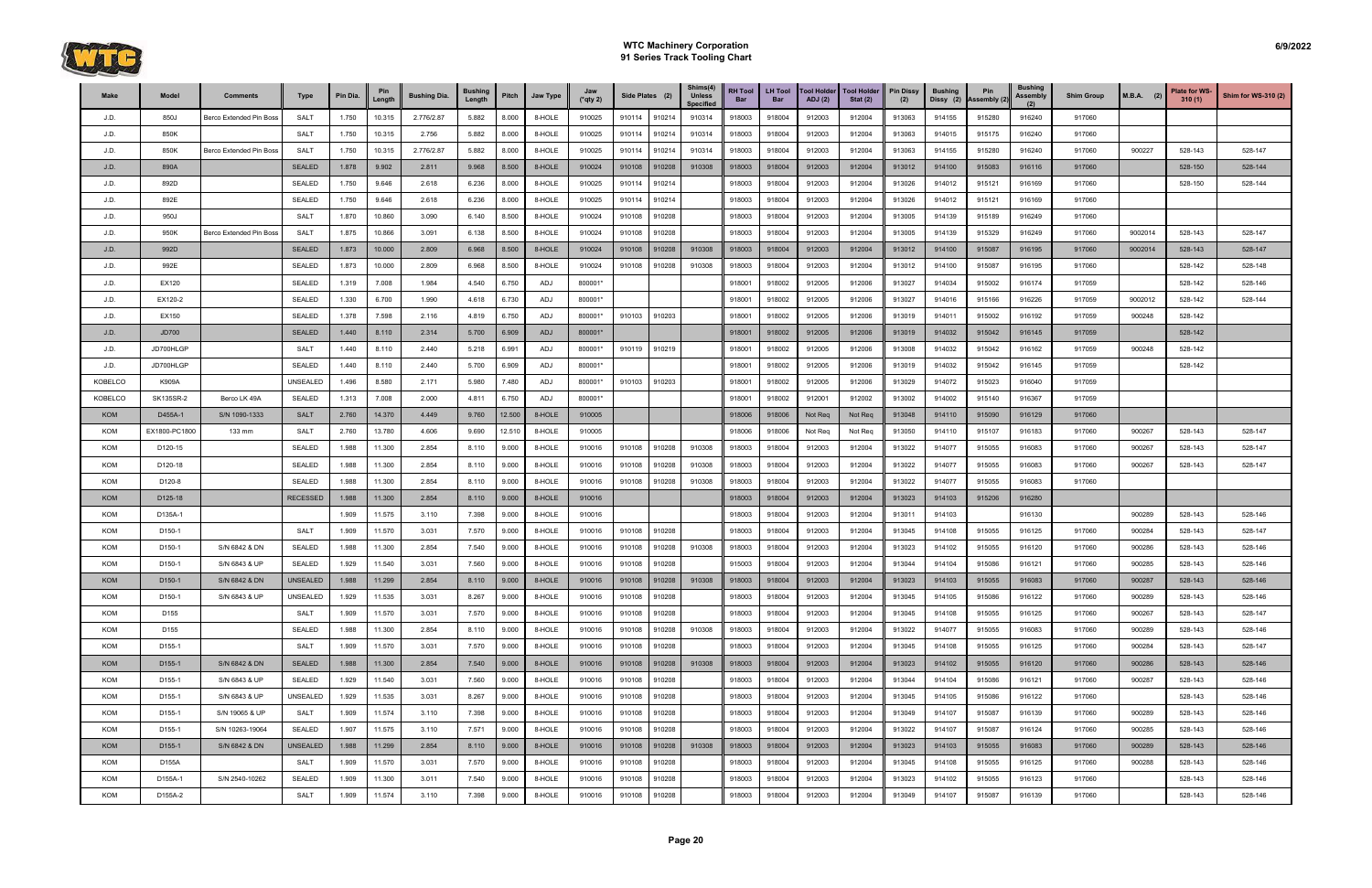# WTC Machinery Corporation
## 91 Series Track Tooling Chart

| Make | Model | Comments | Type | Pin Dia. | Pin Length | Bushing Dia. | Bushing Length | Pitch | Jaw Type | Jaw (*qty 2) | Side Plates (2) | | Shims(4) Unless Specified | RH Tool Bar | LH Tool Bar | Tool Holder ADJ (2) | Tool Holder Stat (2) | Pin Dissy (2) | Bushing Dissy (2) | Pin Assembly (2) | Bushing Assembly (2) | Shim Group | M.B.A. (2) | Plate for WS-310 (1) | Shim for WS-310 (2) |
|---|---|---|---|---|---|---|---|---|---|---|---|---|---|---|---|---|---|---|---|---|---|---|---|---|---|
| J.D. | 850J | Berco Extended Pin Boss | SALT | 1.750 | 10.315 | 2.776/2.87 | 5.882 | 8.000 | 8-HOLE | 910025 | 910114 | 910214 | 910314 | 918003 | 918004 | 912003 | 912004 | 913063 | 914155 | 915280 | 916240 | 917060 | | | |
| J.D. | 850K | | SALT | 1.750 | 10.315 | 2.756 | 5.882 | 8.000 | 8-HOLE | 910025 | 910114 | 910214 | 910314 | 918003 | 918004 | 912003 | 912004 | 913063 | 914015 | 915175 | 916240 | 917060 | | | |
| J.D. | 850K | Berco Extended Pin Boss | SALT | 1.750 | 10.315 | 2.776/2.87 | 5.882 | 8.000 | 8-HOLE | 910025 | 910114 | 910214 | 910314 | 918003 | 918004 | 912003 | 912004 | 913063 | 914155 | 915280 | 916240 | 917060 | 900227 | 528-143 | 528-147 |
| J.D. | 890A | | SEALED | 1.878 | 9.902 | 2.811 | 9.968 | 8.500 | 8-HOLE | 910024 | 910108 | 910208 | 910308 | 918003 | 918004 | 912003 | 912004 | 913012 | 914100 | 915083 | 916116 | 917060 | | 528-150 | 528-144 |
| J.D. | 892D | | SEALED | 1.750 | 9.646 | 2.618 | 6.236 | 8.000 | 8-HOLE | 910025 | 910114 | 910214 | | 918003 | 918004 | 912003 | 912004 | 913026 | 914012 | 915121 | 916169 | 917060 | | 528-150 | 528-144 |
| J.D. | 892E | | SEALED | 1.750 | 9.646 | 2.618 | 6.236 | 8.000 | 8-HOLE | 910025 | 910114 | 910214 | | 918003 | 918004 | 912003 | 912004 | 913026 | 914012 | 915121 | 916169 | 917060 | | | |
| J.D. | 950J | | SALT | 1.870 | 10.860 | 3.090 | 6.140 | 8.500 | 8-HOLE | 910024 | 910108 | 910208 | | 918003 | 918004 | 912003 | 912004 | 913005 | 914139 | 915189 | 916249 | 917060 | | | |
| J.D. | 950K | Berco Extended Pin Boss | SALT | 1.875 | 10.866 | 3.091 | 6.138 | 8.500 | 8-HOLE | 910024 | 910108 | 910208 | | 918003 | 918004 | 912003 | 912004 | 913005 | 914139 | 915329 | 916249 | 917060 | 9002014 | 528-143 | 528-147 |
| J.D. | 992D | | SEALED | 1.873 | 10.000 | 2.809 | 6.968 | 8.500 | 8-HOLE | 910024 | 910108 | 910208 | 910308 | 918003 | 918004 | 912003 | 912004 | 913012 | 914100 | 915087 | 916195 | 917060 | 9002014 | 528-143 | 528-147 |
| J.D. | 992E | | SEALED | 1.873 | 10.000 | 2.809 | 6.968 | 8.500 | 8-HOLE | 910024 | 910108 | 910208 | 910308 | 918003 | 918004 | 912003 | 912004 | 913012 | 914100 | 915087 | 916195 | 917060 | | 528-142 | 528-148 |
| J.D. | EX120 | | SEALED | 1.319 | 7.008 | 1.984 | 4.540 | 6.750 | ADJ | 800001* | | | | 918001 | 918002 | 912005 | 912006 | 913027 | 914034 | 915002 | 916174 | 917059 | | 528-142 | 528-146 |
| J.D. | EX120-2 | | SEALED | 1.330 | 6.700 | 1.990 | 4.618 | 6.730 | ADJ | 800001* | | | | 918001 | 918002 | 912005 | 912006 | 913027 | 914016 | 915166 | 916226 | 917059 | 9002012 | 528-142 | 528-144 |
| J.D. | EX150 | | SEALED | 1.378 | 7.598 | 2.116 | 4.819 | 6.750 | ADJ | 800001* | 910103 | 910203 | | 918001 | 918002 | 912005 | 912006 | 913019 | 914011 | 915002 | 916192 | 917059 | 900248 | 528-142 | |
| J.D. | JD700 | | SEALED | 1.440 | 8.110 | 2.314 | 5.700 | 6.909 | ADJ | 800001* | | | | 918001 | 918002 | 912005 | 912006 | 913019 | 914032 | 915042 | 916145 | 917059 | | 528-142 | |
| J.D. | JD700HLGP | | SALT | 1.440 | 8.110 | 2.440 | 5.218 | 6.991 | ADJ | 800001* | 910119 | 910219 | | 918001 | 918002 | 912005 | 912006 | 913008 | 914032 | 915042 | 916162 | 917059 | 900248 | 528-142 | |
| J.D. | JD700HLGP | | SEALED | 1.440 | 8.110 | 2.440 | 5.700 | 6.909 | ADJ | 800001* | | | | 918001 | 918002 | 912005 | 912006 | 913019 | 914032 | 915042 | 916145 | 917059 | | 528-142 | |
| KOBELCO | K909A | | UNSEALED | 1.496 | 8.580 | 2.171 | 5.980 | 7.480 | ADJ | 800001* | 910103 | 910203 | | 918001 | 918002 | 912005 | 912006 | 913029 | 914072 | 915023 | 916040 | 917059 | | | |
| KOBELCO | SK135SR-2 | Berco LK 49A | SEALED | 1.313 | 7.008 | 2.000 | 4.811 | 6.750 | ADJ | 800001* | | | | 918001 | 918002 | 912001 | 912002 | 913002 | 914002 | 915140 | 916367 | 917059 | | | |
| KOM | D455A-1 | S/N 1090-1333 | SALT | 2.760 | 14.370 | 4.449 | 9.760 | 12.500 | 8-HOLE | 910005 | | | | 918006 | 918006 | Not Req | Not Req | 913048 | 914110 | 915090 | 916129 | 917060 | | | |
| KOM | EX1800-PC1800 | 133 mm | SALT | 2.760 | 13.780 | 4.606 | 9.690 | 12.510 | 8-HOLE | 910005 | | | | 918006 | 918006 | Not Req | Not Req | 913050 | 914110 | 915107 | 916183 | 917060 | 900267 | 528-143 | 528-147 |
| KOM | D120-15 | | SEALED | 1.988 | 11.300 | 2.854 | 8.110 | 9.000 | 8-HOLE | 910016 | 910108 | 910208 | 910308 | 918003 | 918004 | 912003 | 912004 | 913022 | 914077 | 915055 | 916083 | 917060 | 900267 | 528-143 | 528-147 |
| KOM | D120-18 | | SEALED | 1.988 | 11.300 | 2.854 | 8.110 | 9.000 | 8-HOLE | 910016 | 910108 | 910208 | 910308 | 918003 | 918004 | 912003 | 912004 | 913022 | 914077 | 915055 | 916083 | 917060 | 900267 | 528-143 | 528-147 |
| KOM | D120-8 | | SEALED | 1.988 | 11.300 | 2.854 | 8.110 | 9.000 | 8-HOLE | 910016 | 910108 | 910208 | 910308 | 918003 | 918004 | 912003 | 912004 | 913022 | 914077 | 915055 | 916083 | 917060 | | | |
| KOM | D125-18 | | RECESSED | 1.988 | 11.300 | 2.854 | 8.110 | 9.000 | 8-HOLE | 910016 | | | | 918003 | 918004 | 912003 | 912004 | 913023 | 914103 | 915206 | 916280 | | | | |
| KOM | D135A-1 | | | 1.909 | 11.575 | 3.110 | 7.398 | 9.000 | 8-HOLE | 910016 | | | | 918003 | 918004 | 912003 | 912004 | 913011 | 914103 | | 916130 | | 900289 | 528-143 | 528-146 |
| KOM | D150-1 | | SALT | 1.909 | 11.570 | 3.031 | 7.570 | 9.000 | 8-HOLE | 910016 | 910108 | 910208 | | 918003 | 918004 | 912003 | 912004 | 913045 | 914108 | 915055 | 916125 | 917060 | 900284 | 528-143 | 528-147 |
| KOM | D150-1 | S/N 6842 & DN | SEALED | 1.988 | 11.300 | 2.854 | 7.540 | 9.000 | 8-HOLE | 910016 | 910108 | 910208 | 910308 | 918003 | 918004 | 912003 | 912004 | 913023 | 914102 | 915055 | 916120 | 917060 | 900286 | 528-143 | 528-146 |
| KOM | D150-1 | S/N 6843 & UP | SEALED | 1.929 | 11.540 | 3.031 | 7.560 | 9.000 | 8-HOLE | 910016 | 910108 | 910208 | | 915003 | 918004 | 912003 | 912004 | 913044 | 914104 | 915086 | 916121 | 917060 | 900285 | 528-143 | 528-146 |
| KOM | D150-1 | S/N 6842 & DN | UNSEALED | 1.988 | 11.299 | 2.854 | 8.110 | 9.000 | 8-HOLE | 910016 | 910108 | 910208 | 910308 | 918003 | 918004 | 912003 | 912004 | 913023 | 914103 | 915055 | 916083 | 917060 | 900287 | 528-143 | 528-146 |
| KOM | D150-1 | S/N 6843 & UP | UNSEALED | 1.929 | 11.535 | 3.031 | 8.267 | 9.000 | 8-HOLE | 910016 | 910108 | 910208 | | 918003 | 918004 | 912003 | 912004 | 913045 | 914105 | 915086 | 916122 | 917060 | 900289 | 528-143 | 528-146 |
| KOM | D155 | | SALT | 1.909 | 11.570 | 3.031 | 7.570 | 9.000 | 8-HOLE | 910016 | 910108 | 910208 | | 918003 | 918004 | 912003 | 912004 | 913045 | 914108 | 915055 | 916125 | 917060 | 900267 | 528-143 | 528-147 |
| KOM | D155 | | SEALED | 1.988 | 11.300 | 2.854 | 8.110 | 9.000 | 8-HOLE | 910016 | 910108 | 910208 | 910308 | 918003 | 918004 | 912003 | 912004 | 913022 | 914077 | 915055 | 916083 | 917060 | 900289 | 528-143 | 528-146 |
| KOM | D155-1 | | SALT | 1.909 | 11.570 | 3.031 | 7.570 | 9.000 | 8-HOLE | 910016 | 910108 | 910208 | | 918003 | 918004 | 912003 | 912004 | 913045 | 914108 | 915055 | 916125 | 917060 | 900284 | 528-143 | 528-147 |
| KOM | D155-1 | S/N 6842 & DN | SEALED | 1.988 | 11.300 | 2.854 | 7.540 | 9.000 | 8-HOLE | 910016 | 910108 | 910208 | 910308 | 918003 | 918004 | 912003 | 912004 | 913023 | 914102 | 915055 | 916120 | 917060 | 900286 | 528-143 | 528-146 |
| KOM | D155-1 | S/N 6843 & UP | SEALED | 1.929 | 11.540 | 3.031 | 7.560 | 9.000 | 8-HOLE | 910016 | 910108 | 910208 | | 918003 | 918004 | 912003 | 912004 | 913044 | 914104 | 915086 | 916121 | 917060 | 900287 | 528-143 | 528-146 |
| KOM | D155-1 | S/N 6843 & UP | UNSEALED | 1.929 | 11.535 | 3.031 | 8.267 | 9.000 | 8-HOLE | 910016 | 910108 | 910208 | | 918003 | 918004 | 912003 | 912004 | 913045 | 914105 | 915086 | 916122 | 917060 | | 528-143 | 528-146 |
| KOM | D155-1 | S/N 19065 & UP | SALT | 1.909 | 11.574 | 3.110 | 7.398 | 9.000 | 8-HOLE | 910016 | 910108 | 910208 | | 918003 | 918004 | 912003 | 912004 | 913049 | 914107 | 915087 | 916139 | 917060 | 900289 | 528-143 | 528-146 |
| KOM | D155-1 | S/N 10263-19064 | SEALED | 1.907 | 11.575 | 3.110 | 7.571 | 9.000 | 8-HOLE | 910016 | 910108 | 910208 | | 918003 | 918004 | 912003 | 912004 | 913022 | 914107 | 915087 | 916124 | 917060 | 900285 | 528-143 | 528-146 |
| KOM | D155-1 | S/N 6842 & DN | UNSEALED | 1.988 | 11.299 | 2.854 | 8.110 | 9.000 | 8-HOLE | 910016 | 910108 | 910208 | 910308 | 918003 | 918004 | 912003 | 912004 | 913023 | 914103 | 915055 | 916083 | 917060 | 900289 | 528-143 | 528-146 |
| KOM | D155A | | SALT | 1.909 | 11.570 | 3.031 | 7.570 | 9.000 | 8-HOLE | 910016 | 910108 | 910208 | | 918003 | 918004 | 912003 | 912004 | 913045 | 914108 | 915055 | 916125 | 917060 | 900288 | 528-143 | 528-146 |
| KOM | D155A-1 | S/N 2540-10262 | SEALED | 1.909 | 11.300 | 3.011 | 7.540 | 9.000 | 8-HOLE | 910016 | 910108 | 910208 | | 918003 | 918004 | 912003 | 912004 | 913023 | 914102 | 915055 | 916123 | 917060 | | 528-143 | 528-146 |
| KOM | D155A-2 | | SALT | 1.909 | 11.574 | 3.110 | 7.398 | 9.000 | 8-HOLE | 910016 | 910108 | 910208 | | 918003 | 918004 | 912003 | 912004 | 913049 | 914107 | 915087 | 916139 | 917060 | | 528-143 | 528-146 |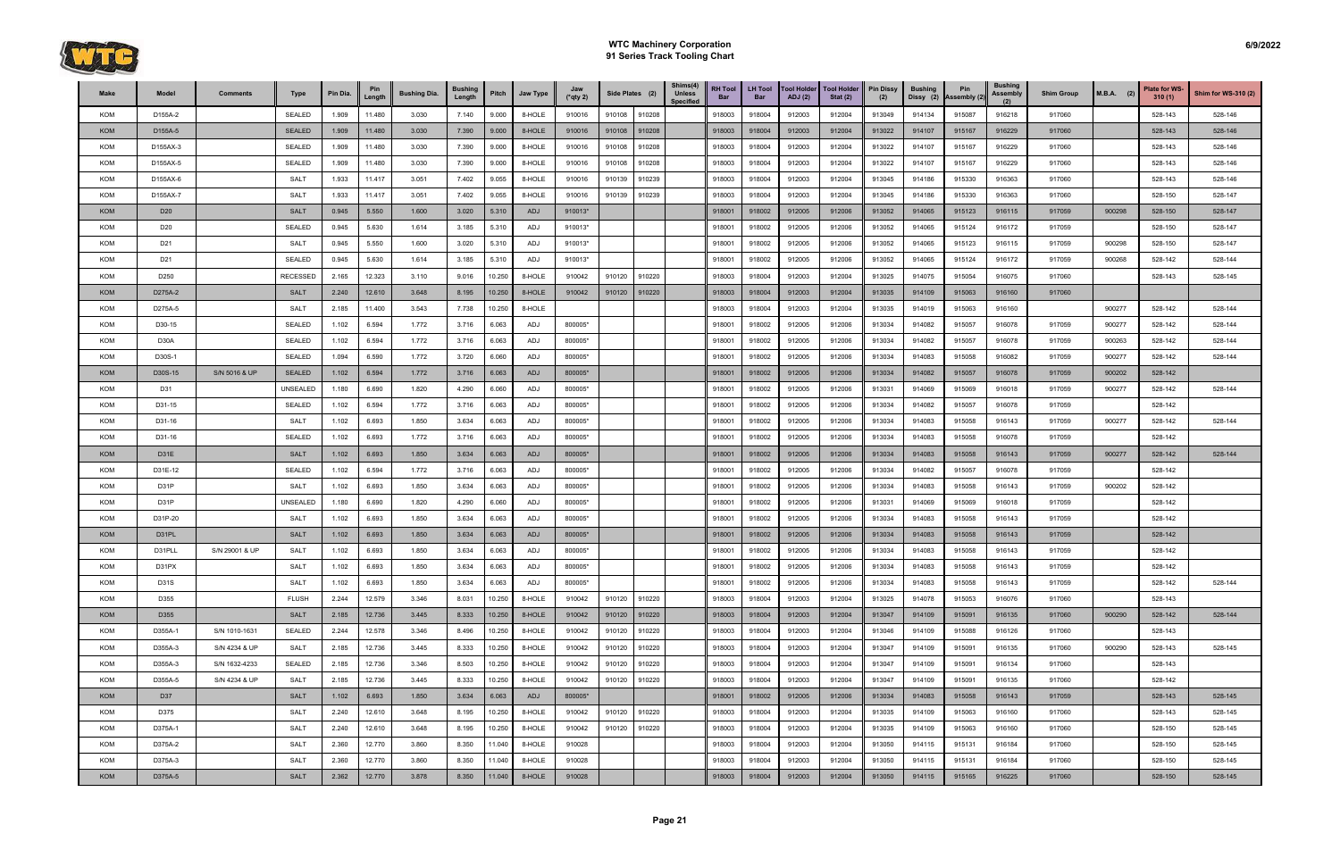# WTC Machinery Corporation
## 91 Series Track Tooling Chart

| Make | Model | Comments | Type | Pin Dia. | Pin Length | Bushing Dia. | Bushing Length | Pitch | Jaw Type | Jaw (*qty 2) | Side Plates (2) | | Shims(4) Unless Specified | RH Tool Bar | LH Tool Bar | Tool Holder ADJ (2) | Tool Holder Stat (2) | Pin Dissy (2) | Bushing Dissy (2) | Pin Assembly (2) | Bushing Assembly (2) | Shim Group | M.B.A. (2) | Plate for WS-310 (1) | Shim for WS-310 (2) |
|---|---|---|---|---|---|---|---|---|---|---|---|---|---|---|---|---|---|---|---|---|---|---|---|---|---|
| KOM | D155A-2 | | SEALED | 1.909 | 11.480 | 3.030 | 7.140 | 9.000 | 8-HOLE | 910016 | 910108 | 910208 | | 918003 | 918004 | 912003 | 912004 | 913049 | 914134 | 915087 | 916218 | 917060 | | 528-143 | 528-146 |
| KOM | D155A-5 | | SEALED | 1.909 | 11.480 | 3.030 | 7.390 | 9.000 | 8-HOLE | 910016 | 910108 | 910208 | | 918003 | 918004 | 912003 | 912004 | 913022 | 914107 | 915167 | 916229 | 917060 | | 528-143 | 528-146 |
| KOM | D155AX-3 | | SEALED | 1.909 | 11.480 | 3.030 | 7.390 | 9.000 | 8-HOLE | 910016 | 910108 | 910208 | | 918003 | 918004 | 912003 | 912004 | 913022 | 914107 | 915167 | 916229 | 917060 | | 528-143 | 528-146 |
| KOM | D155AX-5 | | SEALED | 1.909 | 11.480 | 3.030 | 7.390 | 9.000 | 8-HOLE | 910016 | 910108 | 910208 | | 918003 | 918004 | 912003 | 912004 | 913022 | 914107 | 915167 | 916229 | 917060 | | 528-143 | 528-146 |
| KOM | D155AX-6 | | SALT | 1.933 | 11.417 | 3.051 | 7.402 | 9.055 | 8-HOLE | 910016 | 910139 | 910239 | | 918003 | 918004 | 912003 | 912004 | 913045 | 914186 | 915330 | 916363 | 917060 | | 528-143 | 528-146 |
| KOM | D155AX-7 | | SALT | 1.933 | 11.417 | 3.051 | 7.402 | 9.055 | 8-HOLE | 910016 | 910139 | 910239 | | 918003 | 918004 | 912003 | 912004 | 913045 | 914186 | 915330 | 916363 | 917060 | | 528-150 | 528-147 |
| KOM | D20 | | SALT | 0.945 | 5.550 | 1.600 | 3.020 | 5.310 | ADJ | 910013* | | | | 918001 | 918002 | 912005 | 912006 | 913052 | 914065 | 915123 | 916115 | 917059 | 900298 | 528-150 | 528-147 |
| KOM | D20 | | SEALED | 0.945 | 5.630 | 1.614 | 3.185 | 5.310 | ADJ | 910013* | | | | 918001 | 918002 | 912005 | 912006 | 913052 | 914065 | 915124 | 916172 | 917059 | | 528-150 | 528-147 |
| KOM | D21 | | SALT | 0.945 | 5.550 | 1.600 | 3.020 | 5.310 | ADJ | 910013* | | | | 918001 | 918002 | 912005 | 912006 | 913052 | 914065 | 915123 | 916115 | 917059 | 900298 | 528-150 | 528-147 |
| KOM | D21 | | SEALED | 0.945 | 5.630 | 1.614 | 3.185 | 5.310 | ADJ | 910013* | | | | 918001 | 918002 | 912005 | 912006 | 913052 | 914065 | 915124 | 916172 | 917059 | 900268 | 528-142 | 528-144 |
| KOM | D250 | | RECESSED | 2.165 | 12.323 | 3.110 | 9.016 | 10.250 | 8-HOLE | 910042 | 910120 | 910220 | | 918003 | 918004 | 912003 | 912004 | 913025 | 914075 | 915054 | 916075 | 917060 | | 528-143 | 528-145 |
| KOM | D275A-2 | | SALT | 2.240 | 12.610 | 3.648 | 8.195 | 10.250 | 8-HOLE | 910042 | 910120 | 910220 | | 918003 | 918004 | 912003 | 912004 | 913035 | 914109 | 915063 | 916160 | 917060 | | | |
| KOM | D275A-5 | | SALT | 2.185 | 11.400 | 3.543 | 7.738 | 10.250 | 8-HOLE | | | | | 918003 | 918004 | 912003 | 912004 | 913035 | 914019 | 915063 | 916160 | | 900277 | 528-142 | 528-144 |
| KOM | D30-15 | | SEALED | 1.102 | 6.594 | 1.772 | 3.716 | 6.063 | ADJ | 800005* | | | | 918001 | 918002 | 912005 | 912006 | 913034 | 914082 | 915057 | 916078 | 917059 | 900277 | 528-142 | 528-144 |
| KOM | D30A | | SEALED | 1.102 | 6.594 | 1.772 | 3.716 | 6.063 | ADJ | 800005* | | | | 918001 | 918002 | 912005 | 912006 | 913034 | 914082 | 915057 | 916078 | 917059 | 900263 | 528-142 | 528-144 |
| KOM | D30S-1 | | SEALED | 1.094 | 6.590 | 1.772 | 3.720 | 6.060 | ADJ | 800005* | | | | 918001 | 918002 | 912005 | 912006 | 913034 | 914083 | 915058 | 916082 | 917059 | 900277 | 528-142 | 528-144 |
| KOM | D30S-15 | S/N 5016 & UP | SEALED | 1.102 | 6.594 | 1.772 | 3.716 | 6.063 | ADJ | 800005* | | | | 918001 | 918002 | 912005 | 912006 | 913034 | 914082 | 915057 | 916078 | 917059 | 900202 | 528-142 | |
| KOM | D31 | | UNSEALED | 1.180 | 6.690 | 1.820 | 4.290 | 6.060 | ADJ | 800005* | | | | 918001 | 918002 | 912005 | 912006 | 913031 | 914069 | 915069 | 916018 | 917059 | 900277 | 528-142 | 528-144 |
| KOM | D31-15 | | SEALED | 1.102 | 6.594 | 1.772 | 3.716 | 6.063 | ADJ | 800005* | | | | 918001 | 918002 | 912005 | 912006 | 913034 | 914082 | 915057 | 916078 | 917059 | | 528-142 | |
| KOM | D31-16 | | SALT | 1.102 | 6.693 | 1.850 | 3.634 | 6.063 | ADJ | 800005* | | | | 918001 | 918002 | 912005 | 912006 | 913034 | 914083 | 915058 | 916143 | 917059 | 900277 | 528-142 | 528-144 |
| KOM | D31-16 | | SEALED | 1.102 | 6.693 | 1.772 | 3.716 | 6.063 | ADJ | 800005* | | | | 918001 | 918002 | 912005 | 912006 | 913034 | 914083 | 915058 | 916078 | 917059 | | 528-142 | |
| KOM | D31E | | SALT | 1.102 | 6.693 | 1.850 | 3.634 | 6.063 | ADJ | 800005* | | | | 918001 | 918002 | 912005 | 912006 | 913034 | 914083 | 915058 | 916143 | 917059 | 900277 | 528-142 | 528-144 |
| KOM | D31E-12 | | SEALED | 1.102 | 6.594 | 1.772 | 3.716 | 6.063 | ADJ | 800005* | | | | 918001 | 918002 | 912005 | 912006 | 913034 | 914082 | 915057 | 916078 | 917059 | | 528-142 | |
| KOM | D31P | | SALT | 1.102 | 6.693 | 1.850 | 3.634 | 6.063 | ADJ | 800005* | | | | 918001 | 918002 | 912005 | 912006 | 913034 | 914083 | 915058 | 916143 | 917059 | 900202 | 528-142 | |
| KOM | D31P | | UNSEALED | 1.180 | 6.690 | 1.820 | 4.290 | 6.060 | ADJ | 800005* | | | | 918001 | 918002 | 912005 | 912006 | 913031 | 914069 | 915069 | 916018 | 917059 | | 528-142 | |
| KOM | D31P-20 | | SALT | 1.102 | 6.693 | 1.850 | 3.634 | 6.063 | ADJ | 800005* | | | | 918001 | 918002 | 912005 | 912006 | 913034 | 914083 | 915058 | 916143 | 917059 | | 528-142 | |
| KOM | D31PL | | SALT | 1.102 | 6.693 | 1.850 | 3.634 | 6.063 | ADJ | 800005* | | | | 918001 | 918002 | 912005 | 912006 | 913034 | 914083 | 915058 | 916143 | 917059 | | 528-142 | |
| KOM | D31PLL | S/N 29001 & UP | SALT | 1.102 | 6.693 | 1.850 | 3.634 | 6.063 | ADJ | 800005* | | | | 918001 | 918002 | 912005 | 912006 | 913034 | 914083 | 915058 | 916143 | 917059 | | 528-142 | |
| KOM | D31PX | | SALT | 1.102 | 6.693 | 1.850 | 3.634 | 6.063 | ADJ | 800005* | | | | 918001 | 918002 | 912005 | 912006 | 913034 | 914083 | 915058 | 916143 | 917059 | | 528-142 | |
| KOM | D31S | | SALT | 1.102 | 6.693 | 1.850 | 3.634 | 6.063 | ADJ | 800005* | | | | 918001 | 918002 | 912005 | 912006 | 913034 | 914083 | 915058 | 916143 | 917059 | | 528-142 | 528-144 |
| KOM | D355 | | FLUSH | 2.244 | 12.579 | 3.346 | 8.031 | 10.250 | 8-HOLE | 910042 | 910120 | 910220 | | 918003 | 918004 | 912003 | 912004 | 913025 | 914078 | 915053 | 916076 | 917060 | | 528-143 | |
| KOM | D355 | | SALT | 2.185 | 12.736 | 3.445 | 8.333 | 10.250 | 8-HOLE | 910042 | 910120 | 910220 | | 918003 | 918004 | 912003 | 912004 | 913047 | 914109 | 915091 | 916135 | 917060 | 900290 | 528-142 | 528-144 |
| KOM | D355A-1 | S/N 1010-1631 | SEALED | 2.244 | 12.578 | 3.346 | 8.496 | 10.250 | 8-HOLE | 910042 | 910120 | 910220 | | 918003 | 918004 | 912003 | 912004 | 913046 | 914109 | 915088 | 916126 | 917060 | | 528-143 | |
| KOM | D355A-3 | S/N 4234 & UP | SALT | 2.185 | 12.736 | 3.445 | 8.333 | 10.250 | 8-HOLE | 910042 | 910120 | 910220 | | 918003 | 918004 | 912003 | 912004 | 913047 | 914109 | 915091 | 916135 | 917060 | 900290 | 528-143 | 528-145 |
| KOM | D355A-3 | S/N 1632-4233 | SEALED | 2.185 | 12.736 | 3.346 | 8.503 | 10.250 | 8-HOLE | 910042 | 910120 | 910220 | | 918003 | 918004 | 912003 | 912004 | 913047 | 914109 | 915091 | 916134 | 917060 | | 528-143 | |
| KOM | D355A-5 | S/N 4234 & UP | SALT | 2.185 | 12.736 | 3.445 | 8.333 | 10.250 | 8-HOLE | 910042 | 910120 | 910220 | | 918003 | 918004 | 912003 | 912004 | 913047 | 914109 | 915091 | 916135 | 917060 | | 528-142 | |
| KOM | D37 | | SALT | 1.102 | 6.693 | 1.850 | 3.634 | 6.063 | ADJ | 800005* | | | | 918001 | 918002 | 912005 | 912006 | 913034 | 914083 | 915058 | 916143 | 917059 | | 528-143 | 528-145 |
| KOM | D375 | | SALT | 2.240 | 12.610 | 3.648 | 8.195 | 10.250 | 8-HOLE | 910042 | 910120 | 910220 | | 918003 | 918004 | 912003 | 912004 | 913035 | 914109 | 915063 | 916160 | 917060 | | 528-143 | 528-145 |
| KOM | D375A-1 | | SALT | 2.240 | 12.610 | 3.648 | 8.195 | 10.250 | 8-HOLE | 910042 | 910120 | 910220 | | 918003 | 918004 | 912003 | 912004 | 913035 | 914109 | 915063 | 916160 | 917060 | | 528-150 | 528-145 |
| KOM | D375A-2 | | SALT | 2.360 | 12.770 | 3.860 | 8.350 | 11.040 | 8-HOLE | 910028 | | | | 918003 | 918004 | 912003 | 912004 | 913050 | 914115 | 915131 | 916184 | 917060 | | 528-150 | 528-145 |
| KOM | D375A-3 | | SALT | 2.360 | 12.770 | 3.860 | 8.350 | 11.040 | 8-HOLE | 910028 | | | | 918003 | 918004 | 912003 | 912004 | 913050 | 914115 | 915131 | 916184 | 917060 | | 528-150 | 528-145 |
| KOM | D375A-5 | | SALT | 2.362 | 12.770 | 3.878 | 8.350 | 11.040 | 8-HOLE | 910028 | | | | 918003 | 918004 | 912003 | 912004 | 913050 | 914115 | 915165 | 916225 | 917060 | | 528-150 | 528-145 |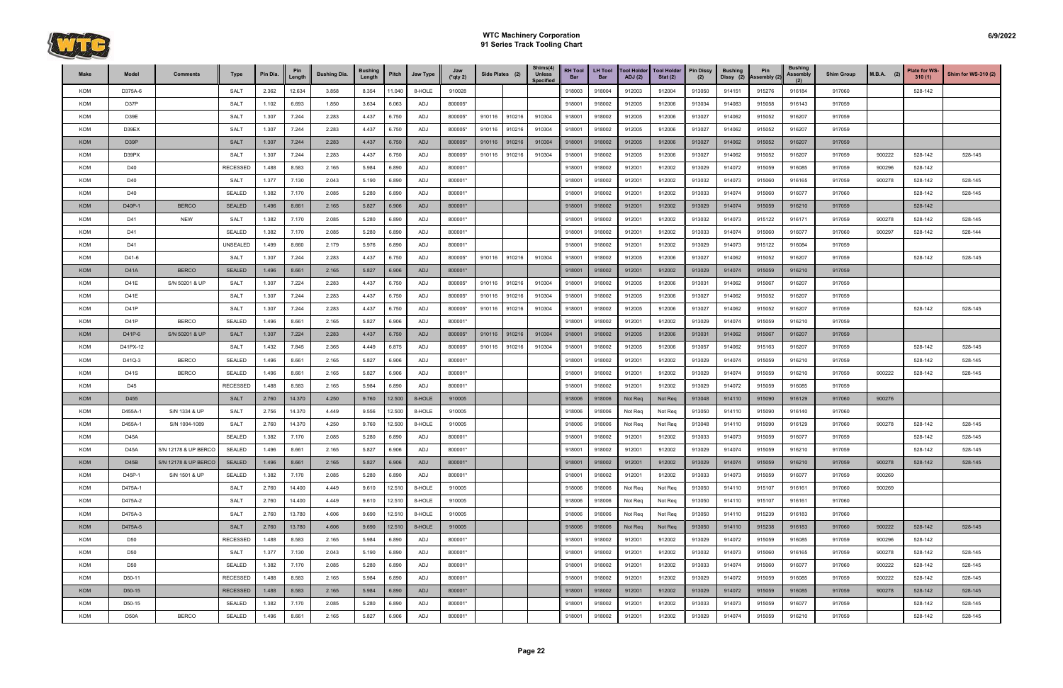# WTC Machinery Corporation
## 91 Series Track Tooling Chart

| Make | Model | Comments | Type | Pin Dia. | Pin Length | Bushing Dia. | Bushing Length | Pitch | Jaw Type | Jaw (*qty 2) | Side Plates (2) | | | Shims(4) Unless Specified | RH Tool Bar | LH Tool Bar | Tool Holder ADJ (2) | Tool Holder Stat (2) | Pin Dissy (2) | Bushing Dissy (2) | Pin Assembly (2) | Bushing Assembly (2) | Shim Group | M.B.A. (2) | Plate for WS-310 (1) | Shim for WS-310 (2) |
|---|---|---|---|---|---|---|---|---|---|---|---|---|---|---|---|---|---|---|---|---|---|---|---|---|---|---|
| KOM | D375A-6 | | SALT | 2.362 | 12.634 | 3.858 | 8.354 | 11.040 | 8-HOLE | 910028 | | | | | 918003 | 918004 | 912003 | 912004 | 913050 | 914151 | 915276 | 916184 | 917060 | | 528-142 | |
| KOM | D37P | | SALT | 1.102 | 6.693 | 1.850 | 3.634 | 6.063 | ADJ | 800005* | | | | | 918001 | 918002 | 912005 | 912006 | 913034 | 914083 | 915058 | 916143 | 917059 | | | |
| KOM | D39E | | SALT | 1.307 | 7.244 | 2.283 | 4.437 | 6.750 | ADJ | 800005* | 910116 | 910216 | 910304 | | 918001 | 918002 | 912005 | 912006 | 913027 | 914062 | 915052 | 916207 | 917059 | | | |
| KOM | D39EX | | SALT | 1.307 | 7.244 | 2.283 | 4.437 | 6.750 | ADJ | 800005* | 910116 | 910216 | 910304 | | 918001 | 918002 | 912005 | 912006 | 913027 | 914062 | 915052 | 916207 | 917059 | | | |
| KOM | D39P | | SALT | 1.307 | 7.244 | 2.283 | 4.437 | 6.750 | ADJ | 800005* | 910116 | 910216 | 910304 | | 918001 | 918002 | 912005 | 912006 | 913027 | 914062 | 915052 | 916207 | 917059 | | | |
| KOM | D39PX | | SALT | 1.307 | 7.244 | 2.283 | 4.437 | 6.750 | ADJ | 800005* | 910116 | 910216 | 910304 | | 918001 | 918002 | 912005 | 912006 | 913027 | 914062 | 915052 | 916207 | 917059 | 900222 | 528-142 | 528-145 |
| KOM | D40 | | RECESSED | 1.488 | 8.583 | 2.165 | 5.984 | 6.890 | ADJ | 800001* | | | | | 918001 | 918002 | 912001 | 912002 | 913029 | 914072 | 915059 | 916085 | 917059 | 900296 | 528-142 | |
| KOM | D40 | | SALT | 1.377 | 7.130 | 2.043 | 5.190 | 6.890 | ADJ | 800001* | | | | | 918001 | 918002 | 912001 | 912002 | 913032 | 914073 | 915060 | 916165 | 917059 | 900278 | 528-142 | 528-145 |
| KOM | D40 | | SEALED | 1.382 | 7.170 | 2.085 | 5.280 | 6.890 | ADJ | 800001* | | | | | 918001 | 918002 | 912001 | 912002 | 913033 | 914074 | 915060 | 916077 | 917060 | | 528-142 | 528-145 |
| KOM | D40P-1 | BERCO | SEALED | 1.496 | 8.661 | 2.165 | 5.827 | 6.906 | ADJ | 800001* | | | | | 918001 | 918002 | 912001 | 912002 | 913029 | 914074 | 915059 | 916210 | 917059 | | 528-142 | |
| KOM | D41 | NEW | SALT | 1.382 | 7.170 | 2.085 | 5.280 | 6.890 | ADJ | 800001* | | | | | 918001 | 918002 | 912001 | 912002 | 913032 | 914073 | 915122 | 916171 | 917059 | 900278 | 528-142 | 528-145 |
| KOM | D41 | | SEALED | 1.382 | 7.170 | 2.085 | 5.280 | 6.890 | ADJ | 800001* | | | | | 918001 | 918002 | 912001 | 912002 | 913033 | 914074 | 915060 | 916077 | 917060 | 900297 | 528-142 | 528-144 |
| KOM | D41 | | UNSEALED | 1.499 | 8.660 | 2.179 | 5.976 | 6.890 | ADJ | 800001* | | | | | 918001 | 918002 | 912001 | 912002 | 913029 | 914073 | 915122 | 916084 | 917059 | | | |
| KOM | D41-6 | | SALT | 1.307 | 7.244 | 2.283 | 4.437 | 6.750 | ADJ | 800005* | 910116 | 910216 | 910304 | | 918001 | 918002 | 912005 | 912006 | 913027 | 914062 | 915052 | 916207 | 917059 | | 528-142 | 528-145 |
| KOM | D41A | BERCO | SEALED | 1.496 | 8.661 | 2.165 | 5.827 | 6.906 | ADJ | 800001* | | | | | 918001 | 918002 | 912001 | 912002 | 913029 | 914074 | 915059 | 916210 | 917059 | | | |
| KOM | D41E | S/N 50201 & UP | SALT | 1.307 | 7.224 | 2.283 | 4.437 | 6.750 | ADJ | 800005* | 910116 | 910216 | 910304 | | 918001 | 918002 | 912005 | 912006 | 913031 | 914062 | 915067 | 916207 | 917059 | | | |
| KOM | D41E | | SALT | 1.307 | 7.244 | 2.283 | 4.437 | 6.750 | ADJ | 800005* | 910116 | 910216 | 910304 | | 918001 | 918002 | 912005 | 912006 | 913027 | 914062 | 915052 | 916207 | 917059 | | | |
| KOM | D41P | | SALT | 1.307 | 7.244 | 2.283 | 4.437 | 6.750 | ADJ | 800005* | 910116 | 910216 | 910304 | | 918001 | 918002 | 912005 | 912006 | 913027 | 914062 | 915052 | 916207 | 917059 | | 528-142 | 528-145 |
| KOM | D41P | BERCO | SEALED | 1.496 | 8.661 | 2.165 | 5.827 | 6.906 | ADJ | 800001* | | | | | 918001 | 918002 | 912001 | 912002 | 913029 | 914074 | 915059 | 916210 | 917059 | | | |
| KOM | D41P-6 | S/N 50201 & UP | SALT | 1.307 | 7.224 | 2.283 | 4.437 | 6.750 | ADJ | 800005* | 910116 | 910216 | 910304 | | 918001 | 918002 | 912005 | 912006 | 913031 | 914062 | 915067 | 916207 | 917059 | | | |
| KOM | D41PX-12 | | SALT | 1.432 | 7.845 | 2.365 | 4.449 | 6.875 | ADJ | 800005* | 910116 | 910216 | 910304 | | 918001 | 918002 | 912005 | 912006 | 913057 | 914062 | 915163 | 916207 | 917059 | | 528-142 | 528-145 |
| KOM | D41Q-3 | BERCO | SEALED | 1.496 | 8.661 | 2.165 | 5.827 | 6.906 | ADJ | 800001* | | | | | 918001 | 918002 | 912001 | 912002 | 913029 | 914074 | 915059 | 916210 | 917059 | | 528-142 | 528-145 |
| KOM | D41S | BERCO | SEALED | 1.496 | 8.661 | 2.165 | 5.827 | 6.906 | ADJ | 800001* | | | | | 918001 | 918002 | 912001 | 912002 | 913029 | 914074 | 915059 | 916210 | 917059 | 900222 | 528-142 | 528-145 |
| KOM | D45 | | RECESSED | 1.488 | 8.583 | 2.165 | 5.984 | 6.890 | ADJ | 800001* | | | | | 918001 | 918002 | 912001 | 912002 | 913029 | 914072 | 915059 | 916085 | 917059 | | | |
| KOM | D455 | | SALT | 2.760 | 14.370 | 4.250 | 9.760 | 12.500 | 8-HOLE | 910005 | | | | | 918006 | 918006 | Not Req | Not Req | 913048 | 914110 | 915090 | 916129 | 917060 | 900276 | | |
| KOM | D455A-1 | S/N 1334 & UP | SALT | 2.756 | 14.370 | 4.449 | 9.556 | 12.500 | 8-HOLE | 910005 | | | | | 918006 | 918006 | Not Req | Not Req | 913050 | 914110 | 915090 | 916140 | 917060 | | | |
| KOM | D455A-1 | S/N 1004-1089 | SALT | 2.760 | 14.370 | 4.250 | 9.760 | 12.500 | 8-HOLE | 910005 | | | | | 918006 | 918006 | Not Req | Not Req | 913048 | 914110 | 915090 | 916129 | 917060 | 900278 | 528-142 | 528-145 |
| KOM | D45A | | SEALED | 1.382 | 7.170 | 2.085 | 5.280 | 6.890 | ADJ | 800001* | | | | | 918001 | 918002 | 912001 | 912002 | 913033 | 914073 | 915059 | 916077 | 917059 | | 528-142 | 528-145 |
| KOM | D45A | S/N 12178 & UP BERCO | SEALED | 1.496 | 8.661 | 2.165 | 5.827 | 6.906 | ADJ | 800001* | | | | | 918001 | 918002 | 912001 | 912002 | 913029 | 914074 | 915059 | 916210 | 917059 | | 528-142 | 528-145 |
| KOM | D45B | S/N 12178 & UP BERCO | SEALED | 1.496 | 8.661 | 2.165 | 5.827 | 6.906 | ADJ | 800001* | | | | | 918001 | 918002 | 912001 | 912002 | 913029 | 914074 | 915059 | 916210 | 917059 | 900278 | 528-142 | 528-145 |
| KOM | D45P-1 | S/N 1501 & UP | SEALED | 1.382 | 7.170 | 2.085 | 5.280 | 6.890 | ADJ | 800001* | | | | | 918001 | 918002 | 912001 | 912002 | 913033 | 914073 | 915059 | 916077 | 917059 | 900269 | | |
| KOM | D475A-1 | | SALT | 2.760 | 14.400 | 4.449 | 9.610 | 12.510 | 8-HOLE | 910005 | | | | | 918006 | 918006 | Not Req | Not Req | 913050 | 914110 | 915107 | 916161 | 917060 | 900269 | | |
| KOM | D475A-2 | | SALT | 2.760 | 14.400 | 4.449 | 9.610 | 12.510 | 8-HOLE | 910005 | | | | | 918006 | 918006 | Not Req | Not Req | 913050 | 914110 | 915107 | 916161 | 917060 | | | |
| KOM | D475A-3 | | SALT | 2.760 | 13.780 | 4.606 | 9.690 | 12.510 | 8-HOLE | 910005 | | | | | 918006 | 918006 | Not Req | Not Req | 913050 | 914110 | 915239 | 916183 | 917060 | | | |
| KOM | D475A-5 | | SALT | 2.760 | 13.780 | 4.606 | 9.690 | 12.510 | 8-HOLE | 910005 | | | | | 918006 | 918006 | Not Req | Not Req | 913050 | 914110 | 915238 | 916183 | 917060 | 900222 | 528-142 | 528-145 |
| KOM | D50 | | RECESSED | 1.488 | 8.583 | 2.165 | 5.984 | 6.890 | ADJ | 800001* | | | | | 918001 | 918002 | 912001 | 912002 | 913029 | 914072 | 915059 | 916085 | 917059 | 900296 | 528-142 | |
| KOM | D50 | | SALT | 1.377 | 7.130 | 2.043 | 5.190 | 6.890 | ADJ | 800001* | | | | | 918001 | 918002 | 912001 | 912002 | 913032 | 914073 | 915060 | 916165 | 917059 | 900278 | 528-142 | 528-145 |
| KOM | D50 | | SEALED | 1.382 | 7.170 | 2.085 | 5.280 | 6.890 | ADJ | 800001* | | | | | 918001 | 918002 | 912001 | 912002 | 913033 | 914074 | 915060 | 916077 | 917060 | 900222 | 528-142 | 528-145 |
| KOM | D50-11 | | RECESSED | 1.488 | 8.583 | 2.165 | 5.984 | 6.890 | ADJ | 800001* | | | | | 918001 | 918002 | 912001 | 912002 | 913029 | 914072 | 915059 | 916085 | 917059 | 900222 | 528-142 | 528-145 |
| KOM | D50-15 | | RECESSED | 1.488 | 8.583 | 2.165 | 5.984 | 6.890 | ADJ | 800001* | | | | | 918001 | 918002 | 912001 | 912002 | 913029 | 914072 | 915059 | 916085 | 917059 | 900278 | 528-142 | 528-145 |
| KOM | D50-15 | | SEALED | 1.382 | 7.170 | 2.085 | 5.280 | 6.890 | ADJ | 800001* | | | | | 918001 | 918002 | 912001 | 912002 | 913033 | 914073 | 915059 | 916077 | 917059 | | 528-142 | 528-145 |
| KOM | D50A | BERCO | SEALED | 1.496 | 8.661 | 2.165 | 5.827 | 6.906 | ADJ | 800001* | | | | | 918001 | 918002 | 912001 | 912002 | 913029 | 914074 | 915059 | 916210 | 917059 | | 528-142 | 528-145 |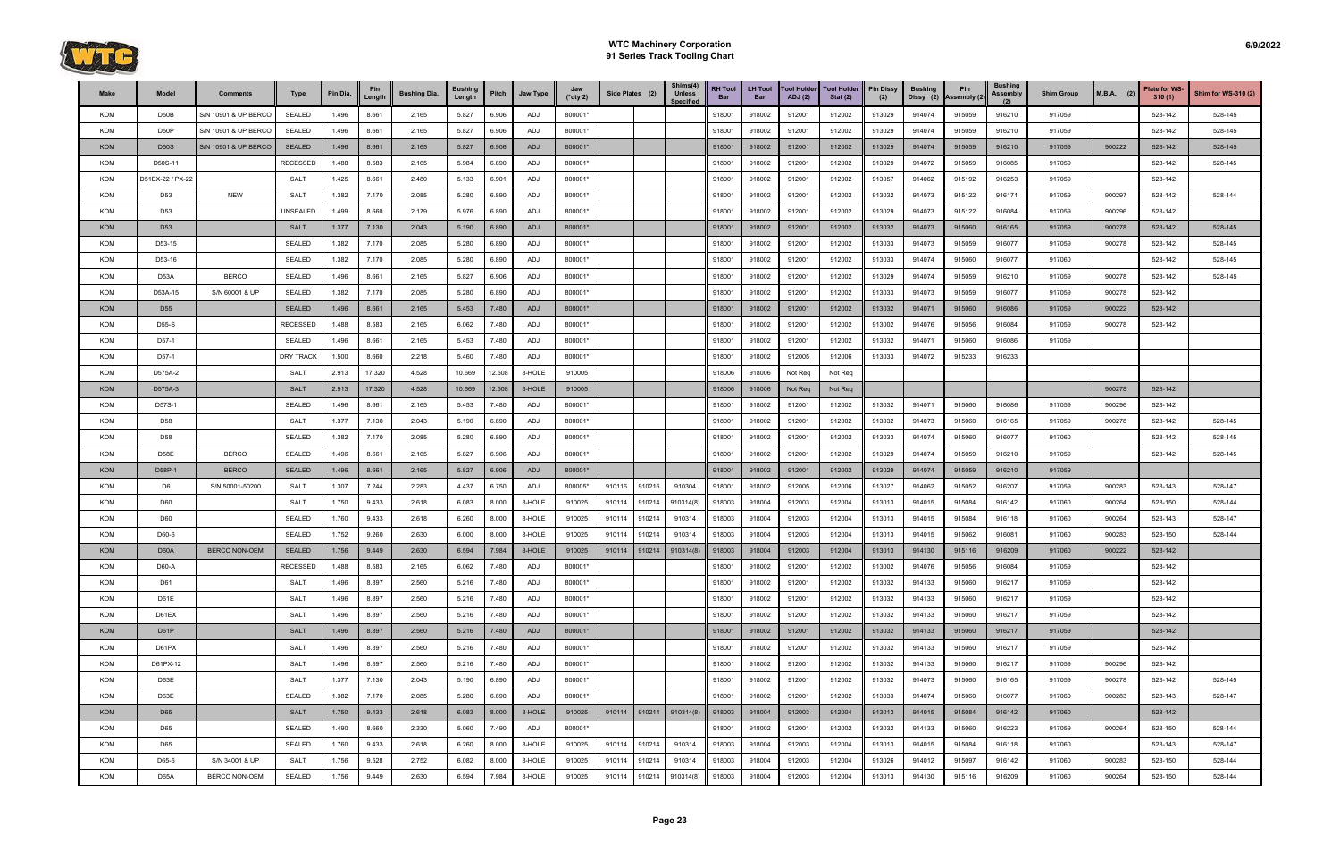# WTC Machinery Corporation
## 91 Series Track Tooling Chart

| Make | Model | Comments | Type | Pin Dia. | Pin Length | Bushing Dia. | Bushing Length | Pitch | Jaw Type | Jaw (*qty 2) | Side Plates (2) | | Shims(4) Unless Specified | RH Tool Bar | LH Tool Bar | Tool Holder ADJ (2) | Tool Holder Stat (2) | Pin Dissy (2) | Bushing Dissy (2) | Pin Assembly (2) | Bushing Assembly (2) | Shim Group | M.B.A. (2) | Plate for WS-310 (1) | Shim for WS-310 (2) |
|---|---|---|---|---|---|---|---|---|---|---|---|---|---|---|---|---|---|---|---|---|---|---|---|---|---|
| KOM | D50B | S/N 10901 & UP BERCO | SEALED | 1.496 | 8.661 | 2.165 | 5.827 | 6.906 | ADJ | 800001* | | | | 918001 | 918002 | 912001 | 912002 | 913029 | 914074 | 915059 | 916210 | 917059 | | 528-142 | 528-145 |
| KOM | D50P | S/N 10901 & UP BERCO | SEALED | 1.496 | 8.661 | 2.165 | 5.827 | 6.906 | ADJ | 800001* | | | | 918001 | 918002 | 912001 | 912002 | 913029 | 914074 | 915059 | 916210 | 917059 | | 528-142 | 528-145 |
| KOM | D50S | S/N 10901 & UP BERCO | SEALED | 1.496 | 8.661 | 2.165 | 5.827 | 6.906 | ADJ | 800001* | | | | 918001 | 918002 | 912001 | 912002 | 913029 | 914074 | 915059 | 916210 | 917059 | 900222 | 528-142 | 528-145 |
| KOM | D60S-11 | | RECESSED | 1.488 | 8.583 | 2.165 | 5.984 | 6.890 | ADJ | 800001* | | | | 918001 | 918002 | 912001 | 912002 | 913029 | 914072 | 915059 | 916085 | 917059 | | 528-142 | 528-145 |
| KOM | D51EX-22 / PX-22 | | SALT | 1.425 | 8.661 | 2.480 | 5.133 | 6.901 | ADJ | 800001* | | | | 918001 | 918002 | 912001 | 912002 | 913057 | 914062 | 915192 | 916253 | 917059 | | 528-142 | |
| KOM | D53 | NEW | SALT | 1.382 | 7.170 | 2.085 | 5.280 | 6.890 | ADJ | 800001* | | | | 918001 | 918002 | 912001 | 912002 | 913032 | 914073 | 915122 | 916171 | 917059 | 900297 | 528-142 | 528-144 |
| KOM | D53 | | UNSEALED | 1.499 | 8.660 | 2.179 | 5.976 | 6.890 | ADJ | 800001* | | | | 918001 | 918002 | 912001 | 912002 | 913029 | 914073 | 915122 | 916084 | 917059 | 900296 | 528-142 | |
| KOM | D53 | | SALT | 1.377 | 7.130 | 2.043 | 5.190 | 6.890 | ADJ | 800001* | | | | 918001 | 918002 | 912001 | 912002 | 913032 | 914073 | 915060 | 916165 | 917059 | 900278 | 528-142 | 528-145 |
| KOM | D53-15 | | SEALED | 1.382 | 7.170 | 2.085 | 5.280 | 6.890 | ADJ | 800001* | | | | 918001 | 918002 | 912001 | 912002 | 913033 | 914073 | 915059 | 916077 | 917059 | 900278 | 528-142 | 528-145 |
| KOM | D53-16 | | SEALED | 1.382 | 7.170 | 2.085 | 5.280 | 6.890 | ADJ | 800001* | | | | 918001 | 918002 | 912001 | 912002 | 913033 | 914074 | 915060 | 916077 | 917060 | | 528-142 | 528-145 |
| KOM | D53A | BERCO | SEALED | 1.496 | 8.661 | 2.165 | 5.827 | 6.906 | ADJ | 800001* | | | | 918001 | 918002 | 912001 | 912002 | 913029 | 914074 | 915059 | 916210 | 917059 | 900278 | 528-142 | 528-145 |
| KOM | D53A-15 | S/N 60001 & UP | SEALED | 1.382 | 7.170 | 2.085 | 5.280 | 6.890 | ADJ | 800001* | | | | 918001 | 918002 | 912001 | 912002 | 913033 | 914073 | 915059 | 916077 | 917059 | 900278 | 528-142 | |
| KOM | D55 | | SEALED | 1.496 | 8.661 | 2.165 | 5.453 | 7.480 | ADJ | 800001* | | | | 918001 | 918002 | 912001 | 912002 | 913032 | 914071 | 915060 | 916086 | 917059 | 900222 | 528-142 | |
| KOM | D55-S | | RECESSED | 1.488 | 8.583 | 2.165 | 6.062 | 7.480 | ADJ | 800001* | | | | 918001 | 918002 | 912001 | 912002 | 913002 | 914076 | 915056 | 916084 | 917059 | 900278 | 528-142 | |
| KOM | D57-1 | | SEALED | 1.496 | 8.661 | 2.165 | 5.453 | 7.480 | ADJ | 800001* | | | | 918001 | 918002 | 912001 | 912002 | 913032 | 914071 | 915060 | 916086 | 917059 | | | |
| KOM | D57-1 | | DRY TRACK | 1.500 | 8.660 | 2.218 | 5.460 | 7.480 | ADJ | 800001* | | | | 918001 | 918002 | 912005 | 912006 | 913033 | 914072 | 915233 | 916233 | | | | |
| KOM | D575A-2 | | SALT | 2.913 | 17.320 | 4.528 | 10.669 | 12.508 | 8-HOLE | 910005 | | | | 918006 | 918006 | Not Req | Not Req | | | | | | | | |
| KOM | D575A-3 | | SALT | 2.913 | 17.320 | 4.528 | 10.669 | 12.508 | 8-HOLE | 910005 | | | | 918006 | 918006 | Not Req | Not Req | | | | | | 900278 | 528-142 | |
| KOM | D57S-1 | | SEALED | 1.496 | 8.661 | 2.165 | 5.453 | 7.480 | ADJ | 800001* | | | | 918001 | 918002 | 912001 | 912002 | 913032 | 914071 | 915060 | 916086 | 917059 | 900296 | 528-142 | |
| KOM | D58 | | SALT | 1.377 | 7.130 | 2.043 | 5.190 | 6.890 | ADJ | 800001* | | | | 918001 | 918002 | 912001 | 912002 | 913032 | 914073 | 915060 | 916165 | 917059 | 900278 | 528-142 | 528-145 |
| KOM | D58 | | SEALED | 1.382 | 7.170 | 2.085 | 5.280 | 6.890 | ADJ | 800001* | | | | 918001 | 918002 | 912001 | 912002 | 913033 | 914074 | 915060 | 916077 | 917060 | | 528-142 | 528-145 |
| KOM | D58E | BERCO | SEALED | 1.496 | 8.661 | 2.165 | 5.827 | 6.906 | ADJ | 800001* | | | | 918001 | 918002 | 912001 | 912002 | 913029 | 914074 | 915059 | 916210 | 917059 | | 528-142 | 528-145 |
| KOM | D58P-1 | BERCO | SEALED | 1.496 | 8.661 | 2.165 | 5.827 | 6.906 | ADJ | 800001* | | | | 918001 | 918002 | 912001 | 912002 | 913029 | 914074 | 915059 | 916210 | 917059 | | | |
| KOM | D6 | S/N 50001-50200 | SALT | 1.307 | 7.244 | 2.283 | 4.437 | 6.750 | ADJ | 800005* | 910116 | 910216 | 910304 | 918001 | 918002 | 912005 | 912006 | 913027 | 914062 | 915052 | 916207 | 917059 | 900283 | 528-143 | 528-147 |
| KOM | D60 | | SALT | 1.750 | 9.433 | 2.618 | 6.083 | 8.000 | 8-HOLE | 910025 | 910114 | 910214 | 910314(8) | 918003 | 918004 | 912003 | 912004 | 913013 | 914015 | 915084 | 916142 | 917060 | 900264 | 528-150 | 528-144 |
| KOM | D60 | | SEALED | 1.760 | 9.433 | 2.618 | 6.260 | 8.000 | 8-HOLE | 910025 | 910114 | 910214 | 910314 | 918003 | 918004 | 912003 | 912004 | 913013 | 914015 | 915084 | 916118 | 917060 | 900264 | 528-143 | 528-147 |
| KOM | D60-6 | | SEALED | 1.752 | 9.260 | 2.630 | 6.000 | 8.000 | 8-HOLE | 910025 | 910114 | 910214 | 910314 | 918003 | 918004 | 912003 | 912004 | 913013 | 914015 | 915062 | 916081 | 917060 | 900283 | 528-150 | 528-144 |
| KOM | D60A | BERCO NON-OEM | SEALED | 1.756 | 9.449 | 2.630 | 6.594 | 7.984 | 8-HOLE | 910025 | 910114 | 910214 | 910314(8) | 918003 | 918004 | 912003 | 912004 | 913013 | 914130 | 915116 | 916209 | 917060 | 900222 | 528-142 | |
| KOM | D60-A | | RECESSED | 1.488 | 8.583 | 2.165 | 6.062 | 7.480 | ADJ | 800001* | | | | 918001 | 918002 | 912001 | 912002 | 913002 | 914076 | 915056 | 916084 | 917059 | | 528-142 | |
| KOM | D61 | | SALT | 1.496 | 8.897 | 2.560 | 5.216 | 7.480 | ADJ | 800001* | | | | 918001 | 918002 | 912001 | 912002 | 913032 | 914133 | 915060 | 916217 | 917059 | | 528-142 | |
| KOM | D61E | | SALT | 1.496 | 8.897 | 2.560 | 5.216 | 7.480 | ADJ | 800001* | | | | 918001 | 918002 | 912001 | 912002 | 913032 | 914133 | 915060 | 916217 | 917059 | | 528-142 | |
| KOM | D61EX | | SALT | 1.496 | 8.897 | 2.560 | 5.216 | 7.480 | ADJ | 800001* | | | | 918001 | 918002 | 912001 | 912002 | 913032 | 914133 | 915060 | 916217 | 917059 | | 528-142 | |
| KOM | D61P | | SALT | 1.496 | 8.897 | 2.560 | 5.216 | 7.480 | ADJ | 800001* | | | | 918001 | 918002 | 912001 | 912002 | 913032 | 914133 | 915060 | 916217 | 917059 | | 528-142 | |
| KOM | D61PX | | SALT | 1.496 | 8.897 | 2.560 | 5.216 | 7.480 | ADJ | 800001* | | | | 918001 | 918002 | 912001 | 912002 | 913032 | 914133 | 915060 | 916217 | 917059 | | 528-142 | |
| KOM | D61PX-12 | | SALT | 1.496 | 8.897 | 2.560 | 5.216 | 7.480 | ADJ | 800001* | | | | 918001 | 918002 | 912001 | 912002 | 913032 | 914133 | 915060 | 916217 | 917059 | 900296 | 528-142 | |
| KOM | D63E | | SALT | 1.377 | 7.130 | 2.043 | 5.190 | 6.890 | ADJ | 800001* | | | | 918001 | 918002 | 912001 | 912002 | 913032 | 914073 | 915060 | 916165 | 917059 | 900278 | 528-142 | 528-145 |
| KOM | D63E | | SEALED | 1.382 | 7.170 | 2.085 | 5.280 | 6.890 | ADJ | 800001* | | | | 918001 | 918002 | 912001 | 912002 | 913033 | 914074 | 915060 | 916077 | 917060 | 900283 | 528-143 | 528-147 |
| KOM | D65 | | SALT | 1.750 | 9.433 | 2.618 | 6.083 | 8.000 | 8-HOLE | 910025 | 910114 | 910214 | 910314(8) | 918003 | 918004 | 912003 | 912004 | 913013 | 914015 | 915084 | 916142 | 917060 | | 528-142 | |
| KOM | D65 | | SEALED | 1.490 | 8.660 | 2.330 | 5.060 | 7.490 | ADJ | 800001* | | | | 918001 | 918002 | 912001 | 912002 | 913032 | 914133 | 915060 | 916223 | 917059 | 900264 | 528-150 | 528-144 |
| KOM | D65 | | SEALED | 1.760 | 9.433 | 2.618 | 6.260 | 8.000 | 8-HOLE | 910025 | 910114 | 910214 | 910314 | 918003 | 918004 | 912003 | 912004 | 913013 | 914015 | 915084 | 916118 | 917060 | | 528-143 | 528-147 |
| KOM | D65-6 | S/N 34001 & UP | SALT | 1.756 | 9.528 | 2.752 | 6.082 | 8.000 | 8-HOLE | 910025 | 910114 | 910214 | 910314 | 918003 | 918004 | 912003 | 912004 | 913026 | 914012 | 915097 | 916142 | 917060 | 900283 | 528-150 | 528-144 |
| KOM | D65A | BERCO NON-OEM | SEALED | 1.756 | 9.449 | 2.630 | 6.594 | 7.984 | 8-HOLE | 910025 | 910114 | 910214 | 910314(8) | 918003 | 918004 | 912003 | 912004 | 913013 | 914130 | 915116 | 916209 | 917060 | 900264 | 528-150 | 528-144 |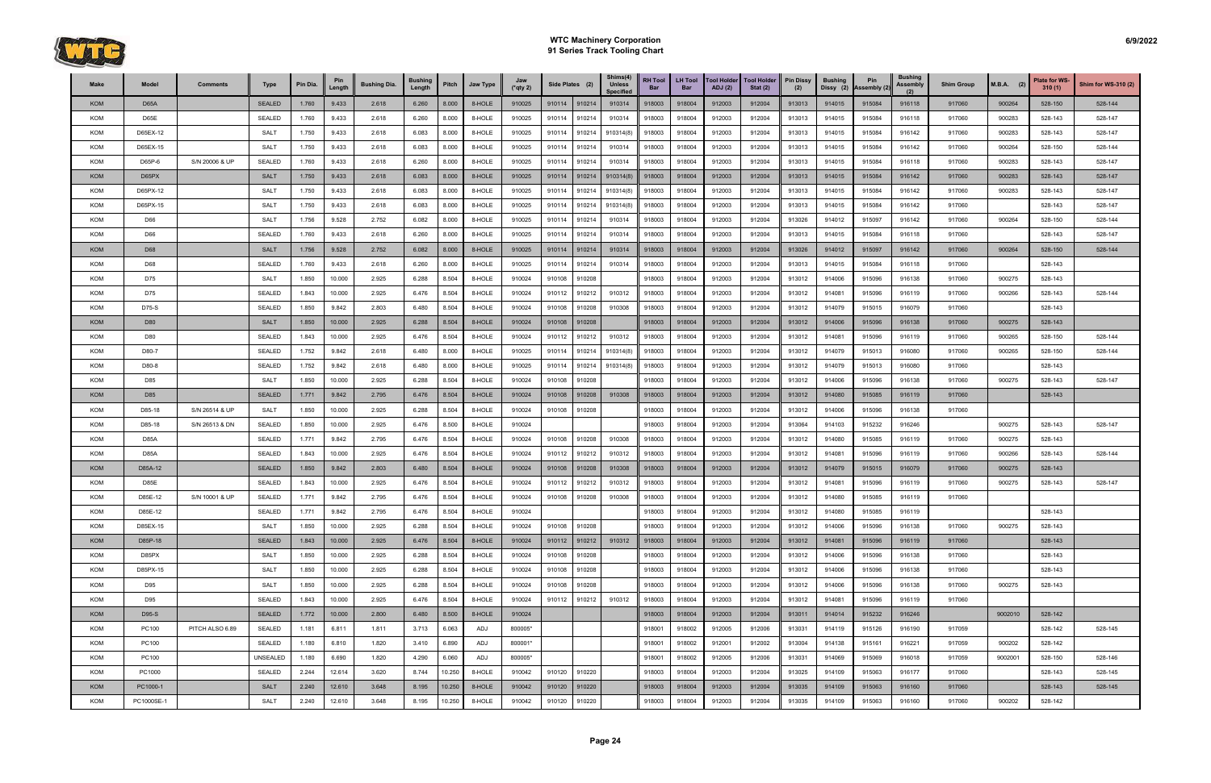| Make | Model | Comments | Type | Pin Dia. | Pin Length | Bushing Dia. | Bushing Length | Pitch | Jaw Type | Jaw (*qty 2) | Side Plates (2) | | Shims(4) Unless Specified | RH Tool Bar | LH Tool Bar | Tool Holder ADJ (2) | Tool Holder Stat (2) | Pin Dissy (2) | Bushing Dissy (2) | Pin Assembly (2) | Bushing Assembly (2) | Shim Group | M.B.A. (2) | Plate for WS-310 (1) | Shim for WS-310 (2) |
|---|---|---|---|---|---|---|---|---|---|---|---|---|---|---|---|---|---|---|---|---|---|---|---|---|---|
| KOM | D65A | | SEALED | 1.760 | 9.433 | 2.618 | 6.260 | 8.000 | 8-HOLE | 910025 | 910114 | 910214 | 910314 | 918003 | 918004 | 912003 | 912004 | 913013 | 914015 | 915084 | 916118 | 917060 | 900264 | 528-150 | 528-144 |
| KOM | D65E | | SEALED | 1.760 | 9.433 | 2.618 | 6.260 | 8.000 | 8-HOLE | 910025 | 910114 | 910214 | 910314 | 918003 | 918004 | 912003 | 912004 | 913013 | 914015 | 915084 | 916118 | 917060 | 900283 | 528-143 | 528-147 |
| KOM | D65EX-12 | | SALT | 1.750 | 9.433 | 2.618 | 6.083 | 8.000 | 8-HOLE | 910025 | 910114 | 910214 | 910314(8) | 918003 | 918004 | 912003 | 912004 | 913013 | 914015 | 915084 | 916142 | 917060 | 900283 | 528-143 | 528-147 |
| KOM | D65EX-15 | | SALT | 1.750 | 9.433 | 2.618 | 6.083 | 8.000 | 8-HOLE | 910025 | 910114 | 910214 | 910314 | 918003 | 918004 | 912003 | 912004 | 913013 | 914015 | 915084 | 916142 | 917060 | 900264 | 528-150 | 528-144 |
| KOM | D65P-6 | S/N 20006 & UP | SEALED | 1.760 | 9.433 | 2.618 | 6.260 | 8.000 | 8-HOLE | 910025 | 910114 | 910214 | 910314 | 918003 | 918004 | 912003 | 912004 | 913013 | 914015 | 915084 | 916118 | 917060 | 900283 | 528-143 | 528-147 |
| KOM | D65PX | | SALT | 1.750 | 9.433 | 2.618 | 6.083 | 8.000 | 8-HOLE | 910025 | 910114 | 910214 | 910314(8) | 918003 | 918004 | 912003 | 912004 | 913013 | 914015 | 915084 | 916142 | 917060 | 900283 | 528-143 | 528-147 |
| KOM | D65PX-12 | | SALT | 1.750 | 9.433 | 2.618 | 6.083 | 8.000 | 8-HOLE | 910025 | 910114 | 910214 | 910314(8) | 918003 | 918004 | 912003 | 912004 | 913013 | 914015 | 915084 | 916142 | 917060 | 900283 | 528-143 | 528-147 |
| KOM | D65PX-15 | | SALT | 1.750 | 9.433 | 2.618 | 6.083 | 8.000 | 8-HOLE | 910025 | 910114 | 910214 | 910314(8) | 918003 | 918004 | 912003 | 912004 | 913013 | 914015 | 915084 | 916142 | 917060 | | 528-143 | 528-147 |
| KOM | D66 | | SALT | 1.756 | 9.528 | 2.752 | 6.082 | 8.000 | 8-HOLE | 910025 | 910114 | 910214 | 910314 | 918003 | 918004 | 912003 | 912004 | 913026 | 914012 | 915097 | 916142 | 917060 | 900264 | 528-150 | 528-144 |
| KOM | D66 | | SEALED | 1.760 | 9.433 | 2.618 | 6.260 | 8.000 | 8-HOLE | 910025 | 910114 | 910214 | 910314 | 918003 | 918004 | 912003 | 912004 | 913013 | 914015 | 915084 | 916118 | 917060 | | 528-143 | 528-147 |
| KOM | D68 | | SALT | 1.756 | 9.528 | 2.752 | 6.082 | 8.000 | 8-HOLE | 910025 | 910114 | 910214 | 910314 | 918003 | 918004 | 912003 | 912004 | 913026 | 914012 | 915097 | 916142 | 917060 | 900264 | 528-150 | 528-144 |
| KOM | D68 | | SEALED | 1.760 | 9.433 | 2.618 | 6.260 | 8.000 | 8-HOLE | 910025 | 910114 | 910214 | 910314 | 918003 | 918004 | 912003 | 912004 | 913013 | 914015 | 915084 | 916118 | 917060 | | 528-143 | |
| KOM | D75 | | SALT | 1.850 | 10.000 | 2.925 | 6.288 | 8.504 | 8-HOLE | 910024 | 910108 | 910208 | | 918003 | 918004 | 912003 | 912004 | 913012 | 914006 | 915096 | 916138 | 917060 | 900275 | 528-143 | |
| KOM | D75 | | SEALED | 1.843 | 10.000 | 2.925 | 6.476 | 8.504 | 8-HOLE | 910024 | 910112 | 910212 | 910312 | 918003 | 918004 | 912003 | 912004 | 913012 | 914081 | 915096 | 916119 | 917060 | 900266 | 528-143 | 528-144 |
| KOM | D75-S | | SEALED | 1.850 | 9.842 | 2.803 | 6.480 | 8.504 | 8-HOLE | 910024 | 910108 | 910208 | 910308 | 918003 | 918004 | 912003 | 912004 | 913012 | 914079 | 915015 | 916079 | 917060 | | 528-143 | |
| KOM | D80 | | SALT | 1.850 | 10.000 | 2.925 | 6.288 | 8.504 | 8-HOLE | 910024 | 910108 | 910208 | | 918003 | 918004 | 912003 | 912004 | 913012 | 914006 | 915096 | 916138 | 917060 | 900275 | 528-143 | |
| KOM | D80 | | SEALED | 1.843 | 10.000 | 2.925 | 6.476 | 8.504 | 8-HOLE | 910024 | 910112 | 910212 | 910312 | 918003 | 918004 | 912003 | 912004 | 913012 | 914081 | 915096 | 916119 | 917060 | 900265 | 528-150 | 528-144 |
| KOM | D80-7 | | SEALED | 1.752 | 9.842 | 2.618 | 6.480 | 8.000 | 8-HOLE | 910025 | 910114 | 910214 | 910314(8) | 918003 | 918004 | 912003 | 912004 | 913012 | 914079 | 915013 | 916080 | 917060 | 900265 | 528-150 | 528-144 |
| KOM | D80-8 | | SEALED | 1.752 | 9.842 | 2.618 | 6.480 | 8.000 | 8-HOLE | 910025 | 910114 | 910214 | 910314(8) | 918003 | 918004 | 912003 | 912004 | 913012 | 914079 | 915013 | 916080 | 917060 | | 528-143 | |
| KOM | D85 | | SALT | 1.850 | 10.000 | 2.925 | 6.288 | 8.504 | 8-HOLE | 910024 | 910108 | 910208 | | 918003 | 918004 | 912003 | 912004 | 913012 | 914006 | 915096 | 916138 | 917060 | 900275 | 528-143 | 528-147 |
| KOM | D85 | | SEALED | 1.771 | 9.842 | 2.795 | 6.476 | 8.504 | 8-HOLE | 910024 | 910108 | 910208 | 910308 | 918003 | 918004 | 912003 | 912004 | 913012 | 914080 | 915085 | 916119 | 917060 | | 528-143 | |
| KOM | D85-18 | S/N 26514 & UP | SALT | 1.850 | 10.000 | 2.925 | 6.288 | 8.504 | 8-HOLE | 910024 | 910108 | 910208 | | 918003 | 918004 | 912003 | 912004 | 913012 | 914006 | 915096 | 916138 | 917060 | | | |
| KOM | D85-18 | S/N 26513 & DN | SEALED | 1.850 | 10.000 | 2.925 | 6.476 | 8.500 | 8-HOLE | 910024 | | | | 918003 | 918004 | 912003 | 912004 | 913064 | 914103 | 915232 | 916246 | | 900275 | 528-143 | 528-147 |
| KOM | D85A | | SEALED | 1.771 | 9.842 | 2.795 | 6.476 | 8.504 | 8-HOLE | 910024 | 910108 | 910208 | 910308 | 918003 | 918004 | 912003 | 912004 | 913012 | 914080 | 915085 | 916119 | 917060 | 900275 | 528-143 | |
| KOM | D85A | | SEALED | 1.843 | 10.000 | 2.925 | 6.476 | 8.504 | 8-HOLE | 910024 | 910112 | 910212 | 910312 | 918003 | 918004 | 912003 | 912004 | 913012 | 914081 | 915096 | 916119 | 917060 | 900266 | 528-143 | 528-144 |
| KOM | D85A-12 | | SEALED | 1.850 | 9.842 | 2.803 | 6.480 | 8.504 | 8-HOLE | 910024 | 910108 | 910208 | 910308 | 918003 | 918004 | 912003 | 912004 | 913012 | 914079 | 915015 | 916079 | 917060 | 900275 | 528-143 | |
| KOM | D85E | | SEALED | 1.843 | 10.000 | 2.925 | 6.476 | 8.504 | 8-HOLE | 910024 | 910112 | 910212 | 910312 | 918003 | 918004 | 912003 | 912004 | 913012 | 914081 | 915096 | 916119 | 917060 | 900275 | 528-143 | 528-147 |
| KOM | D85E-12 | S/N 10001 & UP | SEALED | 1.771 | 9.842 | 2.795 | 6.476 | 8.504 | 8-HOLE | 910024 | 910108 | 910208 | 910308 | 918003 | 918004 | 912003 | 912004 | 913012 | 914080 | 915085 | 916119 | 917060 | | | |
| KOM | D85E-12 | | SEALED | 1.771 | 9.842 | 2.795 | 6.476 | 8.504 | 8-HOLE | 910024 | | | | 918003 | 918004 | 912003 | 912004 | 913012 | 914080 | 915085 | 916119 | | | 528-143 | |
| KOM | D85EX-15 | | SALT | 1.850 | 10.000 | 2.925 | 6.288 | 8.504 | 8-HOLE | 910024 | 910108 | 910208 | | 918003 | 918004 | 912003 | 912004 | 913012 | 914006 | 915096 | 916138 | 917060 | 900275 | 528-143 | |
| KOM | D85P-18 | | SEALED | 1.843 | 10.000 | 2.925 | 6.476 | 8.504 | 8-HOLE | 910024 | 910112 | 910212 | 910312 | 918003 | 918004 | 912003 | 912004 | 913012 | 914081 | 915096 | 916119 | 917060 | | 528-143 | |
| KOM | D85PX | | SALT | 1.850 | 10.000 | 2.925 | 6.288 | 8.504 | 8-HOLE | 910024 | 910108 | 910208 | | 918003 | 918004 | 912003 | 912004 | 913012 | 914006 | 915096 | 916138 | 917060 | | 528-143 | |
| KOM | D85PX-15 | | SALT | 1.850 | 10.000 | 2.925 | 6.288 | 8.504 | 8-HOLE | 910024 | 910108 | 910208 | | 918003 | 918004 | 912003 | 912004 | 913012 | 914006 | 915096 | 916138 | 917060 | | 528-143 | |
| KOM | D95 | | SALT | 1.850 | 10.000 | 2.925 | 6.288 | 8.504 | 8-HOLE | 910024 | 910108 | 910208 | | 918003 | 918004 | 912003 | 912004 | 913012 | 914006 | 915096 | 916138 | 917060 | 900275 | 528-143 | |
| KOM | D95 | | SEALED | 1.843 | 10.000 | 2.925 | 6.476 | 8.504 | 8-HOLE | 910024 | 910112 | 910212 | 910312 | 918003 | 918004 | 912003 | 912004 | 913012 | 914081 | 915096 | 916119 | 917060 | | | |
| KOM | D95-S | | SEALED | 1.772 | 10.000 | 2.800 | 6.480 | 8.500 | 8-HOLE | 910024 | | | | 918003 | 918004 | 912003 | 912004 | 913011 | 914014 | 915232 | 916246 | | 9002010 | 528-142 | |
| KOM | PC100 | PITCH ALSO 6.89 | SEALED | 1.181 | 6.811 | 1.811 | 3.713 | 6.063 | ADJ | 800005* | | | | 918001 | 918002 | 912005 | 912006 | 913031 | 914119 | 915126 | 916190 | 917059 | | 528-142 | 528-145 |
| KOM | PC100 | | SEALED | 1.180 | 6.810 | 1.820 | 3.410 | 6.890 | ADJ | 800001* | | | | 918001 | 918002 | 912001 | 912002 | 913004 | 914138 | 915161 | 916221 | 917059 | 900202 | 528-142 | |
| KOM | PC100 | | UNSEALED | 1.180 | 6.690 | 1.820 | 4.290 | 6.060 | ADJ | 800005* | | | | 918001 | 918002 | 912005 | 912006 | 913031 | 914069 | 915069 | 916018 | 917059 | 9002001 | 528-150 | 528-146 |
| KOM | PC1000 | | SEALED | 2.244 | 12.614 | 3.620 | 8.744 | 10.250 | 8-HOLE | 910042 | 910120 | 910220 | | 918003 | 918004 | 912003 | 912004 | 913025 | 914109 | 915063 | 916177 | 917060 | | 528-143 | 528-145 |
| KOM | PC1000-1 | | SALT | 2.240 | 12.610 | 3.648 | 8.195 | 10.250 | 8-HOLE | 910042 | 910120 | 910220 | | 918003 | 918004 | 912003 | 912004 | 913035 | 914109 | 915063 | 916160 | 917060 | | 528-143 | 528-145 |
| KOM | PC1000SE-1 | | SALT | 2.240 | 12.610 | 3.648 | 8.195 | 10.250 | 8-HOLE | 910042 | 910120 | 910220 | | 918003 | 918004 | 912003 | 912004 | 913035 | 914109 | 915063 | 916160 | 917060 | 900202 | 528-142 | |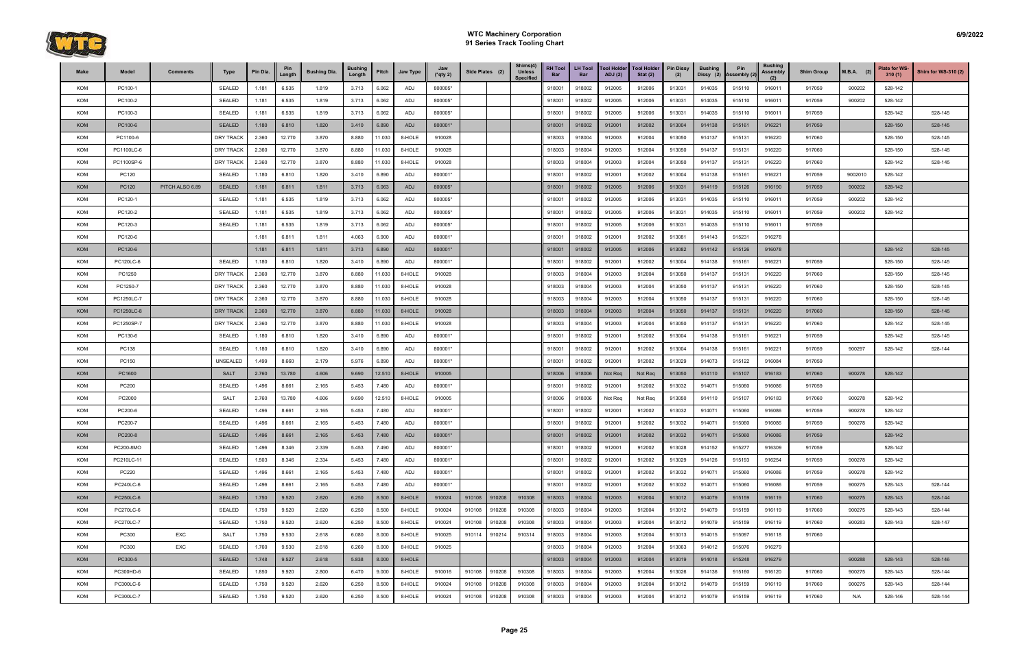# WTC Machinery Corporation
## 91 Series Track Tooling Chart

6/9/2022

| Make | Model | Comments | Type | Pin Dia. | Pin Length | Bushing Dia. | Bushing Length | Pitch | Jaw Type | Jaw (*qty 2) | Side Plates (2) | | Shims(4) Unless Specified | RH Tool Bar | LH Tool Bar | Tool Holder ADJ (2) | Tool Holder Stat (2) | Pin Dissy (2) | Bushing Dissy (2) | Pin Assembly (2) | Bushing Assembly (2) | Shim Group | M.B.A. (2) | Plate for WS-310 (1) | Shim for WS-310 (2) |
|---|---|---|---|---|---|---|---|---|---|---|---|---|---|---|---|---|---|---|---|---|---|---|---|---|---|
| KOM | PC100-1 | | SEALED | 1.181 | 6.535 | 1.819 | 3.713 | 6.062 | ADJ | 800005* | | | | 918001 | 918002 | 912005 | 912006 | 913031 | 914035 | 915110 | 916011 | 917059 | 900202 | 528-142 | |
| KOM | PC100-2 | | SEALED | 1.181 | 6.535 | 1.819 | 3.713 | 6.062 | ADJ | 800005* | | | | 918001 | 918002 | 912005 | 912006 | 913031 | 914035 | 915110 | 916011 | 917059 | 900202 | 528-142 | |
| KOM | PC100-3 | | SEALED | 1.181 | 6.535 | 1.819 | 3.713 | 6.062 | ADJ | 800005* | | | | 918001 | 918002 | 912005 | 912006 | 913031 | 914035 | 915110 | 916011 | 917059 | | 528-142 | 528-145 |
| KOM | PC100-6 | | SEALED | 1.180 | 6.810 | 1.820 | 3.410 | 6.890 | ADJ | 800001* | | | | 918001 | 918002 | 912001 | 912002 | 913004 | 914138 | 915161 | 916221 | 917059 | | 528-150 | 528-145 |
| KOM | PC1100-6 | | DRY TRACK | 2.360 | 12.770 | 3.870 | 8.880 | 11.030 | 8-HOLE | 910028 | | | | 918003 | 918004 | 912003 | 912004 | 913050 | 914137 | 915131 | 916220 | 917060 | | 528-150 | 528-145 |
| KOM | PC1100LC-6 | | DRY TRACK | 2.360 | 12.770 | 3.870 | 8.880 | 11.030 | 8-HOLE | 910028 | | | | 918003 | 918004 | 912003 | 912004 | 913050 | 914137 | 915131 | 916220 | 917060 | | 528-150 | 528-145 |
| KOM | PC1100SP-6 | | DRY TRACK | 2.360 | 12.770 | 3.870 | 8.880 | 11.030 | 8-HOLE | 910028 | | | | 918003 | 918004 | 912003 | 912004 | 913050 | 914137 | 915131 | 916220 | 917060 | | 528-142 | 528-145 |
| KOM | PC120 | | SEALED | 1.180 | 6.810 | 1.820 | 3.410 | 6.890 | ADJ | 800001* | | | | 918001 | 918002 | 912001 | 912002 | 913004 | 914138 | 915161 | 916221 | 917059 | 9002010 | 528-142 | |
| KOM | PC120 | PITCH ALSO 6.89 | SEALED | 1.181 | 6.811 | 1.811 | 3.713 | 6.063 | ADJ | 800005* | | | | 918001 | 918002 | 912005 | 912006 | 913031 | 914119 | 915126 | 916190 | 917059 | 900202 | 528-142 | |
| KOM | PC120-1 | | SEALED | 1.181 | 6.535 | 1.819 | 3.713 | 6.062 | ADJ | 800005* | | | | 918001 | 918002 | 912005 | 912006 | 913031 | 914035 | 915110 | 916011 | 917059 | 900202 | 528-142 | |
| KOM | PC120-2 | | SEALED | 1.181 | 6.535 | 1.819 | 3.713 | 6.062 | ADJ | 800005* | | | | 918001 | 918002 | 912005 | 912006 | 913031 | 914035 | 915110 | 916011 | 917059 | 900202 | 528-142 | |
| KOM | PC120-3 | | SEALED | 1.181 | 6.535 | 1.819 | 3.713 | 6.062 | ADJ | 800005* | | | | 918001 | 918002 | 912005 | 912006 | 913031 | 914035 | 915110 | 916011 | 917059 | | | |
| KOM | PC120-6 | | | 1.181 | 6.811 | 1.811 | 4.063 | 6.900 | ADJ | 800001* | | | | 918001 | 918002 | 912001 | 912002 | 913081 | 914143 | 915231 | 916278 | | | | |
| KOM | PC120-6 | | | 1.181 | 6.811 | 1.811 | 3.713 | 6.890 | ADJ | 800001* | | | | 918001 | 918002 | 912005 | 912006 | 913082 | 914142 | 915126 | 916078 | | | 528-142 | 528-145 |
| KOM | PC120LC-6 | | SEALED | 1.180 | 6.810 | 1.820 | 3.410 | 6.890 | ADJ | 800001* | | | | 918001 | 918002 | 912001 | 912002 | 913004 | 914138 | 915161 | 916221 | 917059 | | 528-150 | 528-145 |
| KOM | PC1250 | | DRY TRACK | 2.360 | 12.770 | 3.870 | 8.880 | 11.030 | 8-HOLE | 910028 | | | | 918003 | 918004 | 912003 | 912004 | 913050 | 914137 | 915131 | 916220 | 917060 | | 528-150 | 528-145 |
| KOM | PC1250-7 | | DRY TRACK | 2.360 | 12.770 | 3.870 | 8.880 | 11.030 | 8-HOLE | 910028 | | | | 918003 | 918004 | 912003 | 912004 | 913050 | 914137 | 915131 | 916220 | 917060 | | 528-150 | 528-145 |
| KOM | PC1250LC-7 | | DRY TRACK | 2.360 | 12.770 | 3.870 | 8.880 | 11.030 | 8-HOLE | 910028 | | | | 918003 | 918004 | 912003 | 912004 | 913050 | 914137 | 915131 | 916220 | 917060 | | 528-150 | 528-145 |
| KOM | PC1250LC-8 | | DRY TRACK | 2.360 | 12.770 | 3.870 | 8.880 | 11.030 | 8-HOLE | 910028 | | | | 918003 | 918004 | 912003 | 912004 | 913050 | 914137 | 915131 | 916220 | 917060 | | 528-150 | 528-145 |
| KOM | PC1250SP-7 | | DRY TRACK | 2.360 | 12.770 | 3.870 | 8.880 | 11.030 | 8-HOLE | 910028 | | | | 918003 | 918004 | 912003 | 912004 | 913050 | 914137 | 915131 | 916220 | 917060 | | 528-142 | 528-145 |
| KOM | PC130-6 | | SEALED | 1.180 | 6.810 | 1.820 | 3.410 | 6.890 | ADJ | 800001* | | | | 918001 | 918002 | 912001 | 912002 | 913004 | 914138 | 915161 | 916221 | 917059 | | 528-142 | 528-145 |
| KOM | PC138 | | SEALED | 1.180 | 6.810 | 1.820 | 3.410 | 6.890 | ADJ | 800001* | | | | 918001 | 918002 | 912001 | 912002 | 913004 | 914138 | 915161 | 916221 | 917059 | 900297 | 528-142 | 528-144 |
| KOM | PC150 | | UNSEALED | 1.499 | 8.660 | 2.179 | 5.976 | 6.890 | ADJ | 800001* | | | | 918001 | 918002 | 912001 | 912002 | 913029 | 914073 | 915122 | 916084 | 917059 | | | |
| KOM | PC1600 | | SALT | 2.760 | 13.780 | 4.606 | 9.690 | 12.510 | 8-HOLE | 910005 | | | | 918006 | 918006 | Not Req | Not Req | 913050 | 914110 | 915107 | 916183 | 917060 | 900278 | 528-142 | |
| KOM | PC200 | | SEALED | 1.496 | 8.661 | 2.165 | 5.453 | 7.480 | ADJ | 800001* | | | | 918001 | 918002 | 912001 | 912002 | 913032 | 914071 | 915060 | 916086 | 917059 | | | |
| KOM | PC2000 | | SALT | 2.760 | 13.780 | 4.606 | 9.690 | 12.510 | 8-HOLE | 910005 | | | | 918006 | 918006 | Not Req | Not Req | 913050 | 914110 | 915107 | 916183 | 917060 | 900278 | 528-142 | |
| KOM | PC200-6 | | SEALED | 1.496 | 8.661 | 2.165 | 5.453 | 7.480 | ADJ | 800001* | | | | 918001 | 918002 | 912001 | 912002 | 913032 | 914071 | 915060 | 916086 | 917059 | 900278 | 528-142 | |
| KOM | PC200-7 | | SEALED | 1.496 | 8.661 | 2.165 | 5.453 | 7.480 | ADJ | 800001* | | | | 918001 | 918002 | 912001 | 912002 | 913032 | 914071 | 915060 | 916086 | 917059 | 900278 | 528-142 | |
| KOM | PC200-8 | | SEALED | 1.496 | 8.661 | 2.165 | 5.453 | 7.480 | ADJ | 800001* | | | | 918001 | 918002 | 912001 | 912002 | 913032 | 914071 | 915060 | 916086 | 917059 | | 528-142 | |
| KOM | PC200-8MO | | SEALED | 1.496 | 8.346 | 2.339 | 5.453 | 7.490 | ADJ | 800001* | | | | 918001 | 918002 | 912001 | 912002 | 913028 | 914152 | 915277 | 916309 | 917059 | | 528-142 | |
| KOM | PC210LC-11 | | SEALED | 1.503 | 8.346 | 2.334 | 5.453 | 7.480 | ADJ | 800001* | | | | 918001 | 918002 | 912001 | 912002 | 913029 | 914126 | 915193 | 916254 | 917059 | 900278 | 528-142 | |
| KOM | PC220 | | SEALED | 1.496 | 8.661 | 2.165 | 5.453 | 7.480 | ADJ | 800001* | | | | 918001 | 918002 | 912001 | 912002 | 913032 | 914071 | 915060 | 916086 | 917059 | 900278 | 528-142 | |
| KOM | PC240LC-6 | | SEALED | 1.496 | 8.661 | 2.165 | 5.453 | 7.480 | ADJ | 800001* | | | | 918001 | 918002 | 912001 | 912002 | 913032 | 914071 | 915060 | 916086 | 917059 | 900275 | 528-143 | 528-144 |
| KOM | PC250LC-6 | | SEALED | 1.750 | 9.520 | 2.620 | 6.250 | 8.500 | 8-HOLE | 910024 | 910108 | 910208 | 910308 | 918003 | 918004 | 912003 | 912004 | 913012 | 914079 | 915159 | 916119 | 917060 | 900275 | 528-143 | 528-144 |
| KOM | PC270LC-6 | | SEALED | 1.750 | 9.520 | 2.620 | 6.250 | 8.500 | 8-HOLE | 910024 | 910108 | 910208 | 910308 | 918003 | 918004 | 912003 | 912004 | 913012 | 914079 | 915159 | 916119 | 917060 | 900275 | 528-143 | 528-144 |
| KOM | PC270LC-7 | | SEALED | 1.750 | 9.520 | 2.620 | 6.250 | 8.500 | 8-HOLE | 910024 | 910108 | 910208 | 910308 | 918003 | 918004 | 912003 | 912004 | 913012 | 914079 | 915159 | 916119 | 917060 | 900283 | 528-143 | 528-147 |
| KOM | PC300 | EXC | SALT | 1.750 | 9.530 | 2.618 | 6.080 | 8.000 | 8-HOLE | 910025 | 910114 | 910214 | 910314 | 918003 | 918004 | 912003 | 912004 | 913013 | 914015 | 915097 | 916118 | 917060 | | | |
| KOM | PC300 | EXC | SEALED | 1.760 | 9.530 | 2.618 | 6.260 | 8.000 | 8-HOLE | 910025 | | | | 918003 | 918004 | 912003 | 912004 | 913063 | 914012 | 915076 | 916279 | | | | |
| KOM | PC300-5 | | SEALED | 1.748 | 9.527 | 2.618 | 5.838 | 8.000 | 8-HOLE | | | | | 918003 | 918004 | 912003 | 912004 | 913019 | 914018 | 915248 | 916279 | | 900288 | 528-143 | 528-146 |
| KOM | PC300HD-6 | | SEALED | 1.850 | 9.920 | 2.800 | 6.470 | 9.000 | 8-HOLE | 910016 | 910108 | 910208 | 910308 | 918003 | 918004 | 912003 | 912004 | 913026 | 914136 | 915160 | 916120 | 917060 | 900275 | 528-143 | 528-144 |
| KOM | PC300LC-6 | | SEALED | 1.750 | 9.520 | 2.620 | 6.250 | 8.500 | 8-HOLE | 910024 | 910108 | 910208 | 910308 | 918003 | 918004 | 912003 | 912004 | 913012 | 914079 | 915159 | 916119 | 917060 | 900275 | 528-143 | 528-144 |
| KOM | PC300LC-7 | | SEALED | 1.750 | 9.520 | 2.620 | 6.250 | 8.500 | 8-HOLE | 910024 | 910108 | 910208 | 910308 | 918003 | 918004 | 912003 | 912004 | 913012 | 914079 | 915159 | 916119 | 917060 | N/A | 528-146 | 528-144 |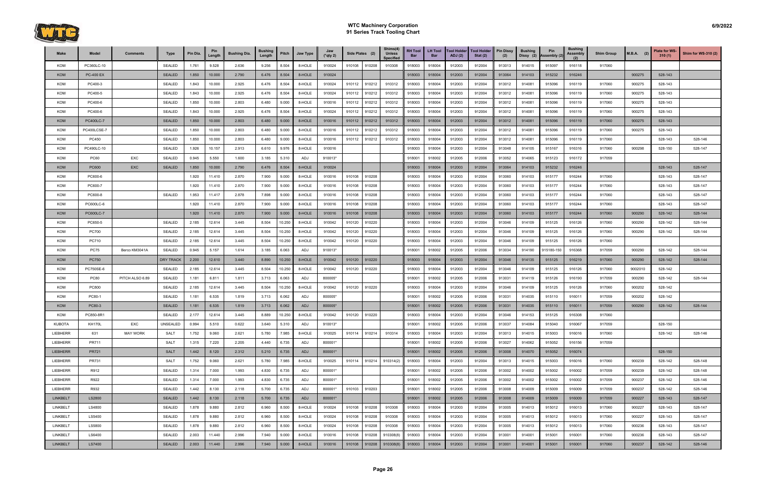# WTC Machinery Corporation
## 91 Series Track Tooling Chart

| Make | Model | Comments | Type | Pin Dia. | Pin Length | Bushing Dia. | Bushing Length | Pitch | Jaw Type | Jaw (*qty 2) | Side Plates (2) | | Shims(4) Unless Specified | RH Tool Bar | LH Tool Bar | Tool Holder ADJ (2) | Tool Holder Stat (2) | Pin Dissy (2) | Bushing Dissy (2) | Pin Assembly (2) | Bushing Assembly (2) | Shim Group | M.B.A. (2) | Plate for WS-310 (1) | Shim for WS-310 (2) |
|---|---|---|---|---|---|---|---|---|---|---|---|---|---|---|---|---|---|---|---|---|---|---|---|---|---|
| KOM | PC360LC-10 | | SEALED | 1.761 | 9.528 | 2.636 | 9.256 | 8.504 | 8-HOLE | 910024 | 910108 | 910208 | 910308 | 918003 | 918004 | 912003 | 912004 | 913013 | 914015 | 915097 | 916118 | 917060 | | | |
| KOM | PC-400 EX | | SEALED | 1.850 | 10.000 | 2.790 | 6.476 | 8.504 | 8-HOLE | 910024 | | | | 918003 | 918004 | 912003 | 912004 | 913064 | 914103 | 915232 | 916246 | | 900275 | 528-143 | |
| KOM | PC400-3 | | SEALED | 1.843 | 10.000 | 2.925 | 6.476 | 8.504 | 8-HOLE | 910024 | 910112 | 910212 | 910312 | 918003 | 918004 | 912003 | 912004 | 913012 | 914081 | 915096 | 916119 | 917060 | 900275 | 528-143 | |
| KOM | PC400-5 | | SEALED | 1.843 | 10.000 | 2.925 | 6.476 | 8.504 | 8-HOLE | 910024 | 910112 | 910212 | 910312 | 918003 | 918004 | 912003 | 912004 | 913012 | 914081 | 915096 | 916119 | 917060 | 900275 | 528-143 | |
| KOM | PC400-6 | | SEALED | 1.850 | 10.000 | 2.803 | 6.480 | 9.000 | 8-HOLE | 910016 | 910112 | 910212 | 910312 | 918003 | 918004 | 912003 | 912004 | 913012 | 914081 | 915096 | 916119 | 917060 | 900275 | 528-143 | |
| KOM | PC400-6 | | SEALED | 1.843 | 10.000 | 2.925 | 6.476 | 8.504 | 8-HOLE | 910024 | 910112 | 910212 | 910312 | 918003 | 918004 | 912003 | 912004 | 913012 | 914081 | 915096 | 916119 | 917060 | 900275 | 528-143 | |
| KOM | PC400LC-7 | | SEALED | 1.850 | 10.000 | 2.803 | 6.480 | 9.000 | 8-HOLE | 910016 | 910112 | 910212 | 910312 | 918003 | 918004 | 912003 | 912004 | 913012 | 914081 | 915096 | 916119 | 917060 | 900275 | 528-143 | |
| KOM | PC400LCSE-7 | | SEALED | 1.850 | 10.000 | 2.803 | 6.480 | 9.000 | 8-HOLE | 910016 | 910112 | 910212 | 910312 | 918003 | 918004 | 912003 | 912004 | 913012 | 914081 | 915096 | 916119 | 917060 | 900275 | 528-143 | |
| KOM | PC450 | | SEALED | 1.850 | 10.000 | 2.803 | 6.480 | 9.000 | 8-HOLE | 910016 | 910112 | 910212 | 910312 | 918003 | 918004 | 912003 | 912004 | 913012 | 914081 | 915096 | 916119 | 917060 | | 528-143 | 528-146 |
| KOM | PC490LC-10 | | SEALED | 1.926 | 10.157 | 2.913 | 6.610 | 9.976 | 8-HOLE | 910016 | | | | 918003 | 918004 | 912003 | 912004 | 913048 | 914105 | 915167 | 916316 | 917060 | 900298 | 528-150 | 528-147 |
| KOM | PC60 | EXC | SEALED | 0.945 | 5.550 | 1.600 | 3.185 | 5.310 | ADJ | 910013* | | | | 918001 | 918002 | 912005 | 912006 | 913052 | 914065 | 915123 | 916172 | 917059 | | | |
| KOM | PC600 | EXC | SEALED | 1.850 | 10.000 | 2.790 | 6.476 | 8.504 | 8-HOLE | 910024 | | | | 918003 | 918004 | 912003 | 912004 | 913064 | 914103 | 915232 | 916246 | | | 528-143 | 528-147 |
| KOM | PC600-6 | | | 1.920 | 11.410 | 2.870 | 7.900 | 9.000 | 8-HOLE | 910016 | 910108 | 910208 | | 918003 | 918004 | 912003 | 912004 | 913060 | 914103 | 915177 | 916244 | 917060 | | 528-143 | 528-147 |
| KOM | PC600-7 | | | 1.920 | 11.410 | 2.870 | 7.900 | 9.000 | 8-HOLE | 910016 | 910108 | 910208 | | 918003 | 918004 | 912003 | 912004 | 913060 | 914103 | 915177 | 916244 | 917060 | | 528-143 | 528-147 |
| KOM | PC600-8 | | SEALED | 1.953 | 11.417 | 2.878 | 7.898 | 9.000 | 8-HOLE | 910016 | 910108 | 910208 | | 918003 | 918004 | 912003 | 912004 | 913060 | 914103 | 915177 | 916244 | 917060 | | 528-143 | 528-147 |
| KOM | PC600LC-6 | | | 1.920 | 11.410 | 2.870 | 7.900 | 9.000 | 8-HOLE | 910016 | 910108 | 910208 | | 918003 | 918004 | 912003 | 912004 | 913060 | 914103 | 915177 | 916244 | 917060 | | 528-143 | 528-147 |
| KOM | PC600LC-7 | | | 1.920 | 11.410 | 2.870 | 7.900 | 9.000 | 8-HOLE | 910016 | 910108 | 910208 | | 918003 | 918004 | 912003 | 912004 | 913060 | 914103 | 915177 | 916244 | 917060 | 900290 | 528-142 | 528-144 |
| KOM | PC650-5 | | SEALED | 2.185 | 12.614 | 3.445 | 8.504 | 10.250 | 8-HOLE | 910042 | 910120 | 910220 | | 918003 | 918004 | 912003 | 912004 | 913046 | 914109 | 915125 | 916126 | 917060 | 900290 | 528-142 | 528-144 |
| KOM | PC700 | | SEALED | 2.185 | 12.614 | 3.445 | 8.504 | 10.250 | 8-HOLE | 910042 | 910120 | 910220 | | 918003 | 918004 | 912003 | 912004 | 913046 | 914109 | 915125 | 916126 | 917060 | 900290 | 528-142 | 528-144 |
| KOM | PC710 | | SEALED | 2.185 | 12.614 | 3.445 | 8.504 | 10.250 | 8-HOLE | 910042 | 910120 | 910220 | | 918003 | 918004 | 912003 | 912004 | 913046 | 914109 | 915125 | 916126 | 917060 | | | |
| KOM | PC75 | Berco KM3041A | SEALED | 0.945 | 5.157 | 1.614 | 3.185 | 6.063 | ADJ | 910013* | | | | 918001 | 918002 | 912005 | 912006 | 913034 | 914190 | 915180-150 | 916368 | 917059 | 900290 | 528-142 | 528-144 |
| KOM | PC750 | | DRY TRACK | 2.200 | 12.610 | 3.440 | 8.890 | 10.250 | 8-HOLE | 910042 | 910120 | 910220 | | 918003 | 918004 | 912003 | 912004 | 913046 | 914135 | 915125 | 916219 | 917060 | 900290 | 528-142 | 528-144 |
| KOM | PC750SE-6 | | SEALED | 2.185 | 12.614 | 3.445 | 8.504 | 10.250 | 8-HOLE | 910042 | 910120 | 910220 | | 918003 | 918004 | 912003 | 912004 | 913046 | 914109 | 915125 | 916126 | 917060 | 9002010 | 528-142 | |
| KOM | PC80 | PITCH ALSO 6.89 | SEALED | 1.181 | 6.811 | 1.811 | 3.713 | 6.063 | ADJ | 800005* | | | | 918001 | 918002 | 912005 | 912006 | 913031 | 914119 | 915126 | 916190 | 917059 | 900290 | 528-142 | 528-144 |
| KOM | PC800 | | SEALED | 2.185 | 12.614 | 3.445 | 8.504 | 10.250 | 8-HOLE | 910042 | 910120 | 910220 | | 918003 | 918004 | 912003 | 912004 | 913046 | 914109 | 915125 | 916126 | 917060 | 900202 | 528-142 | |
| KOM | PC80-1 | | SEALED | 1.181 | 6.535 | 1.819 | 3.713 | 6.062 | ADJ | 800005* | | | | 918001 | 918002 | 912005 | 912006 | 913031 | 914035 | 915110 | 916011 | 917059 | 900202 | 528-142 | |
| KOM | PC80-3 | | SEALED | 1.181 | 6.535 | 1.819 | 3.713 | 6.062 | ADJ | 800005* | | | | 918001 | 918002 | 912005 | 912006 | 913031 | 914035 | 915110 | 916011 | 917059 | 900290 | 528-142 | 528-144 |
| KOM | PC850-8R1 | | SEALED | 2.177 | 12.614 | 3.445 | 8.889 | 10.250 | 8-HOLE | 910042 | 910120 | 910220 | | 918003 | 918004 | 912003 | 912004 | 913046 | 914153 | 915125 | 916308 | 917060 | | | |
| KUBOTA | KH170L | EXC | UNSEALED | 0.994 | 5.510 | 0.622 | 3.640 | 5.310 | ADJ | 910013* | | | | 918001 | 918002 | 912005 | 912006 | 913037 | 914084 | 915040 | 916067 | 917059 | | 528-150 | |
| LIEBHERR | 631 | MAY WORK | SALT | 1.752 | 9.060 | 2.621 | 5.780 | 7.985 | 8-HOLE | 910025 | 910114 | 910214 | 910314 | 918003 | 918004 | 912003 | 912004 | 913013 | 914015 | 915003 | 916016 | 917060 | | 528-142 | 528-146 |
| LIEBHERR | PR711 | | SALT | 1.315 | 7.220 | 2.205 | 4.440 | 6.735 | ADJ | 800001* | | | | 918001 | 918002 | 912005 | 912006 | 913027 | 914062 | 915052 | 916156 | 917059 | | | |
| LIEBHERR | PR721 | | SALT | 1.442 | 8.120 | 2.312 | 5.210 | 6.735 | ADJ | 800001* | | | | 918001 | 918002 | 912005 | 912006 | 913008 | 914070 | 915052 | 916074 | | | 528-150 | |
| LIEBHERR | PR731 | | SALT | 1.752 | 9.060 | 2.621 | 5.780 | 7.985 | 8-HOLE | 910025 | 910114 | 910214 | 910314(2) | 918003 | 918004 | 912003 | 912004 | 913013 | 914015 | 915003 | 916016 | 917060 | 900239 | 528-142 | 528-148 |
| LIEBHERR | R912 | | SEALED | 1.314 | 7.000 | 1.993 | 4.830 | 6.735 | ADJ | 800001* | | | | 918001 | 918002 | 912005 | 912006 | 913002 | 914002 | 915002 | 916002 | 917059 | 900239 | 528-142 | 528-148 |
| LIEBHERR | R922 | | SEALED | 1.314 | 7.000 | 1.993 | 4.830 | 6.735 | ADJ | 800001* | | | | 918001 | 918002 | 912005 | 912006 | 913002 | 914002 | 915002 | 916002 | 917059 | 900237 | 528-142 | 528-146 |
| LIEBHERR | R932 | | SEALED | 1.442 | 8.130 | 2.118 | 5.700 | 6.735 | ADJ | 800001* | 910103 | 910203 | | 918001 | 918002 | 912005 | 912006 | 913008 | 914009 | 915009 | 916009 | 917059 | 900237 | 528-142 | 528-146 |
| LINKBELT | LS2800 | | SEALED | 1.442 | 8.130 | 2.118 | 5.700 | 6.735 | ADJ | 800001* | | | | 918001 | 918002 | 912005 | 912006 | 913008 | 914009 | 915009 | 916009 | 917059 | 900227 | 528-143 | 528-147 |
| LINKBELT | LS4800 | | SEALED | 1.878 | 9.880 | 2.812 | 6.960 | 8.500 | 8-HOLE | 910024 | 910108 | 910208 | 910308 | 918003 | 918004 | 912003 | 912004 | 913005 | 914013 | 915012 | 916013 | 917060 | 900227 | 528-143 | 528-147 |
| LINKBELT | LS5400 | | SEALED | 1.878 | 9.880 | 2.812 | 6.960 | 8.500 | 8-HOLE | 910024 | 910108 | 910208 | 910308 | 918003 | 918004 | 912003 | 912004 | 913005 | 914013 | 915012 | 916013 | 917060 | 900227 | 528-143 | 528-147 |
| LINKBELT | LS5800 | | SEALED | 1.878 | 9.880 | 2.812 | 6.960 | 8.500 | 8-HOLE | 910024 | 910108 | 910208 | 910308 | 918003 | 918004 | 912003 | 912004 | 913005 | 914013 | 915012 | 916013 | 917060 | 900236 | 528-143 | 528-147 |
| LINKBELT | LS6400 | | SEALED | 2.003 | 11.440 | 2.996 | 7.940 | 9.000 | 8-HOLE | 910016 | 910108 | 910208 | 910308(8) | 918003 | 918004 | 912003 | 912004 | 913001 | 914001 | 915001 | 916001 | 917060 | 900236 | 528-143 | 528-147 |
| LINKBELT | LS7400 | | SEALED | 2.003 | 11.440 | 2.996 | 7.940 | 9.000 | 8-HOLE | 910016 | 910108 | 910208 | 910308(8) | 918003 | 918004 | 912003 | 912004 | 913001 | 914001 | 915001 | 916001 | 917060 | 900237 | 528-142 | 528-146 |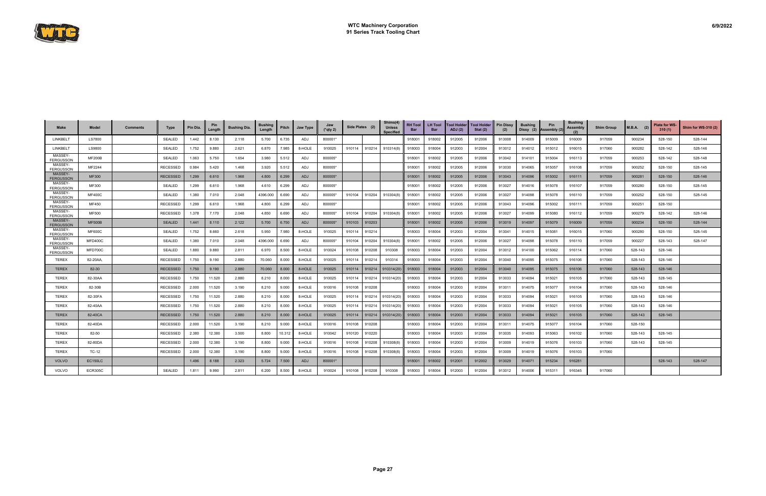| Make | Model | Comments | Type | Pin Dia. | Pin Length | Bushing Dia. | Bushing Length | Pitch | Jaw Type | Jaw (*qty 2) | Side Plates (2) | | Shims(4) Unless Specified | RH Tool Bar | LH Tool Bar | Tool Holder ADJ (2) | Tool Holder Stat (2) | Pin Dissy (2) | Bushing Dissy (2) | Pin Assembly (2) | Bushing Assembly (2) | Shim Group | M.B.A. (2) | Plate for WS-310 (1) | Shim for WS-310 (2) |
|---|---|---|---|---|---|---|---|---|---|---|---|---|---|---|---|---|---|---|---|---|---|---|---|---|---|
| LINKBELT | LS7800 | | SEALED | 1.442 | 8.130 | 2.118 | 5.700 | 6.735 | ADJ | 800001* | | | | 918001 | 918002 | 912005 | 912006 | 913008 | 914009 | 915009 | 916009 | 917059 | 900234 | 528-150 | 528-144 |
| LINKBELT | LS9800 | | SEALED | 1.752 | 9.880 | 2.621 | 6.870 | 7.985 | 8-HOLE | 910025 | 910114 | 910214 | 910314(8) | 918003 | 918004 | 912003 | 912004 | 913012 | 914012 | 915012 | 916015 | 917060 | 900282 | 528-142 | 528-146 |
| MASSEY-FERGUSSON | MF200B | | SEALED | 1.063 | 5.750 | 1.654 | 3.980 | 5.512 | ADJ | 800005* | | | | 918001 | 918002 | 912005 | 912006 | 913042 | 914101 | 915004 | 916113 | 917059 | 900253 | 528-142 | 528-148 |
| MASSEY-FERGUSSON | MF2244 | | RECESSED | 0.984 | 5.420 | 1.468 | 3.920 | 5.512 | ADJ | 800005* | | | | 918001 | 918002 | 912005 | 912006 | 913030 | 914065 | 915057 | 916108 | 917059 | 900252 | 528-150 | 528-145 |
| MASSEY-FERGUSSON | MF300 | | RECESSED | 1.299 | 6.610 | 1.968 | 4.800 | 6.299 | ADJ | 800005* | | | | 918001 | 918002 | 912005 | 912006 | 913043 | 914096 | 915002 | 916111 | 917059 | 900281 | 528-150 | 528-146 |
| MASSEY-FERGUSSON | MF300 | | SEALED | 1.299 | 6.610 | 1.968 | 4.610 | 6.299 | ADJ | 800005* | | | | 918001 | 918002 | 912005 | 912006 | 913027 | 914016 | 915078 | 916107 | 917059 | 900280 | 528-150 | 528-145 |
| MASSEY-FERGUSSON | MF400C | | SEALED | 1.380 | 7.010 | 2.048 | 4396.000 | 6.690 | ADJ | 800005* | 910104 | 910204 | 910304(8) | 918001 | 918002 | 912005 | 912006 | 913027 | 914098 | 915078 | 916110 | 917059 | 900252 | 528-150 | 528-145 |
| MASSEY-FERGUSSON | MF450 | | RECESSED | 1.299 | 6.610 | 1.968 | 4.800 | 6.299 | ADJ | 800005* | | | | 918001 | 918002 | 912005 | 912006 | 913043 | 914096 | 915002 | 916111 | 917059 | 900251 | 528-150 | |
| MASSEY-FERGUSSON | MF500 | | RECESSED | 1.378 | 7.170 | 2.048 | 4.850 | 6.690 | ADJ | 800005* | 910104 | 910204 | 910304(8) | 918001 | 918002 | 912005 | 912006 | 913027 | 914099 | 915080 | 916112 | 917059 | 900279 | 528-142 | 528-146 |
| MASSEY-FERGUSSON | MF500B | | SEALED | 1.441 | 8.110 | 2.122 | 5.700 | 6.750 | ADJ | 800005* | 910103 | 910203 | | 918001 | 918002 | 912005 | 912006 | 913019 | 914097 | 915079 | 916009 | 917059 | 900234 | 528-150 | 528-144 |
| MASSEY-FERGUSSON | MF600C | | SEALED | 1.752 | 8.660 | 2.618 | 5.950 | 7.980 | 8-HOLE | 910025 | 910114 | 910214 | | 918003 | 918004 | 912003 | 912004 | 913041 | 914015 | 915081 | 916015 | 917060 | 900280 | 528-150 | 528-145 |
| MASSEY-FERGUSSON | MFD400C | | SEALED | 1.380 | 7.010 | 2.048 | 4396.000 | 6.690 | ADJ | 800005* | 910104 | 910204 | 910304(8) | 918001 | 918002 | 912005 | 912006 | 913027 | 914098 | 915078 | 916110 | 917059 | 900227 | 528-143 | 528-147 |
| MASSEY-FERGUSSON | MFD700C | | SEALED | 1.880 | 9.880 | 2.811 | 6.970 | 8.500 | 8-HOLE | 910024 | 910108 | 910208 | 910308 | 918003 | 918004 | 912003 | 912004 | 913012 | 914100 | 915062 | 916114 | 917060 | 528-143 | 528-146 | |
| TEREX | 82-20AA, | | RECESSED | 1.750 | 9.190 | 2.880 | 70.060 | 8.000 | 8-HOLE | 910025 | 910114 | 910214 | 910314 | 918003 | 918004 | 912003 | 912004 | 913040 | 914095 | 915075 | 916106 | 917060 | 528-143 | 528-146 | |
| TEREX | 82-30 | | RECESSED | 1.750 | 9.190 | 2.880 | 70.060 | 8.000 | 8-HOLE | 910025 | 910114 | 910214 | 910314(20) | 918003 | 918004 | 912003 | 912004 | 913040 | 914095 | 915075 | 916106 | 917060 | 528-143 | 528-146 | |
| TEREX | 82-30AA | | RECESSED | 1.750 | 11.520 | 2.880 | 8.210 | 8.000 | 8-HOLE | 910025 | 910114 | 910214 | 910314(20) | 918003 | 918004 | 912003 | 912004 | 913033 | 914094 | 915021 | 916105 | 917060 | 528-143 | 528-145 | |
| TEREX | 82-30B | | RECESSED | 2.000 | 11.520 | 3.190 | 8.210 | 9.000 | 8-HOLE | 910016 | 910108 | 910208 | | 918003 | 918004 | 912003 | 912004 | 913011 | 914075 | 915077 | 916104 | 917060 | 528-143 | 528-146 | |
| TEREX | 82-30FA | | RECESSED | 1.750 | 11.520 | 2.880 | 8.210 | 8.000 | 8-HOLE | 910025 | 910114 | 910214 | 910314(20) | 918003 | 918004 | 912003 | 912004 | 913033 | 914094 | 915021 | 916105 | 917060 | 528-143 | 528-146 | |
| TEREX | 82-40AA | | RECESSED | 1.750 | 11.520 | 2.880 | 8.210 | 8.000 | 8-HOLE | 910025 | 910114 | 910214 | 910314(20) | 918003 | 918004 | 912003 | 912004 | 913033 | 914094 | 915021 | 916105 | 917060 | 528-143 | 528-146 | |
| TEREX | 82-40CA | | RECESSED | 1.750 | 11.520 | 2.880 | 8.210 | 8.000 | 8-HOLE | 910025 | 910114 | 910214 | 910314(20) | 918003 | 918004 | 912003 | 912004 | 913033 | 914094 | 915021 | 916105 | 917060 | 528-143 | 528-145 | |
| TEREX | 82-40DA | | RECESSED | 2.000 | 11.520 | 3.190 | 8.210 | 9.000 | 8-HOLE | 910016 | 910108 | 910208 | | 918003 | 918004 | 912003 | 912004 | 913011 | 914075 | 915077 | 916104 | 917060 | 528-150 | | |
| TEREX | 82-50 | | RECESSED | 2.380 | 12.380 | 3.500 | 8.800 | 10.312 | 8-HOLE | 910042 | 910120 | 910220 | | 918003 | 918004 | 912003 | 912004 | 913035 | 914093 | 915063 | 916102 | 917060 | 528-143 | 528-145 | |
| TEREX | 82-80DA | | RECESSED | 2.000 | 12.380 | 3.190 | 8.800 | 9.000 | 8-HOLE | 910016 | 910108 | 910208 | 910308(8) | 918003 | 918004 | 912003 | 912004 | 913009 | 914019 | 915076 | 916103 | 917060 | 528-143 | 528-145 | |
| TEREX | TC-12 | | RECESSED | 2.000 | 12.380 | 3.190 | 8.800 | 9.000 | 8-HOLE | 910016 | 910108 | 910208 | 910308(8) | 918003 | 918004 | 912003 | 912004 | 913009 | 914019 | 915076 | 916103 | 917060 | | | |
| VOLVO | EC150LC | | | 1.496 | 8.188 | 2.323 | 5.724 | 7.500 | ADJ | 800001* | | | | 918001 | 918002 | 912001 | 912002 | 913029 | 914071 | 915234 | 916281 | | | 528-143 | 528-147 |
| VOLVO | ECR305C | | SEALED | 1.811 | 9.990 | 2.811 | 6.200 | 8.500 | 8-HOLE | 910024 | 910108 | 910208 | 910308 | 918003 | 918004 | 912003 | 912004 | 913012 | 914006 | 915311 | 916345 | 917060 | | | |